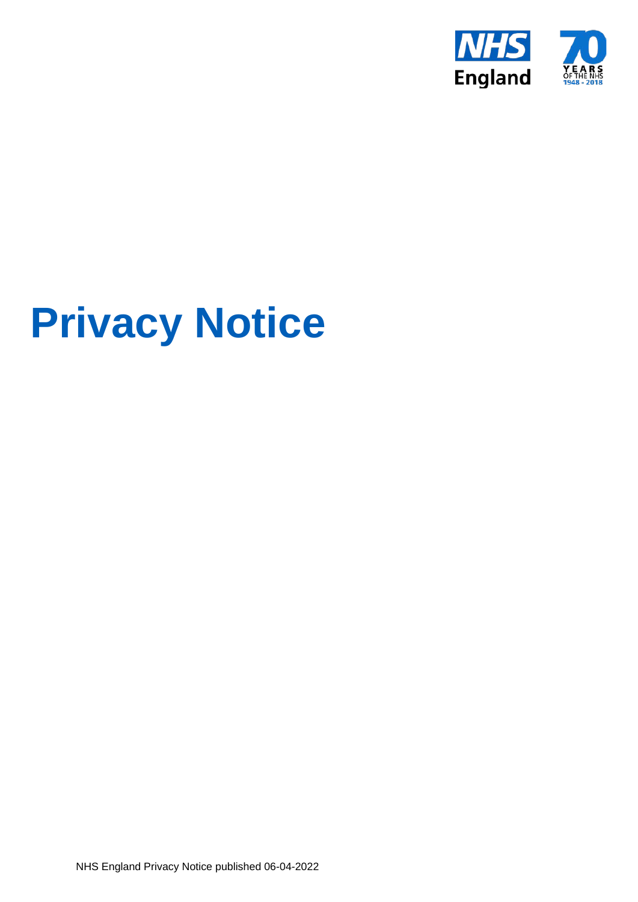NHS England

# Privacy Notice

NHS England Privacy Notice published 06-04-2022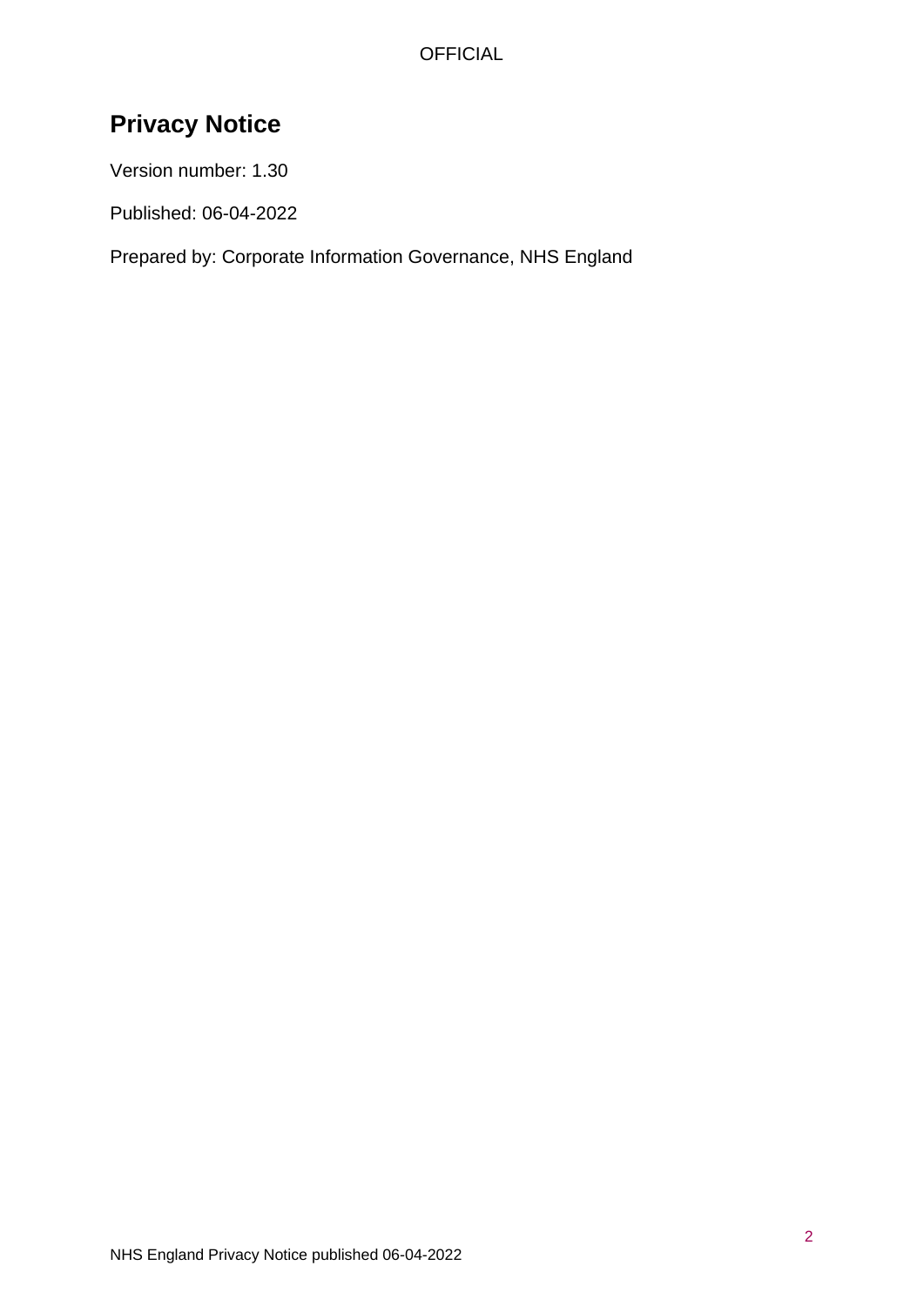# Privacy Notice

Version number: 1.30

Published: 06-04-2022

Prepared by: Corporate Information Governance, NHS England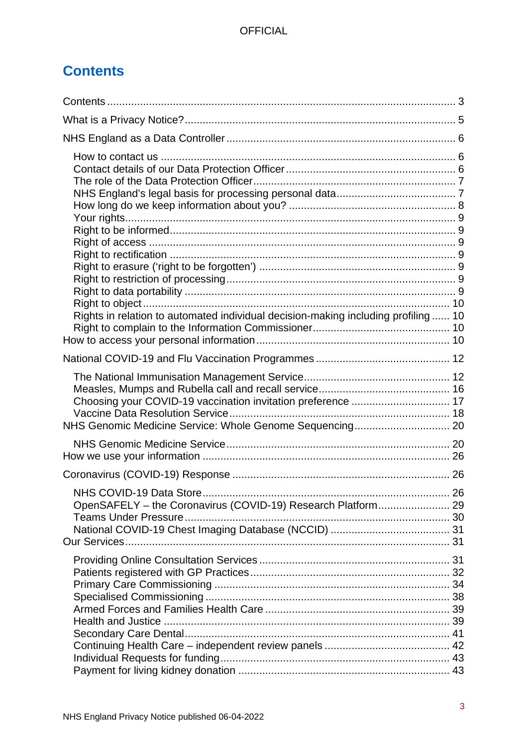# Contents

Contents ........................................................................................................ 3

What is a Privacy Notice? ............................................................................ 5

NHS England as a Data Controller ................................................................ 6

- How to contact us ..................................................................................... 6
- Contact details of our Data Protection Officer ........................................... 6
- The role of the Data Protection Officer ...................................................... 7
- NHS England's legal basis for processing personal data ........................... 7
- How long do we keep information about you? ........................................... 8
- Your rights .................................................................................................. 9
- Right to be informed .................................................................................. 9
- Right of access .......................................................................................... 9
- Right to rectification ................................................................................... 9
- Right to erasure ('right to be forgotten') ..................................................... 9
- Right to restriction of processing ............................................................... 9
- Right to data portability ............................................................................. 9
- Right to object .......................................................................................... 10
- Rights in relation to automated individual decision-making including profiling ...... 10
- Right to complain to the Information Commissioner ................................. 10

How to access your personal information .................................................... 10

National COVID-19 and Flu Vaccination Programmes ................................. 12

- The National Immunisation Management Service ..................................... 12
- Measles, Mumps and Rubella call and recall service ................................ 16
- Choosing your COVID-19 vaccination invitation preference ..................... 17
- Vaccine Data Resolution Service ............................................................. 18

NHS Genomic Medicine Service: Whole Genome Sequencing ..................... 20

- NHS Genomic Medicine Service .............................................................. 20

How we use your information ...................................................................... 26

Coronavirus (COVID-19) Response ............................................................. 26

- NHS COVID-19 Data Store ...................................................................... 26
- OpenSAFELY – the Coronavirus (COVID-19) Research Platform ............. 29
- Teams Under Pressure ............................................................................. 30
- National COVID-19 Chest Imaging Database (NCCID) ............................ 31

Our Services ................................................................................................ 31

- Providing Online Consultation Services ................................................... 31
- Patients registered with GP Practices ...................................................... 32
- Primary Care Commissioning ................................................................... 34
- Specialised Commissioning ..................................................................... 38
- Armed Forces and Families Health Care ................................................. 39
- Health and Justice ................................................................................... 39
- Secondary Care Dental ............................................................................ 41
- Continuing Health Care – independent review panels .............................. 42
- Individual Requests for funding ................................................................ 43
- Payment for living kidney donation .......................................................... 43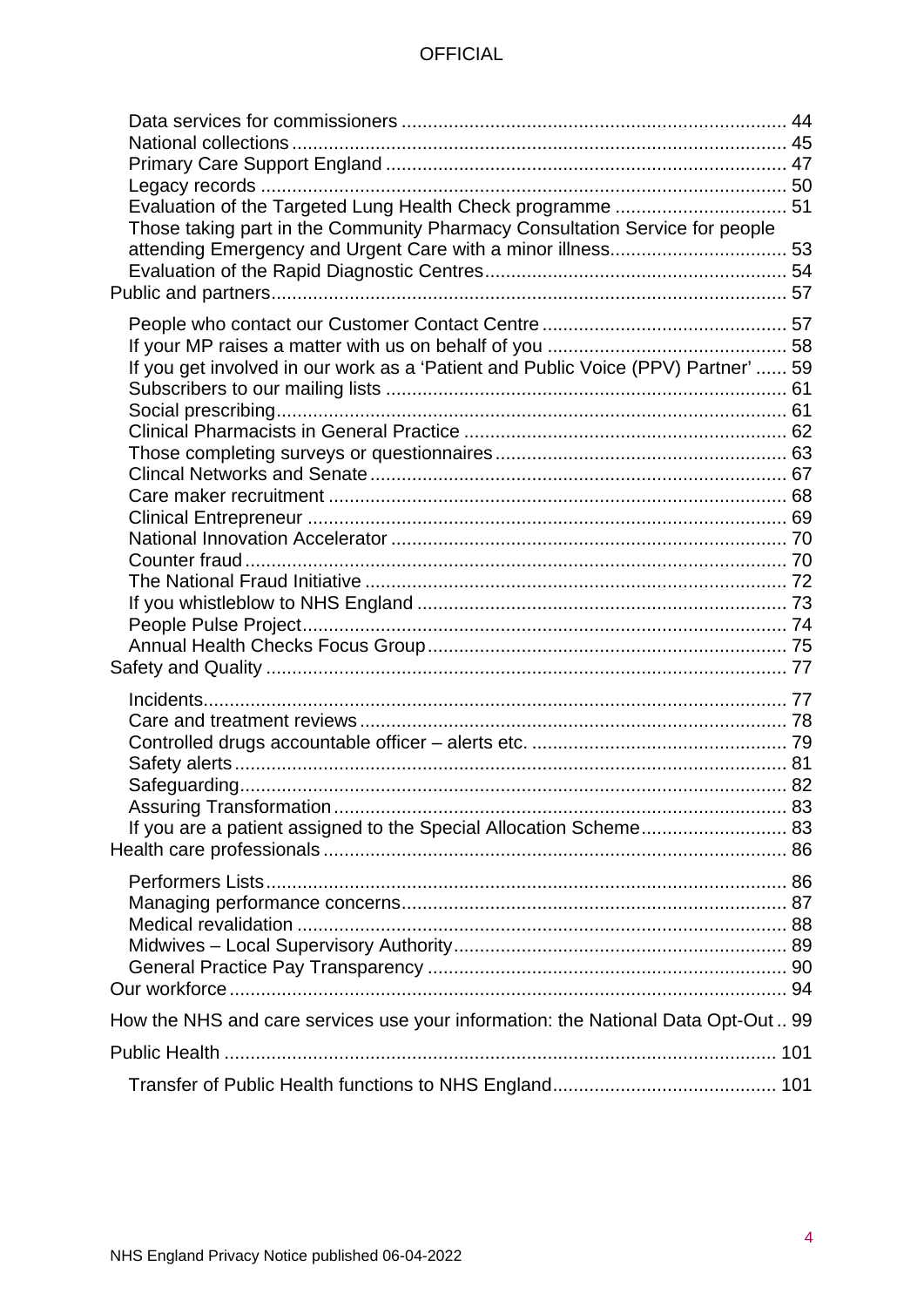- Data services for commissioners ........................................................................ 44
- National collections ............................................................................................. 45
- Primary Care Support England ........................................................................... 47
- Legacy records .................................................................................................... 50
- Evaluation of the Targeted Lung Health Check programme ................................ 51
- Those taking part in the Community Pharmacy Consultation Service for people attending Emergency and Urgent Care with a minor illness.................................. 53
- Evaluation of the Rapid Diagnostic Centres......................................................... 54

Public and partners................................................................................................. 57

- People who contact our Customer Contact Centre .............................................. 57
- If your MP raises a matter with us on behalf of you ............................................. 58
- If you get involved in our work as a 'Patient and Public Voice (PPV) Partner' ...... 59
- Subscribers to our mailing lists ............................................................................ 61
- Social prescribing................................................................................................. 61
- Clinical Pharmacists in General Practice ............................................................. 62
- Those completing surveys or questionnaires....................................................... 63
- Clincal Networks and Senate............................................................................... 67
- Care maker recruitment ....................................................................................... 68
- Clinical Entrepreneur ........................................................................................... 69
- National Innovation Accelerator ........................................................................... 70
- Counter fraud....................................................................................................... 70
- The National Fraud Initiative ................................................................................ 72
- If you whistleblow to NHS England ...................................................................... 73
- People Pulse Project............................................................................................ 74
- Annual Health Checks Focus Group.................................................................... 75

Safety and Quality .................................................................................................. 77

- Incidents.............................................................................................................. 77
- Care and treatment reviews................................................................................. 78
- Controlled drugs accountable officer – alerts etc. ................................................ 79
- Safety alerts......................................................................................................... 81
- Safeguarding........................................................................................................ 82
- Assuring Transformation...................................................................................... 83
- If you are a patient assigned to the Special Allocation Scheme........................... 83

Health care professionals ....................................................................................... 86

- Performers Lists................................................................................................... 86
- Managing performance concerns......................................................................... 87
- Medical revalidation ............................................................................................. 88
- Midwives – Local Supervisory Authority............................................................... 89
- General Practice Pay Transparency .................................................................... 90

Our workforce.......................................................................................................... 94

How the NHS and care services use your information: the National Data Opt-Out .. 99

Public Health ......................................................................................................... 101

- Transfer of Public Health functions to NHS England.......................................... 101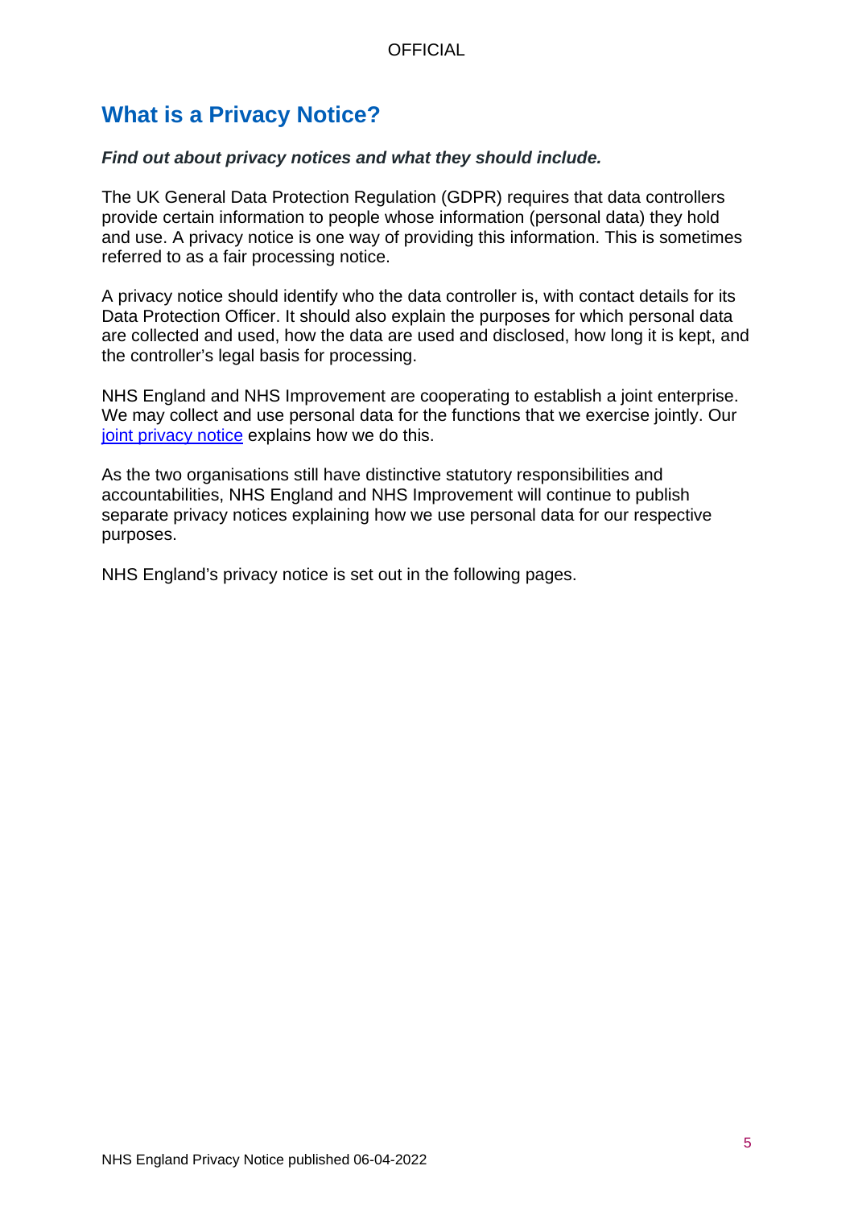## What is a Privacy Notice?

***Find out about privacy notices and what they should include.***

The UK General Data Protection Regulation (GDPR) requires that data controllers provide certain information to people whose information (personal data) they hold and use. A privacy notice is one way of providing this information. This is sometimes referred to as a fair processing notice.

A privacy notice should identify who the data controller is, with contact details for its Data Protection Officer. It should also explain the purposes for which personal data are collected and used, how the data are used and disclosed, how long it is kept, and the controller's legal basis for processing.

NHS England and NHS Improvement are cooperating to establish a joint enterprise. We may collect and use personal data for the functions that we exercise jointly. Our joint privacy notice explains how we do this.

As the two organisations still have distinctive statutory responsibilities and accountabilities, NHS England and NHS Improvement will continue to publish separate privacy notices explaining how we use personal data for our respective purposes.

NHS England's privacy notice is set out in the following pages.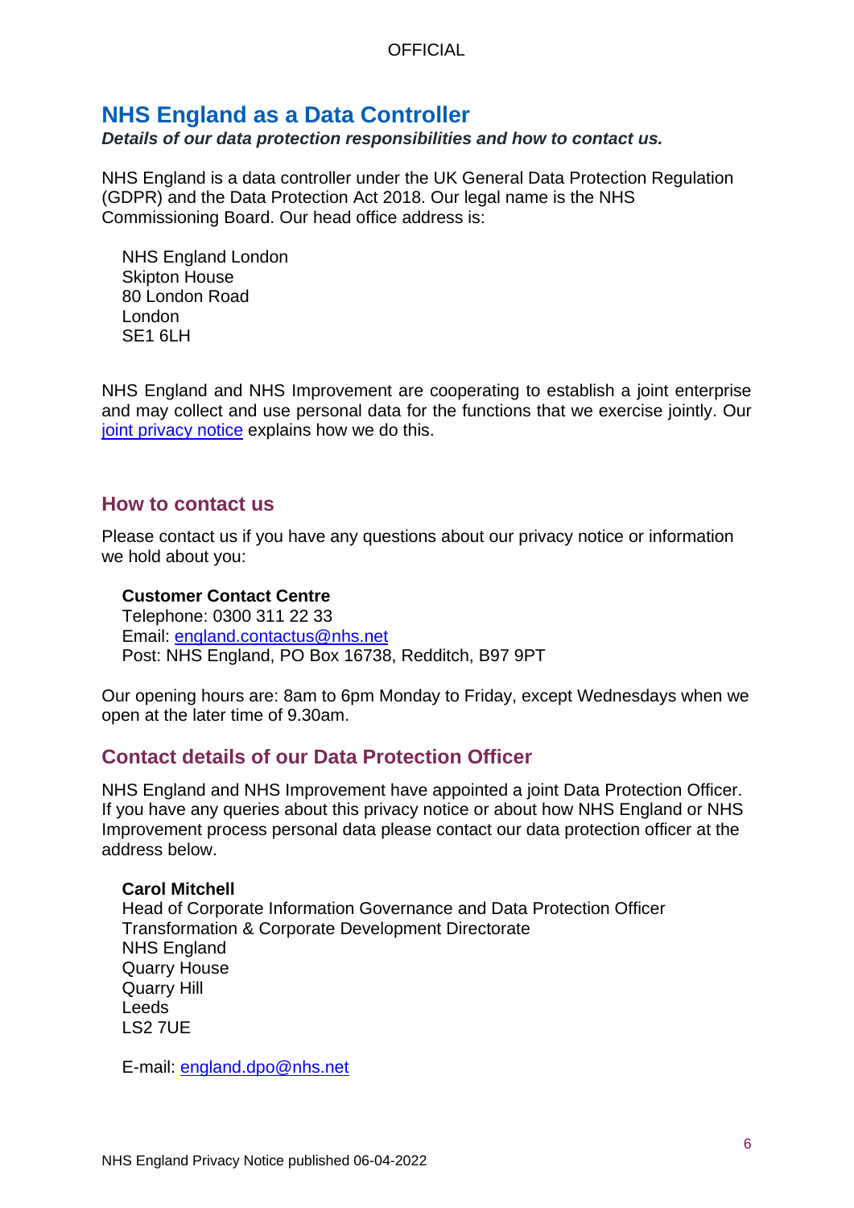## NHS England as a Data Controller

***Details of our data protection responsibilities and how to contact us.***

NHS England is a data controller under the UK General Data Protection Regulation (GDPR) and the Data Protection Act 2018. Our legal name is the NHS Commissioning Board. Our head office address is:

NHS England London
Skipton House
80 London Road
London
SE1 6LH

NHS England and NHS Improvement are cooperating to establish a joint enterprise and may collect and use personal data for the functions that we exercise jointly. Our joint privacy notice explains how we do this.

### How to contact us

Please contact us if you have any questions about our privacy notice or information we hold about you:

**Customer Contact Centre**
Telephone: 0300 311 22 33
Email: england.contactus@nhs.net
Post: NHS England, PO Box 16738, Redditch, B97 9PT

Our opening hours are: 8am to 6pm Monday to Friday, except Wednesdays when we open at the later time of 9.30am.

### Contact details of our Data Protection Officer

NHS England and NHS Improvement have appointed a joint Data Protection Officer. If you have any queries about this privacy notice or about how NHS England or NHS Improvement process personal data please contact our data protection officer at the address below.

**Carol Mitchell**
Head of Corporate Information Governance and Data Protection Officer
Transformation & Corporate Development Directorate
NHS England
Quarry House
Quarry Hill
Leeds
LS2 7UE

E-mail: england.dpo@nhs.net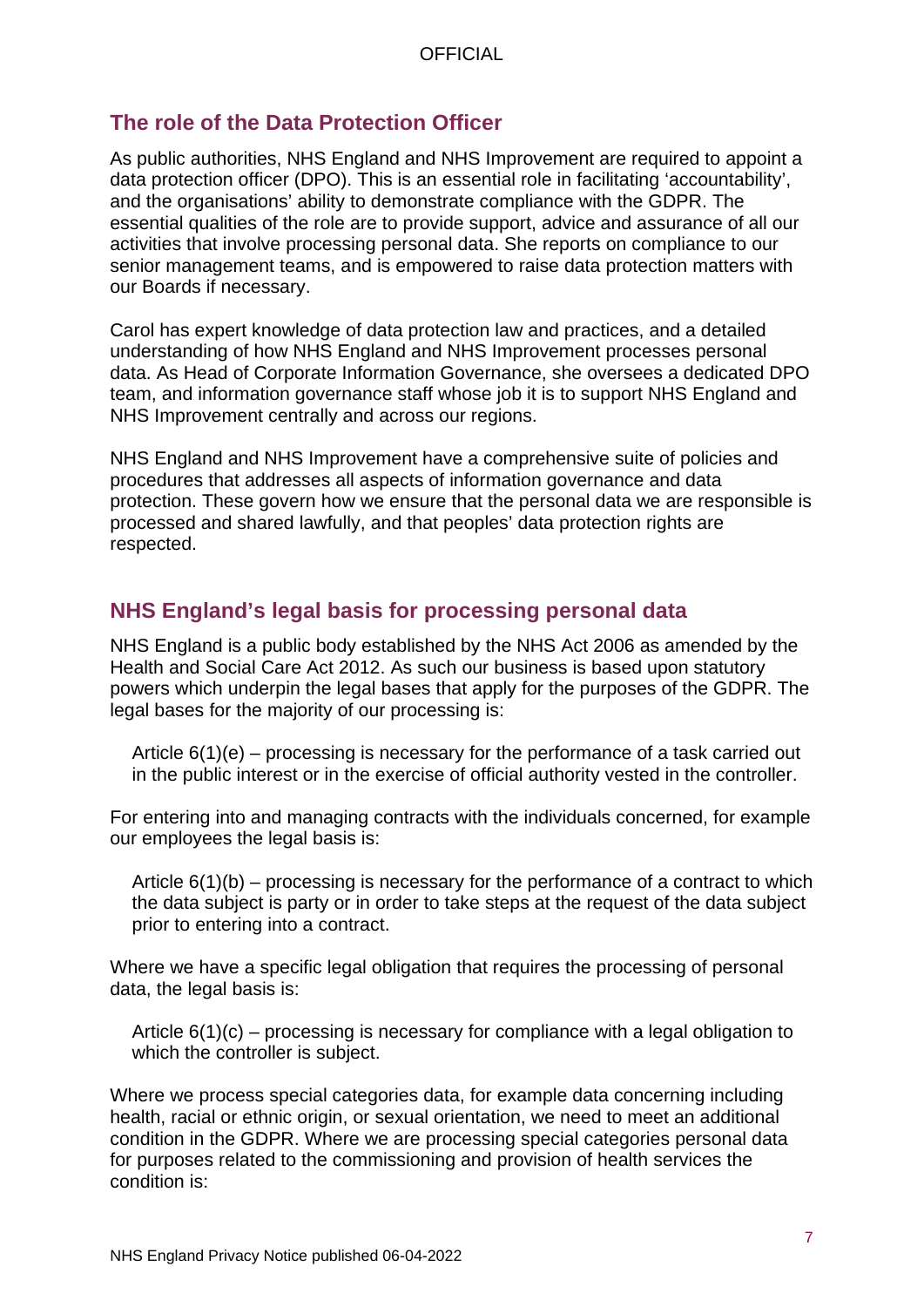## The role of the Data Protection Officer

As public authorities, NHS England and NHS Improvement are required to appoint a data protection officer (DPO). This is an essential role in facilitating 'accountability', and the organisations' ability to demonstrate compliance with the GDPR. The essential qualities of the role are to provide support, advice and assurance of all our activities that involve processing personal data. She reports on compliance to our senior management teams, and is empowered to raise data protection matters with our Boards if necessary.

Carol has expert knowledge of data protection law and practices, and a detailed understanding of how NHS England and NHS Improvement processes personal data. As Head of Corporate Information Governance, she oversees a dedicated DPO team, and information governance staff whose job it is to support NHS England and NHS Improvement centrally and across our regions.

NHS England and NHS Improvement have a comprehensive suite of policies and procedures that addresses all aspects of information governance and data protection. These govern how we ensure that the personal data we are responsible is processed and shared lawfully, and that peoples' data protection rights are respected.

## NHS England's legal basis for processing personal data

NHS England is a public body established by the NHS Act 2006 as amended by the Health and Social Care Act 2012. As such our business is based upon statutory powers which underpin the legal bases that apply for the purposes of the GDPR. The legal bases for the majority of our processing is:

> Article 6(1)(e) – processing is necessary for the performance of a task carried out in the public interest or in the exercise of official authority vested in the controller.

For entering into and managing contracts with the individuals concerned, for example our employees the legal basis is:

> Article 6(1)(b) – processing is necessary for the performance of a contract to which the data subject is party or in order to take steps at the request of the data subject prior to entering into a contract.

Where we have a specific legal obligation that requires the processing of personal data, the legal basis is:

> Article 6(1)(c) – processing is necessary for compliance with a legal obligation to which the controller is subject.

Where we process special categories data, for example data concerning including health, racial or ethnic origin, or sexual orientation, we need to meet an additional condition in the GDPR. Where we are processing special categories personal data for purposes related to the commissioning and provision of health services the condition is: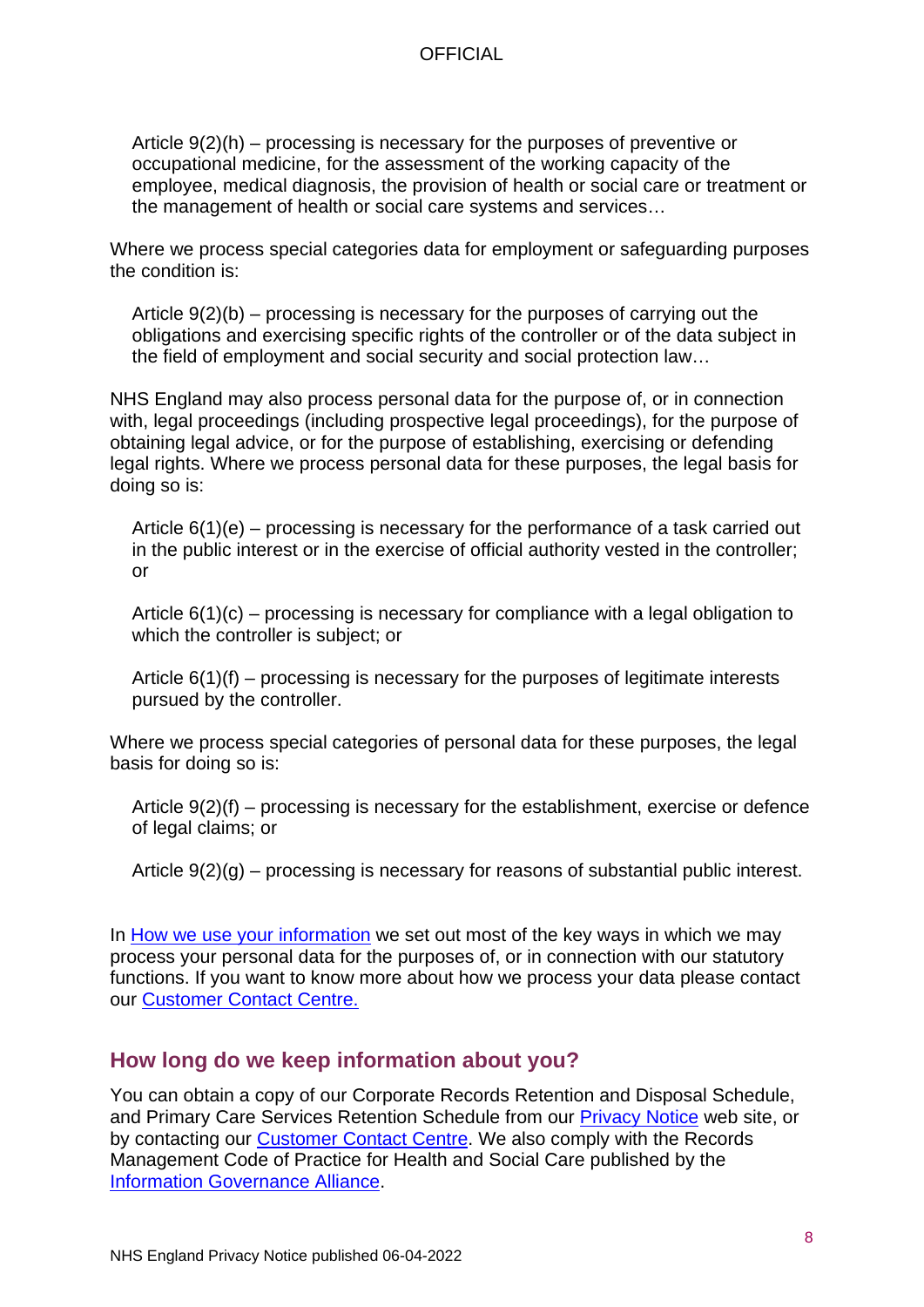Article 9(2)(h) – processing is necessary for the purposes of preventive or occupational medicine, for the assessment of the working capacity of the employee, medical diagnosis, the provision of health or social care or treatment or the management of health or social care systems and services…

Where we process special categories data for employment or safeguarding purposes the condition is:

Article 9(2)(b) – processing is necessary for the purposes of carrying out the obligations and exercising specific rights of the controller or of the data subject in the field of employment and social security and social protection law…

NHS England may also process personal data for the purpose of, or in connection with, legal proceedings (including prospective legal proceedings), for the purpose of obtaining legal advice, or for the purpose of establishing, exercising or defending legal rights. Where we process personal data for these purposes, the legal basis for doing so is:

Article 6(1)(e) – processing is necessary for the performance of a task carried out in the public interest or in the exercise of official authority vested in the controller; or

Article 6(1)(c) – processing is necessary for compliance with a legal obligation to which the controller is subject; or

Article 6(1)(f) – processing is necessary for the purposes of legitimate interests pursued by the controller.

Where we process special categories of personal data for these purposes, the legal basis for doing so is:

Article 9(2)(f) – processing is necessary for the establishment, exercise or defence of legal claims; or

Article 9(2)(g) – processing is necessary for reasons of substantial public interest.

In How we use your information we set out most of the key ways in which we may process your personal data for the purposes of, or in connection with our statutory functions. If you want to know more about how we process your data please contact our Customer Contact Centre.

## How long do we keep information about you?

You can obtain a copy of our Corporate Records Retention and Disposal Schedule, and Primary Care Services Retention Schedule from our Privacy Notice web site, or by contacting our Customer Contact Centre. We also comply with the Records Management Code of Practice for Health and Social Care published by the Information Governance Alliance.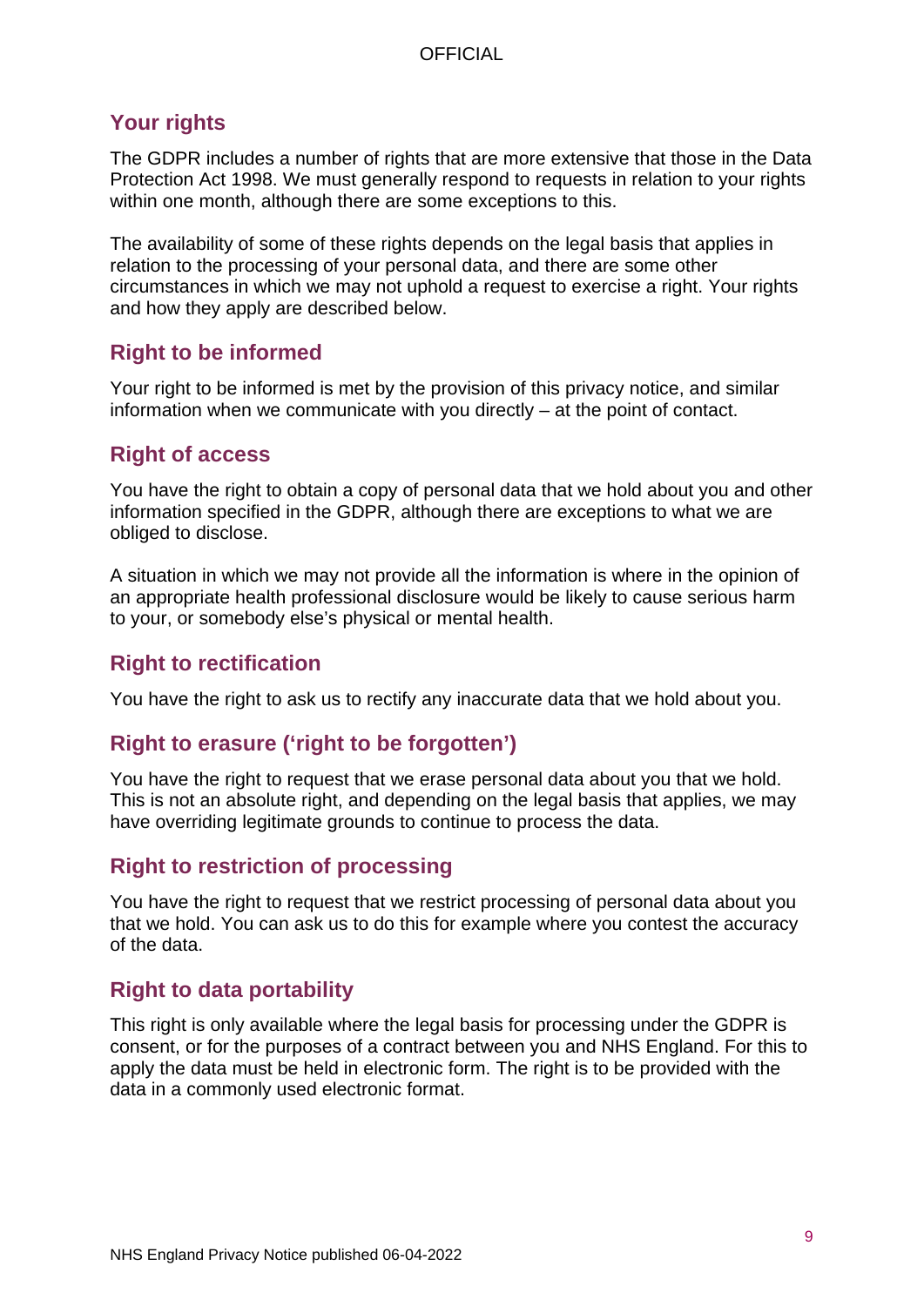## Your rights

The GDPR includes a number of rights that are more extensive that those in the Data Protection Act 1998. We must generally respond to requests in relation to your rights within one month, although there are some exceptions to this.

The availability of some of these rights depends on the legal basis that applies in relation to the processing of your personal data, and there are some other circumstances in which we may not uphold a request to exercise a right. Your rights and how they apply are described below.

### Right to be informed

Your right to be informed is met by the provision of this privacy notice, and similar information when we communicate with you directly – at the point of contact.

### Right of access

You have the right to obtain a copy of personal data that we hold about you and other information specified in the GDPR, although there are exceptions to what we are obliged to disclose.

A situation in which we may not provide all the information is where in the opinion of an appropriate health professional disclosure would be likely to cause serious harm to your, or somebody else's physical or mental health.

### Right to rectification

You have the right to ask us to rectify any inaccurate data that we hold about you.

### Right to erasure ('right to be forgotten')

You have the right to request that we erase personal data about you that we hold. This is not an absolute right, and depending on the legal basis that applies, we may have overriding legitimate grounds to continue to process the data.

### Right to restriction of processing

You have the right to request that we restrict processing of personal data about you that we hold. You can ask us to do this for example where you contest the accuracy of the data.

### Right to data portability

This right is only available where the legal basis for processing under the GDPR is consent, or for the purposes of a contract between you and NHS England. For this to apply the data must be held in electronic form. The right is to be provided with the data in a commonly used electronic format.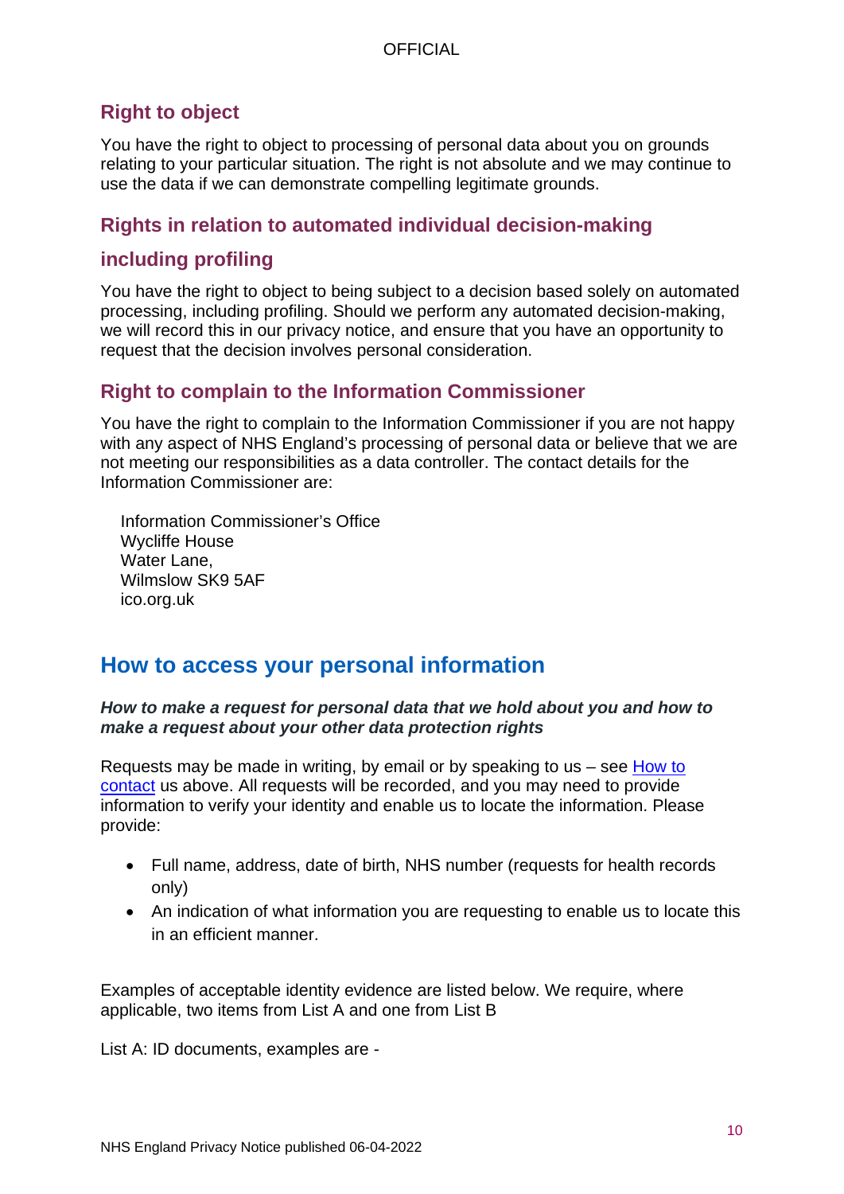### Right to object

You have the right to object to processing of personal data about you on grounds relating to your particular situation. The right is not absolute and we may continue to use the data if we can demonstrate compelling legitimate grounds.

### Rights in relation to automated individual decision-making including profiling

You have the right to object to being subject to a decision based solely on automated processing, including profiling. Should we perform any automated decision-making, we will record this in our privacy notice, and ensure that you have an opportunity to request that the decision involves personal consideration.

### Right to complain to the Information Commissioner

You have the right to complain to the Information Commissioner if you are not happy with any aspect of NHS England's processing of personal data or believe that we are not meeting our responsibilities as a data controller. The contact details for the Information Commissioner are:

Information Commissioner's Office
Wycliffe House
Water Lane,
Wilmslow SK9 5AF
ico.org.uk

## How to access your personal information

***How to make a request for personal data that we hold about you and how to make a request about your other data protection rights***

Requests may be made in writing, by email or by speaking to us – see How to contact us above. All requests will be recorded, and you may need to provide information to verify your identity and enable us to locate the information. Please provide:

- Full name, address, date of birth, NHS number (requests for health records only)
- An indication of what information you are requesting to enable us to locate this in an efficient manner.

Examples of acceptable identity evidence are listed below. We require, where applicable, two items from List A and one from List B

List A: ID documents, examples are -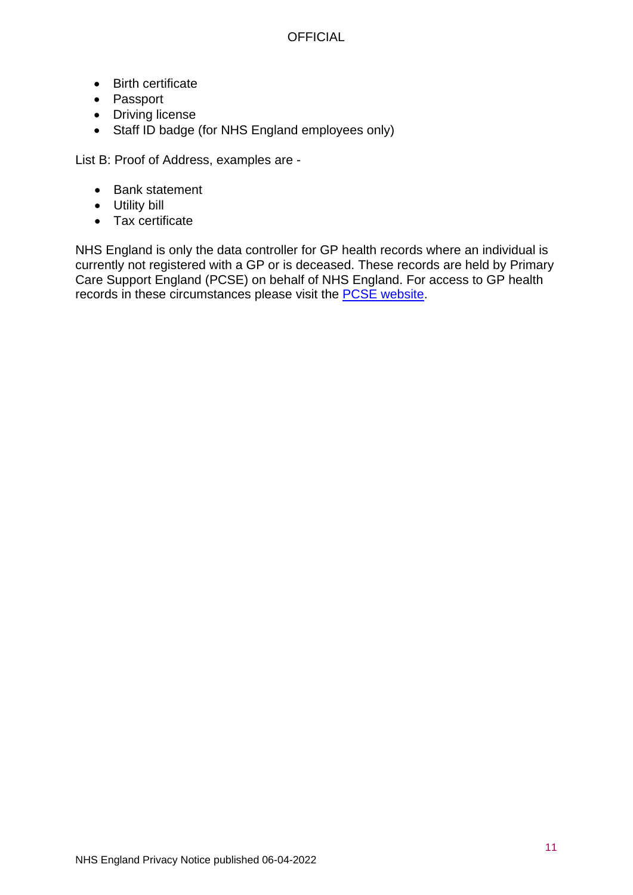- Birth certificate
- Passport
- Driving license
- Staff ID badge (for NHS England employees only)

List B: Proof of Address, examples are -

- Bank statement
- Utility bill
- Tax certificate

NHS England is only the data controller for GP health records where an individual is currently not registered with a GP or is deceased. These records are held by Primary Care Support England (PCSE) on behalf of NHS England. For access to GP health records in these circumstances please visit the PCSE website.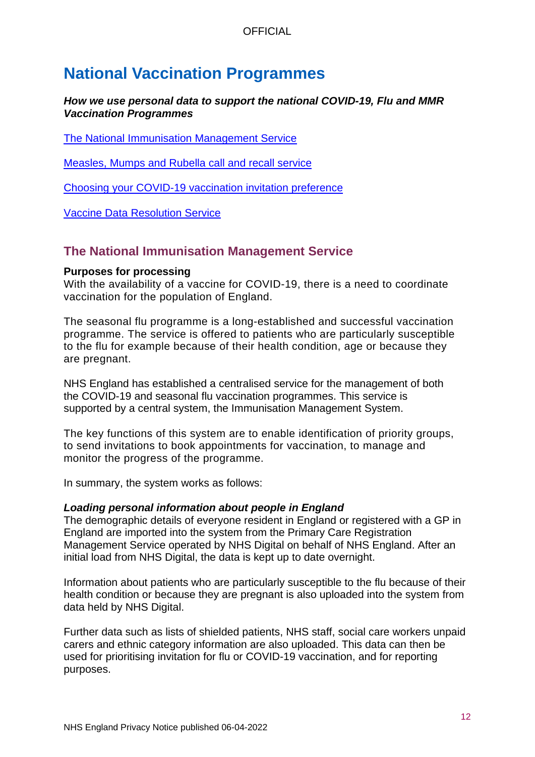# National Vaccination Programmes

***How we use personal data to support the national COVID-19, Flu and MMR Vaccination Programmes***

[The National Immunisation Management Service](#the-national-immunisation-management-service)

Measles, Mumps and Rubella call and recall service

Choosing your COVID-19 vaccination invitation preference

Vaccine Data Resolution Service

## The National Immunisation Management Service

**Purposes for processing**
With the availability of a vaccine for COVID-19, there is a need to coordinate vaccination for the population of England.

The seasonal flu programme is a long-established and successful vaccination programme. The service is offered to patients who are particularly susceptible to the flu for example because of their health condition, age or because they are pregnant.

NHS England has established a centralised service for the management of both the COVID-19 and seasonal flu vaccination programmes. This service is supported by a central system, the Immunisation Management System.

The key functions of this system are to enable identification of priority groups, to send invitations to book appointments for vaccination, to manage and monitor the progress of the programme.

In summary, the system works as follows:

***Loading personal information about people in England***
The demographic details of everyone resident in England or registered with a GP in England are imported into the system from the Primary Care Registration Management Service operated by NHS Digital on behalf of NHS England. After an initial load from NHS Digital, the data is kept up to date overnight.

Information about patients who are particularly susceptible to the flu because of their health condition or because they are pregnant is also uploaded into the system from data held by NHS Digital.

Further data such as lists of shielded patients, NHS staff, social care workers unpaid carers and ethnic category information are also uploaded. This data can then be used for prioritising invitation for flu or COVID-19 vaccination, and for reporting purposes.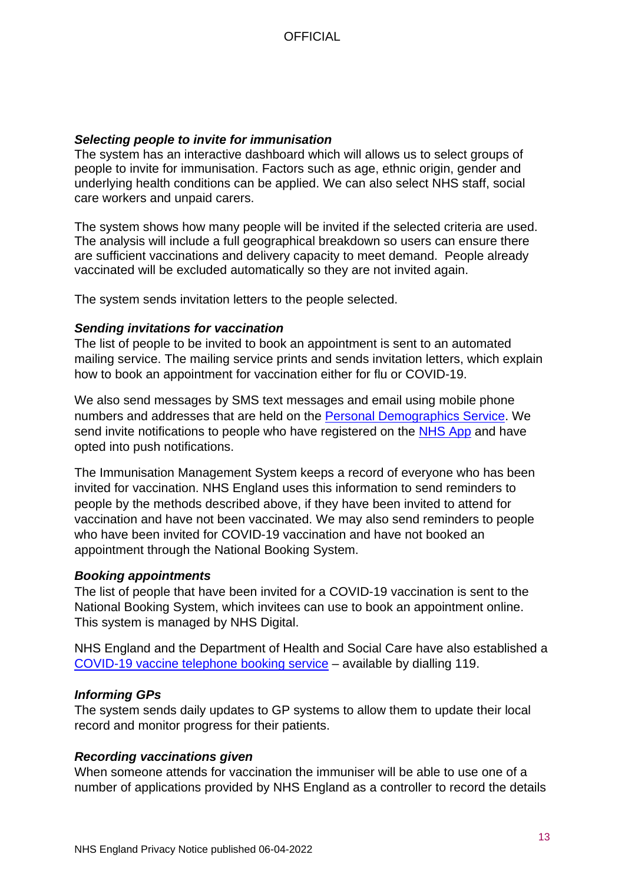***Selecting people to invite for immunisation***
The system has an interactive dashboard which will allows us to select groups of people to invite for immunisation. Factors such as age, ethnic origin, gender and underlying health conditions can be applied. We can also select NHS staff, social care workers and unpaid carers.

The system shows how many people will be invited if the selected criteria are used. The analysis will include a full geographical breakdown so users can ensure there are sufficient vaccinations and delivery capacity to meet demand. People already vaccinated will be excluded automatically so they are not invited again.

The system sends invitation letters to the people selected.

***Sending invitations for vaccination***
The list of people to be invited to book an appointment is sent to an automated mailing service. The mailing service prints and sends invitation letters, which explain how to book an appointment for vaccination either for flu or COVID-19.

We also send messages by SMS text messages and email using mobile phone numbers and addresses that are held on the Personal Demographics Service. We send invite notifications to people who have registered on the NHS App and have opted into push notifications.

The Immunisation Management System keeps a record of everyone who has been invited for vaccination. NHS England uses this information to send reminders to people by the methods described above, if they have been invited to attend for vaccination and have not been vaccinated. We may also send reminders to people who have been invited for COVID-19 vaccination and have not booked an appointment through the National Booking System.

***Booking appointments***
The list of people that have been invited for a COVID-19 vaccination is sent to the National Booking System, which invitees can use to book an appointment online. This system is managed by NHS Digital.

NHS England and the Department of Health and Social Care have also established a COVID-19 vaccine telephone booking service – available by dialling 119.

***Informing GPs***
The system sends daily updates to GP systems to allow them to update their local record and monitor progress for their patients.

***Recording vaccinations given***
When someone attends for vaccination the immuniser will be able to use one of a number of applications provided by NHS England as a controller to record the details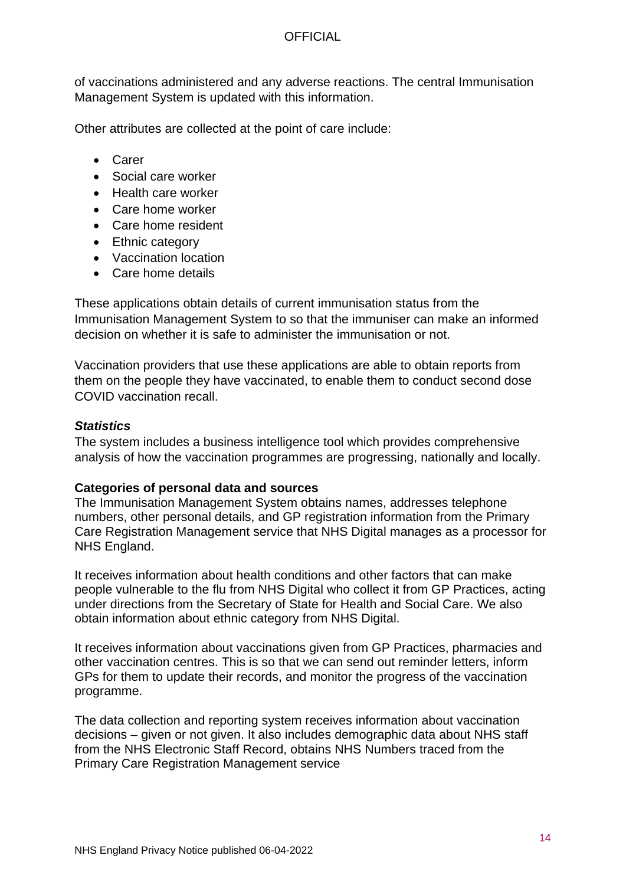of vaccinations administered and any adverse reactions. The central Immunisation Management System is updated with this information.

Other attributes are collected at the point of care include:

- Carer
- Social care worker
- Health care worker
- Care home worker
- Care home resident
- Ethnic category
- Vaccination location
- Care home details

These applications obtain details of current immunisation status from the Immunisation Management System to so that the immuniser can make an informed decision on whether it is safe to administer the immunisation or not.

Vaccination providers that use these applications are able to obtain reports from them on the people they have vaccinated, to enable them to conduct second dose COVID vaccination recall.

***Statistics***

The system includes a business intelligence tool which provides comprehensive analysis of how the vaccination programmes are progressing, nationally and locally.

**Categories of personal data and sources**

The Immunisation Management System obtains names, addresses telephone numbers, other personal details, and GP registration information from the Primary Care Registration Management service that NHS Digital manages as a processor for NHS England.

It receives information about health conditions and other factors that can make people vulnerable to the flu from NHS Digital who collect it from GP Practices, acting under directions from the Secretary of State for Health and Social Care. We also obtain information about ethnic category from NHS Digital.

It receives information about vaccinations given from GP Practices, pharmacies and other vaccination centres. This is so that we can send out reminder letters, inform GPs for them to update their records, and monitor the progress of the vaccination programme.

The data collection and reporting system receives information about vaccination decisions – given or not given. It also includes demographic data about NHS staff from the NHS Electronic Staff Record, obtains NHS Numbers traced from the Primary Care Registration Management service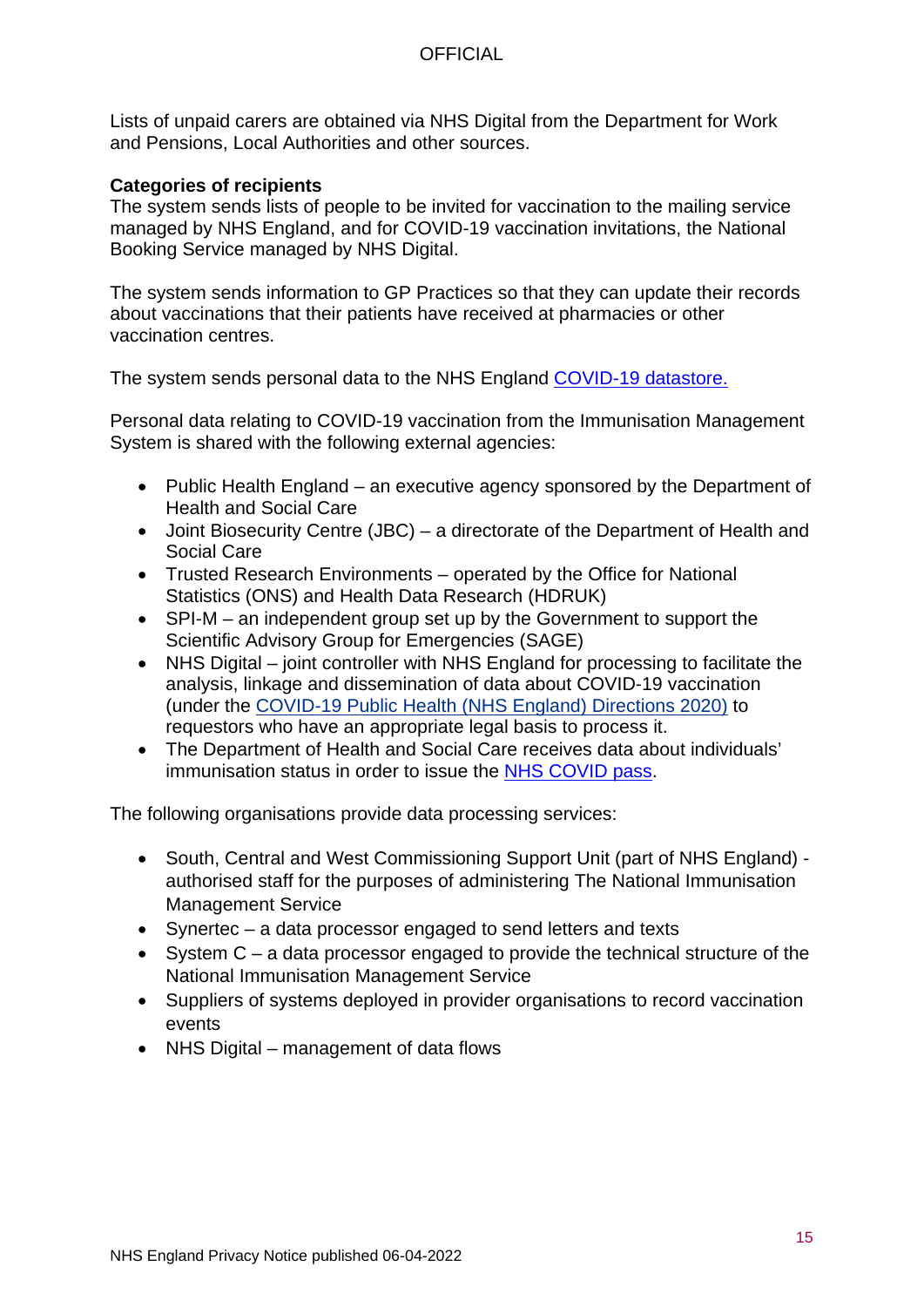Lists of unpaid carers are obtained via NHS Digital from the Department for Work and Pensions, Local Authorities and other sources.

**Categories of recipients**

The system sends lists of people to be invited for vaccination to the mailing service managed by NHS England, and for COVID-19 vaccination invitations, the National Booking Service managed by NHS Digital.

The system sends information to GP Practices so that they can update their records about vaccinations that their patients have received at pharmacies or other vaccination centres.

The system sends personal data to the NHS England COVID-19 datastore.

Personal data relating to COVID-19 vaccination from the Immunisation Management System is shared with the following external agencies:

- Public Health England – an executive agency sponsored by the Department of Health and Social Care
- Joint Biosecurity Centre (JBC) – a directorate of the Department of Health and Social Care
- Trusted Research Environments – operated by the Office for National Statistics (ONS) and Health Data Research (HDRUK)
- SPI-M – an independent group set up by the Government to support the Scientific Advisory Group for Emergencies (SAGE)
- NHS Digital – joint controller with NHS England for processing to facilitate the analysis, linkage and dissemination of data about COVID-19 vaccination (under the COVID-19 Public Health (NHS England) Directions 2020) to requestors who have an appropriate legal basis to process it.
- The Department of Health and Social Care receives data about individuals' immunisation status in order to issue the NHS COVID pass.

The following organisations provide data processing services:

- South, Central and West Commissioning Support Unit (part of NHS England) - authorised staff for the purposes of administering The National Immunisation Management Service
- Synertec – a data processor engaged to send letters and texts
- System C – a data processor engaged to provide the technical structure of the National Immunisation Management Service
- Suppliers of systems deployed in provider organisations to record vaccination events
- NHS Digital – management of data flows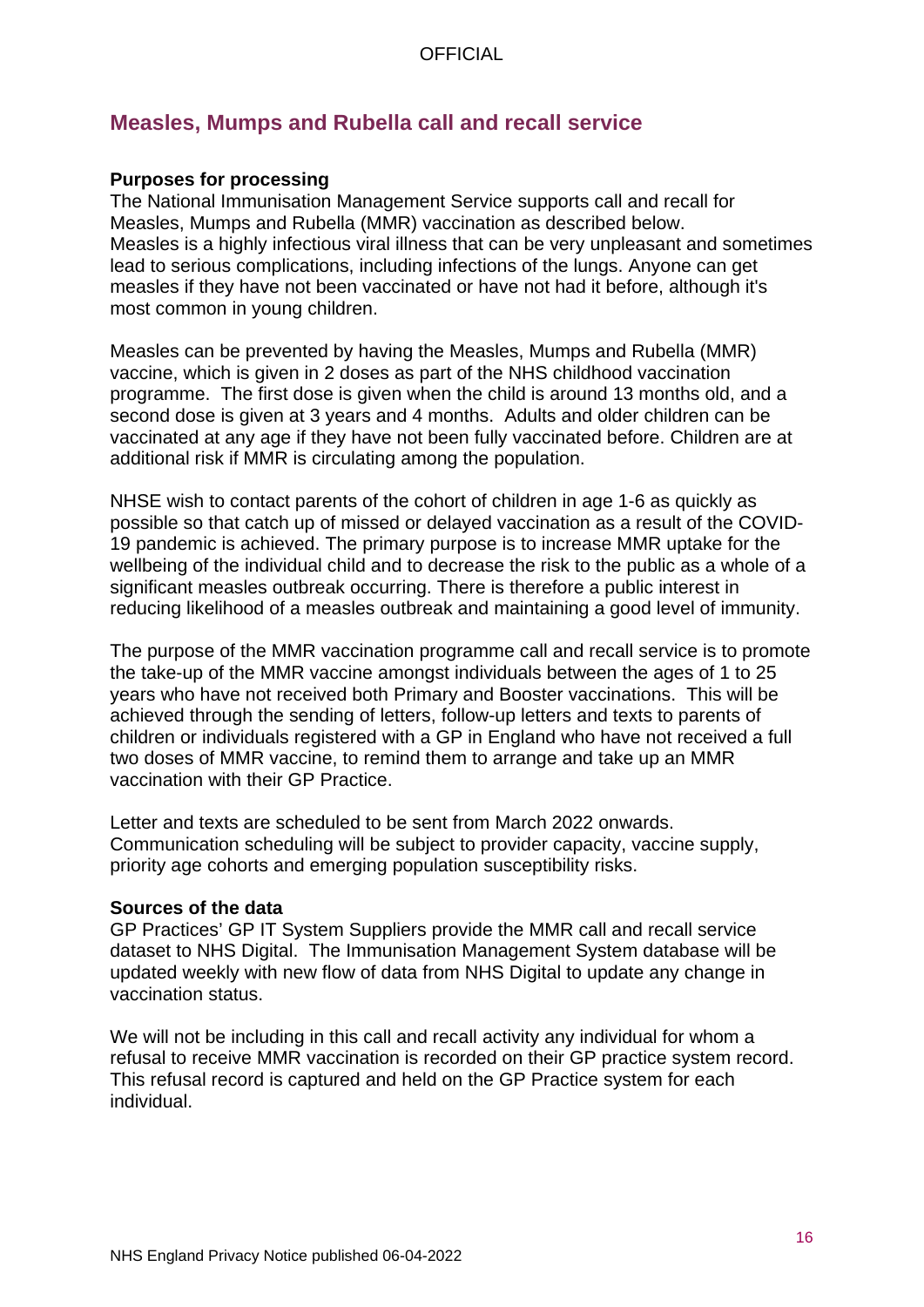## Measles, Mumps and Rubella call and recall service

**Purposes for processing**

The National Immunisation Management Service supports call and recall for Measles, Mumps and Rubella (MMR) vaccination as described below. Measles is a highly infectious viral illness that can be very unpleasant and sometimes lead to serious complications, including infections of the lungs. Anyone can get measles if they have not been vaccinated or have not had it before, although it's most common in young children.

Measles can be prevented by having the Measles, Mumps and Rubella (MMR) vaccine, which is given in 2 doses as part of the NHS childhood vaccination programme. The first dose is given when the child is around 13 months old, and a second dose is given at 3 years and 4 months. Adults and older children can be vaccinated at any age if they have not been fully vaccinated before. Children are at additional risk if MMR is circulating among the population.

NHSE wish to contact parents of the cohort of children in age 1-6 as quickly as possible so that catch up of missed or delayed vaccination as a result of the COVID-19 pandemic is achieved. The primary purpose is to increase MMR uptake for the wellbeing of the individual child and to decrease the risk to the public as a whole of a significant measles outbreak occurring. There is therefore a public interest in reducing likelihood of a measles outbreak and maintaining a good level of immunity.

The purpose of the MMR vaccination programme call and recall service is to promote the take-up of the MMR vaccine amongst individuals between the ages of 1 to 25 years who have not received both Primary and Booster vaccinations. This will be achieved through the sending of letters, follow-up letters and texts to parents of children or individuals registered with a GP in England who have not received a full two doses of MMR vaccine, to remind them to arrange and take up an MMR vaccination with their GP Practice.

Letter and texts are scheduled to be sent from March 2022 onwards. Communication scheduling will be subject to provider capacity, vaccine supply, priority age cohorts and emerging population susceptibility risks.

**Sources of the data**

GP Practices' GP IT System Suppliers provide the MMR call and recall service dataset to NHS Digital. The Immunisation Management System database will be updated weekly with new flow of data from NHS Digital to update any change in vaccination status.

We will not be including in this call and recall activity any individual for whom a refusal to receive MMR vaccination is recorded on their GP practice system record. This refusal record is captured and held on the GP Practice system for each individual.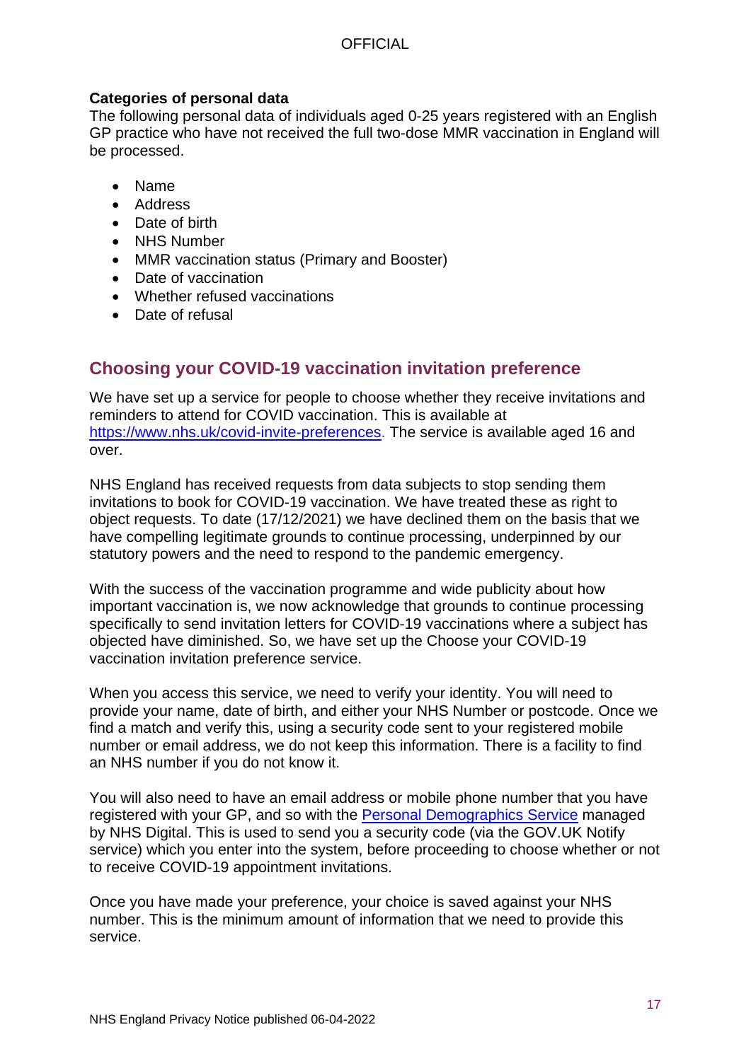**Categories of personal data**

The following personal data of individuals aged 0-25 years registered with an English GP practice who have not received the full two-dose MMR vaccination in England will be processed.

- Name
- Address
- Date of birth
- NHS Number
- MMR vaccination status (Primary and Booster)
- Date of vaccination
- Whether refused vaccinations
- Date of refusal

## Choosing your COVID-19 vaccination invitation preference

We have set up a service for people to choose whether they receive invitations and reminders to attend for COVID vaccination. This is available at [https://www.nhs.uk/covid-invite-preferences](https://www.nhs.uk/covid-invite-preferences). The service is available aged 16 and over.

NHS England has received requests from data subjects to stop sending them invitations to book for COVID-19 vaccination. We have treated these as right to object requests. To date (17/12/2021) we have declined them on the basis that we have compelling legitimate grounds to continue processing, underpinned by our statutory powers and the need to respond to the pandemic emergency.

With the success of the vaccination programme and wide publicity about how important vaccination is, we now acknowledge that grounds to continue processing specifically to send invitation letters for COVID-19 vaccinations where a subject has objected have diminished. So, we have set up the Choose your COVID-19 vaccination invitation preference service.

When you access this service, we need to verify your identity. You will need to provide your name, date of birth, and either your NHS Number or postcode. Once we find a match and verify this, using a security code sent to your registered mobile number or email address, we do not keep this information. There is a facility to find an NHS number if you do not know it.

You will also need to have an email address or mobile phone number that you have registered with your GP, and so with the Personal Demographics Service managed by NHS Digital. This is used to send you a security code (via the GOV.UK Notify service) which you enter into the system, before proceeding to choose whether or not to receive COVID-19 appointment invitations.

Once you have made your preference, your choice is saved against your NHS number. This is the minimum amount of information that we need to provide this service.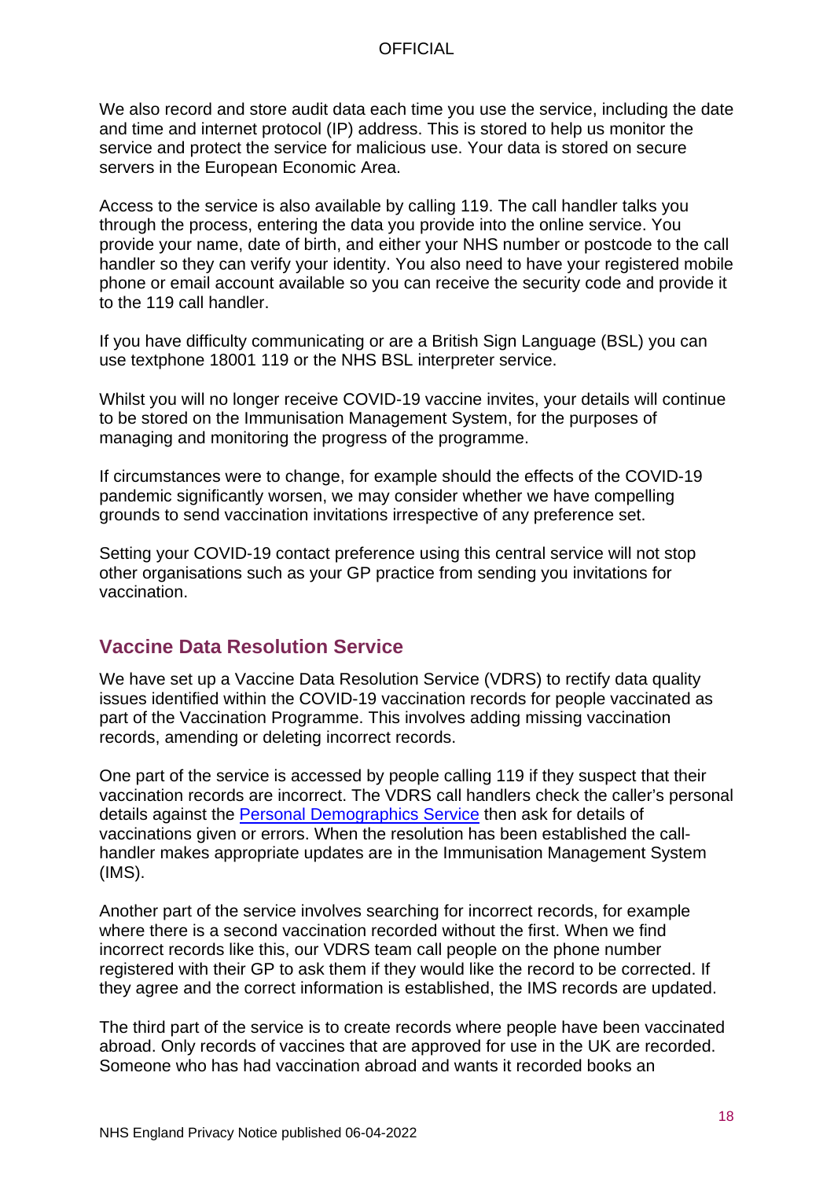We also record and store audit data each time you use the service, including the date and time and internet protocol (IP) address. This is stored to help us monitor the service and protect the service for malicious use. Your data is stored on secure servers in the European Economic Area.

Access to the service is also available by calling 119. The call handler talks you through the process, entering the data you provide into the online service. You provide your name, date of birth, and either your NHS number or postcode to the call handler so they can verify your identity. You also need to have your registered mobile phone or email account available so you can receive the security code and provide it to the 119 call handler.

If you have difficulty communicating or are a British Sign Language (BSL) you can use textphone 18001 119 or the NHS BSL interpreter service.

Whilst you will no longer receive COVID-19 vaccine invites, your details will continue to be stored on the Immunisation Management System, for the purposes of managing and monitoring the progress of the programme.

If circumstances were to change, for example should the effects of the COVID-19 pandemic significantly worsen, we may consider whether we have compelling grounds to send vaccination invitations irrespective of any preference set.

Setting your COVID-19 contact preference using this central service will not stop other organisations such as your GP practice from sending you invitations for vaccination.

## Vaccine Data Resolution Service

We have set up a Vaccine Data Resolution Service (VDRS) to rectify data quality issues identified within the COVID-19 vaccination records for people vaccinated as part of the Vaccination Programme. This involves adding missing vaccination records, amending or deleting incorrect records.

One part of the service is accessed by people calling 119 if they suspect that their vaccination records are incorrect. The VDRS call handlers check the caller's personal details against the [Personal Demographics Service](#) then ask for details of vaccinations given or errors. When the resolution has been established the call-handler makes appropriate updates are in the Immunisation Management System (IMS).

Another part of the service involves searching for incorrect records, for example where there is a second vaccination recorded without the first. When we find incorrect records like this, our VDRS team call people on the phone number registered with their GP to ask them if they would like the record to be corrected. If they agree and the correct information is established, the IMS records are updated.

The third part of the service is to create records where people have been vaccinated abroad. Only records of vaccines that are approved for use in the UK are recorded. Someone who has had vaccination abroad and wants it recorded books an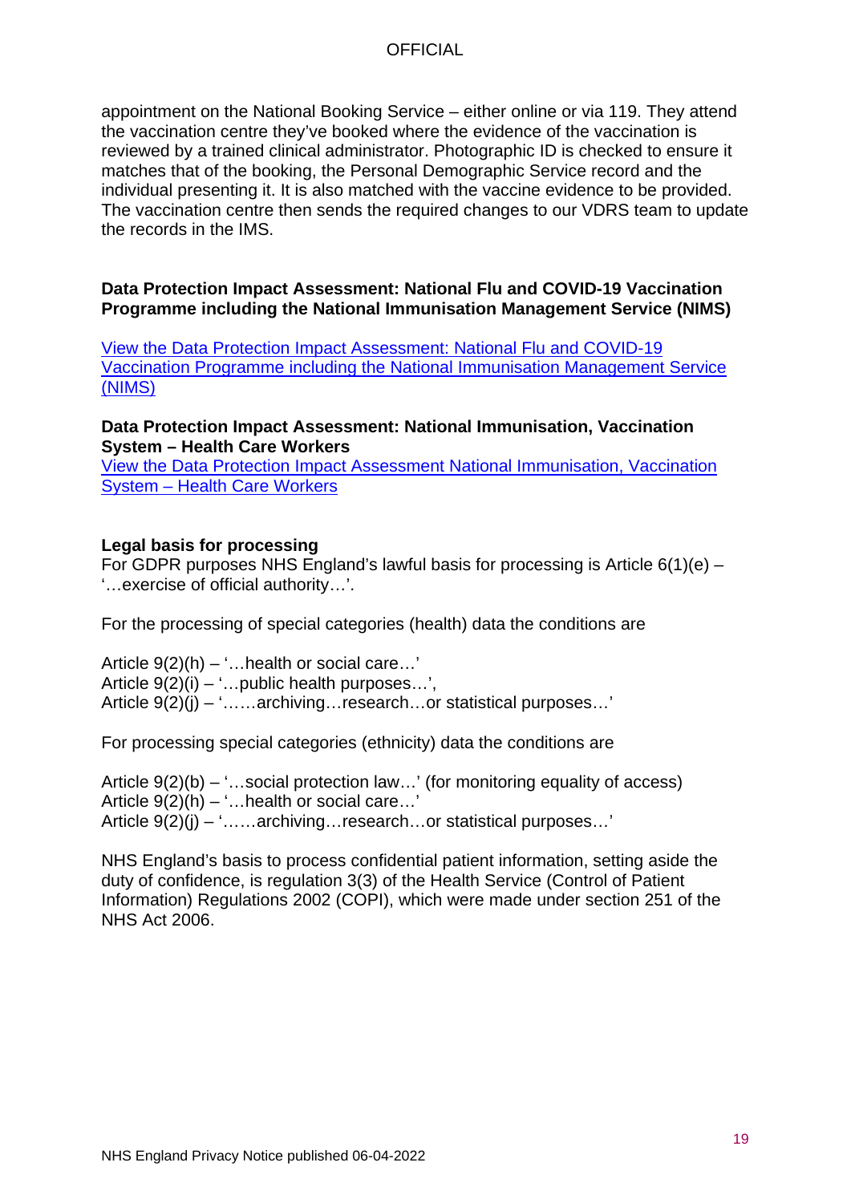appointment on the National Booking Service – either online or via 119. They attend the vaccination centre they've booked where the evidence of the vaccination is reviewed by a trained clinical administrator. Photographic ID is checked to ensure it matches that of the booking, the Personal Demographic Service record and the individual presenting it. It is also matched with the vaccine evidence to be provided. The vaccination centre then sends the required changes to our VDRS team to update the records in the IMS.

**Data Protection Impact Assessment: National Flu and COVID-19 Vaccination Programme including the National Immunisation Management Service (NIMS)**

[View the Data Protection Impact Assessment: National Flu and COVID-19 Vaccination Programme including the National Immunisation Management Service (NIMS)]

**Data Protection Impact Assessment: National Immunisation, Vaccination System – Health Care Workers**

[View the Data Protection Impact Assessment National Immunisation, Vaccination System – Health Care Workers]

**Legal basis for processing**

For GDPR purposes NHS England's lawful basis for processing is Article 6(1)(e) – '…exercise of official authority…'.

For the processing of special categories (health) data the conditions are

Article 9(2)(h) – '…health or social care…'
Article 9(2)(i) – '…public health purposes…',
Article 9(2)(j) – '……archiving…research…or statistical purposes…'

For processing special categories (ethnicity) data the conditions are

Article 9(2)(b) – '…social protection law…' (for monitoring equality of access)
Article 9(2)(h) – '…health or social care…'
Article 9(2)(j) – '……archiving…research…or statistical purposes…'

NHS England's basis to process confidential patient information, setting aside the duty of confidence, is regulation 3(3) of the Health Service (Control of Patient Information) Regulations 2002 (COPI), which were made under section 251 of the NHS Act 2006.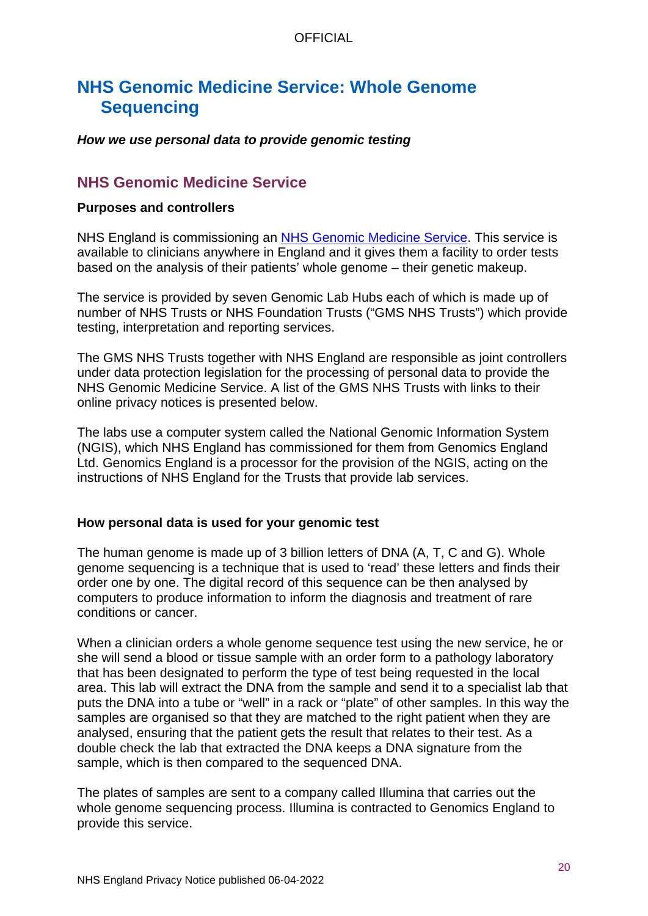## NHS Genomic Medicine Service: Whole Genome Sequencing

***How we use personal data to provide genomic testing***

### NHS Genomic Medicine Service

**Purposes and controllers**

NHS England is commissioning an [NHS Genomic Medicine Service](). This service is available to clinicians anywhere in England and it gives them a facility to order tests based on the analysis of their patients' whole genome – their genetic makeup.

The service is provided by seven Genomic Lab Hubs each of which is made up of number of NHS Trusts or NHS Foundation Trusts ("GMS NHS Trusts") which provide testing, interpretation and reporting services.

The GMS NHS Trusts together with NHS England are responsible as joint controllers under data protection legislation for the processing of personal data to provide the NHS Genomic Medicine Service. A list of the GMS NHS Trusts with links to their online privacy notices is presented below.

The labs use a computer system called the National Genomic Information System (NGIS), which NHS England has commissioned for them from Genomics England Ltd. Genomics England is a processor for the provision of the NGIS, acting on the instructions of NHS England for the Trusts that provide lab services.

**How personal data is used for your genomic test**

The human genome is made up of 3 billion letters of DNA (A, T, C and G). Whole genome sequencing is a technique that is used to 'read' these letters and finds their order one by one. The digital record of this sequence can be then analysed by computers to produce information to inform the diagnosis and treatment of rare conditions or cancer.

When a clinician orders a whole genome sequence test using the new service, he or she will send a blood or tissue sample with an order form to a pathology laboratory that has been designated to perform the type of test being requested in the local area. This lab will extract the DNA from the sample and send it to a specialist lab that puts the DNA into a tube or "well" in a rack or "plate" of other samples. In this way the samples are organised so that they are matched to the right patient when they are analysed, ensuring that the patient gets the result that relates to their test. As a double check the lab that extracted the DNA keeps a DNA signature from the sample, which is then compared to the sequenced DNA.

The plates of samples are sent to a company called Illumina that carries out the whole genome sequencing process. Illumina is contracted to Genomics England to provide this service.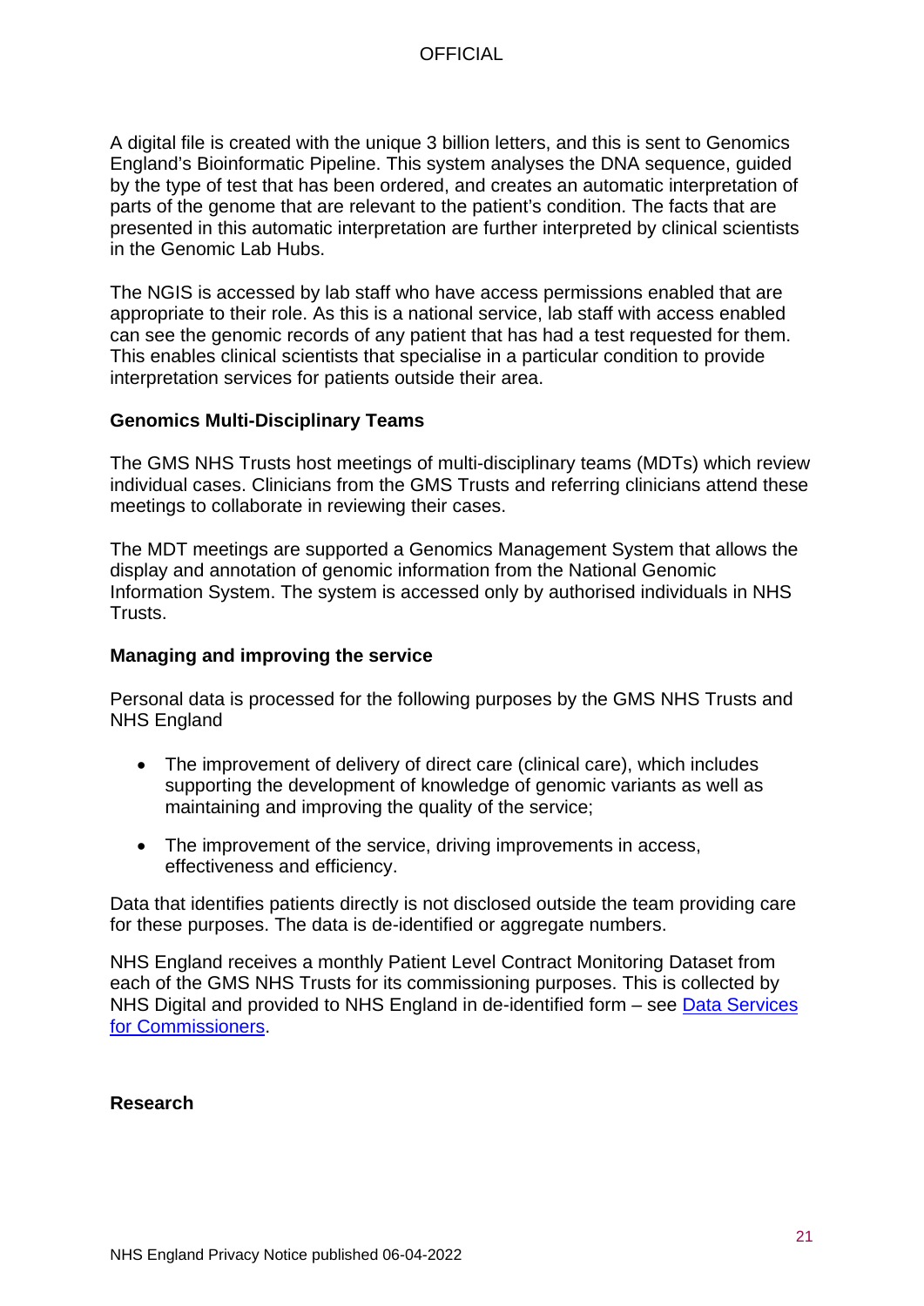A digital file is created with the unique 3 billion letters, and this is sent to Genomics England's Bioinformatic Pipeline. This system analyses the DNA sequence, guided by the type of test that has been ordered, and creates an automatic interpretation of parts of the genome that are relevant to the patient's condition. The facts that are presented in this automatic interpretation are further interpreted by clinical scientists in the Genomic Lab Hubs.

The NGIS is accessed by lab staff who have access permissions enabled that are appropriate to their role. As this is a national service, lab staff with access enabled can see the genomic records of any patient that has had a test requested for them. This enables clinical scientists that specialise in a particular condition to provide interpretation services for patients outside their area.

**Genomics Multi-Disciplinary Teams**

The GMS NHS Trusts host meetings of multi-disciplinary teams (MDTs) which review individual cases. Clinicians from the GMS Trusts and referring clinicians attend these meetings to collaborate in reviewing their cases.

The MDT meetings are supported a Genomics Management System that allows the display and annotation of genomic information from the National Genomic Information System. The system is accessed only by authorised individuals in NHS Trusts.

**Managing and improving the service**

Personal data is processed for the following purposes by the GMS NHS Trusts and NHS England

- The improvement of delivery of direct care (clinical care), which includes supporting the development of knowledge of genomic variants as well as maintaining and improving the quality of the service;
- The improvement of the service, driving improvements in access, effectiveness and efficiency.

Data that identifies patients directly is not disclosed outside the team providing care for these purposes. The data is de-identified or aggregate numbers.

NHS England receives a monthly Patient Level Contract Monitoring Dataset from each of the GMS NHS Trusts for its commissioning purposes. This is collected by NHS Digital and provided to NHS England in de-identified form – see [Data Services for Commissioners](#).

**Research**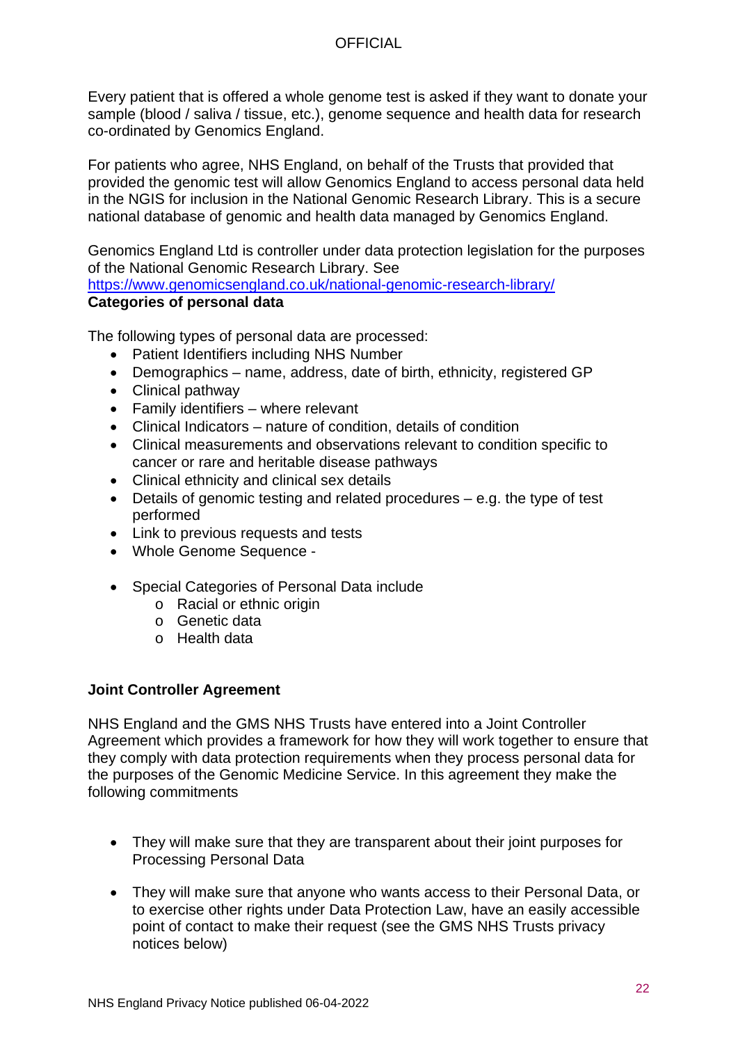Every patient that is offered a whole genome test is asked if they want to donate your sample (blood / saliva / tissue, etc.), genome sequence and health data for research co-ordinated by Genomics England.

For patients who agree, NHS England, on behalf of the Trusts that provided that provided the genomic test will allow Genomics England to access personal data held in the NGIS for inclusion in the National Genomic Research Library. This is a secure national database of genomic and health data managed by Genomics England.

Genomics England Ltd is controller under data protection legislation for the purposes of the National Genomic Research Library. See https://www.genomicsengland.co.uk/national-genomic-research-library/

**Categories of personal data**

The following types of personal data are processed:

- Patient Identifiers including NHS Number
- Demographics – name, address, date of birth, ethnicity, registered GP
- Clinical pathway
- Family identifiers – where relevant
- Clinical Indicators – nature of condition, details of condition
- Clinical measurements and observations relevant to condition specific to cancer or rare and heritable disease pathways
- Clinical ethnicity and clinical sex details
- Details of genomic testing and related procedures – e.g. the type of test performed
- Link to previous requests and tests
- Whole Genome Sequence -

- Special Categories of Personal Data include
  - Racial or ethnic origin
  - Genetic data
  - Health data

**Joint Controller Agreement**

NHS England and the GMS NHS Trusts have entered into a Joint Controller Agreement which provides a framework for how they will work together to ensure that they comply with data protection requirements when they process personal data for the purposes of the Genomic Medicine Service. In this agreement they make the following commitments

- They will make sure that they are transparent about their joint purposes for Processing Personal Data

- They will make sure that anyone who wants access to their Personal Data, or to exercise other rights under Data Protection Law, have an easily accessible point of contact to make their request (see the GMS NHS Trusts privacy notices below)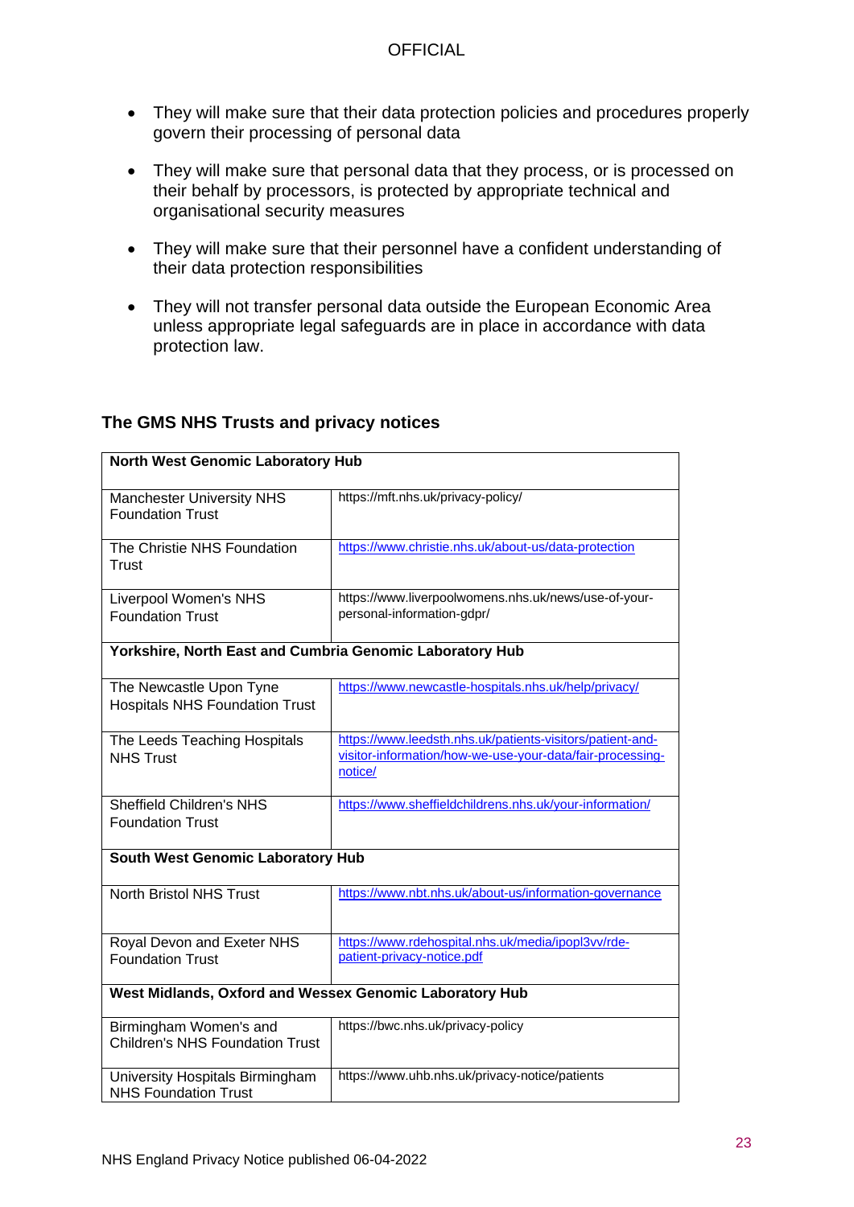- They will make sure that their data protection policies and procedures properly govern their processing of personal data
- They will make sure that personal data that they process, or is processed on their behalf by processors, is protected by appropriate technical and organisational security measures
- They will make sure that their personnel have a confident understanding of their data protection responsibilities
- They will not transfer personal data outside the European Economic Area unless appropriate legal safeguards are in place in accordance with data protection law.

### The GMS NHS Trusts and privacy notices

| **North West Genomic Laboratory Hub** | |
|---|---|
| Manchester University NHS Foundation Trust | https://mft.nhs.uk/privacy-policy/ |
| The Christie NHS Foundation Trust | https://www.christie.nhs.uk/about-us/data-protection |
| Liverpool Women's NHS Foundation Trust | https://www.liverpoolwomens.nhs.uk/news/use-of-your-personal-information-gdpr/ |
| **Yorkshire, North East and Cumbria Genomic Laboratory Hub** | |
| The Newcastle Upon Tyne Hospitals NHS Foundation Trust | https://www.newcastle-hospitals.nhs.uk/help/privacy/ |
| The Leeds Teaching Hospitals NHS Trust | https://www.leedsth.nhs.uk/patients-visitors/patient-and-visitor-information/how-we-use-your-data/fair-processing-notice/ |
| Sheffield Children's NHS Foundation Trust | https://www.sheffieldchildrens.nhs.uk/your-information/ |
| **South West Genomic Laboratory Hub** | |
| North Bristol NHS Trust | https://www.nbt.nhs.uk/about-us/information-governance |
| Royal Devon and Exeter NHS Foundation Trust | https://www.rdehospital.nhs.uk/media/ipopl3vv/rde-patient-privacy-notice.pdf |
| **West Midlands, Oxford and Wessex Genomic Laboratory Hub** | |
| Birmingham Women's and Children's NHS Foundation Trust | https://bwc.nhs.uk/privacy-policy |
| University Hospitals Birmingham NHS Foundation Trust | https://www.uhb.nhs.uk/privacy-notice/patients |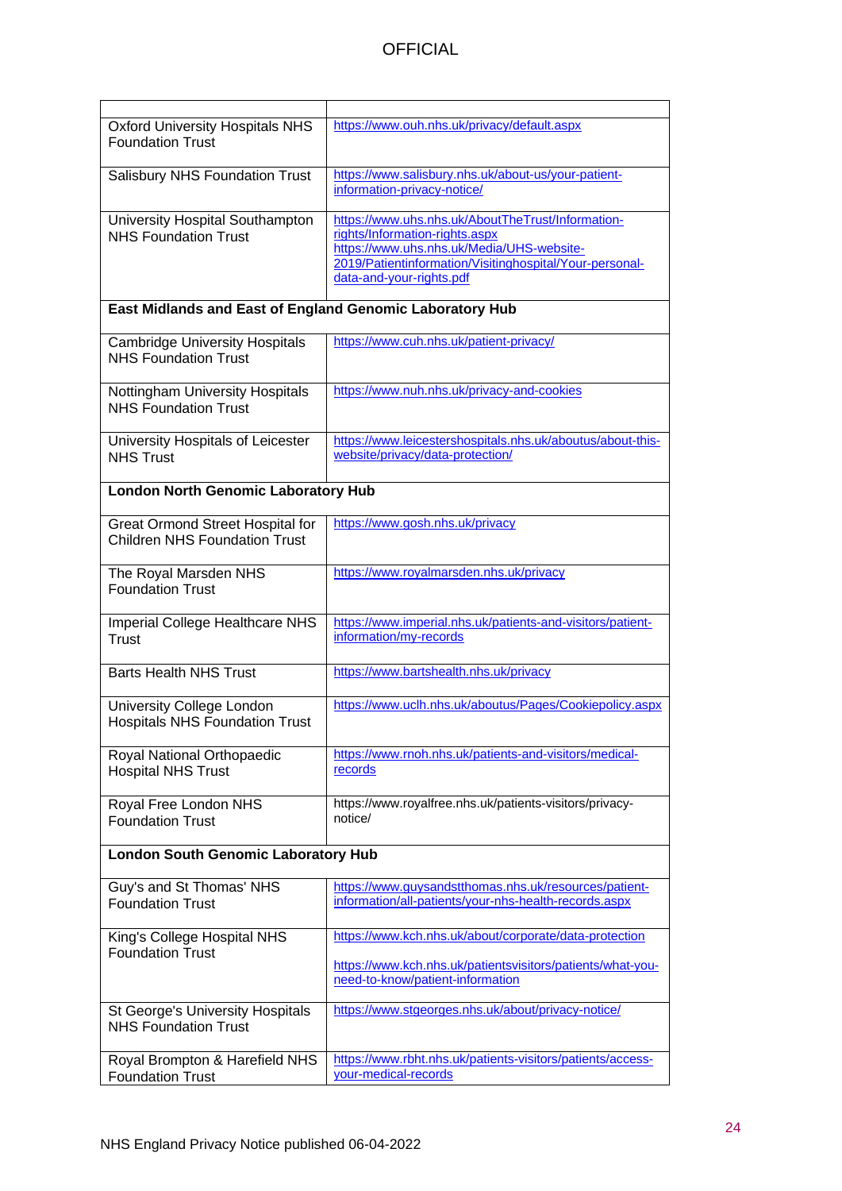| | |
|---|---|
| Oxford University Hospitals NHS Foundation Trust | https://www.ouh.nhs.uk/privacy/default.aspx |
| Salisbury NHS Foundation Trust | https://www.salisbury.nhs.uk/about-us/your-patient-information-privacy-notice/ |
| University Hospital Southampton NHS Foundation Trust | https://www.uhs.nhs.uk/AboutTheTrust/Information-rights/Information-rights.aspx https://www.uhs.nhs.uk/Media/UHS-website-2019/Patientinformation/Visitinghospital/Your-personal-data-and-your-rights.pdf |
| **East Midlands and East of England Genomic Laboratory Hub** | |
| Cambridge University Hospitals NHS Foundation Trust | https://www.cuh.nhs.uk/patient-privacy/ |
| Nottingham University Hospitals NHS Foundation Trust | https://www.nuh.nhs.uk/privacy-and-cookies |
| University Hospitals of Leicester NHS Trust | https://www.leicestershospitals.nhs.uk/aboutus/about-this-website/privacy/data-protection/ |
| **London North Genomic Laboratory Hub** | |
| Great Ormond Street Hospital for Children NHS Foundation Trust | https://www.gosh.nhs.uk/privacy |
| The Royal Marsden NHS Foundation Trust | https://www.royalmarsden.nhs.uk/privacy |
| Imperial College Healthcare NHS Trust | https://www.imperial.nhs.uk/patients-and-visitors/patient-information/my-records |
| Barts Health NHS Trust | https://www.bartshealth.nhs.uk/privacy |
| University College London Hospitals NHS Foundation Trust | https://www.uclh.nhs.uk/aboutus/Pages/Cookiepolicy.aspx |
| Royal National Orthopaedic Hospital NHS Trust | https://www.rnoh.nhs.uk/patients-and-visitors/medical-records |
| Royal Free London NHS Foundation Trust | https://www.royalfree.nhs.uk/patients-visitors/privacy-notice/ |
| **London South Genomic Laboratory Hub** | |
| Guy's and St Thomas' NHS Foundation Trust | https://www.guysandstthomas.nhs.uk/resources/patient-information/all-patients/your-nhs-health-records.aspx |
| King's College Hospital NHS Foundation Trust | https://www.kch.nhs.uk/about/corporate/data-protection<br><br>https://www.kch.nhs.uk/patientsvisitors/patients/what-you-need-to-know/patient-information |
| St George's University Hospitals NHS Foundation Trust | https://www.stgeorges.nhs.uk/about/privacy-notice/ |
| Royal Brompton & Harefield NHS Foundation Trust | https://www.rbht.nhs.uk/patients-visitors/patients/access-your-medical-records |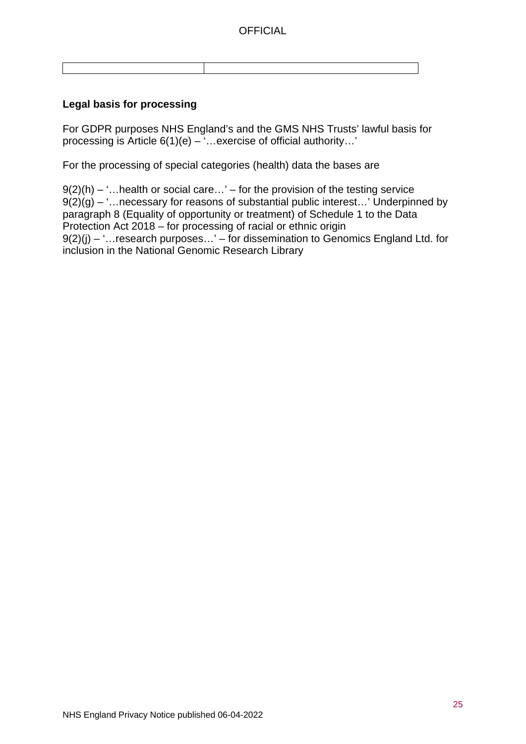| | |
|---|---|
| | |

**Legal basis for processing**

For GDPR purposes NHS England's and the GMS NHS Trusts' lawful basis for processing is Article 6(1)(e) – '…exercise of official authority…'

For the processing of special categories (health) data the bases are

9(2)(h) – '…health or social care…' – for the provision of the testing service
9(2)(g) – '…necessary for reasons of substantial public interest…' Underpinned by paragraph 8 (Equality of opportunity or treatment) of Schedule 1 to the Data Protection Act 2018 – for processing of racial or ethnic origin
9(2)(j) – '…research purposes…' – for dissemination to Genomics England Ltd. for inclusion in the National Genomic Research Library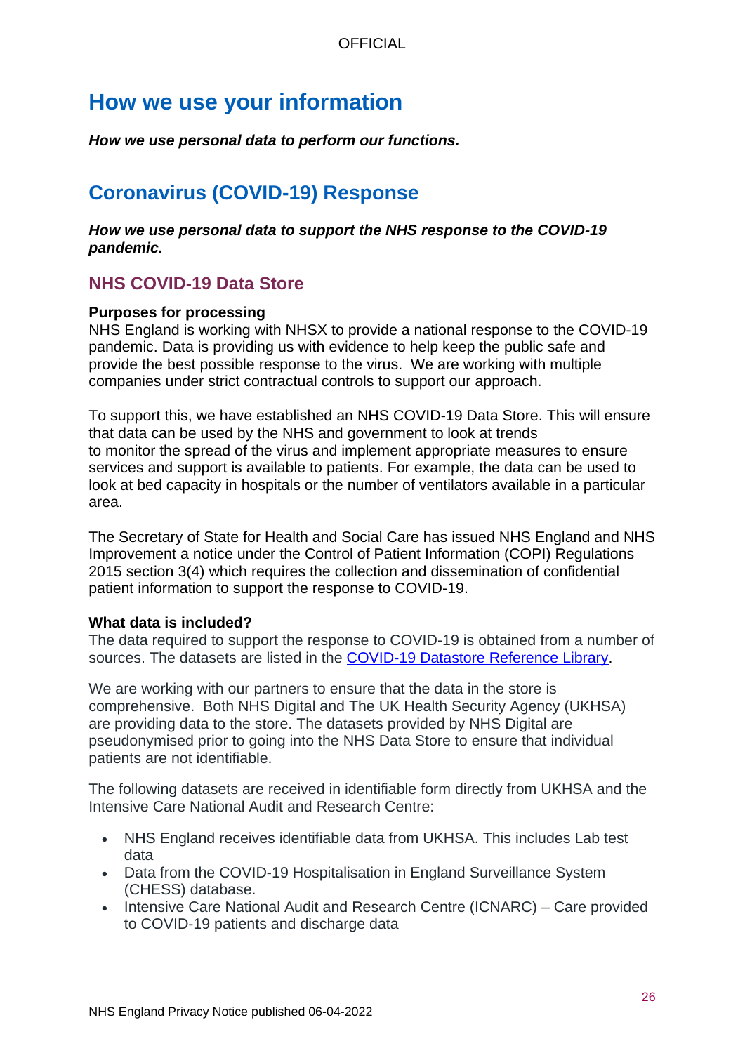# How we use your information

***How we use personal data to perform our functions.***

## Coronavirus (COVID-19) Response

***How we use personal data to support the NHS response to the COVID-19 pandemic.***

### NHS COVID-19 Data Store

**Purposes for processing**

NHS England is working with NHSX to provide a national response to the COVID-19 pandemic. Data is providing us with evidence to help keep the public safe and provide the best possible response to the virus. We are working with multiple companies under strict contractual controls to support our approach.

To support this, we have established an NHS COVID-19 Data Store. This will ensure that data can be used by the NHS and government to look at trends to monitor the spread of the virus and implement appropriate measures to ensure services and support is available to patients. For example, the data can be used to look at bed capacity in hospitals or the number of ventilators available in a particular area.

The Secretary of State for Health and Social Care has issued NHS England and NHS Improvement a notice under the Control of Patient Information (COPI) Regulations 2015 section 3(4) which requires the collection and dissemination of confidential patient information to support the response to COVID-19.

**What data is included?**

The data required to support the response to COVID-19 is obtained from a number of sources. The datasets are listed in the [COVID-19 Datastore Reference Library](COVID-19 Datastore Reference Library).

We are working with our partners to ensure that the data in the store is comprehensive. Both NHS Digital and The UK Health Security Agency (UKHSA) are providing data to the store. The datasets provided by NHS Digital are pseudonymised prior to going into the NHS Data Store to ensure that individual patients are not identifiable.

The following datasets are received in identifiable form directly from UKHSA and the Intensive Care National Audit and Research Centre:

- NHS England receives identifiable data from UKHSA. This includes Lab test data
- Data from the COVID-19 Hospitalisation in England Surveillance System (CHESS) database.
- Intensive Care National Audit and Research Centre (ICNARC) – Care provided to COVID-19 patients and discharge data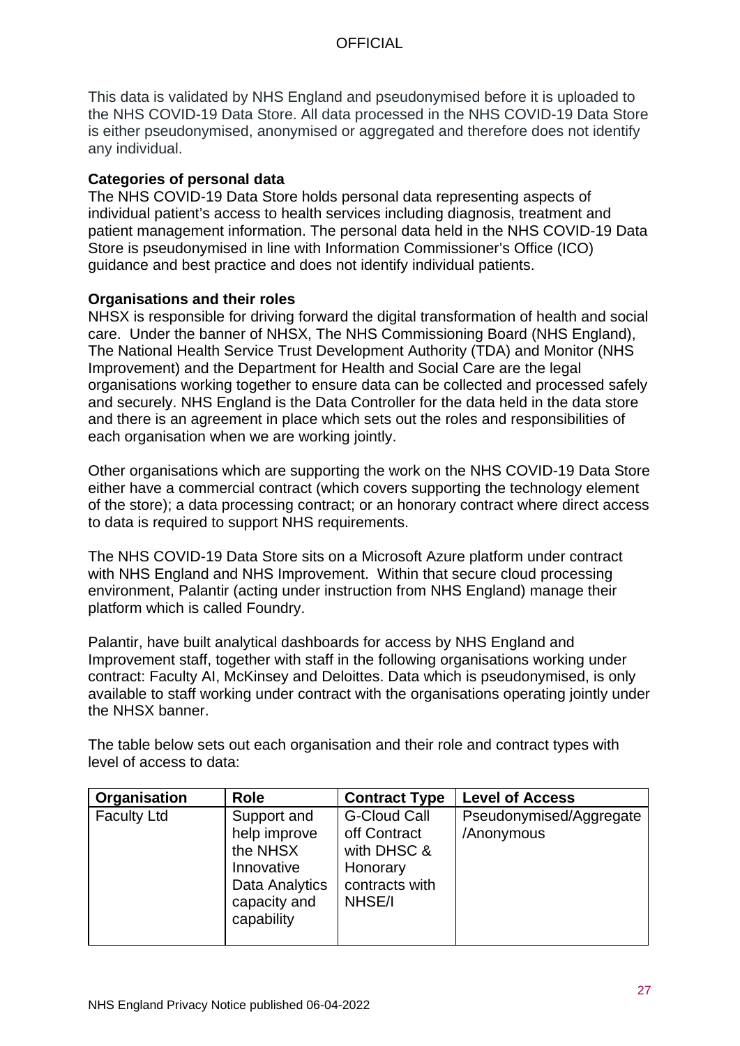This data is validated by NHS England and pseudonymised before it is uploaded to the NHS COVID-19 Data Store. All data processed in the NHS COVID-19 Data Store is either pseudonymised, anonymised or aggregated and therefore does not identify any individual.

**Categories of personal data**

The NHS COVID-19 Data Store holds personal data representing aspects of individual patient's access to health services including diagnosis, treatment and patient management information. The personal data held in the NHS COVID-19 Data Store is pseudonymised in line with Information Commissioner's Office (ICO) guidance and best practice and does not identify individual patients.

**Organisations and their roles**

NHSX is responsible for driving forward the digital transformation of health and social care. Under the banner of NHSX, The NHS Commissioning Board (NHS England), The National Health Service Trust Development Authority (TDA) and Monitor (NHS Improvement) and the Department for Health and Social Care are the legal organisations working together to ensure data can be collected and processed safely and securely. NHS England is the Data Controller for the data held in the data store and there is an agreement in place which sets out the roles and responsibilities of each organisation when we are working jointly.

Other organisations which are supporting the work on the NHS COVID-19 Data Store either have a commercial contract (which covers supporting the technology element of the store); a data processing contract; or an honorary contract where direct access to data is required to support NHS requirements.

The NHS COVID-19 Data Store sits on a Microsoft Azure platform under contract with NHS England and NHS Improvement. Within that secure cloud processing environment, Palantir (acting under instruction from NHS England) manage their platform which is called Foundry.

Palantir, have built analytical dashboards for access by NHS England and Improvement staff, together with staff in the following organisations working under contract: Faculty AI, McKinsey and Deloittes. Data which is pseudonymised, is only available to staff working under contract with the organisations operating jointly under the NHSX banner.

The table below sets out each organisation and their role and contract types with level of access to data:

| Organisation | Role | Contract Type | Level of Access |
| --- | --- | --- | --- |
| Faculty Ltd | Support and help improve the NHSX Innovative Data Analytics capacity and capability | G-Cloud Call off Contract with DHSC & Honorary contracts with NHSE/I | Pseudonymised/Aggregate /Anonymous |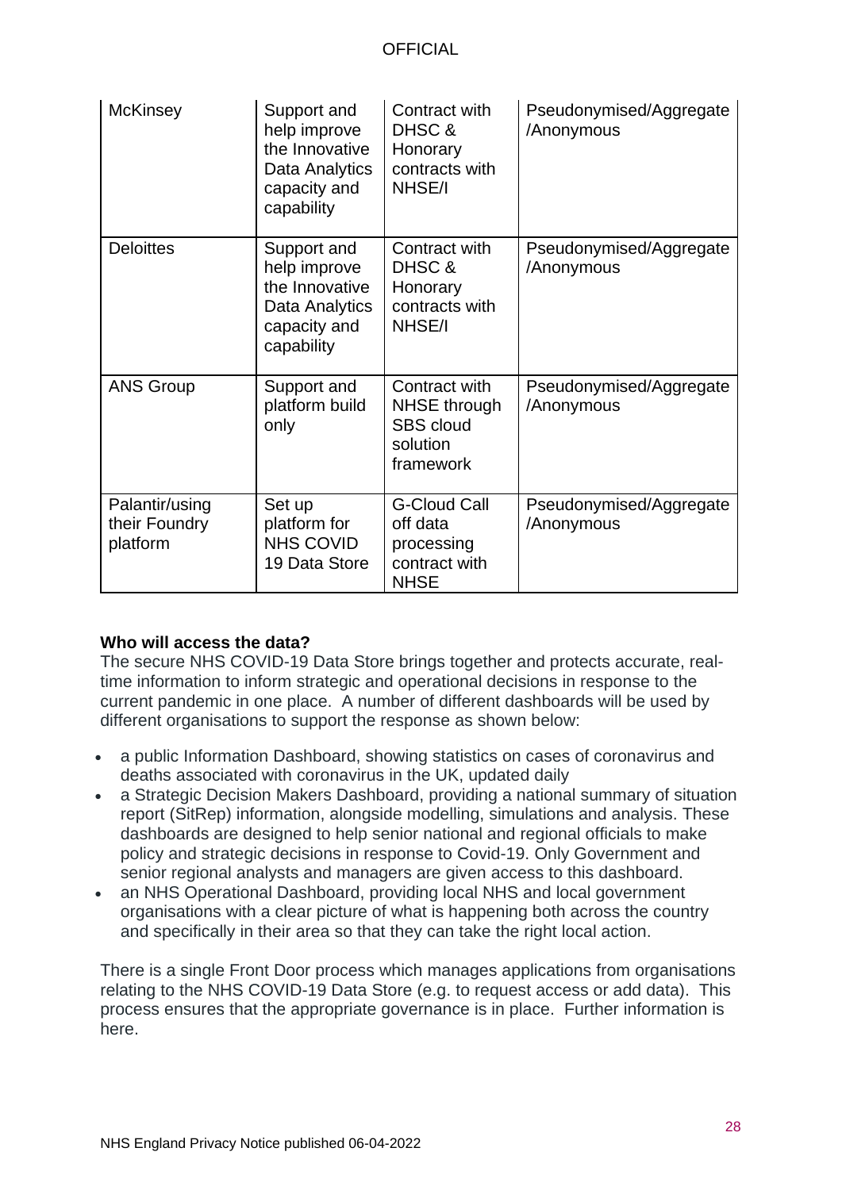| McKinsey | Support and help improve the Innovative Data Analytics capacity and capability | Contract with DHSC & Honorary contracts with NHSE/I | Pseudonymised/Aggregate /Anonymous |
|---|---|---|---|
| Deloittes | Support and help improve the Innovative Data Analytics capacity and capability | Contract with DHSC & Honorary contracts with NHSE/I | Pseudonymised/Aggregate /Anonymous |
| ANS Group | Support and platform build only | Contract with NHSE through SBS cloud solution framework | Pseudonymised/Aggregate /Anonymous |
| Palantir/using their Foundry platform | Set up platform for NHS COVID 19 Data Store | G-Cloud Call off data processing contract with NHSE | Pseudonymised/Aggregate /Anonymous |

**Who will access the data?**

The secure NHS COVID-19 Data Store brings together and protects accurate, real-time information to inform strategic and operational decisions in response to the current pandemic in one place. A number of different dashboards will be used by different organisations to support the response as shown below:

- a public Information Dashboard, showing statistics on cases of coronavirus and deaths associated with coronavirus in the UK, updated daily
- a Strategic Decision Makers Dashboard, providing a national summary of situation report (SitRep) information, alongside modelling, simulations and analysis. These dashboards are designed to help senior national and regional officials to make policy and strategic decisions in response to Covid-19. Only Government and senior regional analysts and managers are given access to this dashboard.
- an NHS Operational Dashboard, providing local NHS and local government organisations with a clear picture of what is happening both across the country and specifically in their area so that they can take the right local action.

There is a single Front Door process which manages applications from organisations relating to the NHS COVID-19 Data Store (e.g. to request access or add data). This process ensures that the appropriate governance is in place. Further information is here.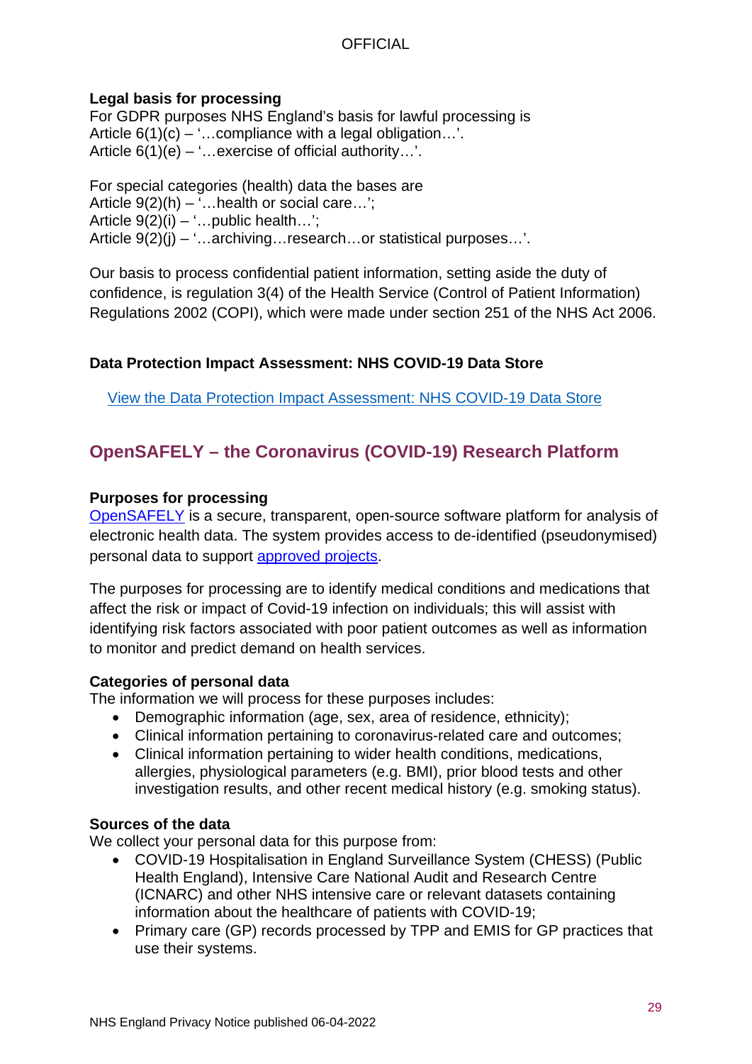**Legal basis for processing**

For GDPR purposes NHS England's basis for lawful processing is
Article 6(1)(c) – '…compliance with a legal obligation…'.
Article 6(1)(e) – '…exercise of official authority…'.

For special categories (health) data the bases are
Article 9(2)(h) – '…health or social care…';
Article 9(2)(i) – '…public health…';
Article 9(2)(j) – '…archiving…research…or statistical purposes…'.

Our basis to process confidential patient information, setting aside the duty of confidence, is regulation 3(4) of the Health Service (Control of Patient Information) Regulations 2002 (COPI), which were made under section 251 of the NHS Act 2006.

**Data Protection Impact Assessment: NHS COVID-19 Data Store**

View the Data Protection Impact Assessment: NHS COVID-19 Data Store

## OpenSAFELY – the Coronavirus (COVID-19) Research Platform

**Purposes for processing**

OpenSAFELY is a secure, transparent, open-source software platform for analysis of electronic health data. The system provides access to de-identified (pseudonymised) personal data to support approved projects.

The purposes for processing are to identify medical conditions and medications that affect the risk or impact of Covid-19 infection on individuals; this will assist with identifying risk factors associated with poor patient outcomes as well as information to monitor and predict demand on health services.

**Categories of personal data**

The information we will process for these purposes includes:

- Demographic information (age, sex, area of residence, ethnicity);
- Clinical information pertaining to coronavirus-related care and outcomes;
- Clinical information pertaining to wider health conditions, medications, allergies, physiological parameters (e.g. BMI), prior blood tests and other investigation results, and other recent medical history (e.g. smoking status).

**Sources of the data**

We collect your personal data for this purpose from:

- COVID-19 Hospitalisation in England Surveillance System (CHESS) (Public Health England), Intensive Care National Audit and Research Centre (ICNARC) and other NHS intensive care or relevant datasets containing information about the healthcare of patients with COVID-19;
- Primary care (GP) records processed by TPP and EMIS for GP practices that use their systems.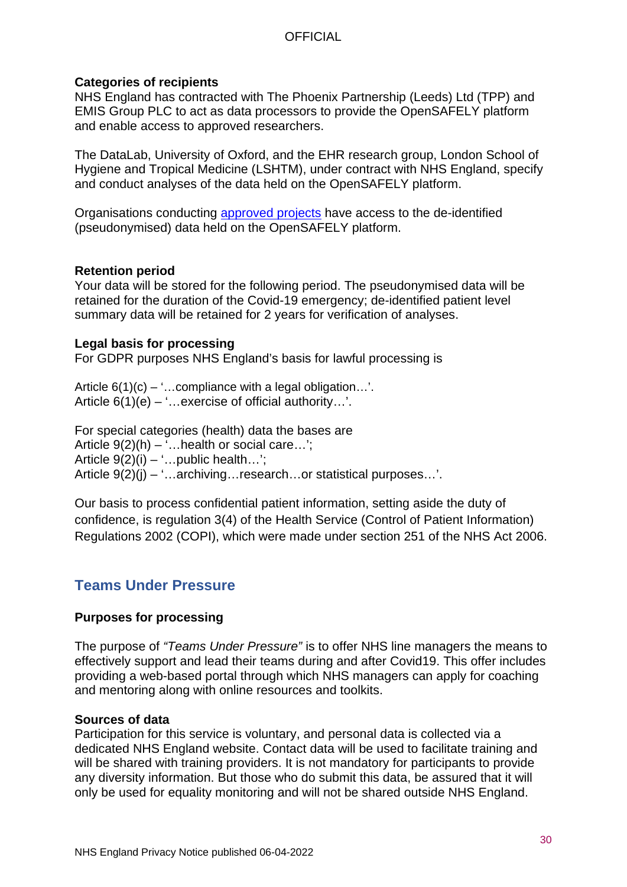**Categories of recipients**

NHS England has contracted with The Phoenix Partnership (Leeds) Ltd (TPP) and EMIS Group PLC to act as data processors to provide the OpenSAFELY platform and enable access to approved researchers.

The DataLab, University of Oxford, and the EHR research group, London School of Hygiene and Tropical Medicine (LSHTM), under contract with NHS England, specify and conduct analyses of the data held on the OpenSAFELY platform.

Organisations conducting [approved projects]() have access to the de-identified (pseudonymised) data held on the OpenSAFELY platform.

**Retention period**

Your data will be stored for the following period. The pseudonymised data will be retained for the duration of the Covid-19 emergency; de-identified patient level summary data will be retained for 2 years for verification of analyses.

**Legal basis for processing**

For GDPR purposes NHS England's basis for lawful processing is

Article 6(1)(c) – '…compliance with a legal obligation…'.
Article 6(1)(e) – '…exercise of official authority…'.

For special categories (health) data the bases are
Article 9(2)(h) – '…health or social care…';
Article 9(2)(i) – '…public health…';
Article 9(2)(j) – '…archiving…research…or statistical purposes…'.

Our basis to process confidential patient information, setting aside the duty of confidence, is regulation 3(4) of the Health Service (Control of Patient Information) Regulations 2002 (COPI), which were made under section 251 of the NHS Act 2006.

## Teams Under Pressure

**Purposes for processing**

The purpose of *"Teams Under Pressure"* is to offer NHS line managers the means to effectively support and lead their teams during and after Covid19. This offer includes providing a web-based portal through which NHS managers can apply for coaching and mentoring along with online resources and toolkits.

**Sources of data**

Participation for this service is voluntary, and personal data is collected via a dedicated NHS England website. Contact data will be used to facilitate training and will be shared with training providers. It is not mandatory for participants to provide any diversity information. But those who do submit this data, be assured that it will only be used for equality monitoring and will not be shared outside NHS England.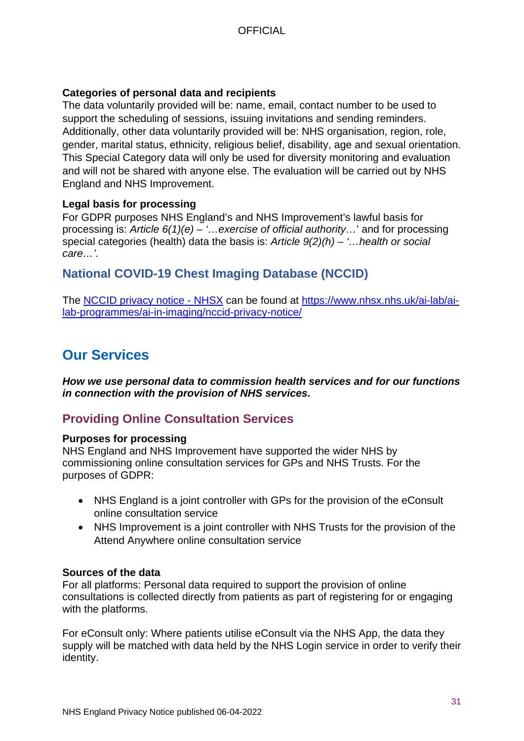**Categories of personal data and recipients**
The data voluntarily provided will be: name, email, contact number to be used to support the scheduling of sessions, issuing invitations and sending reminders. Additionally, other data voluntarily provided will be: NHS organisation, region, role, gender, marital status, ethnicity, religious belief, disability, age and sexual orientation. This Special Category data will only be used for diversity monitoring and evaluation and will not be shared with anyone else. The evaluation will be carried out by NHS England and NHS Improvement.

**Legal basis for processing**
For GDPR purposes NHS England's and NHS Improvement's lawful basis for processing is: *Article 6(1)(e) – '…exercise of official authority…*' and for processing special categories (health) data the basis is: *Article 9(2)(h) – '…health or social care…'.*

### National COVID-19 Chest Imaging Database (NCCID)

The [NCCID privacy notice - NHSX](https://www.nhsx.nhs.uk/ai-lab/ai-lab-programmes/ai-in-imaging/nccid-privacy-notice/) can be found at [https://www.nhsx.nhs.uk/ai-lab/ai-lab-programmes/ai-in-imaging/nccid-privacy-notice/](https://www.nhsx.nhs.uk/ai-lab/ai-lab-programmes/ai-in-imaging/nccid-privacy-notice/)

## Our Services

***How we use personal data to commission health services and for our functions in connection with the provision of NHS services.***

### Providing Online Consultation Services

**Purposes for processing**
NHS England and NHS Improvement have supported the wider NHS by commissioning online consultation services for GPs and NHS Trusts. For the purposes of GDPR:

- NHS England is a joint controller with GPs for the provision of the eConsult online consultation service
- NHS Improvement is a joint controller with NHS Trusts for the provision of the Attend Anywhere online consultation service

**Sources of the data**
For all platforms: Personal data required to support the provision of online consultations is collected directly from patients as part of registering for or engaging with the platforms.

For eConsult only: Where patients utilise eConsult via the NHS App, the data they supply will be matched with data held by the NHS Login service in order to verify their identity.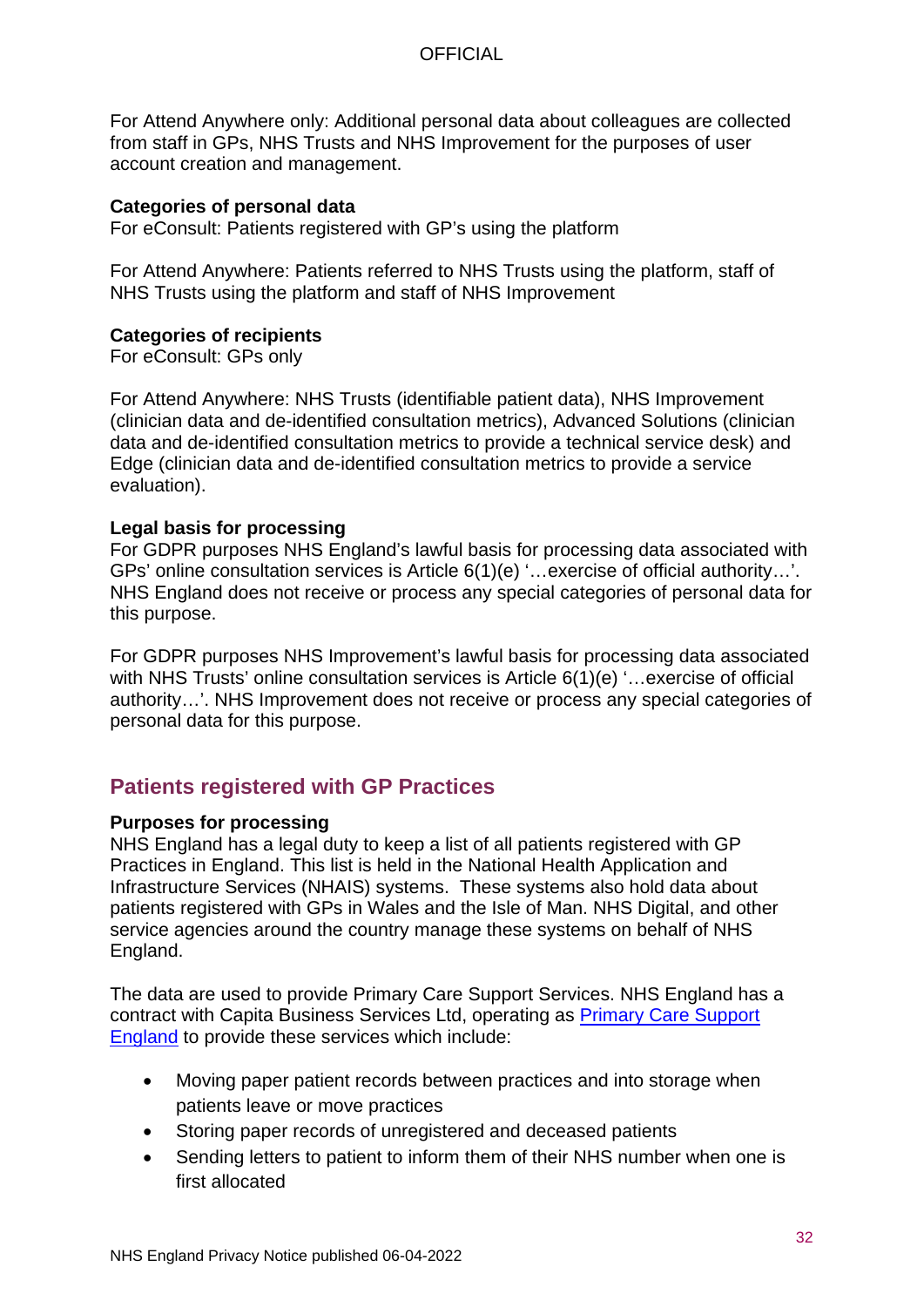For Attend Anywhere only: Additional personal data about colleagues are collected from staff in GPs, NHS Trusts and NHS Improvement for the purposes of user account creation and management.

**Categories of personal data**
For eConsult: Patients registered with GP's using the platform

For Attend Anywhere: Patients referred to NHS Trusts using the platform, staff of NHS Trusts using the platform and staff of NHS Improvement

**Categories of recipients**
For eConsult: GPs only

For Attend Anywhere: NHS Trusts (identifiable patient data), NHS Improvement (clinician data and de-identified consultation metrics), Advanced Solutions (clinician data and de-identified consultation metrics to provide a technical service desk) and Edge (clinician data and de-identified consultation metrics to provide a service evaluation).

**Legal basis for processing**
For GDPR purposes NHS England's lawful basis for processing data associated with GPs' online consultation services is Article 6(1)(e) '…exercise of official authority…'. NHS England does not receive or process any special categories of personal data for this purpose.

For GDPR purposes NHS Improvement's lawful basis for processing data associated with NHS Trusts' online consultation services is Article 6(1)(e) '…exercise of official authority…'. NHS Improvement does not receive or process any special categories of personal data for this purpose.

## Patients registered with GP Practices

**Purposes for processing**
NHS England has a legal duty to keep a list of all patients registered with GP Practices in England. This list is held in the National Health Application and Infrastructure Services (NHAIS) systems. These systems also hold data about patients registered with GPs in Wales and the Isle of Man. NHS Digital, and other service agencies around the country manage these systems on behalf of NHS England.

The data are used to provide Primary Care Support Services. NHS England has a contract with Capita Business Services Ltd, operating as Primary Care Support England to provide these services which include:

- Moving paper patient records between practices and into storage when patients leave or move practices
- Storing paper records of unregistered and deceased patients
- Sending letters to patient to inform them of their NHS number when one is first allocated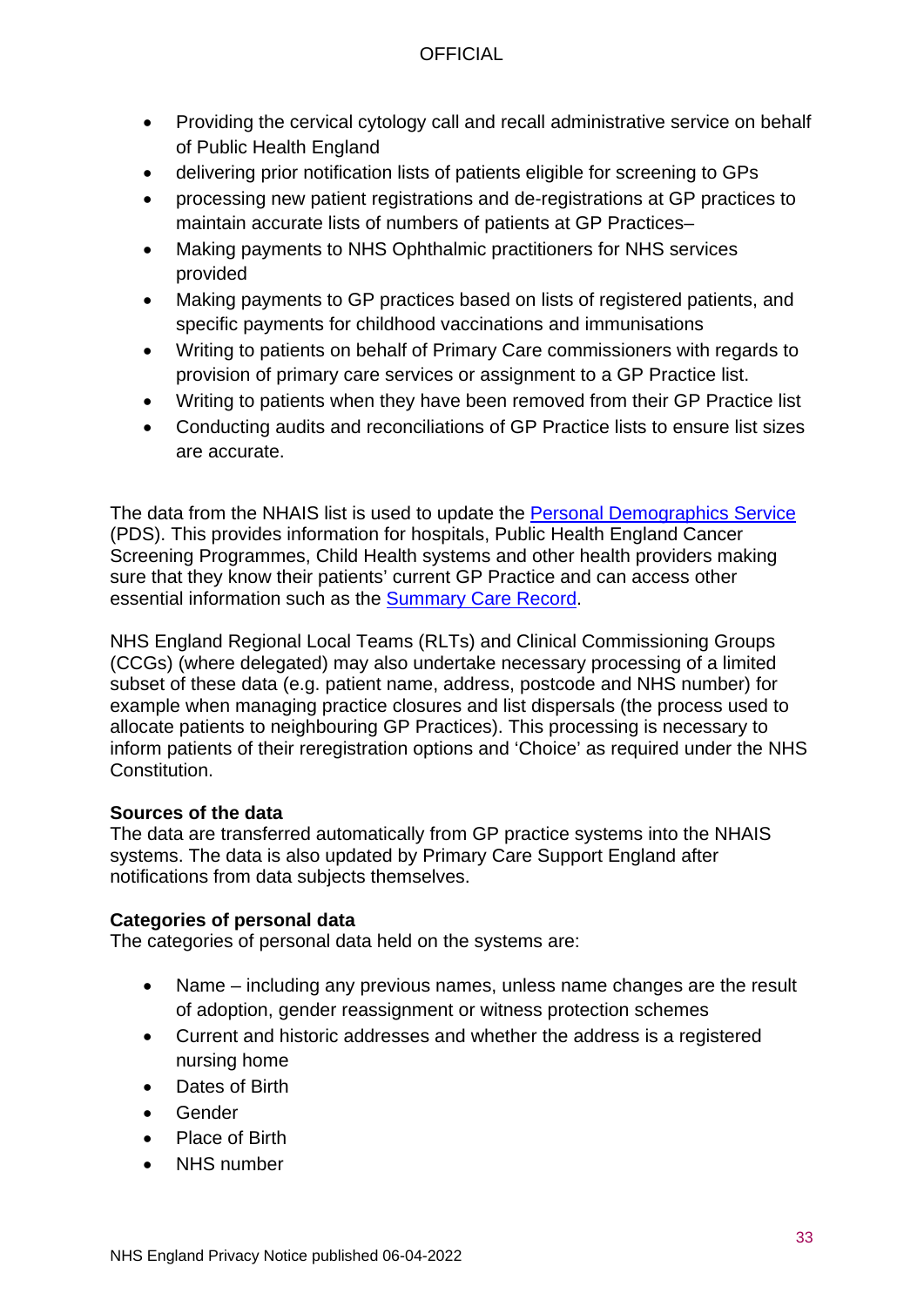- Providing the cervical cytology call and recall administrative service on behalf of Public Health England
- delivering prior notification lists of patients eligible for screening to GPs
- processing new patient registrations and de-registrations at GP practices to maintain accurate lists of numbers of patients at GP Practices–
- Making payments to NHS Ophthalmic practitioners for NHS services provided
- Making payments to GP practices based on lists of registered patients, and specific payments for childhood vaccinations and immunisations
- Writing to patients on behalf of Primary Care commissioners with regards to provision of primary care services or assignment to a GP Practice list.
- Writing to patients when they have been removed from their GP Practice list
- Conducting audits and reconciliations of GP Practice lists to ensure list sizes are accurate.

The data from the NHAIS list is used to update the Personal Demographics Service (PDS). This provides information for hospitals, Public Health England Cancer Screening Programmes, Child Health systems and other health providers making sure that they know their patients' current GP Practice and can access other essential information such as the Summary Care Record.

NHS England Regional Local Teams (RLTs) and Clinical Commissioning Groups (CCGs) (where delegated) may also undertake necessary processing of a limited subset of these data (e.g. patient name, address, postcode and NHS number) for example when managing practice closures and list dispersals (the process used to allocate patients to neighbouring GP Practices). This processing is necessary to inform patients of their reregistration options and 'Choice' as required under the NHS Constitution.

**Sources of the data**
The data are transferred automatically from GP practice systems into the NHAIS systems. The data is also updated by Primary Care Support England after notifications from data subjects themselves.

**Categories of personal data**
The categories of personal data held on the systems are:

- Name – including any previous names, unless name changes are the result of adoption, gender reassignment or witness protection schemes
- Current and historic addresses and whether the address is a registered nursing home
- Dates of Birth
- Gender
- Place of Birth
- NHS number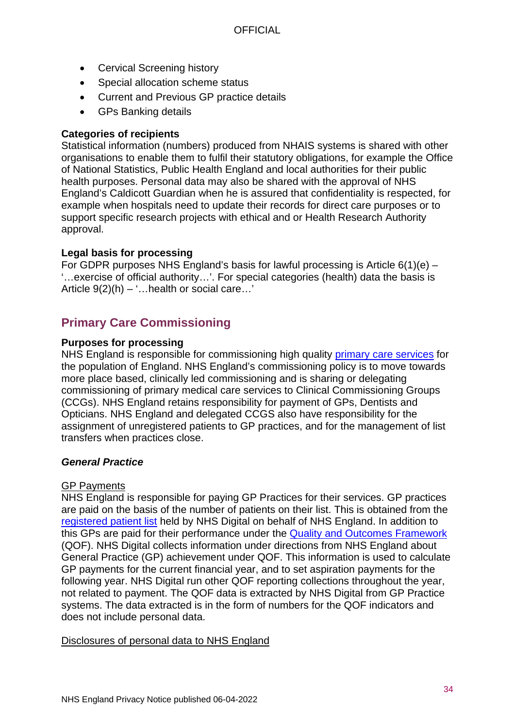- Cervical Screening history
- Special allocation scheme status
- Current and Previous GP practice details
- GPs Banking details

**Categories of recipients**
Statistical information (numbers) produced from NHAIS systems is shared with other organisations to enable them to fulfil their statutory obligations, for example the Office of National Statistics, Public Health England and local authorities for their public health purposes. Personal data may also be shared with the approval of NHS England's Caldicott Guardian when he is assured that confidentiality is respected, for example when hospitals need to update their records for direct care purposes or to support specific research projects with ethical and or Health Research Authority approval.

**Legal basis for processing**
For GDPR purposes NHS England's basis for lawful processing is Article 6(1)(e) – '…exercise of official authority…'. For special categories (health) data the basis is Article 9(2)(h) – '…health or social care…'

## Primary Care Commissioning

**Purposes for processing**
NHS England is responsible for commissioning high quality primary care services for the population of England. NHS England's commissioning policy is to move towards more place based, clinically led commissioning and is sharing or delegating commissioning of primary medical care services to Clinical Commissioning Groups (CCGs). NHS England retains responsibility for payment of GPs, Dentists and Opticians. NHS England and delegated CCGS also have responsibility for the assignment of unregistered patients to GP practices, and for the management of list transfers when practices close.

### *General Practice*

GP Payments

NHS England is responsible for paying GP Practices for their services. GP practices are paid on the basis of the number of patients on their list. This is obtained from the registered patient list held by NHS Digital on behalf of NHS England. In addition to this GPs are paid for their performance under the Quality and Outcomes Framework (QOF). NHS Digital collects information under directions from NHS England about General Practice (GP) achievement under QOF. This information is used to calculate GP payments for the current financial year, and to set aspiration payments for the following year. NHS Digital run other QOF reporting collections throughout the year, not related to payment. The QOF data is extracted by NHS Digital from GP Practice systems. The data extracted is in the form of numbers for the QOF indicators and does not include personal data.

Disclosures of personal data to NHS England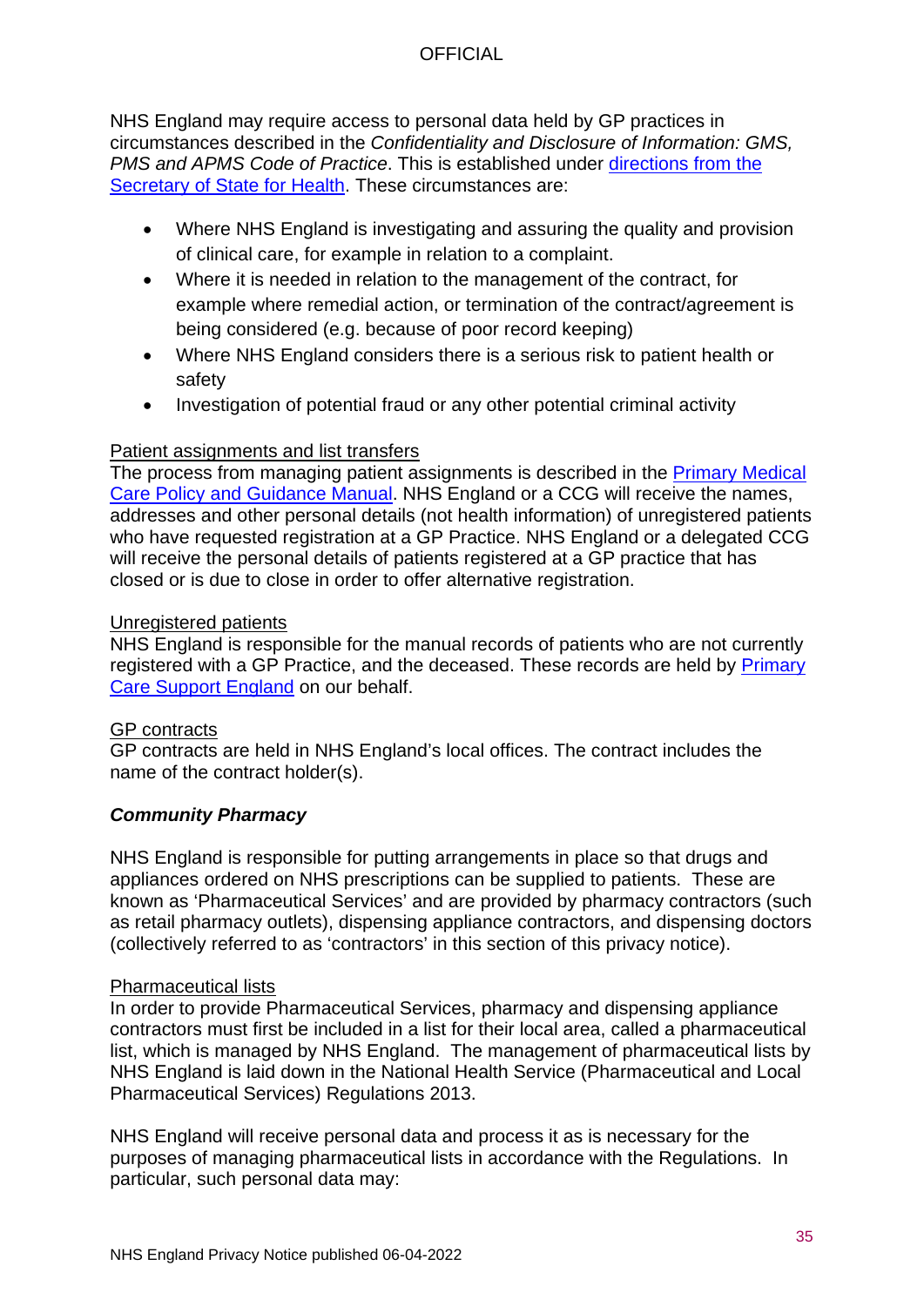NHS England may require access to personal data held by GP practices in circumstances described in the *Confidentiality and Disclosure of Information: GMS, PMS and APMS Code of Practice*. This is established under directions from the Secretary of State for Health. These circumstances are:

- Where NHS England is investigating and assuring the quality and provision of clinical care, for example in relation to a complaint.
- Where it is needed in relation to the management of the contract, for example where remedial action, or termination of the contract/agreement is being considered (e.g. because of poor record keeping)
- Where NHS England considers there is a serious risk to patient health or safety
- Investigation of potential fraud or any other potential criminal activity

<u>Patient assignments and list transfers</u>
The process from managing patient assignments is described in the Primary Medical Care Policy and Guidance Manual. NHS England or a CCG will receive the names, addresses and other personal details (not health information) of unregistered patients who have requested registration at a GP Practice. NHS England or a delegated CCG will receive the personal details of patients registered at a GP practice that has closed or is due to close in order to offer alternative registration.

<u>Unregistered patients</u>
NHS England is responsible for the manual records of patients who are not currently registered with a GP Practice, and the deceased. These records are held by Primary Care Support England on our behalf.

<u>GP contracts</u>
GP contracts are held in NHS England's local offices. The contract includes the name of the contract holder(s).

***Community Pharmacy***

NHS England is responsible for putting arrangements in place so that drugs and appliances ordered on NHS prescriptions can be supplied to patients. These are known as 'Pharmaceutical Services' and are provided by pharmacy contractors (such as retail pharmacy outlets), dispensing appliance contractors, and dispensing doctors (collectively referred to as 'contractors' in this section of this privacy notice).

<u>Pharmaceutical lists</u>
In order to provide Pharmaceutical Services, pharmacy and dispensing appliance contractors must first be included in a list for their local area, called a pharmaceutical list, which is managed by NHS England. The management of pharmaceutical lists by NHS England is laid down in the National Health Service (Pharmaceutical and Local Pharmaceutical Services) Regulations 2013.

NHS England will receive personal data and process it as is necessary for the purposes of managing pharmaceutical lists in accordance with the Regulations. In particular, such personal data may: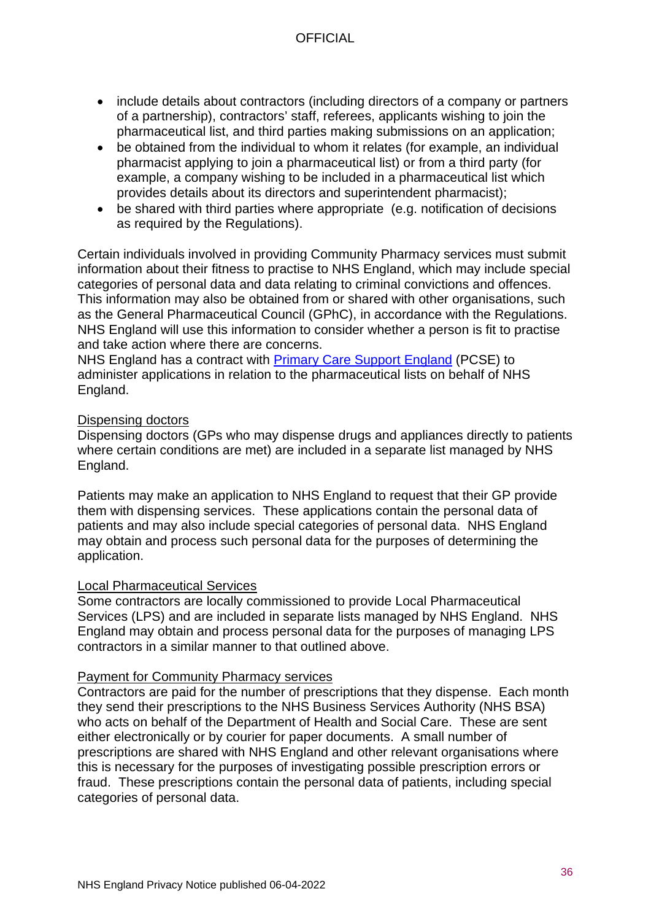- include details about contractors (including directors of a company or partners of a partnership), contractors' staff, referees, applicants wishing to join the pharmaceutical list, and third parties making submissions on an application;
- be obtained from the individual to whom it relates (for example, an individual pharmacist applying to join a pharmaceutical list) or from a third party (for example, a company wishing to be included in a pharmaceutical list which provides details about its directors and superintendent pharmacist);
- be shared with third parties where appropriate (e.g. notification of decisions as required by the Regulations).

Certain individuals involved in providing Community Pharmacy services must submit information about their fitness to practise to NHS England, which may include special categories of personal data and data relating to criminal convictions and offences. This information may also be obtained from or shared with other organisations, such as the General Pharmaceutical Council (GPhC), in accordance with the Regulations. NHS England will use this information to consider whether a person is fit to practise and take action where there are concerns.
NHS England has a contract with Primary Care Support England (PCSE) to administer applications in relation to the pharmaceutical lists on behalf of NHS England.

Dispensing doctors
Dispensing doctors (GPs who may dispense drugs and appliances directly to patients where certain conditions are met) are included in a separate list managed by NHS England.

Patients may make an application to NHS England to request that their GP provide them with dispensing services. These applications contain the personal data of patients and may also include special categories of personal data. NHS England may obtain and process such personal data for the purposes of determining the application.

Local Pharmaceutical Services
Some contractors are locally commissioned to provide Local Pharmaceutical Services (LPS) and are included in separate lists managed by NHS England. NHS England may obtain and process personal data for the purposes of managing LPS contractors in a similar manner to that outlined above.

Payment for Community Pharmacy services
Contractors are paid for the number of prescriptions that they dispense. Each month they send their prescriptions to the NHS Business Services Authority (NHS BSA) who acts on behalf of the Department of Health and Social Care. These are sent either electronically or by courier for paper documents. A small number of prescriptions are shared with NHS England and other relevant organisations where this is necessary for the purposes of investigating possible prescription errors or fraud. These prescriptions contain the personal data of patients, including special categories of personal data.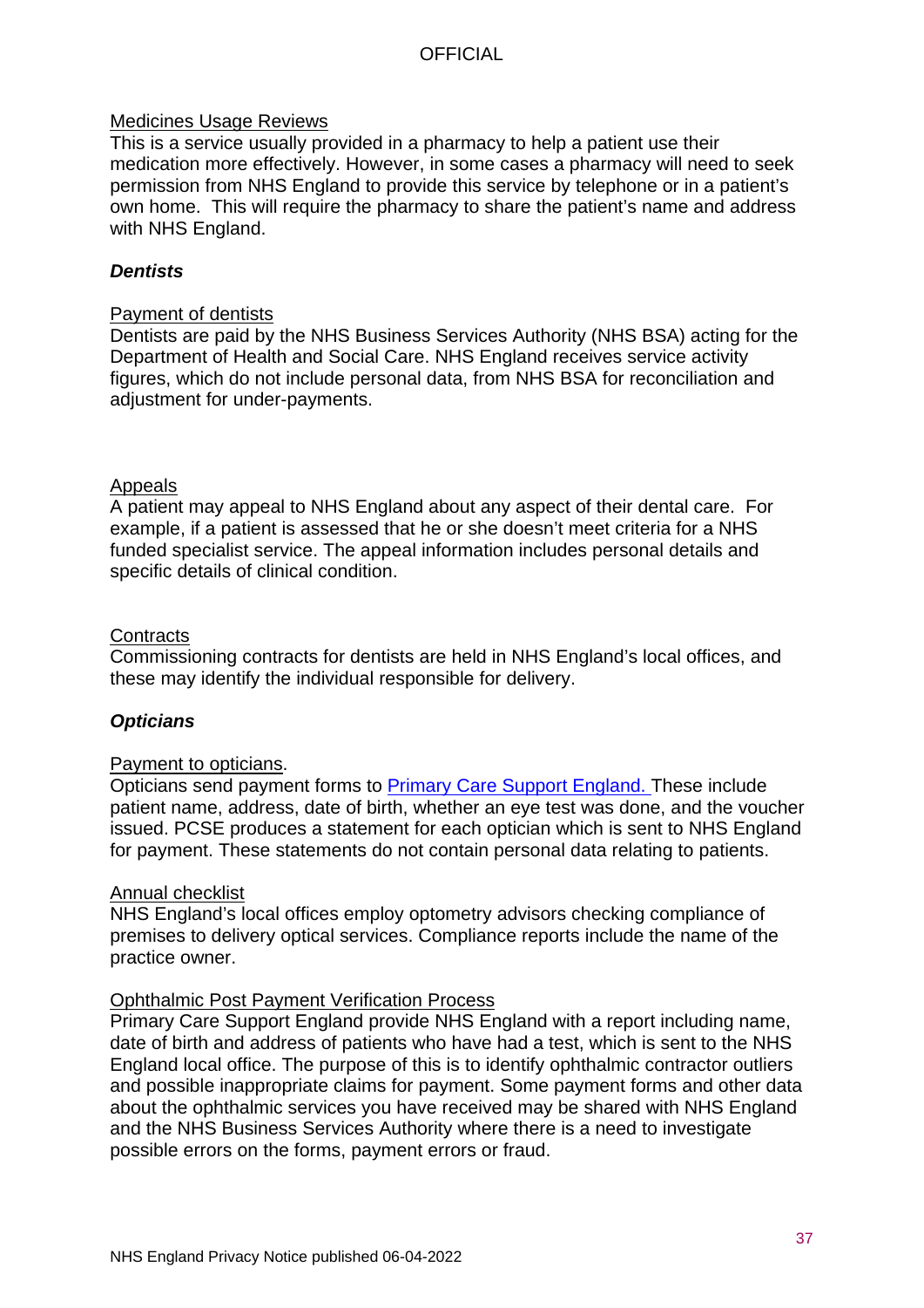Medicines Usage Reviews

This is a service usually provided in a pharmacy to help a patient use their medication more effectively. However, in some cases a pharmacy will need to seek permission from NHS England to provide this service by telephone or in a patient's own home. This will require the pharmacy to share the patient's name and address with NHS England.

***Dentists***

Payment of dentists

Dentists are paid by the NHS Business Services Authority (NHS BSA) acting for the Department of Health and Social Care. NHS England receives service activity figures, which do not include personal data, from NHS BSA for reconciliation and adjustment for under-payments.

Appeals

A patient may appeal to NHS England about any aspect of their dental care. For example, if a patient is assessed that he or she doesn't meet criteria for a NHS funded specialist service. The appeal information includes personal details and specific details of clinical condition.

Contracts

Commissioning contracts for dentists are held in NHS England's local offices, and these may identify the individual responsible for delivery.

***Opticians***

Payment to opticians.

Opticians send payment forms to [Primary Care Support England.](Primary Care Support England) These include patient name, address, date of birth, whether an eye test was done, and the voucher issued. PCSE produces a statement for each optician which is sent to NHS England for payment. These statements do not contain personal data relating to patients.

Annual checklist

NHS England's local offices employ optometry advisors checking compliance of premises to delivery optical services. Compliance reports include the name of the practice owner.

Ophthalmic Post Payment Verification Process

Primary Care Support England provide NHS England with a report including name, date of birth and address of patients who have had a test, which is sent to the NHS England local office. The purpose of this is to identify ophthalmic contractor outliers and possible inappropriate claims for payment. Some payment forms and other data about the ophthalmic services you have received may be shared with NHS England and the NHS Business Services Authority where there is a need to investigate possible errors on the forms, payment errors or fraud.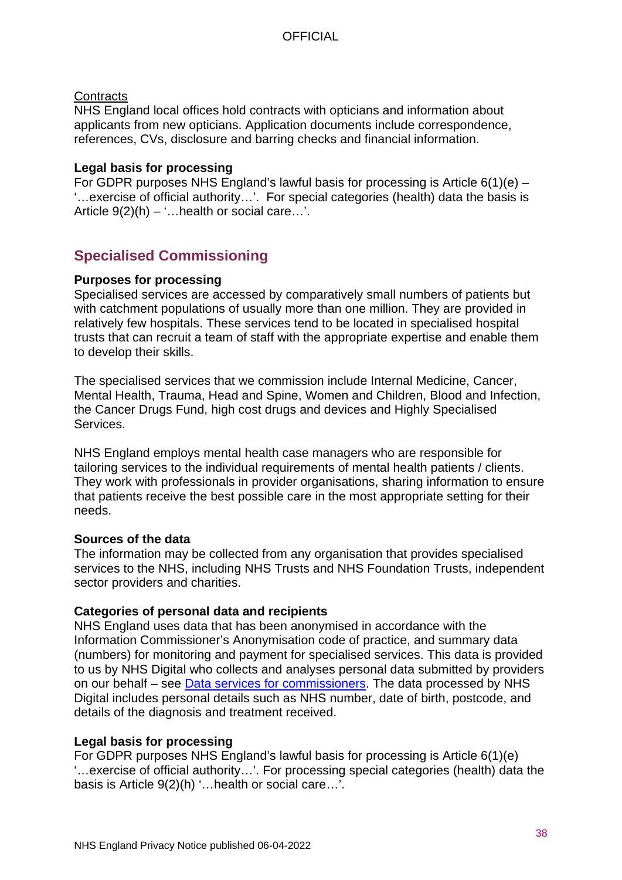Contracts
NHS England local offices hold contracts with opticians and information about applicants from new opticians. Application documents include correspondence, references, CVs, disclosure and barring checks and financial information.

**Legal basis for processing**
For GDPR purposes NHS England's lawful basis for processing is Article 6(1)(e) – '…exercise of official authority…'. For special categories (health) data the basis is Article 9(2)(h) – '…health or social care…'.

## Specialised Commissioning

**Purposes for processing**
Specialised services are accessed by comparatively small numbers of patients but with catchment populations of usually more than one million. They are provided in relatively few hospitals. These services tend to be located in specialised hospital trusts that can recruit a team of staff with the appropriate expertise and enable them to develop their skills.

The specialised services that we commission include Internal Medicine, Cancer, Mental Health, Trauma, Head and Spine, Women and Children, Blood and Infection, the Cancer Drugs Fund, high cost drugs and devices and Highly Specialised Services.

NHS England employs mental health case managers who are responsible for tailoring services to the individual requirements of mental health patients / clients. They work with professionals in provider organisations, sharing information to ensure that patients receive the best possible care in the most appropriate setting for their needs.

**Sources of the data**
The information may be collected from any organisation that provides specialised services to the NHS, including NHS Trusts and NHS Foundation Trusts, independent sector providers and charities.

**Categories of personal data and recipients**
NHS England uses data that has been anonymised in accordance with the Information Commissioner's Anonymisation code of practice, and summary data (numbers) for monitoring and payment for specialised services. This data is provided to us by NHS Digital who collects and analyses personal data submitted by providers on our behalf – see Data services for commissioners. The data processed by NHS Digital includes personal details such as NHS number, date of birth, postcode, and details of the diagnosis and treatment received.

**Legal basis for processing**
For GDPR purposes NHS England's lawful basis for processing is Article 6(1)(e) '…exercise of official authority…'. For processing special categories (health) data the basis is Article 9(2)(h) '…health or social care…'.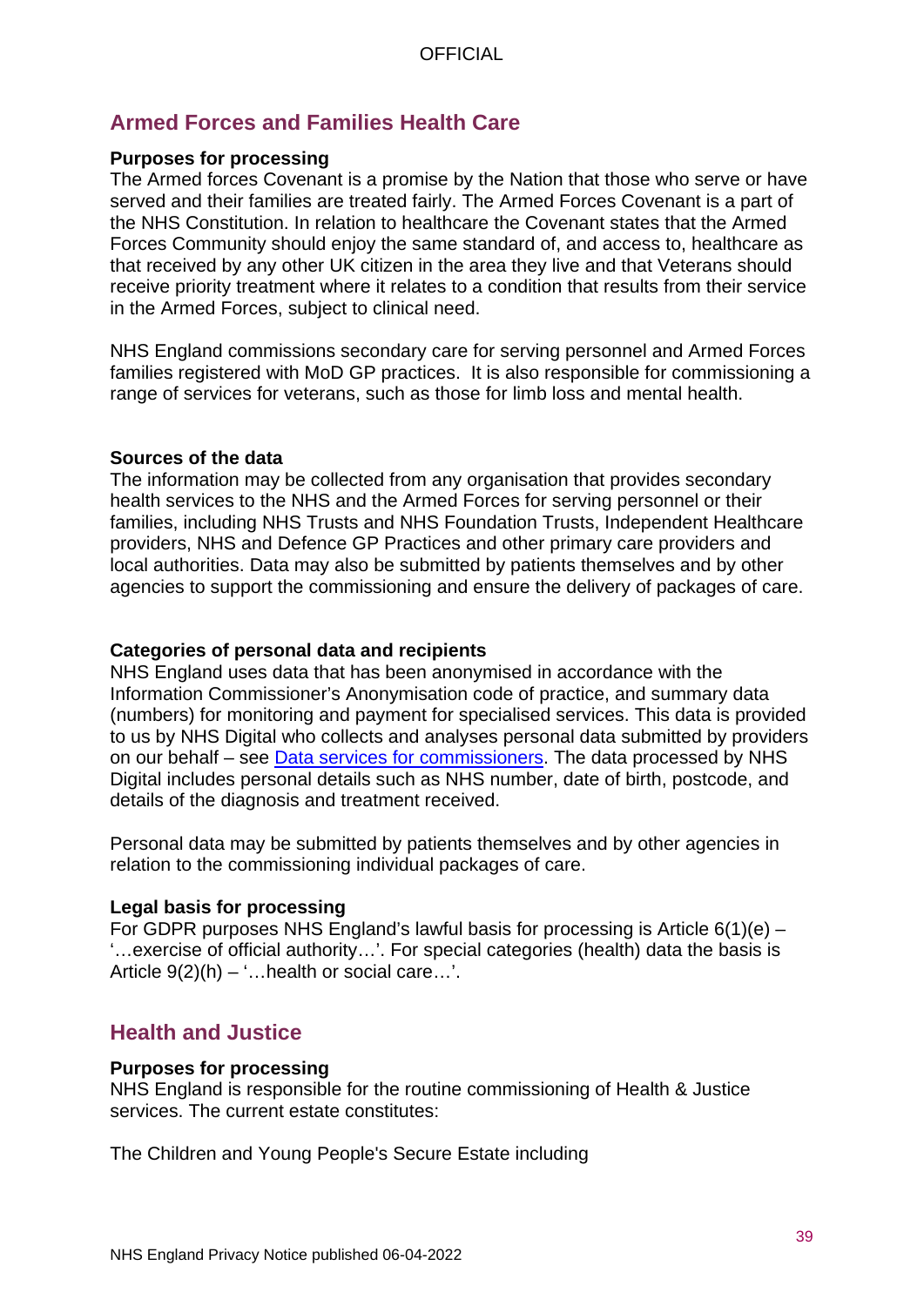## Armed Forces and Families Health Care

**Purposes for processing**

The Armed forces Covenant is a promise by the Nation that those who serve or have served and their families are treated fairly. The Armed Forces Covenant is a part of the NHS Constitution. In relation to healthcare the Covenant states that the Armed Forces Community should enjoy the same standard of, and access to, healthcare as that received by any other UK citizen in the area they live and that Veterans should receive priority treatment where it relates to a condition that results from their service in the Armed Forces, subject to clinical need.

NHS England commissions secondary care for serving personnel and Armed Forces families registered with MoD GP practices. It is also responsible for commissioning a range of services for veterans, such as those for limb loss and mental health.

**Sources of the data**

The information may be collected from any organisation that provides secondary health services to the NHS and the Armed Forces for serving personnel or their families, including NHS Trusts and NHS Foundation Trusts, Independent Healthcare providers, NHS and Defence GP Practices and other primary care providers and local authorities. Data may also be submitted by patients themselves and by other agencies to support the commissioning and ensure the delivery of packages of care.

**Categories of personal data and recipients**

NHS England uses data that has been anonymised in accordance with the Information Commissioner's Anonymisation code of practice, and summary data (numbers) for monitoring and payment for specialised services. This data is provided to us by NHS Digital who collects and analyses personal data submitted by providers on our behalf – see [Data services for commissioners](). The data processed by NHS Digital includes personal details such as NHS number, date of birth, postcode, and details of the diagnosis and treatment received.

Personal data may be submitted by patients themselves and by other agencies in relation to the commissioning individual packages of care.

**Legal basis for processing**

For GDPR purposes NHS England's lawful basis for processing is Article 6(1)(e) – '…exercise of official authority…'. For special categories (health) data the basis is Article 9(2)(h) – '…health or social care…'.

## Health and Justice

**Purposes for processing**

NHS England is responsible for the routine commissioning of Health & Justice services. The current estate constitutes:

The Children and Young People's Secure Estate including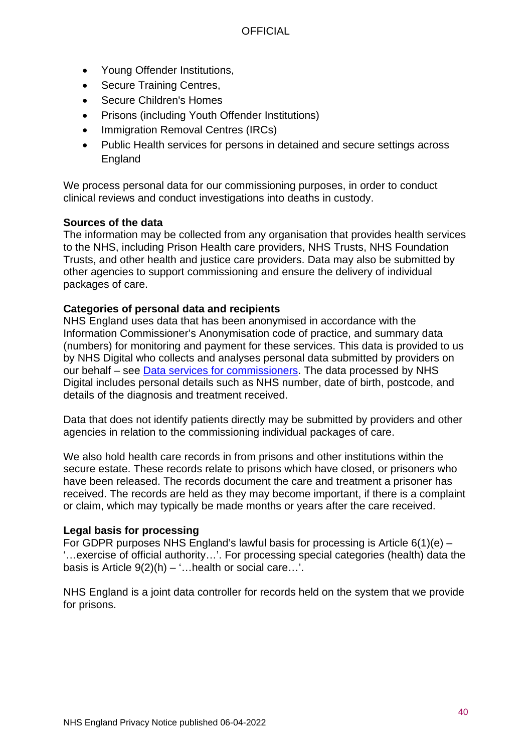- Young Offender Institutions,
- Secure Training Centres,
- Secure Children's Homes
- Prisons (including Youth Offender Institutions)
- Immigration Removal Centres (IRCs)
- Public Health services for persons in detained and secure settings across England

We process personal data for our commissioning purposes, in order to conduct clinical reviews and conduct investigations into deaths in custody.

**Sources of the data**
The information may be collected from any organisation that provides health services to the NHS, including Prison Health care providers, NHS Trusts, NHS Foundation Trusts, and other health and justice care providers. Data may also be submitted by other agencies to support commissioning and ensure the delivery of individual packages of care.

**Categories of personal data and recipients**
NHS England uses data that has been anonymised in accordance with the Information Commissioner's Anonymisation code of practice, and summary data (numbers) for monitoring and payment for these services. This data is provided to us by NHS Digital who collects and analyses personal data submitted by providers on our behalf – see [Data services for commissioners](). The data processed by NHS Digital includes personal details such as NHS number, date of birth, postcode, and details of the diagnosis and treatment received.

Data that does not identify patients directly may be submitted by providers and other agencies in relation to the commissioning individual packages of care.

We also hold health care records in from prisons and other institutions within the secure estate. These records relate to prisons which have closed, or prisoners who have been released. The records document the care and treatment a prisoner has received. The records are held as they may become important, if there is a complaint or claim, which may typically be made months or years after the care received.

**Legal basis for processing**
For GDPR purposes NHS England's lawful basis for processing is Article 6(1)(e) – '…exercise of official authority…'. For processing special categories (health) data the basis is Article 9(2)(h) – '…health or social care…'.

NHS England is a joint data controller for records held on the system that we provide for prisons.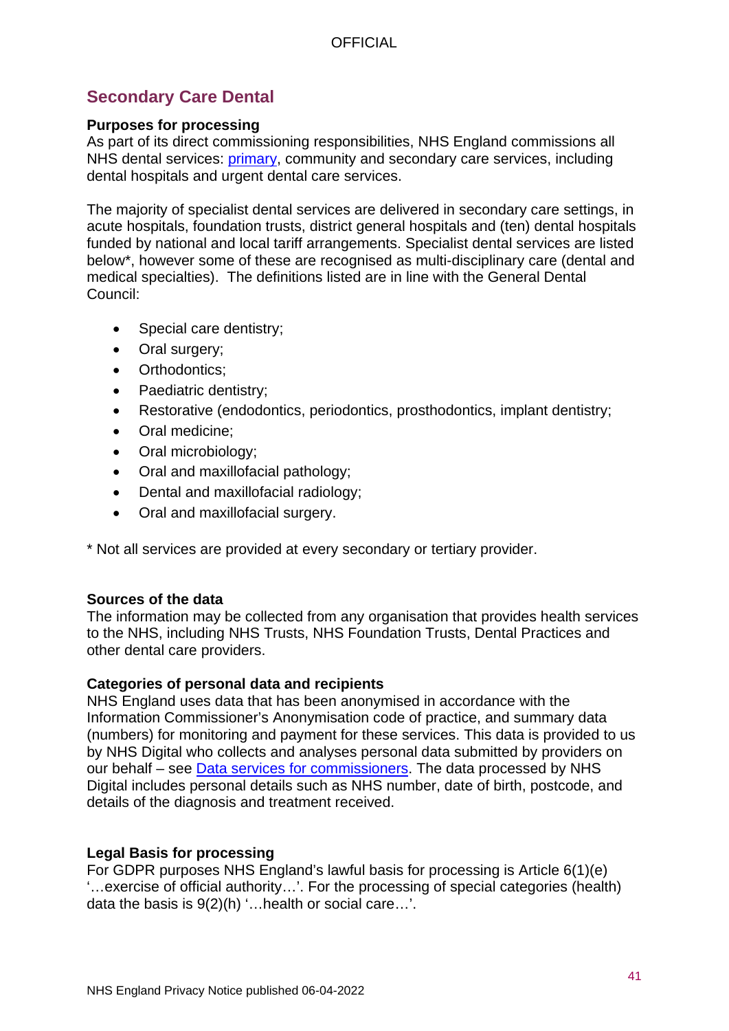## Secondary Care Dental

**Purposes for processing**
As part of its direct commissioning responsibilities, NHS England commissions all NHS dental services: [primary](), community and secondary care services, including dental hospitals and urgent dental care services.

The majority of specialist dental services are delivered in secondary care settings, in acute hospitals, foundation trusts, district general hospitals and (ten) dental hospitals funded by national and local tariff arrangements. Specialist dental services are listed below*, however some of these are recognised as multi-disciplinary care (dental and medical specialties). The definitions listed are in line with the General Dental Council:

- Special care dentistry;
- Oral surgery;
- Orthodontics;
- Paediatric dentistry;
- Restorative (endodontics, periodontics, prosthodontics, implant dentistry;
- Oral medicine;
- Oral microbiology;
- Oral and maxillofacial pathology;
- Dental and maxillofacial radiology;
- Oral and maxillofacial surgery.

* Not all services are provided at every secondary or tertiary provider.

**Sources of the data**
The information may be collected from any organisation that provides health services to the NHS, including NHS Trusts, NHS Foundation Trusts, Dental Practices and other dental care providers.

**Categories of personal data and recipients**
NHS England uses data that has been anonymised in accordance with the Information Commissioner's Anonymisation code of practice, and summary data (numbers) for monitoring and payment for these services. This data is provided to us by NHS Digital who collects and analyses personal data submitted by providers on our behalf – see [Data services for commissioners](). The data processed by NHS Digital includes personal details such as NHS number, date of birth, postcode, and details of the diagnosis and treatment received.

**Legal Basis for processing**
For GDPR purposes NHS England's lawful basis for processing is Article 6(1)(e) '…exercise of official authority…'. For the processing of special categories (health) data the basis is 9(2)(h) '…health or social care…'.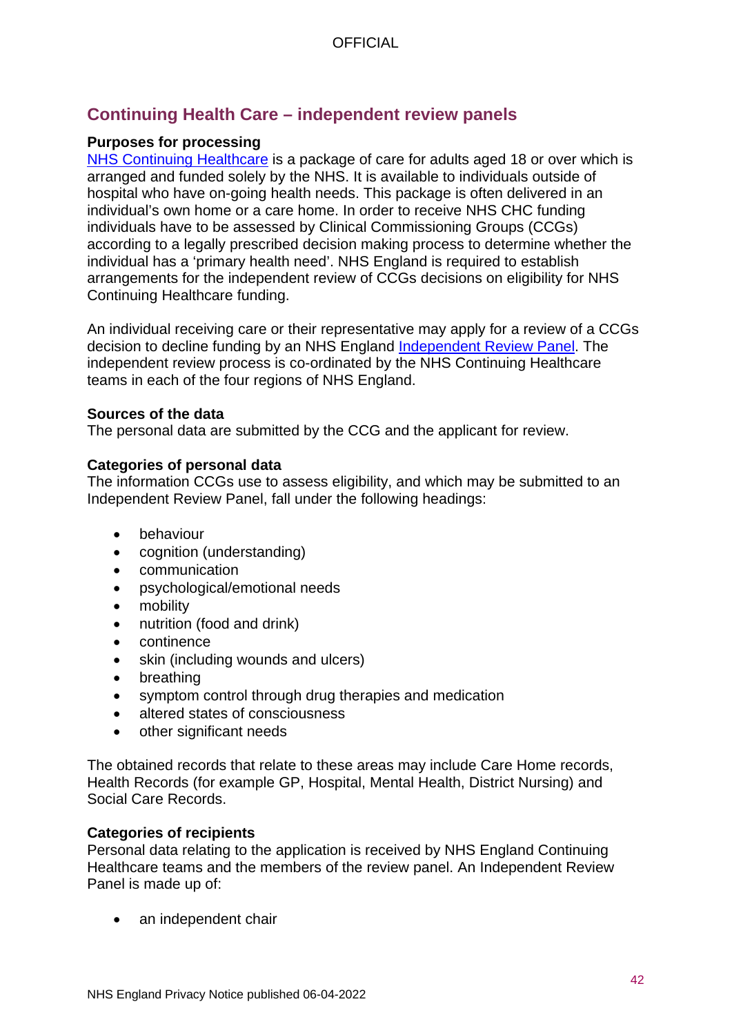## Continuing Health Care – independent review panels

**Purposes for processing**

NHS Continuing Healthcare is a package of care for adults aged 18 or over which is arranged and funded solely by the NHS. It is available to individuals outside of hospital who have on-going health needs. This package is often delivered in an individual's own home or a care home. In order to receive NHS CHC funding individuals have to be assessed by Clinical Commissioning Groups (CCGs) according to a legally prescribed decision making process to determine whether the individual has a 'primary health need'. NHS England is required to establish arrangements for the independent review of CCGs decisions on eligibility for NHS Continuing Healthcare funding.

An individual receiving care or their representative may apply for a review of a CCGs decision to decline funding by an NHS England Independent Review Panel. The independent review process is co-ordinated by the NHS Continuing Healthcare teams in each of the four regions of NHS England.

**Sources of the data**

The personal data are submitted by the CCG and the applicant for review.

**Categories of personal data**

The information CCGs use to assess eligibility, and which may be submitted to an Independent Review Panel, fall under the following headings:

- behaviour
- cognition (understanding)
- communication
- psychological/emotional needs
- mobility
- nutrition (food and drink)
- continence
- skin (including wounds and ulcers)
- breathing
- symptom control through drug therapies and medication
- altered states of consciousness
- other significant needs

The obtained records that relate to these areas may include Care Home records, Health Records (for example GP, Hospital, Mental Health, District Nursing) and Social Care Records.

**Categories of recipients**

Personal data relating to the application is received by NHS England Continuing Healthcare teams and the members of the review panel. An Independent Review Panel is made up of:

- an independent chair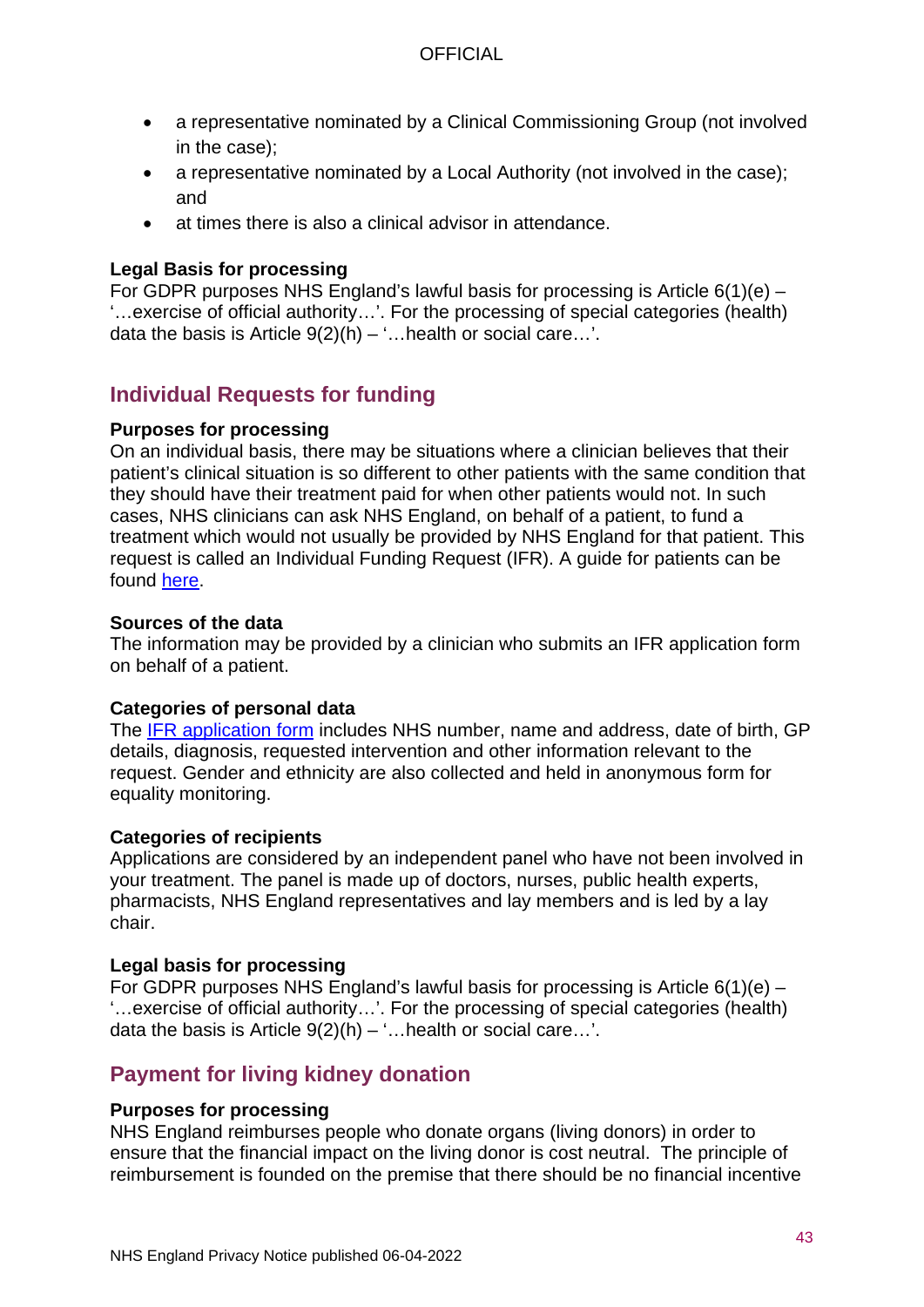- a representative nominated by a Clinical Commissioning Group (not involved in the case);
- a representative nominated by a Local Authority (not involved in the case); and
- at times there is also a clinical advisor in attendance.

**Legal Basis for processing**
For GDPR purposes NHS England's lawful basis for processing is Article 6(1)(e) – '…exercise of official authority…'. For the processing of special categories (health) data the basis is Article 9(2)(h) – '…health or social care…'.

## Individual Requests for funding

**Purposes for processing**
On an individual basis, there may be situations where a clinician believes that their patient's clinical situation is so different to other patients with the same condition that they should have their treatment paid for when other patients would not. In such cases, NHS clinicians can ask NHS England, on behalf of a patient, to fund a treatment which would not usually be provided by NHS England for that patient. This request is called an Individual Funding Request (IFR). A guide for patients can be found here.

**Sources of the data**
The information may be provided by a clinician who submits an IFR application form on behalf of a patient.

**Categories of personal data**
The IFR application form includes NHS number, name and address, date of birth, GP details, diagnosis, requested intervention and other information relevant to the request. Gender and ethnicity are also collected and held in anonymous form for equality monitoring.

**Categories of recipients**
Applications are considered by an independent panel who have not been involved in your treatment. The panel is made up of doctors, nurses, public health experts, pharmacists, NHS England representatives and lay members and is led by a lay chair.

**Legal basis for processing**
For GDPR purposes NHS England's lawful basis for processing is Article 6(1)(e) – '…exercise of official authority…'. For the processing of special categories (health) data the basis is Article 9(2)(h) – '…health or social care…'.

## Payment for living kidney donation

**Purposes for processing**
NHS England reimburses people who donate organs (living donors) in order to ensure that the financial impact on the living donor is cost neutral. The principle of reimbursement is founded on the premise that there should be no financial incentive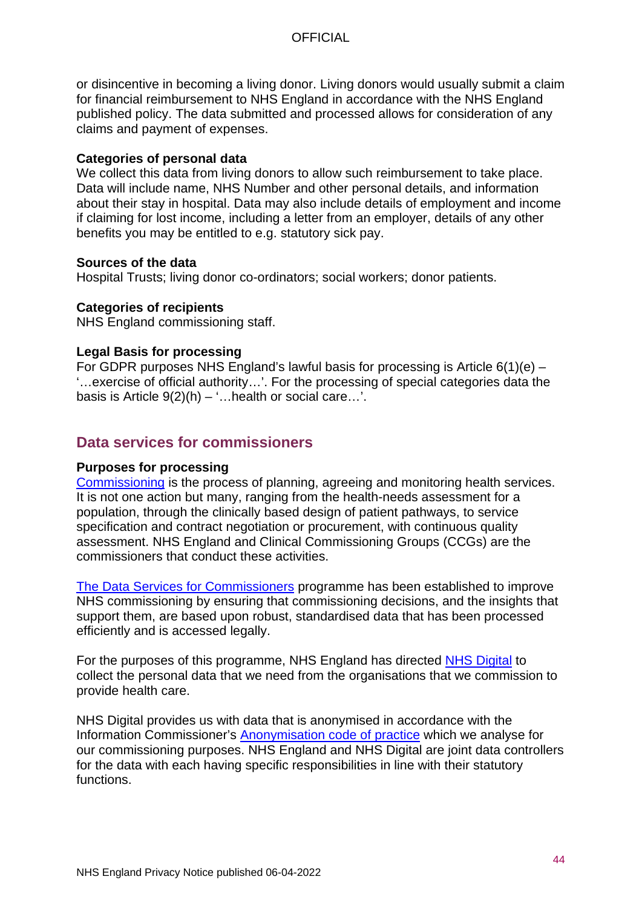or disincentive in becoming a living donor. Living donors would usually submit a claim for financial reimbursement to NHS England in accordance with the NHS England published policy. The data submitted and processed allows for consideration of any claims and payment of expenses.

**Categories of personal data**
We collect this data from living donors to allow such reimbursement to take place. Data will include name, NHS Number and other personal details, and information about their stay in hospital. Data may also include details of employment and income if claiming for lost income, including a letter from an employer, details of any other benefits you may be entitled to e.g. statutory sick pay.

**Sources of the data**
Hospital Trusts; living donor co-ordinators; social workers; donor patients.

**Categories of recipients**
NHS England commissioning staff.

**Legal Basis for processing**
For GDPR purposes NHS England's lawful basis for processing is Article 6(1)(e) – '…exercise of official authority…'. For the processing of special categories data the basis is Article 9(2)(h) – '…health or social care…'.

## Data services for commissioners

**Purposes for processing**
Commissioning is the process of planning, agreeing and monitoring health services. It is not one action but many, ranging from the health-needs assessment for a population, through the clinically based design of patient pathways, to service specification and contract negotiation or procurement, with continuous quality assessment. NHS England and Clinical Commissioning Groups (CCGs) are the commissioners that conduct these activities.

The Data Services for Commissioners programme has been established to improve NHS commissioning by ensuring that commissioning decisions, and the insights that support them, are based upon robust, standardised data that has been processed efficiently and is accessed legally.

For the purposes of this programme, NHS England has directed NHS Digital to collect the personal data that we need from the organisations that we commission to provide health care.

NHS Digital provides us with data that is anonymised in accordance with the Information Commissioner's Anonymisation code of practice which we analyse for our commissioning purposes. NHS England and NHS Digital are joint data controllers for the data with each having specific responsibilities in line with their statutory functions.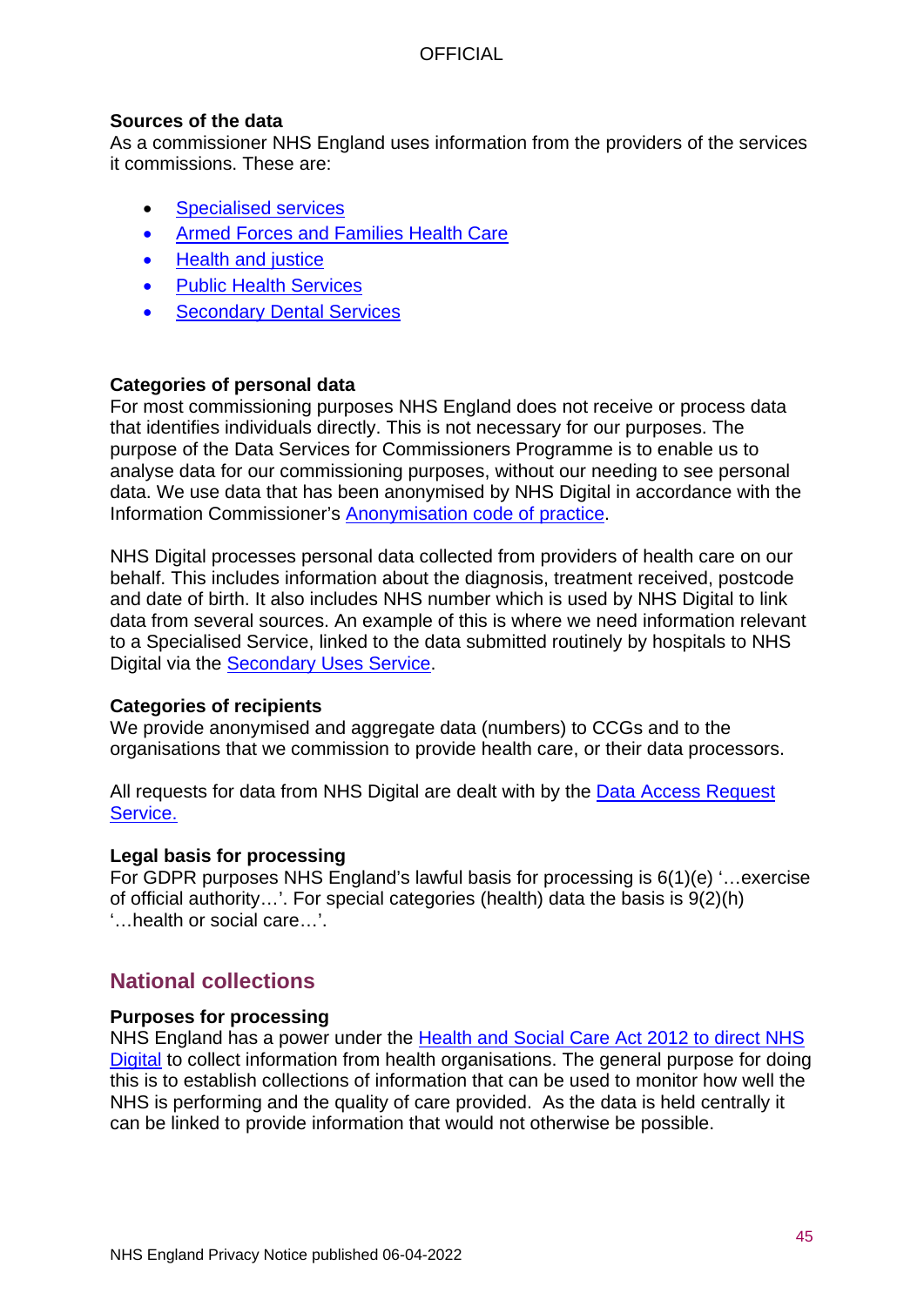**Sources of the data**
As a commissioner NHS England uses information from the providers of the services it commissions. These are:

- Specialised services
- Armed Forces and Families Health Care
- Health and justice
- Public Health Services
- Secondary Dental Services

**Categories of personal data**
For most commissioning purposes NHS England does not receive or process data that identifies individuals directly. This is not necessary for our purposes. The purpose of the Data Services for Commissioners Programme is to enable us to analyse data for our commissioning purposes, without our needing to see personal data. We use data that has been anonymised by NHS Digital in accordance with the Information Commissioner's Anonymisation code of practice.

NHS Digital processes personal data collected from providers of health care on our behalf. This includes information about the diagnosis, treatment received, postcode and date of birth. It also includes NHS number which is used by NHS Digital to link data from several sources. An example of this is where we need information relevant to a Specialised Service, linked to the data submitted routinely by hospitals to NHS Digital via the Secondary Uses Service.

**Categories of recipients**
We provide anonymised and aggregate data (numbers) to CCGs and to the organisations that we commission to provide health care, or their data processors.

All requests for data from NHS Digital are dealt with by the Data Access Request Service.

**Legal basis for processing**
For GDPR purposes NHS England's lawful basis for processing is 6(1)(e) '…exercise of official authority…'. For special categories (health) data the basis is 9(2)(h) '…health or social care…'.

## National collections

**Purposes for processing**
NHS England has a power under the Health and Social Care Act 2012 to direct NHS Digital to collect information from health organisations. The general purpose for doing this is to establish collections of information that can be used to monitor how well the NHS is performing and the quality of care provided. As the data is held centrally it can be linked to provide information that would not otherwise be possible.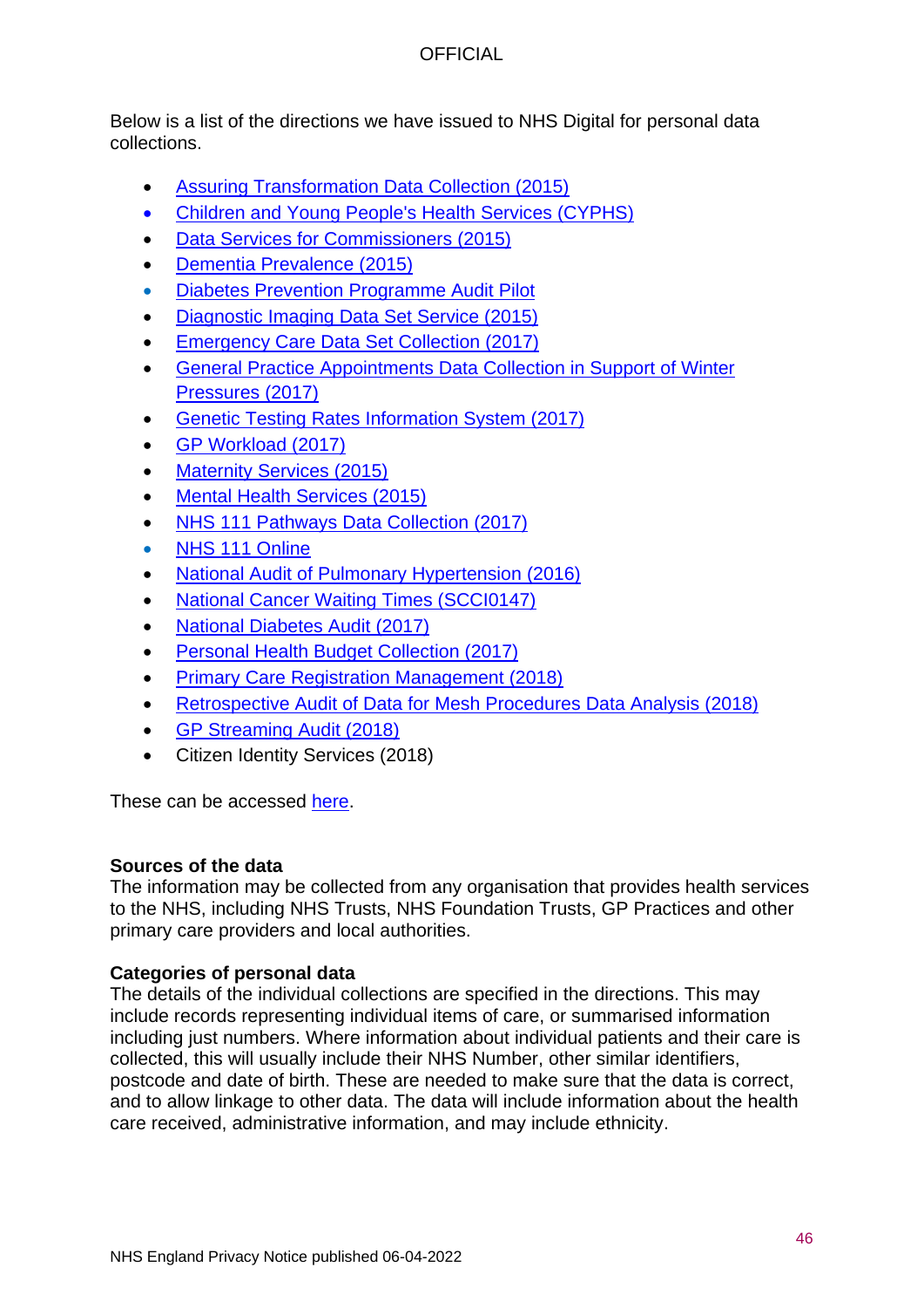Below is a list of the directions we have issued to NHS Digital for personal data collections.

- Assuring Transformation Data Collection (2015)
- Children and Young People's Health Services (CYPHS)
- Data Services for Commissioners (2015)
- Dementia Prevalence (2015)
- Diabetes Prevention Programme Audit Pilot
- Diagnostic Imaging Data Set Service (2015)
- Emergency Care Data Set Collection (2017)
- General Practice Appointments Data Collection in Support of Winter Pressures (2017)
- Genetic Testing Rates Information System (2017)
- GP Workload (2017)
- Maternity Services (2015)
- Mental Health Services (2015)
- NHS 111 Pathways Data Collection (2017)
- NHS 111 Online
- National Audit of Pulmonary Hypertension (2016)
- National Cancer Waiting Times (SCCI0147)
- National Diabetes Audit (2017)
- Personal Health Budget Collection (2017)
- Primary Care Registration Management (2018)
- Retrospective Audit of Data for Mesh Procedures Data Analysis (2018)
- GP Streaming Audit (2018)
- Citizen Identity Services (2018)

These can be accessed here.

**Sources of the data**

The information may be collected from any organisation that provides health services to the NHS, including NHS Trusts, NHS Foundation Trusts, GP Practices and other primary care providers and local authorities.

**Categories of personal data**

The details of the individual collections are specified in the directions. This may include records representing individual items of care, or summarised information including just numbers. Where information about individual patients and their care is collected, this will usually include their NHS Number, other similar identifiers, postcode and date of birth. These are needed to make sure that the data is correct, and to allow linkage to other data. The data will include information about the health care received, administrative information, and may include ethnicity.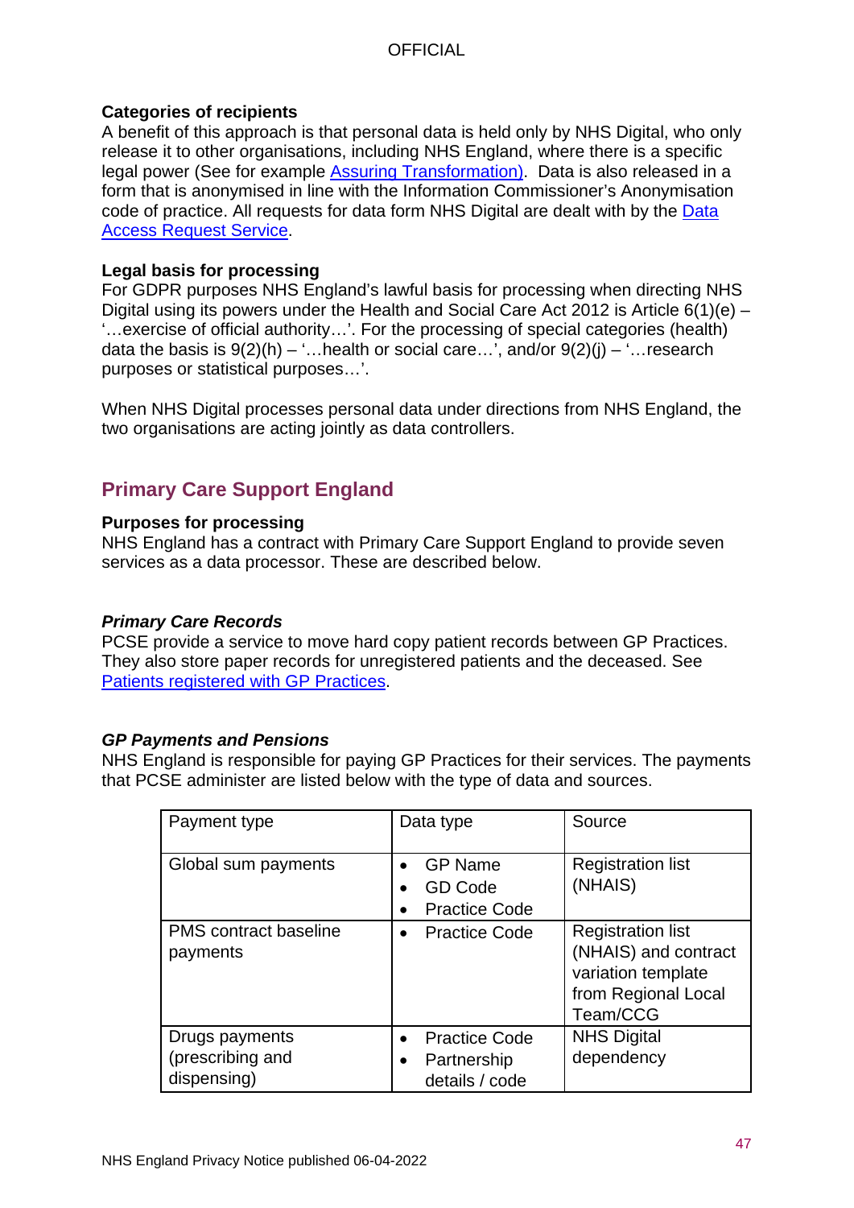**Categories of recipients**
A benefit of this approach is that personal data is held only by NHS Digital, who only release it to other organisations, including NHS England, where there is a specific legal power (See for example [Assuring Transformation)](). Data is also released in a form that is anonymised in line with the Information Commissioner's Anonymisation code of practice. All requests for data form NHS Digital are dealt with by the [Data Access Request Service]().

**Legal basis for processing**
For GDPR purposes NHS England's lawful basis for processing when directing NHS Digital using its powers under the Health and Social Care Act 2012 is Article 6(1)(e) – '…exercise of official authority…'. For the processing of special categories (health) data the basis is 9(2)(h) – '…health or social care…', and/or 9(2)(j) – '…research purposes or statistical purposes…'.

When NHS Digital processes personal data under directions from NHS England, the two organisations are acting jointly as data controllers.

## Primary Care Support England

**Purposes for processing**
NHS England has a contract with Primary Care Support England to provide seven services as a data processor. These are described below.

***Primary Care Records***
PCSE provide a service to move hard copy patient records between GP Practices. They also store paper records for unregistered patients and the deceased. See [Patients registered with GP Practices]().

***GP Payments and Pensions***
NHS England is responsible for paying GP Practices for their services. The payments that PCSE administer are listed below with the type of data and sources.

| Payment type | Data type | Source |
|---|---|---|
| Global sum payments | • GP Name<br>• GD Code<br>• Practice Code | Registration list (NHAIS) |
| PMS contract baseline payments | • Practice Code | Registration list (NHAIS) and contract variation template from Regional Local Team/CCG |
| Drugs payments (prescribing and dispensing) | • Practice Code<br>• Partnership details / code | NHS Digital dependency |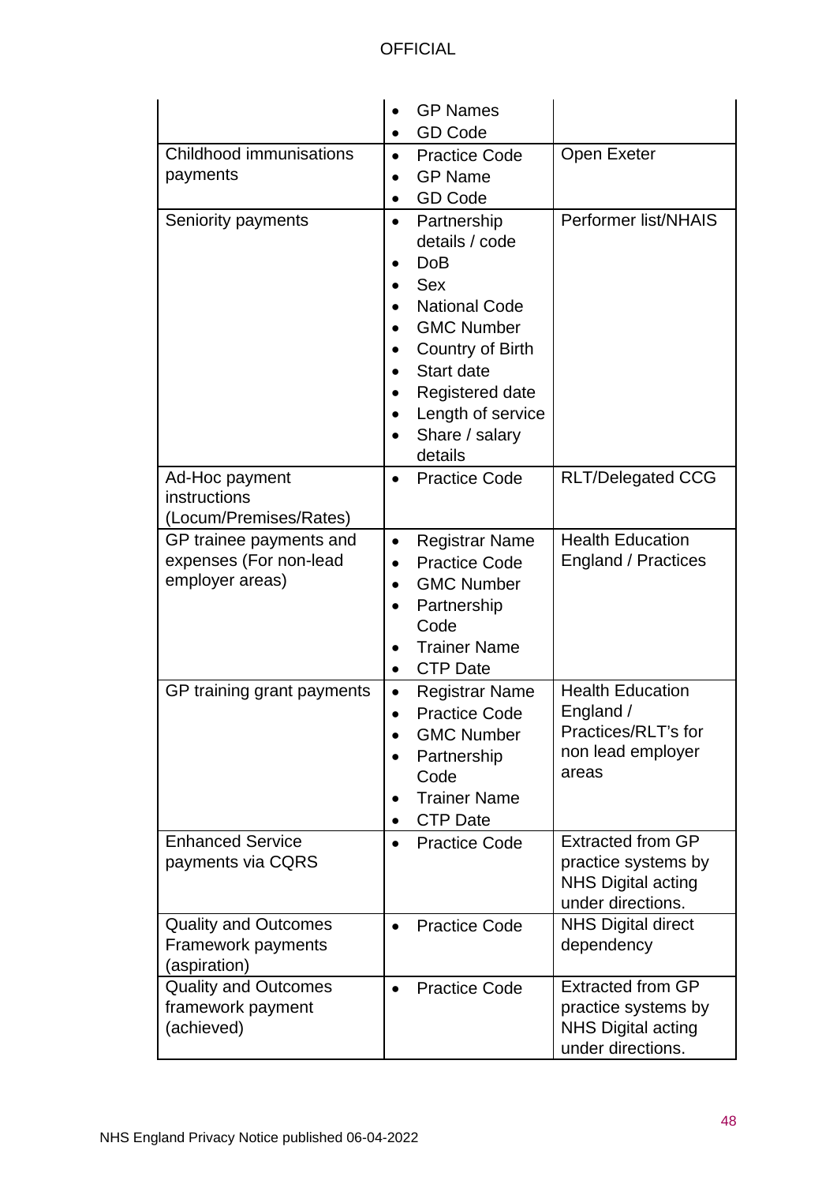| | | |
|---|---|---|
| | • GP Names<br>• GD Code | |
| Childhood immunisations payments | • Practice Code<br>• GP Name<br>• GD Code | Open Exeter |
| Seniority payments | • Partnership details / code<br>• DoB<br>• Sex<br>• National Code<br>• GMC Number<br>• Country of Birth<br>• Start date<br>• Registered date<br>• Length of service<br>• Share / salary details | Performer list/NHAIS |
| Ad-Hoc payment instructions (Locum/Premises/Rates) | • Practice Code | RLT/Delegated CCG |
| GP trainee payments and expenses (For non-lead employer areas) | • Registrar Name<br>• Practice Code<br>• GMC Number<br>• Partnership Code<br>• Trainer Name<br>• CTP Date | Health Education England / Practices |
| GP training grant payments | • Registrar Name<br>• Practice Code<br>• GMC Number<br>• Partnership Code<br>• Trainer Name<br>• CTP Date | Health Education England / Practices/RLT's for non lead employer areas |
| Enhanced Service payments via CQRS | • Practice Code | Extracted from GP practice systems by NHS Digital acting under directions. |
| Quality and Outcomes Framework payments (aspiration) | • Practice Code | NHS Digital direct dependency |
| Quality and Outcomes framework payment (achieved) | • Practice Code | Extracted from GP practice systems by NHS Digital acting under directions. |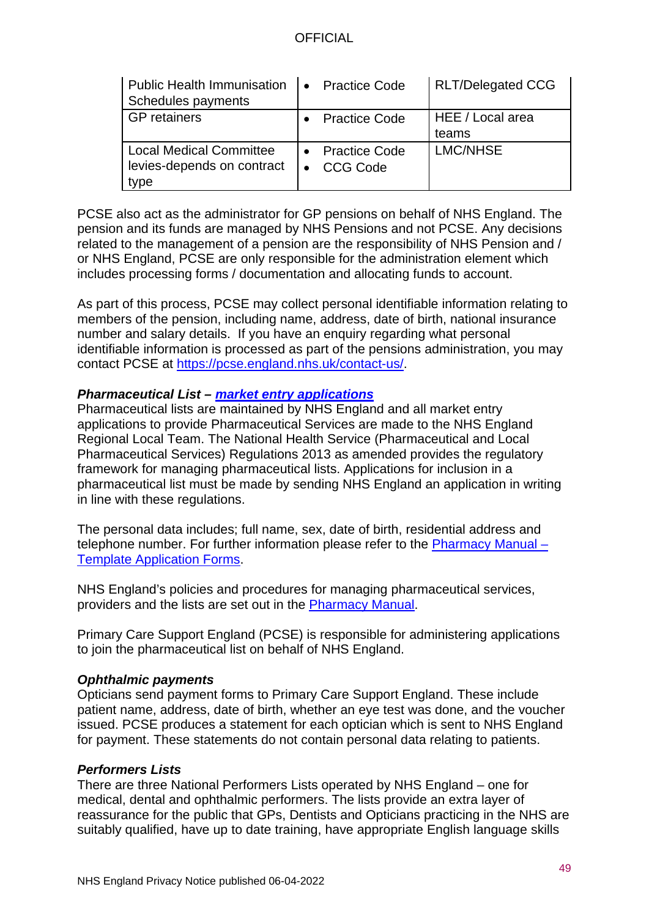| | | |
|---|---|---|
| Public Health Immunisation Schedules payments | • Practice Code | RLT/Delegated CCG |
| GP retainers | • Practice Code | HEE / Local area teams |
| Local Medical Committee levies-depends on contract type | • Practice Code<br>• CCG Code | LMC/NHSE |

PCSE also act as the administrator for GP pensions on behalf of NHS England. The pension and its funds are managed by NHS Pensions and not PCSE. Any decisions related to the management of a pension are the responsibility of NHS Pension and / or NHS England, PCSE are only responsible for the administration element which includes processing forms / documentation and allocating funds to account.

As part of this process, PCSE may collect personal identifiable information relating to members of the pension, including name, address, date of birth, national insurance number and salary details. If you have an enquiry regarding what personal identifiable information is processed as part of the pensions administration, you may contact PCSE at https://pcse.england.nhs.uk/contact-us/.

***Pharmaceutical List – market entry applications***

Pharmaceutical lists are maintained by NHS England and all market entry applications to provide Pharmaceutical Services are made to the NHS England Regional Local Team. The National Health Service (Pharmaceutical and Local Pharmaceutical Services) Regulations 2013 as amended provides the regulatory framework for managing pharmaceutical lists. Applications for inclusion in a pharmaceutical list must be made by sending NHS England an application in writing in line with these regulations.

The personal data includes; full name, sex, date of birth, residential address and telephone number. For further information please refer to the Pharmacy Manual – Template Application Forms.

NHS England's policies and procedures for managing pharmaceutical services, providers and the lists are set out in the Pharmacy Manual.

Primary Care Support England (PCSE) is responsible for administering applications to join the pharmaceutical list on behalf of NHS England.

***Ophthalmic payments***

Opticians send payment forms to Primary Care Support England. These include patient name, address, date of birth, whether an eye test was done, and the voucher issued. PCSE produces a statement for each optician which is sent to NHS England for payment. These statements do not contain personal data relating to patients.

***Performers Lists***

There are three National Performers Lists operated by NHS England – one for medical, dental and ophthalmic performers. The lists provide an extra layer of reassurance for the public that GPs, Dentists and Opticians practicing in the NHS are suitably qualified, have up to date training, have appropriate English language skills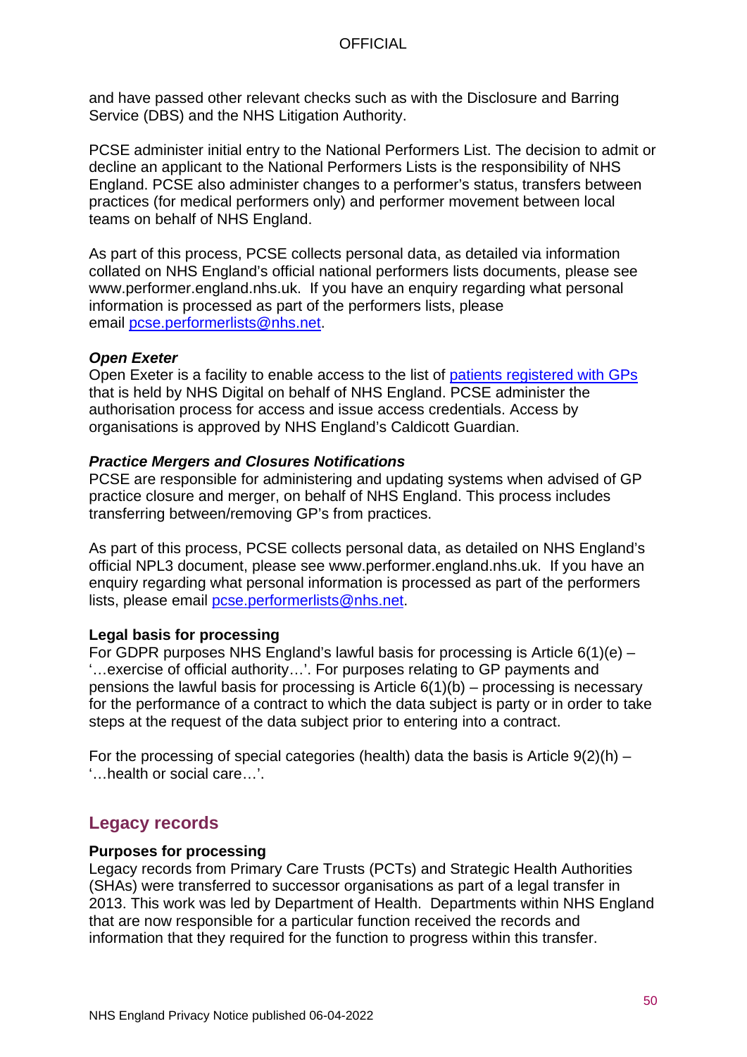and have passed other relevant checks such as with the Disclosure and Barring Service (DBS) and the NHS Litigation Authority.

PCSE administer initial entry to the National Performers List. The decision to admit or decline an applicant to the National Performers Lists is the responsibility of NHS England. PCSE also administer changes to a performer's status, transfers between practices (for medical performers only) and performer movement between local teams on behalf of NHS England.

As part of this process, PCSE collects personal data, as detailed via information collated on NHS England's official national performers lists documents, please see www.performer.england.nhs.uk. If you have an enquiry regarding what personal information is processed as part of the performers lists, please email pcse.performerlists@nhs.net.

***Open Exeter***
Open Exeter is a facility to enable access to the list of patients registered with GPs that is held by NHS Digital on behalf of NHS England. PCSE administer the authorisation process for access and issue access credentials. Access by organisations is approved by NHS England's Caldicott Guardian.

***Practice Mergers and Closures Notifications***
PCSE are responsible for administering and updating systems when advised of GP practice closure and merger, on behalf of NHS England. This process includes transferring between/removing GP's from practices.

As part of this process, PCSE collects personal data, as detailed on NHS England's official NPL3 document, please see www.performer.england.nhs.uk. If you have an enquiry regarding what personal information is processed as part of the performers lists, please email pcse.performerlists@nhs.net.

**Legal basis for processing**
For GDPR purposes NHS England's lawful basis for processing is Article 6(1)(e) – '…exercise of official authority…'. For purposes relating to GP payments and pensions the lawful basis for processing is Article 6(1)(b) – processing is necessary for the performance of a contract to which the data subject is party or in order to take steps at the request of the data subject prior to entering into a contract.

For the processing of special categories (health) data the basis is Article 9(2)(h) – '…health or social care…'.

## Legacy records

**Purposes for processing**
Legacy records from Primary Care Trusts (PCTs) and Strategic Health Authorities (SHAs) were transferred to successor organisations as part of a legal transfer in 2013. This work was led by Department of Health. Departments within NHS England that are now responsible for a particular function received the records and information that they required for the function to progress within this transfer.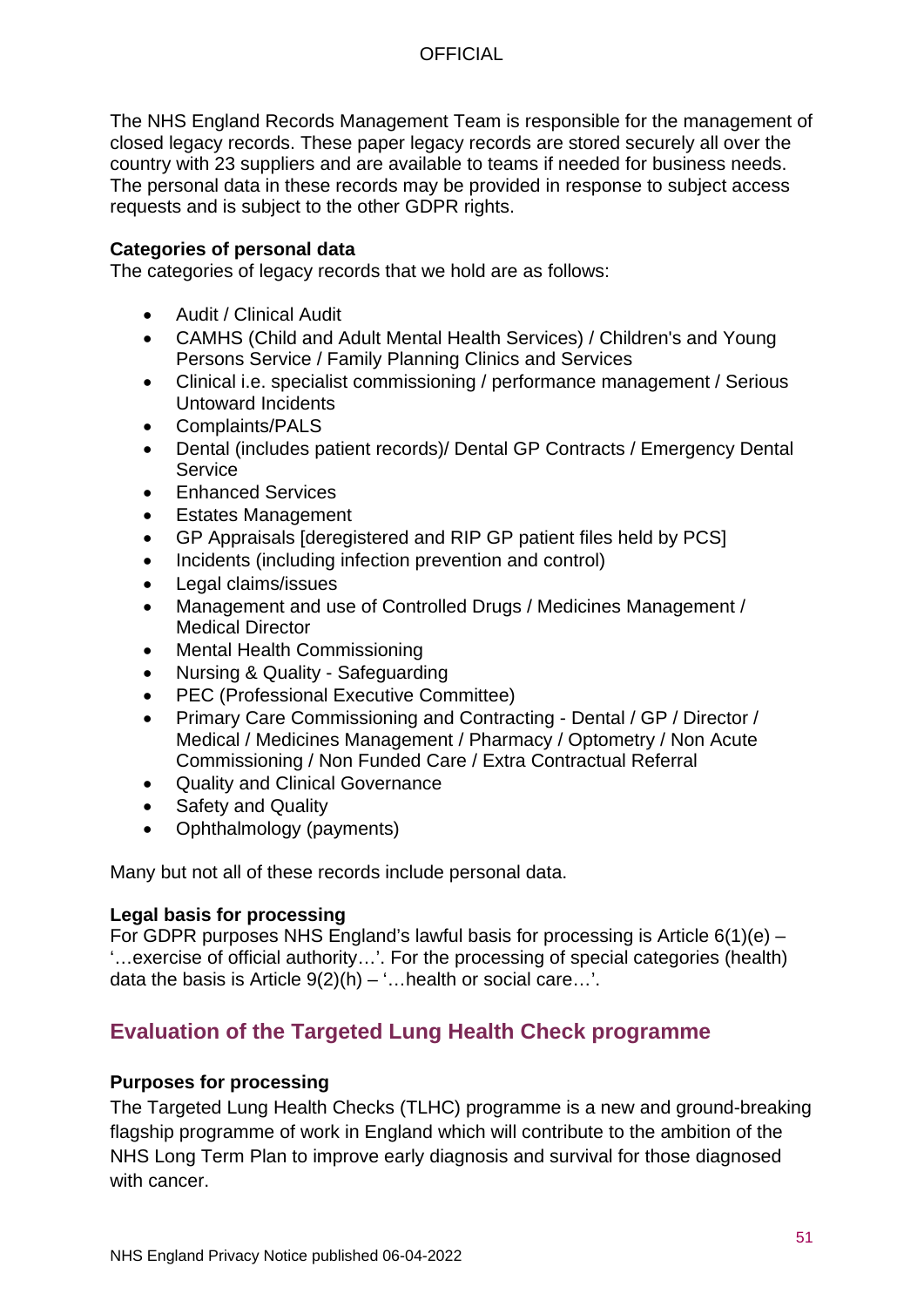The NHS England Records Management Team is responsible for the management of closed legacy records. These paper legacy records are stored securely all over the country with 23 suppliers and are available to teams if needed for business needs. The personal data in these records may be provided in response to subject access requests and is subject to the other GDPR rights.

**Categories of personal data**

The categories of legacy records that we hold are as follows:

- Audit / Clinical Audit
- CAMHS (Child and Adult Mental Health Services) / Children's and Young Persons Service / Family Planning Clinics and Services
- Clinical i.e. specialist commissioning / performance management / Serious Untoward Incidents
- Complaints/PALS
- Dental (includes patient records)/ Dental GP Contracts / Emergency Dental Service
- Enhanced Services
- Estates Management
- GP Appraisals [deregistered and RIP GP patient files held by PCS]
- Incidents (including infection prevention and control)
- Legal claims/issues
- Management and use of Controlled Drugs / Medicines Management / Medical Director
- Mental Health Commissioning
- Nursing & Quality - Safeguarding
- PEC (Professional Executive Committee)
- Primary Care Commissioning and Contracting - Dental / GP / Director / Medical / Medicines Management / Pharmacy / Optometry / Non Acute Commissioning / Non Funded Care / Extra Contractual Referral
- Quality and Clinical Governance
- Safety and Quality
- Ophthalmology (payments)

Many but not all of these records include personal data.

**Legal basis for processing**

For GDPR purposes NHS England's lawful basis for processing is Article 6(1)(e) – '…exercise of official authority…'. For the processing of special categories (health) data the basis is Article 9(2)(h) – '…health or social care…'.

## Evaluation of the Targeted Lung Health Check programme

**Purposes for processing**

The Targeted Lung Health Checks (TLHC) programme is a new and ground-breaking flagship programme of work in England which will contribute to the ambition of the NHS Long Term Plan to improve early diagnosis and survival for those diagnosed with cancer.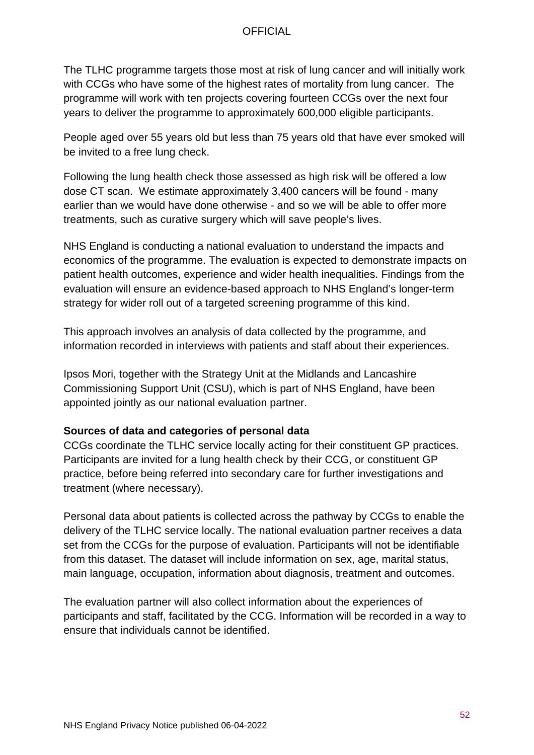The TLHC programme targets those most at risk of lung cancer and will initially work with CCGs who have some of the highest rates of mortality from lung cancer. The programme will work with ten projects covering fourteen CCGs over the next four years to deliver the programme to approximately 600,000 eligible participants.

People aged over 55 years old but less than 75 years old that have ever smoked will be invited to a free lung check.

Following the lung health check those assessed as high risk will be offered a low dose CT scan. We estimate approximately 3,400 cancers will be found - many earlier than we would have done otherwise - and so we will be able to offer more treatments, such as curative surgery which will save people's lives.

NHS England is conducting a national evaluation to understand the impacts and economics of the programme. The evaluation is expected to demonstrate impacts on patient health outcomes, experience and wider health inequalities. Findings from the evaluation will ensure an evidence-based approach to NHS England's longer-term strategy for wider roll out of a targeted screening programme of this kind.

This approach involves an analysis of data collected by the programme, and information recorded in interviews with patients and staff about their experiences.

Ipsos Mori, together with the Strategy Unit at the Midlands and Lancashire Commissioning Support Unit (CSU), which is part of NHS England, have been appointed jointly as our national evaluation partner.

**Sources of data and categories of personal data**

CCGs coordinate the TLHC service locally acting for their constituent GP practices. Participants are invited for a lung health check by their CCG, or constituent GP practice, before being referred into secondary care for further investigations and treatment (where necessary).

Personal data about patients is collected across the pathway by CCGs to enable the delivery of the TLHC service locally. The national evaluation partner receives a data set from the CCGs for the purpose of evaluation. Participants will not be identifiable from this dataset. The dataset will include information on sex, age, marital status, main language, occupation, information about diagnosis, treatment and outcomes.

The evaluation partner will also collect information about the experiences of participants and staff, facilitated by the CCG. Information will be recorded in a way to ensure that individuals cannot be identified.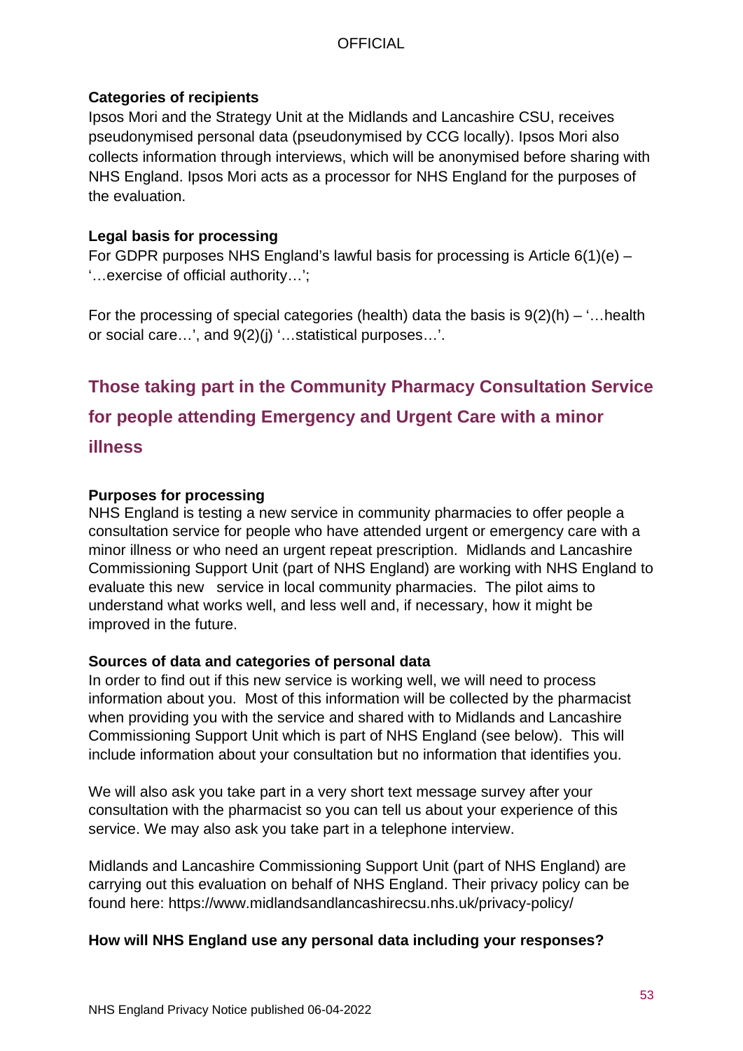**Categories of recipients**
Ipsos Mori and the Strategy Unit at the Midlands and Lancashire CSU, receives pseudonymised personal data (pseudonymised by CCG locally). Ipsos Mori also collects information through interviews, which will be anonymised before sharing with NHS England. Ipsos Mori acts as a processor for NHS England for the purposes of the evaluation.

**Legal basis for processing**
For GDPR purposes NHS England's lawful basis for processing is Article 6(1)(e) – '…exercise of official authority…';

For the processing of special categories (health) data the basis is 9(2)(h) – '…health or social care…', and 9(2)(j) '…statistical purposes…'.

## Those taking part in the Community Pharmacy Consultation Service for people attending Emergency and Urgent Care with a minor illness

**Purposes for processing**
NHS England is testing a new service in community pharmacies to offer people a consultation service for people who have attended urgent or emergency care with a minor illness or who need an urgent repeat prescription. Midlands and Lancashire Commissioning Support Unit (part of NHS England) are working with NHS England to evaluate this new service in local community pharmacies. The pilot aims to understand what works well, and less well and, if necessary, how it might be improved in the future.

**Sources of data and categories of personal data**
In order to find out if this new service is working well, we will need to process information about you. Most of this information will be collected by the pharmacist when providing you with the service and shared with to Midlands and Lancashire Commissioning Support Unit which is part of NHS England (see below). This will include information about your consultation but no information that identifies you.

We will also ask you take part in a very short text message survey after your consultation with the pharmacist so you can tell us about your experience of this service. We may also ask you take part in a telephone interview.

Midlands and Lancashire Commissioning Support Unit (part of NHS England) are carrying out this evaluation on behalf of NHS England. Their privacy policy can be found here: https://www.midlandsandlancashirecsu.nhs.uk/privacy-policy/

**How will NHS England use any personal data including your responses?**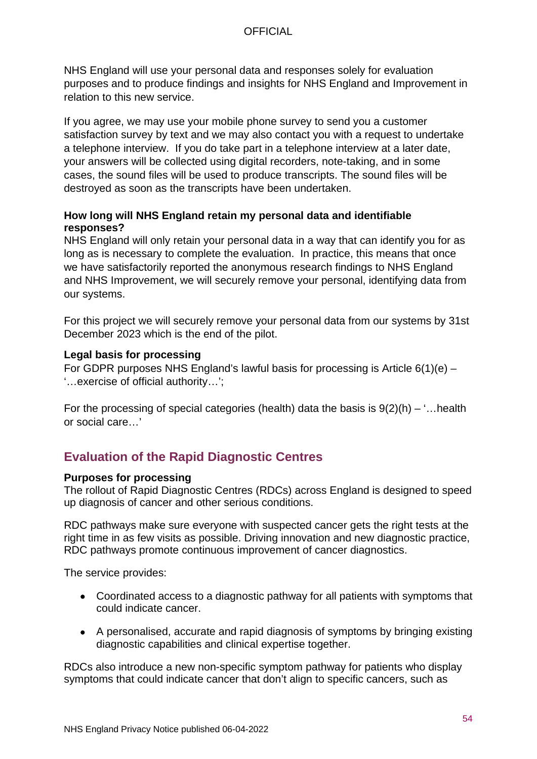NHS England will use your personal data and responses solely for evaluation purposes and to produce findings and insights for NHS England and Improvement in relation to this new service.

If you agree, we may use your mobile phone survey to send you a customer satisfaction survey by text and we may also contact you with a request to undertake a telephone interview. If you do take part in a telephone interview at a later date, your answers will be collected using digital recorders, note-taking, and in some cases, the sound files will be used to produce transcripts. The sound files will be destroyed as soon as the transcripts have been undertaken.

**How long will NHS England retain my personal data and identifiable responses?**

NHS England will only retain your personal data in a way that can identify you for as long as is necessary to complete the evaluation. In practice, this means that once we have satisfactorily reported the anonymous research findings to NHS England and NHS Improvement, we will securely remove your personal, identifying data from our systems.

For this project we will securely remove your personal data from our systems by 31st December 2023 which is the end of the pilot.

**Legal basis for processing**

For GDPR purposes NHS England's lawful basis for processing is Article 6(1)(e) – '…exercise of official authority…';

For the processing of special categories (health) data the basis is 9(2)(h) – '…health or social care…'

## Evaluation of the Rapid Diagnostic Centres

**Purposes for processing**

The rollout of Rapid Diagnostic Centres (RDCs) across England is designed to speed up diagnosis of cancer and other serious conditions.

RDC pathways make sure everyone with suspected cancer gets the right tests at the right time in as few visits as possible. Driving innovation and new diagnostic practice, RDC pathways promote continuous improvement of cancer diagnostics.

The service provides:

- Coordinated access to a diagnostic pathway for all patients with symptoms that could indicate cancer.
- A personalised, accurate and rapid diagnosis of symptoms by bringing existing diagnostic capabilities and clinical expertise together.

RDCs also introduce a new non-specific symptom pathway for patients who display symptoms that could indicate cancer that don't align to specific cancers, such as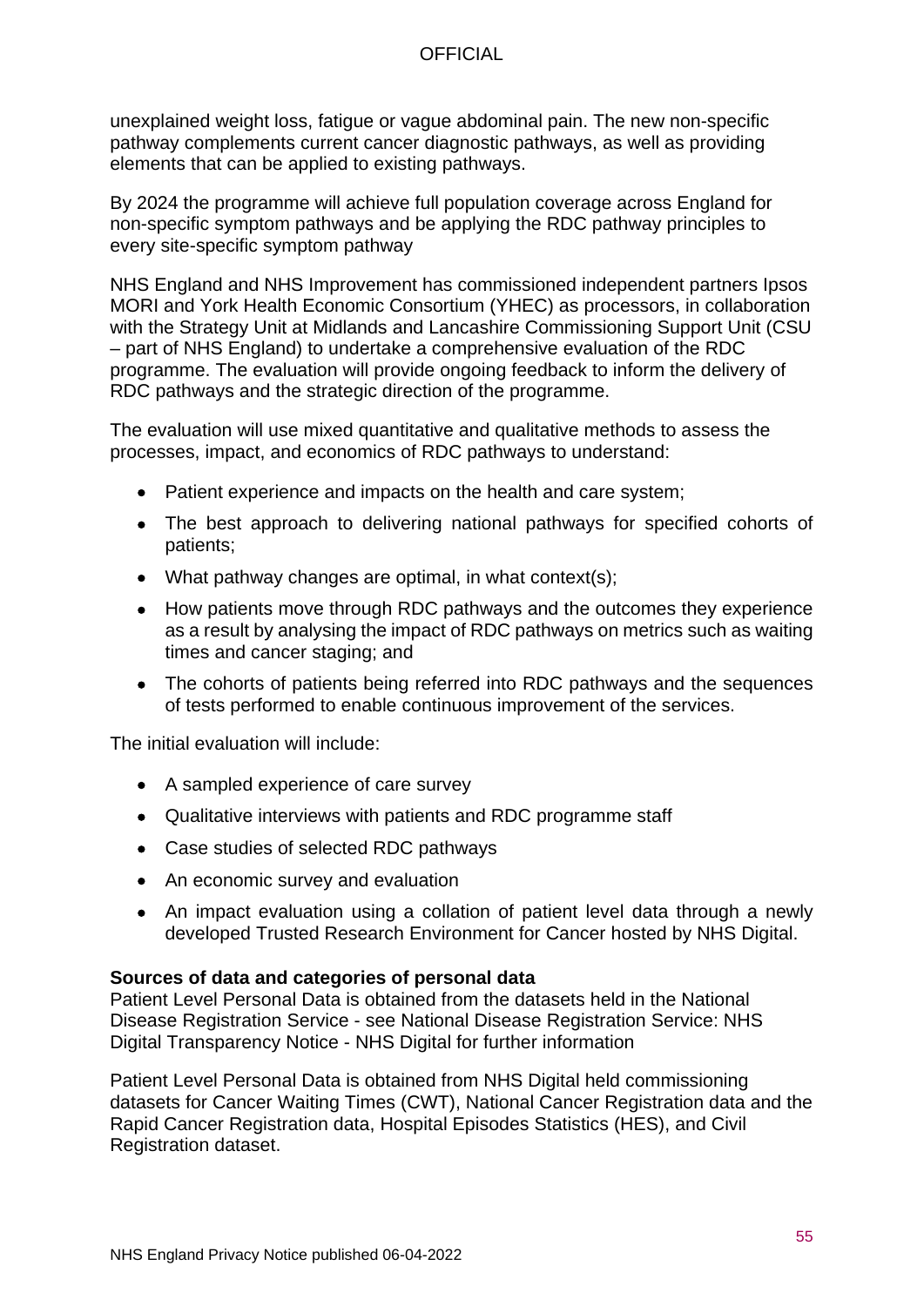unexplained weight loss, fatigue or vague abdominal pain. The new non-specific pathway complements current cancer diagnostic pathways, as well as providing elements that can be applied to existing pathways.

By 2024 the programme will achieve full population coverage across England for non-specific symptom pathways and be applying the RDC pathway principles to every site-specific symptom pathway

NHS England and NHS Improvement has commissioned independent partners Ipsos MORI and York Health Economic Consortium (YHEC) as processors, in collaboration with the Strategy Unit at Midlands and Lancashire Commissioning Support Unit (CSU – part of NHS England) to undertake a comprehensive evaluation of the RDC programme. The evaluation will provide ongoing feedback to inform the delivery of RDC pathways and the strategic direction of the programme.

The evaluation will use mixed quantitative and qualitative methods to assess the processes, impact, and economics of RDC pathways to understand:

- Patient experience and impacts on the health and care system;
- The best approach to delivering national pathways for specified cohorts of patients;
- What pathway changes are optimal, in what context(s);
- How patients move through RDC pathways and the outcomes they experience as a result by analysing the impact of RDC pathways on metrics such as waiting times and cancer staging; and
- The cohorts of patients being referred into RDC pathways and the sequences of tests performed to enable continuous improvement of the services.

The initial evaluation will include:

- A sampled experience of care survey
- Qualitative interviews with patients and RDC programme staff
- Case studies of selected RDC pathways
- An economic survey and evaluation
- An impact evaluation using a collation of patient level data through a newly developed Trusted Research Environment for Cancer hosted by NHS Digital.

**Sources of data and categories of personal data**

Patient Level Personal Data is obtained from the datasets held in the National Disease Registration Service - see National Disease Registration Service: NHS Digital Transparency Notice - NHS Digital for further information

Patient Level Personal Data is obtained from NHS Digital held commissioning datasets for Cancer Waiting Times (CWT), National Cancer Registration data and the Rapid Cancer Registration data, Hospital Episodes Statistics (HES), and Civil Registration dataset.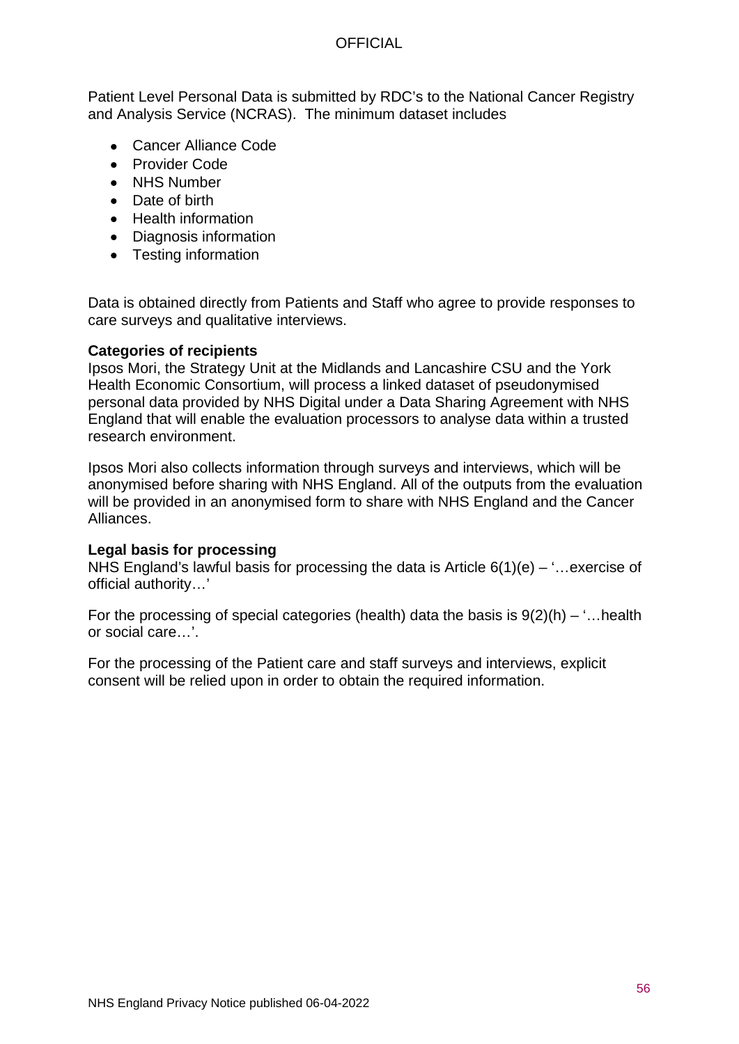Patient Level Personal Data is submitted by RDC's to the National Cancer Registry and Analysis Service (NCRAS). The minimum dataset includes

- Cancer Alliance Code
- Provider Code
- NHS Number
- Date of birth
- Health information
- Diagnosis information
- Testing information

Data is obtained directly from Patients and Staff who agree to provide responses to care surveys and qualitative interviews.

**Categories of recipients**
Ipsos Mori, the Strategy Unit at the Midlands and Lancashire CSU and the York Health Economic Consortium, will process a linked dataset of pseudonymised personal data provided by NHS Digital under a Data Sharing Agreement with NHS England that will enable the evaluation processors to analyse data within a trusted research environment.

Ipsos Mori also collects information through surveys and interviews, which will be anonymised before sharing with NHS England. All of the outputs from the evaluation will be provided in an anonymised form to share with NHS England and the Cancer Alliances.

**Legal basis for processing**
NHS England's lawful basis for processing the data is Article 6(1)(e) – '…exercise of official authority…'

For the processing of special categories (health) data the basis is 9(2)(h) – '…health or social care…'.

For the processing of the Patient care and staff surveys and interviews, explicit consent will be relied upon in order to obtain the required information.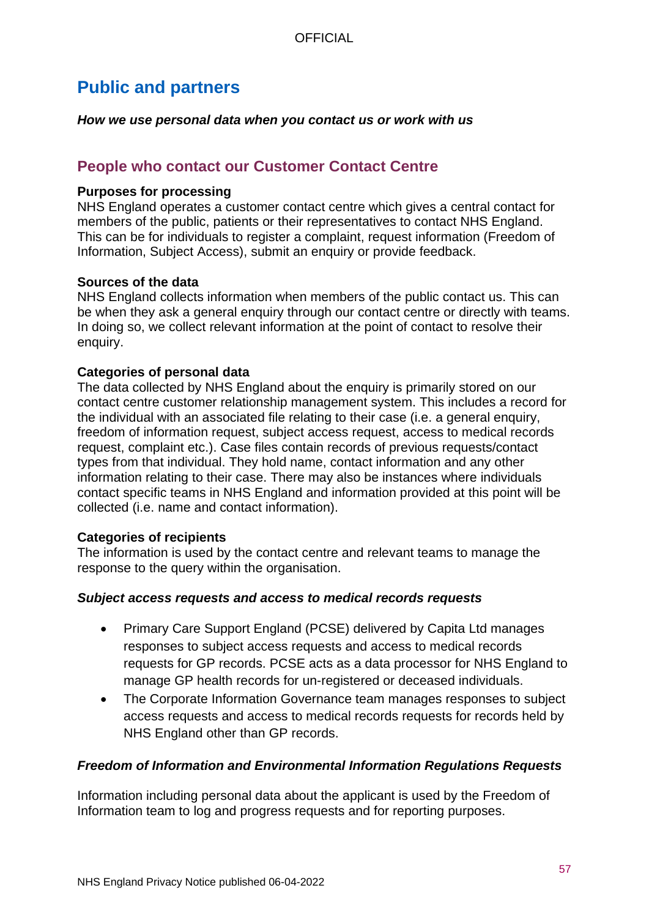# Public and partners

***How we use personal data when you contact us or work with us***

## People who contact our Customer Contact Centre

**Purposes for processing**
NHS England operates a customer contact centre which gives a central contact for members of the public, patients or their representatives to contact NHS England. This can be for individuals to register a complaint, request information (Freedom of Information, Subject Access), submit an enquiry or provide feedback.

**Sources of the data**
NHS England collects information when members of the public contact us. This can be when they ask a general enquiry through our contact centre or directly with teams. In doing so, we collect relevant information at the point of contact to resolve their enquiry.

**Categories of personal data**
The data collected by NHS England about the enquiry is primarily stored on our contact centre customer relationship management system. This includes a record for the individual with an associated file relating to their case (i.e. a general enquiry, freedom of information request, subject access request, access to medical records request, complaint etc.). Case files contain records of previous requests/contact types from that individual. They hold name, contact information and any other information relating to their case. There may also be instances where individuals contact specific teams in NHS England and information provided at this point will be collected (i.e. name and contact information).

**Categories of recipients**
The information is used by the contact centre and relevant teams to manage the response to the query within the organisation.

***Subject access requests and access to medical records requests***

- Primary Care Support England (PCSE) delivered by Capita Ltd manages responses to subject access requests and access to medical records requests for GP records. PCSE acts as a data processor for NHS England to manage GP health records for un-registered or deceased individuals.
- The Corporate Information Governance team manages responses to subject access requests and access to medical records requests for records held by NHS England other than GP records.

***Freedom of Information and Environmental Information Regulations Requests***

Information including personal data about the applicant is used by the Freedom of Information team to log and progress requests and for reporting purposes.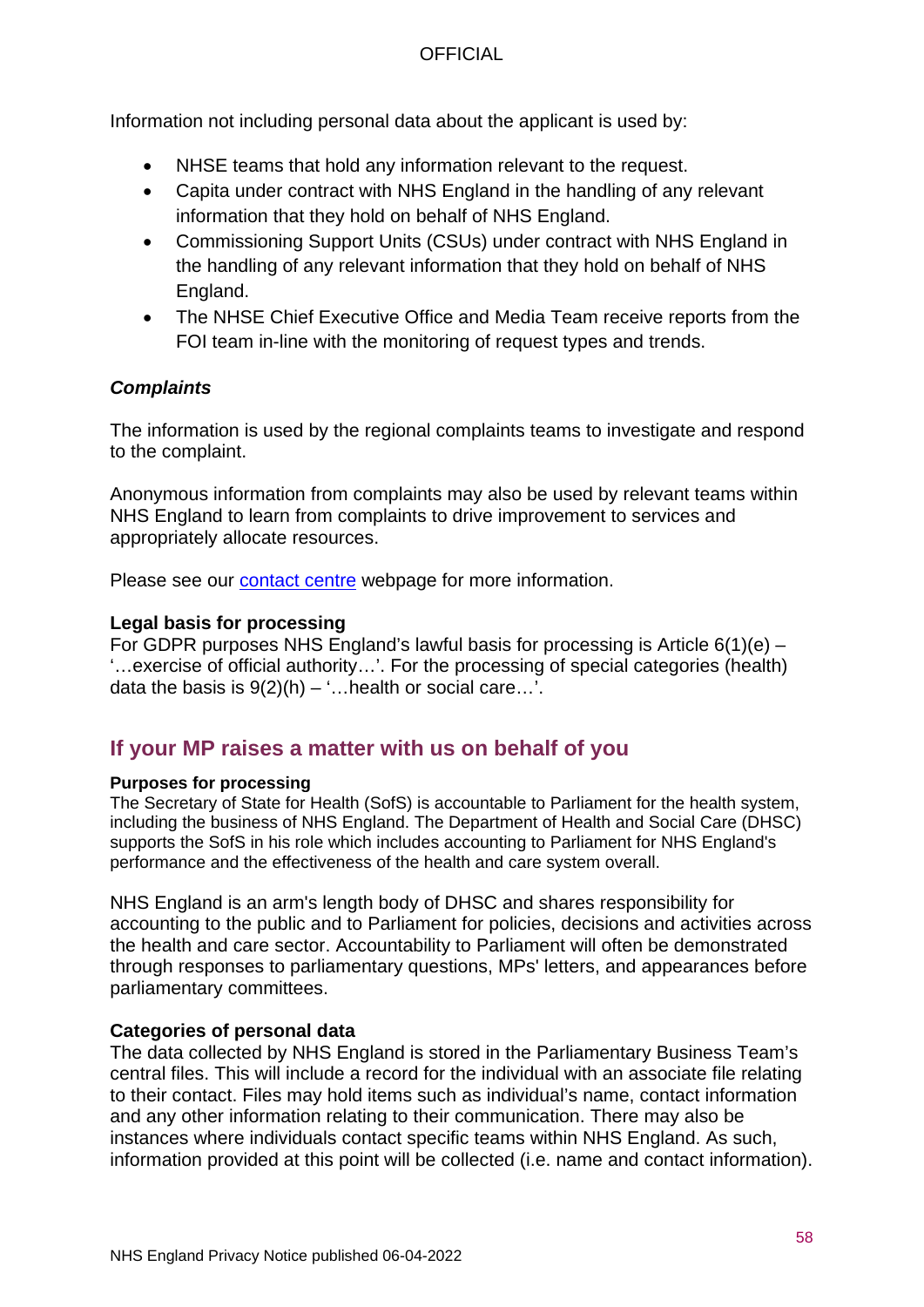Information not including personal data about the applicant is used by:

- NHSE teams that hold any information relevant to the request.
- Capita under contract with NHS England in the handling of any relevant information that they hold on behalf of NHS England.
- Commissioning Support Units (CSUs) under contract with NHS England in the handling of any relevant information that they hold on behalf of NHS England.
- The NHSE Chief Executive Office and Media Team receive reports from the FOI team in-line with the monitoring of request types and trends.

***Complaints***

The information is used by the regional complaints teams to investigate and respond to the complaint.

Anonymous information from complaints may also be used by relevant teams within NHS England to learn from complaints to drive improvement to services and appropriately allocate resources.

Please see our [contact centre](contact centre) webpage for more information.

**Legal basis for processing**

For GDPR purposes NHS England's lawful basis for processing is Article 6(1)(e) – '…exercise of official authority…'. For the processing of special categories (health) data the basis is 9(2)(h) – '…health or social care…'.

## If your MP raises a matter with us on behalf of you

**Purposes for processing**

The Secretary of State for Health (SofS) is accountable to Parliament for the health system, including the business of NHS England. The Department of Health and Social Care (DHSC) supports the SofS in his role which includes accounting to Parliament for NHS England's performance and the effectiveness of the health and care system overall.

NHS England is an arm's length body of DHSC and shares responsibility for accounting to the public and to Parliament for policies, decisions and activities across the health and care sector. Accountability to Parliament will often be demonstrated through responses to parliamentary questions, MPs' letters, and appearances before parliamentary committees.

**Categories of personal data**

The data collected by NHS England is stored in the Parliamentary Business Team's central files. This will include a record for the individual with an associate file relating to their contact. Files may hold items such as individual's name, contact information and any other information relating to their communication. There may also be instances where individuals contact specific teams within NHS England. As such, information provided at this point will be collected (i.e. name and contact information).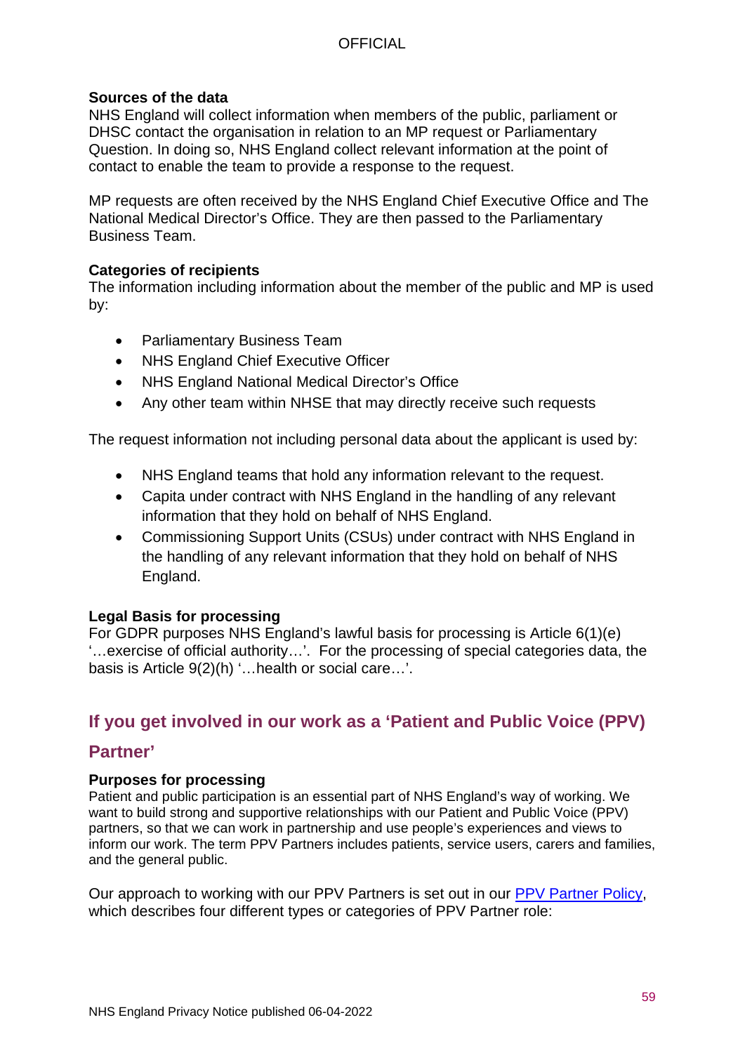**Sources of the data**

NHS England will collect information when members of the public, parliament or DHSC contact the organisation in relation to an MP request or Parliamentary Question. In doing so, NHS England collect relevant information at the point of contact to enable the team to provide a response to the request.

MP requests are often received by the NHS England Chief Executive Office and The National Medical Director's Office. They are then passed to the Parliamentary Business Team.

**Categories of recipients**

The information including information about the member of the public and MP is used by:

- Parliamentary Business Team
- NHS England Chief Executive Officer
- NHS England National Medical Director's Office
- Any other team within NHSE that may directly receive such requests

The request information not including personal data about the applicant is used by:

- NHS England teams that hold any information relevant to the request.
- Capita under contract with NHS England in the handling of any relevant information that they hold on behalf of NHS England.
- Commissioning Support Units (CSUs) under contract with NHS England in the handling of any relevant information that they hold on behalf of NHS England.

**Legal Basis for processing**

For GDPR purposes NHS England's lawful basis for processing is Article 6(1)(e) '…exercise of official authority…'. For the processing of special categories data, the basis is Article 9(2)(h) '…health or social care…'.

## If you get involved in our work as a 'Patient and Public Voice (PPV) Partner'

**Purposes for processing**

Patient and public participation is an essential part of NHS England's way of working. We want to build strong and supportive relationships with our Patient and Public Voice (PPV) partners, so that we can work in partnership and use people's experiences and views to inform our work. The term PPV Partners includes patients, service users, carers and families, and the general public.

Our approach to working with our PPV Partners is set out in our PPV Partner Policy, which describes four different types or categories of PPV Partner role: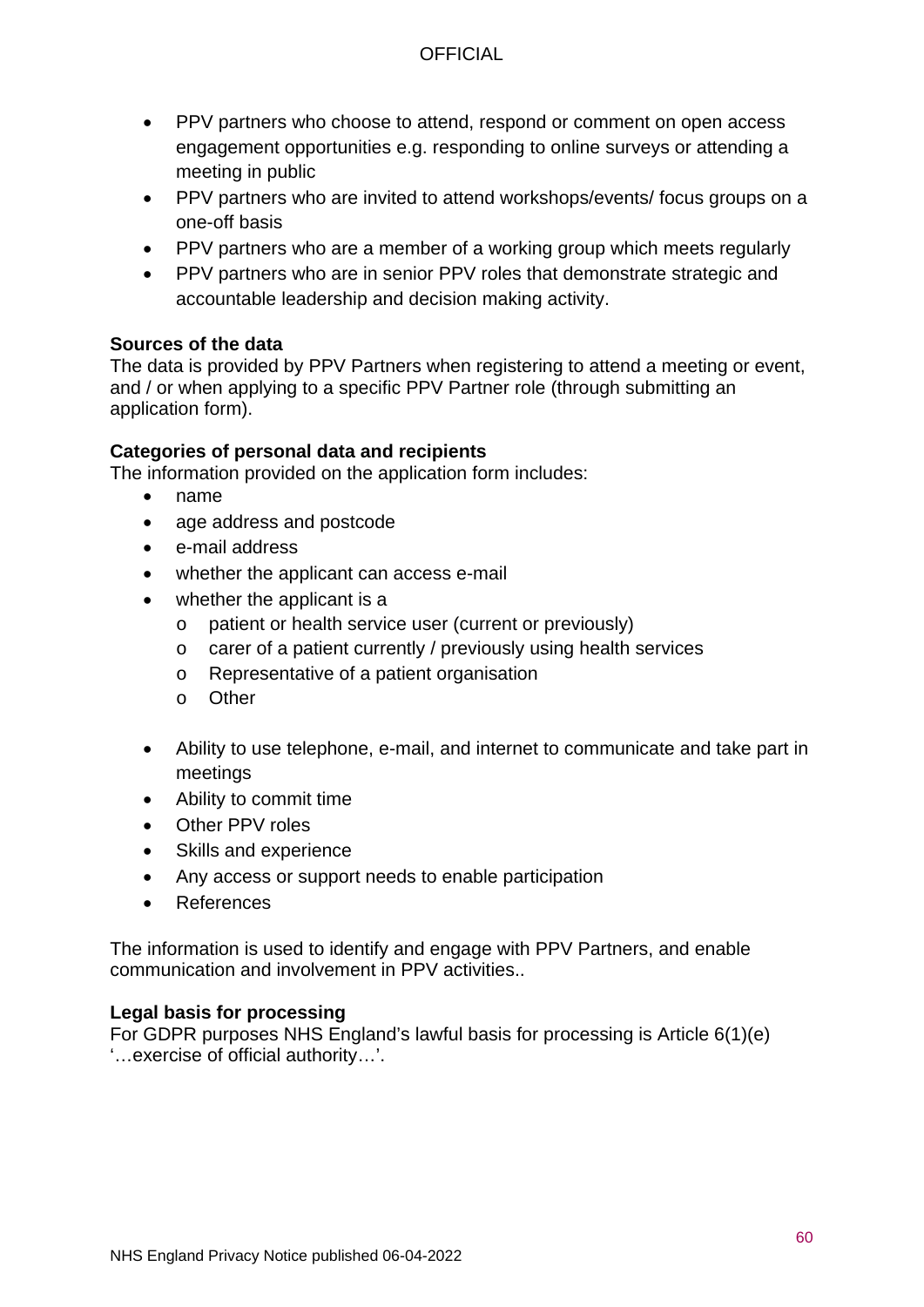- PPV partners who choose to attend, respond or comment on open access engagement opportunities e.g. responding to online surveys or attending a meeting in public
- PPV partners who are invited to attend workshops/events/ focus groups on a one-off basis
- PPV partners who are a member of a working group which meets regularly
- PPV partners who are in senior PPV roles that demonstrate strategic and accountable leadership and decision making activity.

**Sources of the data**
The data is provided by PPV Partners when registering to attend a meeting or event, and / or when applying to a specific PPV Partner role (through submitting an application form).

**Categories of personal data and recipients**
The information provided on the application form includes:

- name
- age address and postcode
- e-mail address
- whether the applicant can access e-mail
- whether the applicant is a
  - patient or health service user (current or previously)
  - carer of a patient currently / previously using health services
  - Representative of a patient organisation
  - Other

- Ability to use telephone, e-mail, and internet to communicate and take part in meetings
- Ability to commit time
- Other PPV roles
- Skills and experience
- Any access or support needs to enable participation
- References

The information is used to identify and engage with PPV Partners, and enable communication and involvement in PPV activities..

**Legal basis for processing**
For GDPR purposes NHS England's lawful basis for processing is Article 6(1)(e) '…exercise of official authority…'.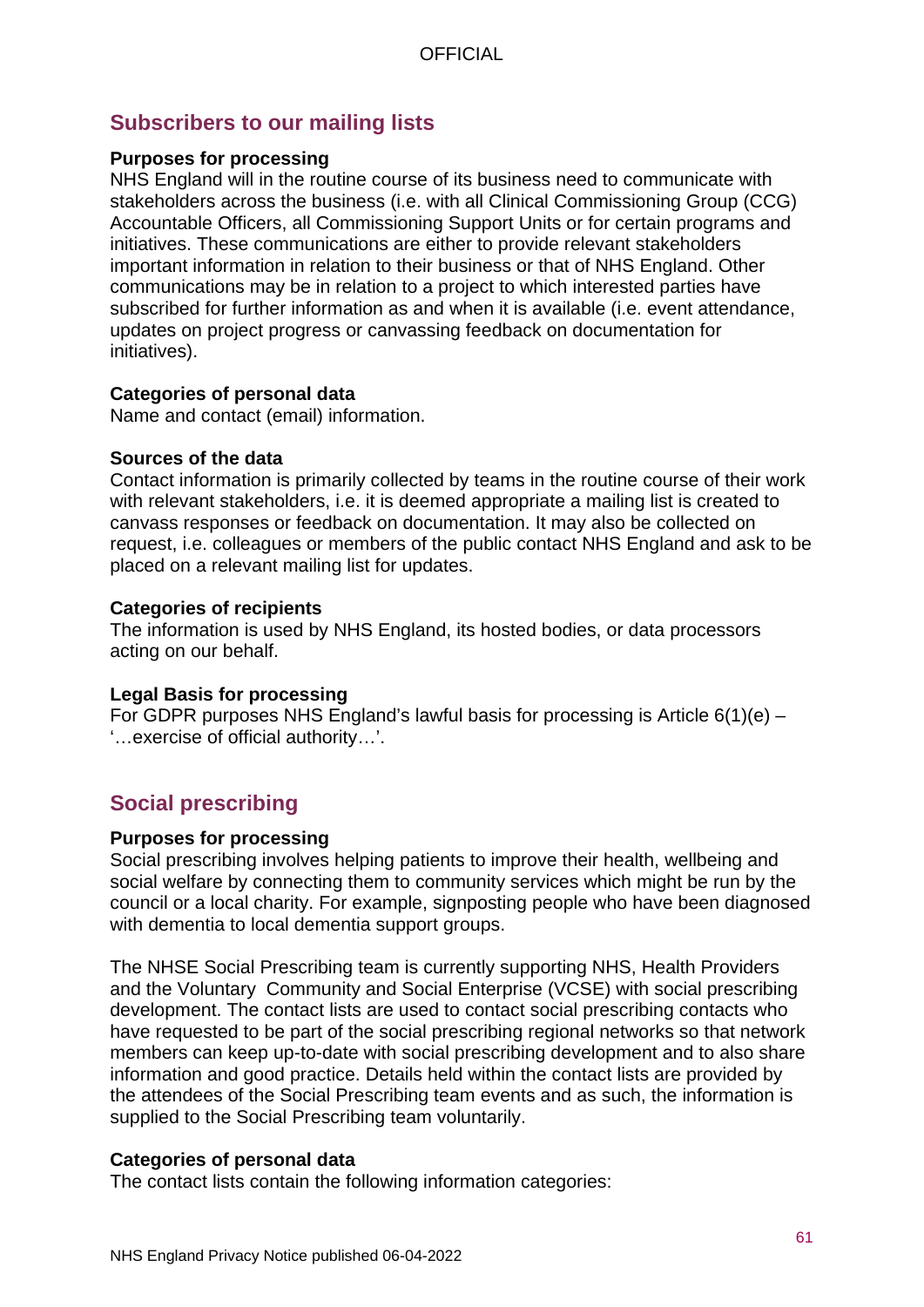## Subscribers to our mailing lists

**Purposes for processing**

NHS England will in the routine course of its business need to communicate with stakeholders across the business (i.e. with all Clinical Commissioning Group (CCG) Accountable Officers, all Commissioning Support Units or for certain programs and initiatives. These communications are either to provide relevant stakeholders important information in relation to their business or that of NHS England. Other communications may be in relation to a project to which interested parties have subscribed for further information as and when it is available (i.e. event attendance, updates on project progress or canvassing feedback on documentation for initiatives).

**Categories of personal data**

Name and contact (email) information.

**Sources of the data**

Contact information is primarily collected by teams in the routine course of their work with relevant stakeholders, i.e. it is deemed appropriate a mailing list is created to canvass responses or feedback on documentation. It may also be collected on request, i.e. colleagues or members of the public contact NHS England and ask to be placed on a relevant mailing list for updates.

**Categories of recipients**

The information is used by NHS England, its hosted bodies, or data processors acting on our behalf.

**Legal Basis for processing**

For GDPR purposes NHS England's lawful basis for processing is Article 6(1)(e) – '…exercise of official authority…'.

## Social prescribing

**Purposes for processing**

Social prescribing involves helping patients to improve their health, wellbeing and social welfare by connecting them to community services which might be run by the council or a local charity. For example, signposting people who have been diagnosed with dementia to local dementia support groups.

The NHSE Social Prescribing team is currently supporting NHS, Health Providers and the Voluntary Community and Social Enterprise (VCSE) with social prescribing development. The contact lists are used to contact social prescribing contacts who have requested to be part of the social prescribing regional networks so that network members can keep up-to-date with social prescribing development and to also share information and good practice. Details held within the contact lists are provided by the attendees of the Social Prescribing team events and as such, the information is supplied to the Social Prescribing team voluntarily.

**Categories of personal data**

The contact lists contain the following information categories: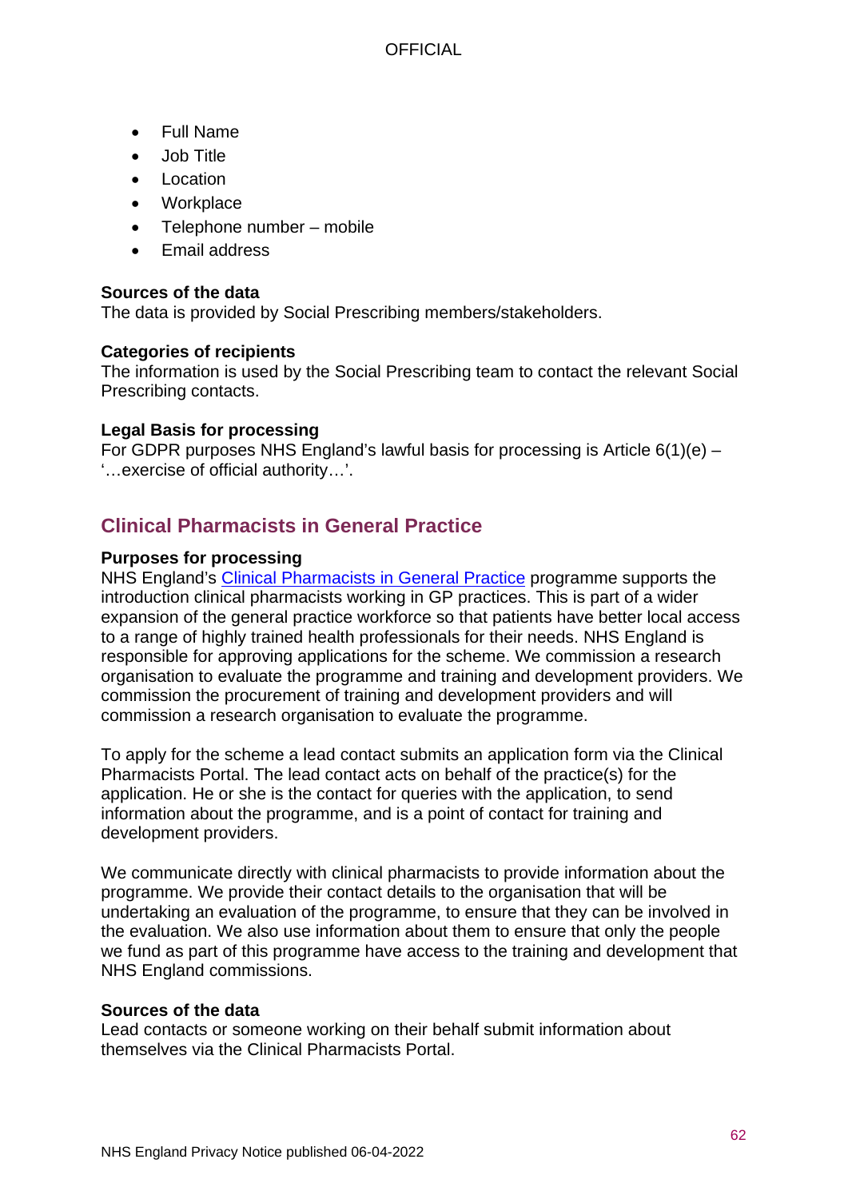- Full Name
- Job Title
- Location
- Workplace
- Telephone number – mobile
- Email address

**Sources of the data**
The data is provided by Social Prescribing members/stakeholders.

**Categories of recipients**
The information is used by the Social Prescribing team to contact the relevant Social Prescribing contacts.

**Legal Basis for processing**
For GDPR purposes NHS England's lawful basis for processing is Article 6(1)(e) – '…exercise of official authority…'.

## Clinical Pharmacists in General Practice

**Purposes for processing**
NHS England's Clinical Pharmacists in General Practice programme supports the introduction clinical pharmacists working in GP practices. This is part of a wider expansion of the general practice workforce so that patients have better local access to a range of highly trained health professionals for their needs. NHS England is responsible for approving applications for the scheme. We commission a research organisation to evaluate the programme and training and development providers. We commission the procurement of training and development providers and will commission a research organisation to evaluate the programme.

To apply for the scheme a lead contact submits an application form via the Clinical Pharmacists Portal. The lead contact acts on behalf of the practice(s) for the application. He or she is the contact for queries with the application, to send information about the programme, and is a point of contact for training and development providers.

We communicate directly with clinical pharmacists to provide information about the programme. We provide their contact details to the organisation that will be undertaking an evaluation of the programme, to ensure that they can be involved in the evaluation. We also use information about them to ensure that only the people we fund as part of this programme have access to the training and development that NHS England commissions.

**Sources of the data**
Lead contacts or someone working on their behalf submit information about themselves via the Clinical Pharmacists Portal.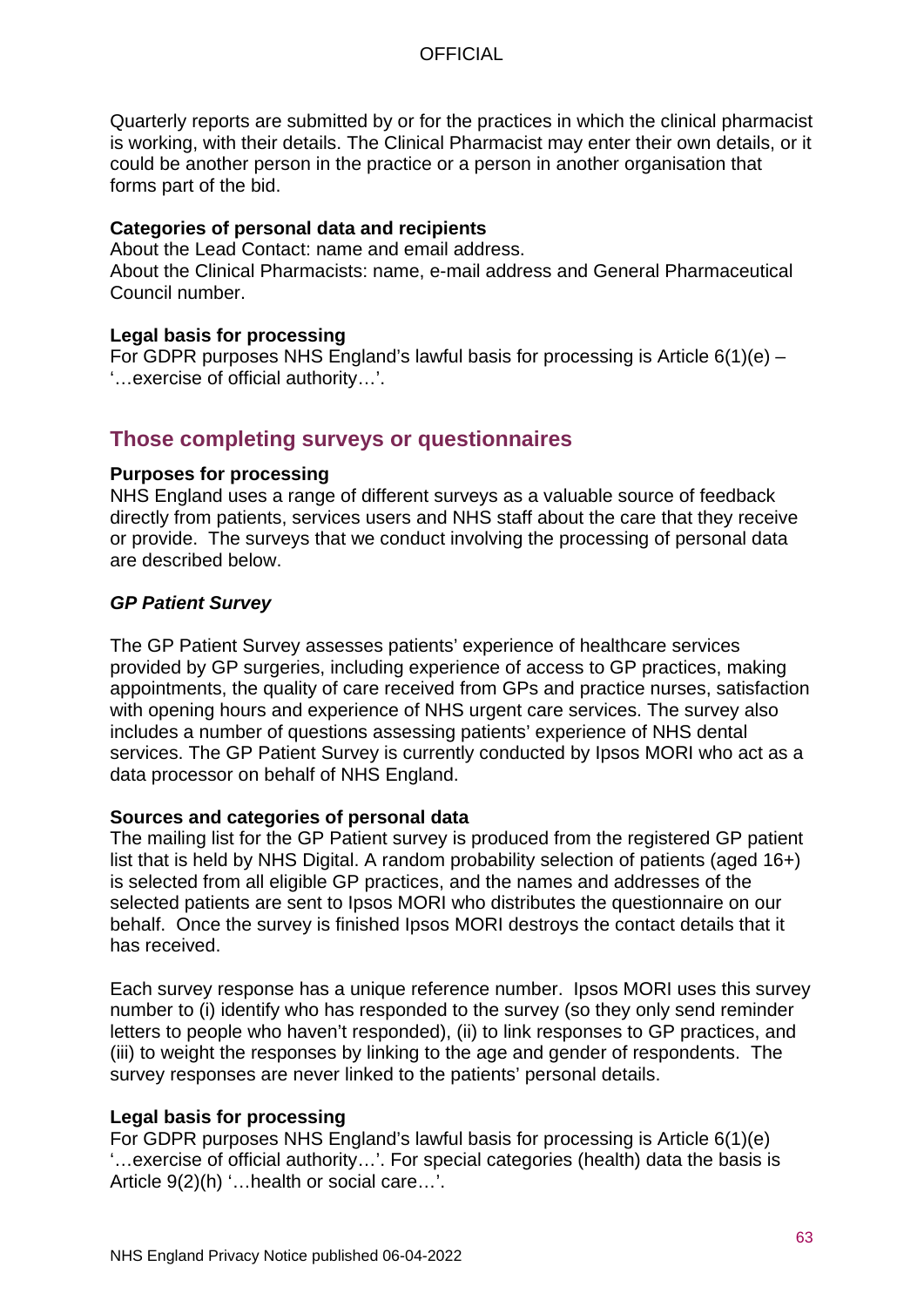Quarterly reports are submitted by or for the practices in which the clinical pharmacist is working, with their details. The Clinical Pharmacist may enter their own details, or it could be another person in the practice or a person in another organisation that forms part of the bid.

**Categories of personal data and recipients**
About the Lead Contact: name and email address.
About the Clinical Pharmacists: name, e-mail address and General Pharmaceutical Council number.

**Legal basis for processing**
For GDPR purposes NHS England's lawful basis for processing is Article 6(1)(e) – '…exercise of official authority…'.

## Those completing surveys or questionnaires

**Purposes for processing**
NHS England uses a range of different surveys as a valuable source of feedback directly from patients, services users and NHS staff about the care that they receive or provide. The surveys that we conduct involving the processing of personal data are described below.

***GP Patient Survey***

The GP Patient Survey assesses patients' experience of healthcare services provided by GP surgeries, including experience of access to GP practices, making appointments, the quality of care received from GPs and practice nurses, satisfaction with opening hours and experience of NHS urgent care services. The survey also includes a number of questions assessing patients' experience of NHS dental services. The GP Patient Survey is currently conducted by Ipsos MORI who act as a data processor on behalf of NHS England.

**Sources and categories of personal data**
The mailing list for the GP Patient survey is produced from the registered GP patient list that is held by NHS Digital. A random probability selection of patients (aged 16+) is selected from all eligible GP practices, and the names and addresses of the selected patients are sent to Ipsos MORI who distributes the questionnaire on our behalf. Once the survey is finished Ipsos MORI destroys the contact details that it has received.

Each survey response has a unique reference number. Ipsos MORI uses this survey number to (i) identify who has responded to the survey (so they only send reminder letters to people who haven't responded), (ii) to link responses to GP practices, and (iii) to weight the responses by linking to the age and gender of respondents. The survey responses are never linked to the patients' personal details.

**Legal basis for processing**
For GDPR purposes NHS England's lawful basis for processing is Article 6(1)(e) '…exercise of official authority…'. For special categories (health) data the basis is Article 9(2)(h) '…health or social care…'.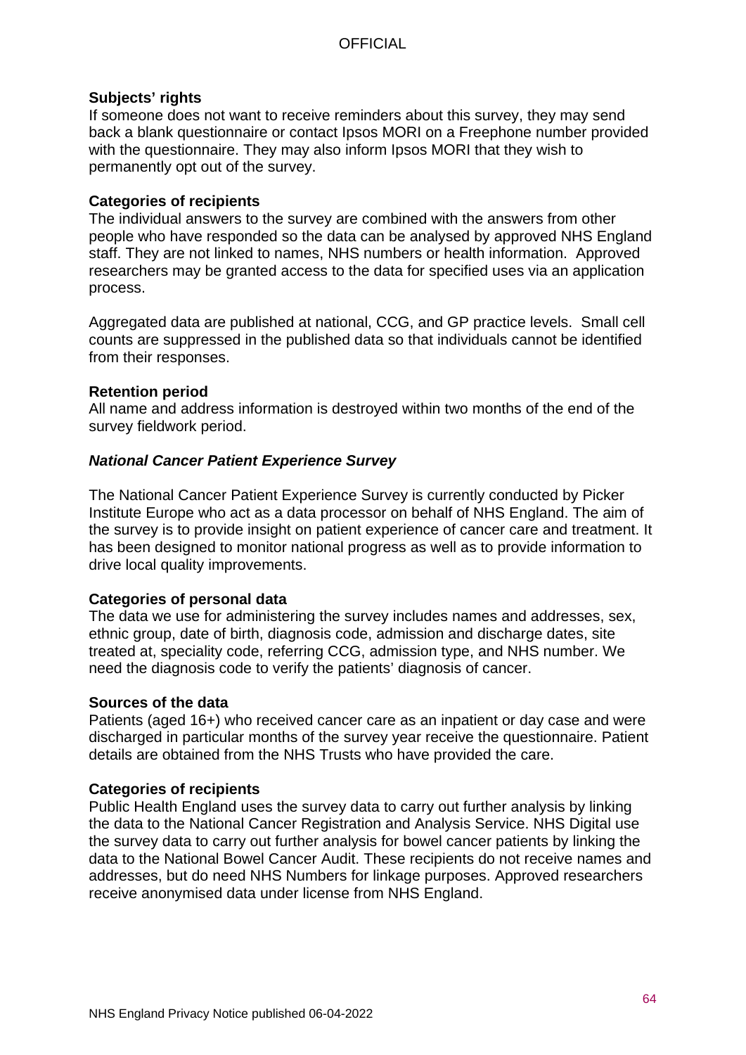**Subjects' rights**

If someone does not want to receive reminders about this survey, they may send back a blank questionnaire or contact Ipsos MORI on a Freephone number provided with the questionnaire. They may also inform Ipsos MORI that they wish to permanently opt out of the survey.

**Categories of recipients**

The individual answers to the survey are combined with the answers from other people who have responded so the data can be analysed by approved NHS England staff. They are not linked to names, NHS numbers or health information. Approved researchers may be granted access to the data for specified uses via an application process.

Aggregated data are published at national, CCG, and GP practice levels. Small cell counts are suppressed in the published data so that individuals cannot be identified from their responses.

**Retention period**

All name and address information is destroyed within two months of the end of the survey fieldwork period.

***National Cancer Patient Experience Survey***

The National Cancer Patient Experience Survey is currently conducted by Picker Institute Europe who act as a data processor on behalf of NHS England. The aim of the survey is to provide insight on patient experience of cancer care and treatment. It has been designed to monitor national progress as well as to provide information to drive local quality improvements.

**Categories of personal data**

The data we use for administering the survey includes names and addresses, sex, ethnic group, date of birth, diagnosis code, admission and discharge dates, site treated at, speciality code, referring CCG, admission type, and NHS number. We need the diagnosis code to verify the patients' diagnosis of cancer.

**Sources of the data**

Patients (aged 16+) who received cancer care as an inpatient or day case and were discharged in particular months of the survey year receive the questionnaire. Patient details are obtained from the NHS Trusts who have provided the care.

**Categories of recipients**

Public Health England uses the survey data to carry out further analysis by linking the data to the National Cancer Registration and Analysis Service. NHS Digital use the survey data to carry out further analysis for bowel cancer patients by linking the data to the National Bowel Cancer Audit. These recipients do not receive names and addresses, but do need NHS Numbers for linkage purposes. Approved researchers receive anonymised data under license from NHS England.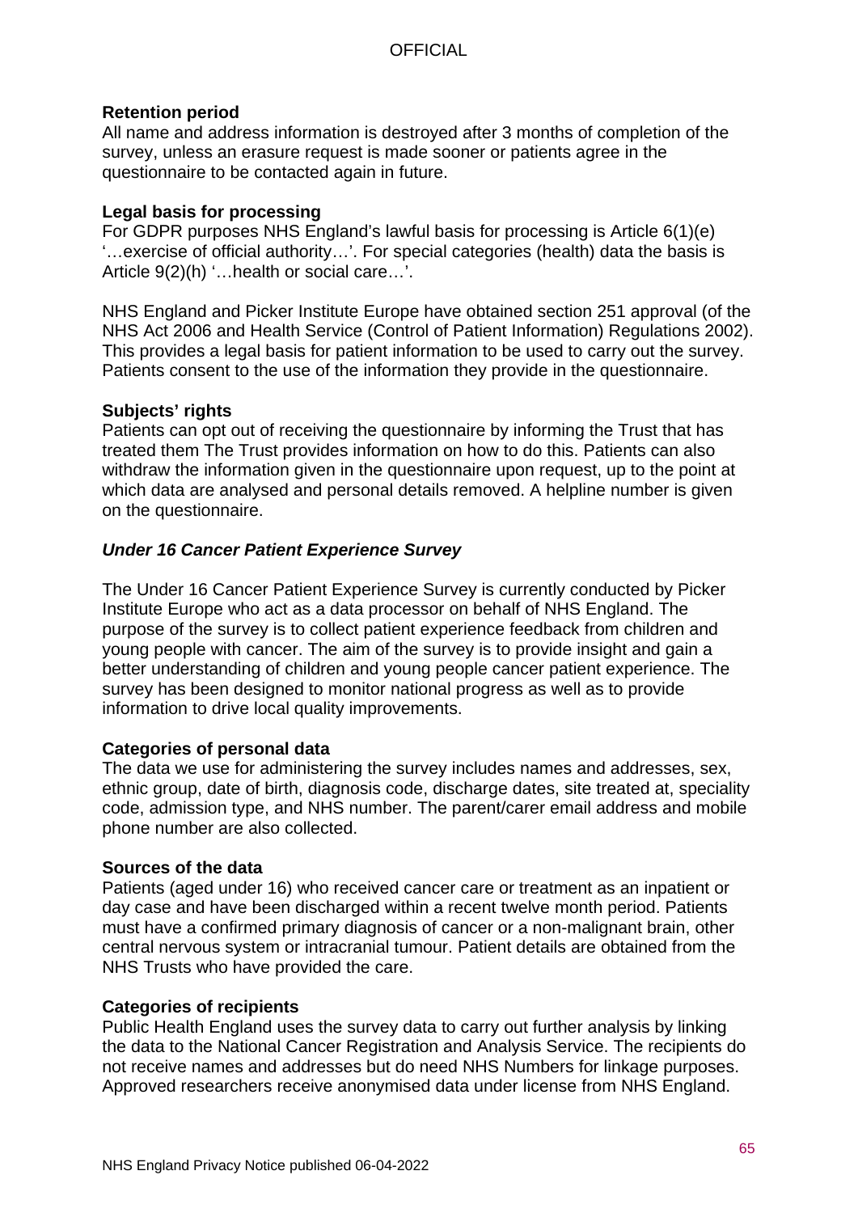**Retention period**
All name and address information is destroyed after 3 months of completion of the survey, unless an erasure request is made sooner or patients agree in the questionnaire to be contacted again in future.

**Legal basis for processing**
For GDPR purposes NHS England's lawful basis for processing is Article 6(1)(e) '…exercise of official authority…'. For special categories (health) data the basis is Article 9(2)(h) '…health or social care…'.

NHS England and Picker Institute Europe have obtained section 251 approval (of the NHS Act 2006 and Health Service (Control of Patient Information) Regulations 2002). This provides a legal basis for patient information to be used to carry out the survey. Patients consent to the use of the information they provide in the questionnaire.

**Subjects' rights**
Patients can opt out of receiving the questionnaire by informing the Trust that has treated them The Trust provides information on how to do this. Patients can also withdraw the information given in the questionnaire upon request, up to the point at which data are analysed and personal details removed. A helpline number is given on the questionnaire.

***Under 16 Cancer Patient Experience Survey***

The Under 16 Cancer Patient Experience Survey is currently conducted by Picker Institute Europe who act as a data processor on behalf of NHS England. The purpose of the survey is to collect patient experience feedback from children and young people with cancer. The aim of the survey is to provide insight and gain a better understanding of children and young people cancer patient experience. The survey has been designed to monitor national progress as well as to provide information to drive local quality improvements.

**Categories of personal data**
The data we use for administering the survey includes names and addresses, sex, ethnic group, date of birth, diagnosis code, discharge dates, site treated at, speciality code, admission type, and NHS number. The parent/carer email address and mobile phone number are also collected.

**Sources of the data**
Patients (aged under 16) who received cancer care or treatment as an inpatient or day case and have been discharged within a recent twelve month period. Patients must have a confirmed primary diagnosis of cancer or a non-malignant brain, other central nervous system or intracranial tumour. Patient details are obtained from the NHS Trusts who have provided the care.

**Categories of recipients**
Public Health England uses the survey data to carry out further analysis by linking the data to the National Cancer Registration and Analysis Service. The recipients do not receive names and addresses but do need NHS Numbers for linkage purposes. Approved researchers receive anonymised data under license from NHS England.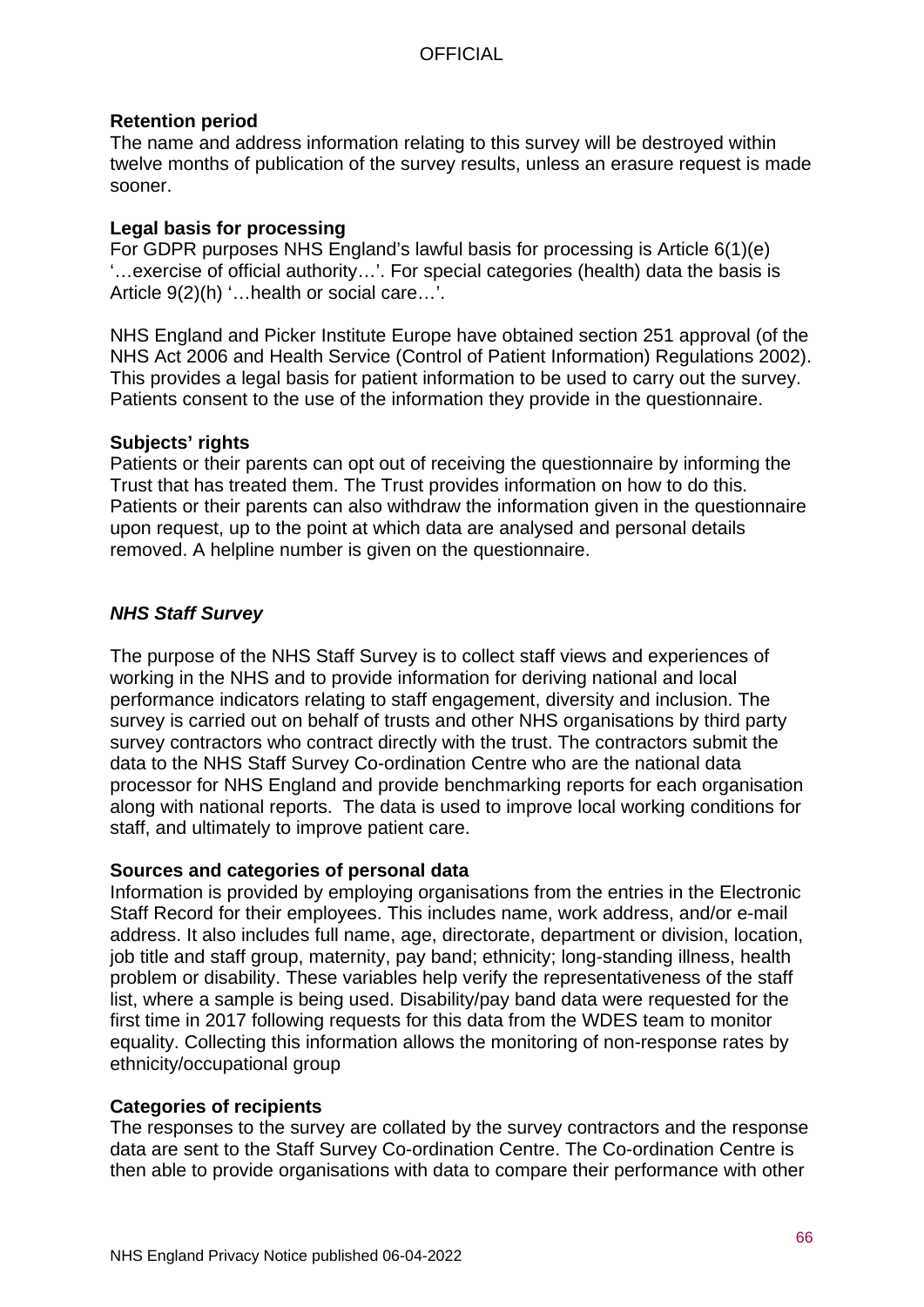**Retention period**
The name and address information relating to this survey will be destroyed within twelve months of publication of the survey results, unless an erasure request is made sooner.

**Legal basis for processing**
For GDPR purposes NHS England's lawful basis for processing is Article 6(1)(e) '…exercise of official authority…'. For special categories (health) data the basis is Article 9(2)(h) '…health or social care…'.

NHS England and Picker Institute Europe have obtained section 251 approval (of the NHS Act 2006 and Health Service (Control of Patient Information) Regulations 2002). This provides a legal basis for patient information to be used to carry out the survey. Patients consent to the use of the information they provide in the questionnaire.

**Subjects' rights**
Patients or their parents can opt out of receiving the questionnaire by informing the Trust that has treated them. The Trust provides information on how to do this. Patients or their parents can also withdraw the information given in the questionnaire upon request, up to the point at which data are analysed and personal details removed. A helpline number is given on the questionnaire.

### *NHS Staff Survey*

The purpose of the NHS Staff Survey is to collect staff views and experiences of working in the NHS and to provide information for deriving national and local performance indicators relating to staff engagement, diversity and inclusion. The survey is carried out on behalf of trusts and other NHS organisations by third party survey contractors who contract directly with the trust. The contractors submit the data to the NHS Staff Survey Co-ordination Centre who are the national data processor for NHS England and provide benchmarking reports for each organisation along with national reports. The data is used to improve local working conditions for staff, and ultimately to improve patient care.

**Sources and categories of personal data**
Information is provided by employing organisations from the entries in the Electronic Staff Record for their employees. This includes name, work address, and/or e-mail address. It also includes full name, age, directorate, department or division, location, job title and staff group, maternity, pay band; ethnicity; long-standing illness, health problem or disability. These variables help verify the representativeness of the staff list, where a sample is being used. Disability/pay band data were requested for the first time in 2017 following requests for this data from the WDES team to monitor equality. Collecting this information allows the monitoring of non-response rates by ethnicity/occupational group

**Categories of recipients**
The responses to the survey are collated by the survey contractors and the response data are sent to the Staff Survey Co-ordination Centre. The Co-ordination Centre is then able to provide organisations with data to compare their performance with other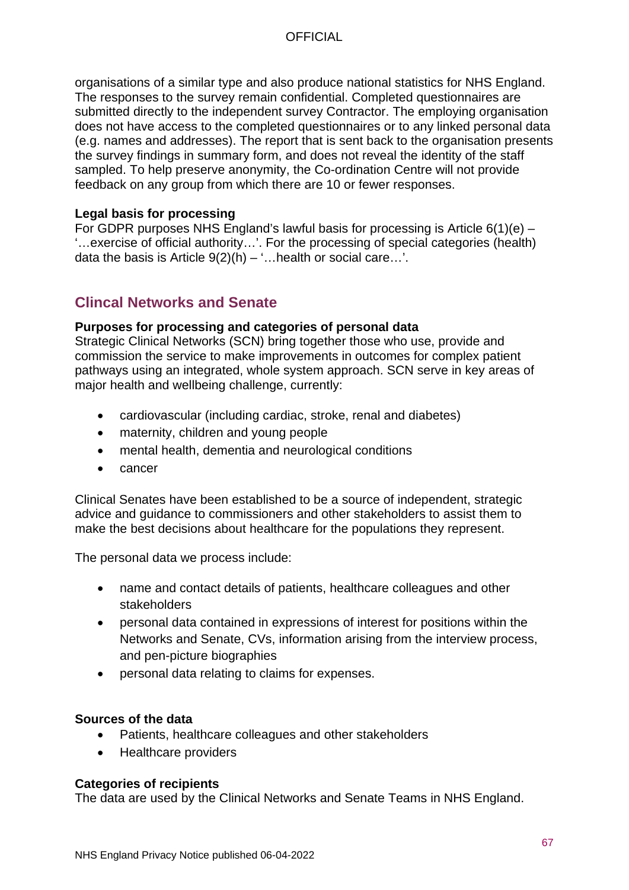organisations of a similar type and also produce national statistics for NHS England. The responses to the survey remain confidential. Completed questionnaires are submitted directly to the independent survey Contractor. The employing organisation does not have access to the completed questionnaires or to any linked personal data (e.g. names and addresses). The report that is sent back to the organisation presents the survey findings in summary form, and does not reveal the identity of the staff sampled. To help preserve anonymity, the Co-ordination Centre will not provide feedback on any group from which there are 10 or fewer responses.

**Legal basis for processing**
For GDPR purposes NHS England's lawful basis for processing is Article 6(1)(e) – '…exercise of official authority…'. For the processing of special categories (health) data the basis is Article 9(2)(h) – '…health or social care…'.

## Clincal Networks and Senate

**Purposes for processing and categories of personal data**
Strategic Clinical Networks (SCN) bring together those who use, provide and commission the service to make improvements in outcomes for complex patient pathways using an integrated, whole system approach. SCN serve in key areas of major health and wellbeing challenge, currently:

- cardiovascular (including cardiac, stroke, renal and diabetes)
- maternity, children and young people
- mental health, dementia and neurological conditions
- cancer

Clinical Senates have been established to be a source of independent, strategic advice and guidance to commissioners and other stakeholders to assist them to make the best decisions about healthcare for the populations they represent.

The personal data we process include:

- name and contact details of patients, healthcare colleagues and other stakeholders
- personal data contained in expressions of interest for positions within the Networks and Senate, CVs, information arising from the interview process, and pen-picture biographies
- personal data relating to claims for expenses.

**Sources of the data**

- Patients, healthcare colleagues and other stakeholders
- Healthcare providers

**Categories of recipients**
The data are used by the Clinical Networks and Senate Teams in NHS England.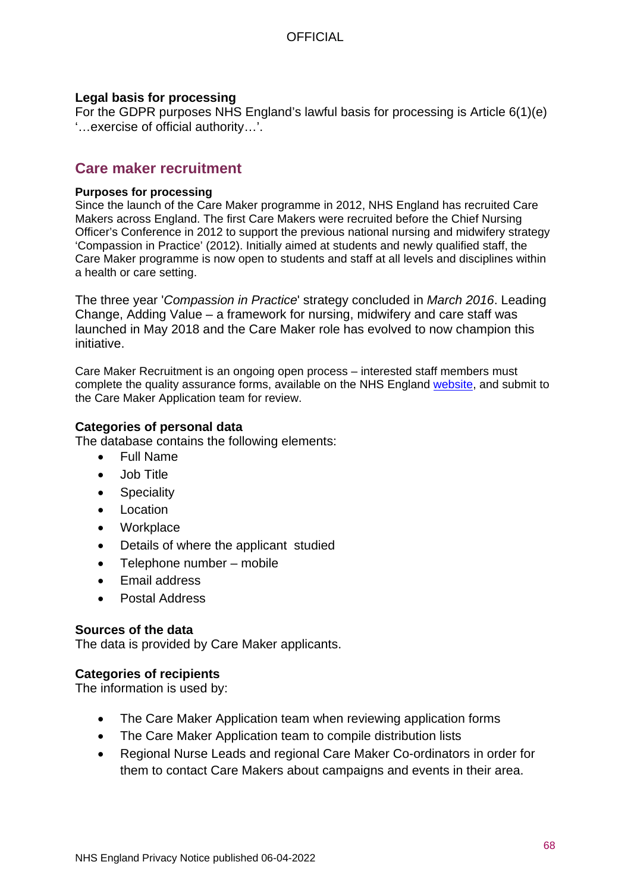### Legal basis for processing

For the GDPR purposes NHS England's lawful basis for processing is Article 6(1)(e) '…exercise of official authority…'.

## Care maker recruitment

### Purposes for processing

Since the launch of the Care Maker programme in 2012, NHS England has recruited Care Makers across England. The first Care Makers were recruited before the Chief Nursing Officer's Conference in 2012 to support the previous national nursing and midwifery strategy 'Compassion in Practice' (2012). Initially aimed at students and newly qualified staff, the Care Maker programme is now open to students and staff at all levels and disciplines within a health or care setting.

The three year '*Compassion in Practice*' strategy concluded in *March 2016*. Leading Change, Adding Value – a framework for nursing, midwifery and care staff was launched in May 2018 and the Care Maker role has evolved to now champion this initiative.

Care Maker Recruitment is an ongoing open process – interested staff members must complete the quality assurance forms, available on the NHS England website, and submit to the Care Maker Application team for review.

### Categories of personal data

The database contains the following elements:

- Full Name
- Job Title
- Speciality
- Location
- Workplace
- Details of where the applicant studied
- Telephone number – mobile
- Email address
- Postal Address

### Sources of the data

The data is provided by Care Maker applicants.

### Categories of recipients

The information is used by:

- The Care Maker Application team when reviewing application forms
- The Care Maker Application team to compile distribution lists
- Regional Nurse Leads and regional Care Maker Co-ordinators in order for them to contact Care Makers about campaigns and events in their area.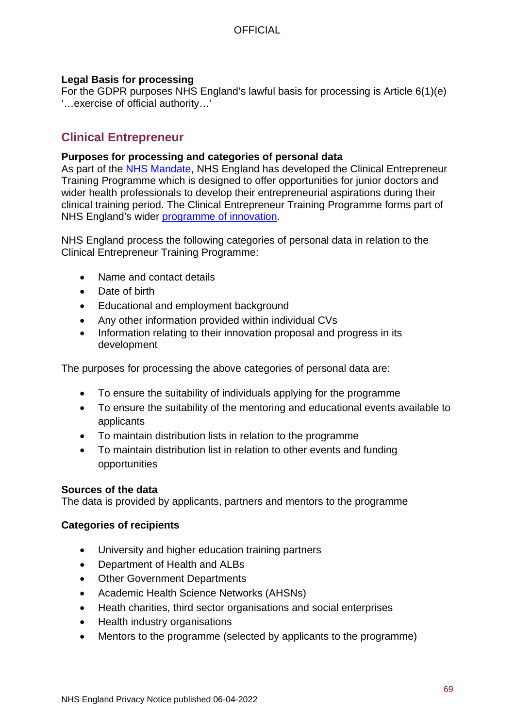**Legal Basis for processing**
For the GDPR purposes NHS England's lawful basis for processing is Article 6(1)(e) '…exercise of official authority…'

## Clinical Entrepreneur

**Purposes for processing and categories of personal data**
As part of the NHS Mandate, NHS England has developed the Clinical Entrepreneur Training Programme which is designed to offer opportunities for junior doctors and wider health professionals to develop their entrepreneurial aspirations during their clinical training period. The Clinical Entrepreneur Training Programme forms part of NHS England's wider programme of innovation.

NHS England process the following categories of personal data in relation to the Clinical Entrepreneur Training Programme:

- Name and contact details
- Date of birth
- Educational and employment background
- Any other information provided within individual CVs
- Information relating to their innovation proposal and progress in its development

The purposes for processing the above categories of personal data are:

- To ensure the suitability of individuals applying for the programme
- To ensure the suitability of the mentoring and educational events available to applicants
- To maintain distribution lists in relation to the programme
- To maintain distribution list in relation to other events and funding opportunities

**Sources of the data**
The data is provided by applicants, partners and mentors to the programme

**Categories of recipients**

- University and higher education training partners
- Department of Health and ALBs
- Other Government Departments
- Academic Health Science Networks (AHSNs)
- Heath charities, third sector organisations and social enterprises
- Health industry organisations
- Mentors to the programme (selected by applicants to the programme)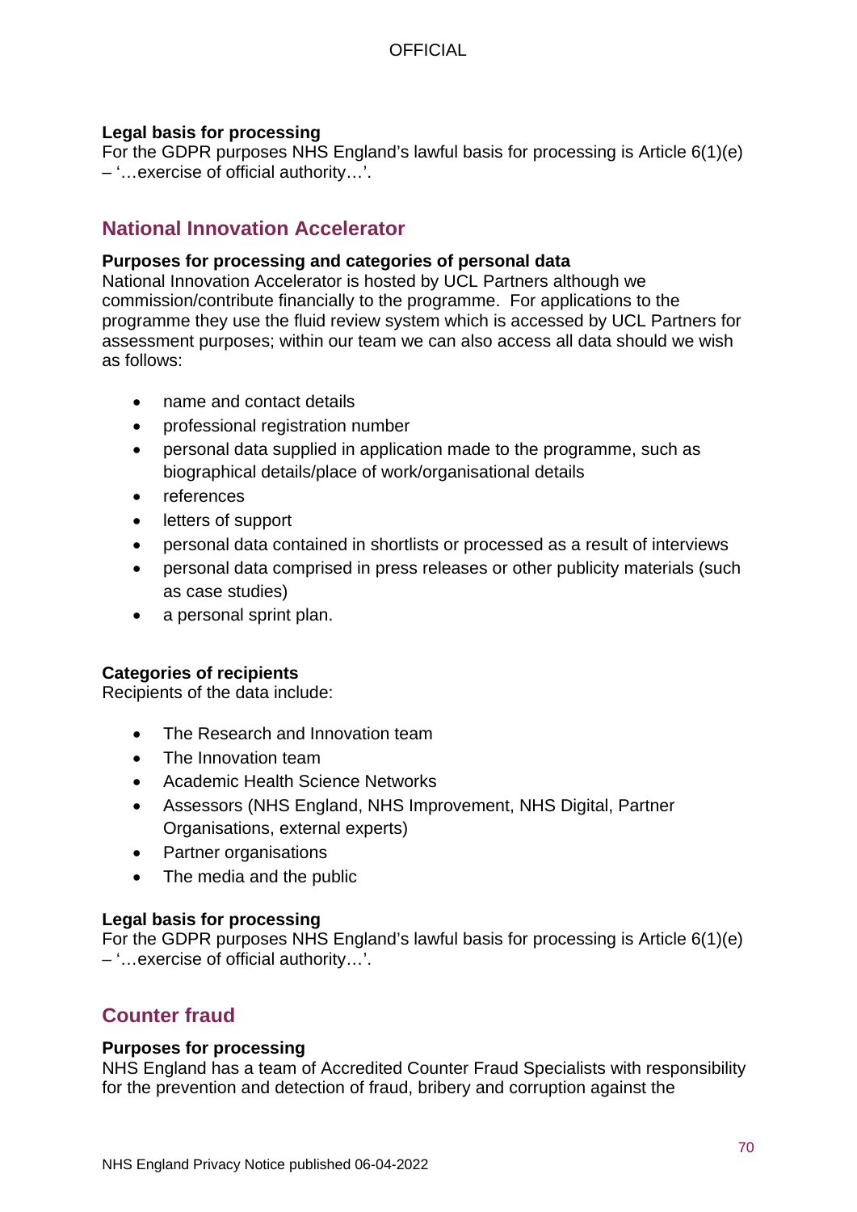**Legal basis for processing**

For the GDPR purposes NHS England's lawful basis for processing is Article 6(1)(e) – '…exercise of official authority…'.

## National Innovation Accelerator

**Purposes for processing and categories of personal data**

National Innovation Accelerator is hosted by UCL Partners although we commission/contribute financially to the programme. For applications to the programme they use the fluid review system which is accessed by UCL Partners for assessment purposes; within our team we can also access all data should we wish as follows:

- name and contact details
- professional registration number
- personal data supplied in application made to the programme, such as biographical details/place of work/organisational details
- references
- letters of support
- personal data contained in shortlists or processed as a result of interviews
- personal data comprised in press releases or other publicity materials (such as case studies)
- a personal sprint plan.

**Categories of recipients**

Recipients of the data include:

- The Research and Innovation team
- The Innovation team
- Academic Health Science Networks
- Assessors (NHS England, NHS Improvement, NHS Digital, Partner Organisations, external experts)
- Partner organisations
- The media and the public

**Legal basis for processing**

For the GDPR purposes NHS England's lawful basis for processing is Article 6(1)(e) – '…exercise of official authority…'.

## Counter fraud

**Purposes for processing**

NHS England has a team of Accredited Counter Fraud Specialists with responsibility for the prevention and detection of fraud, bribery and corruption against the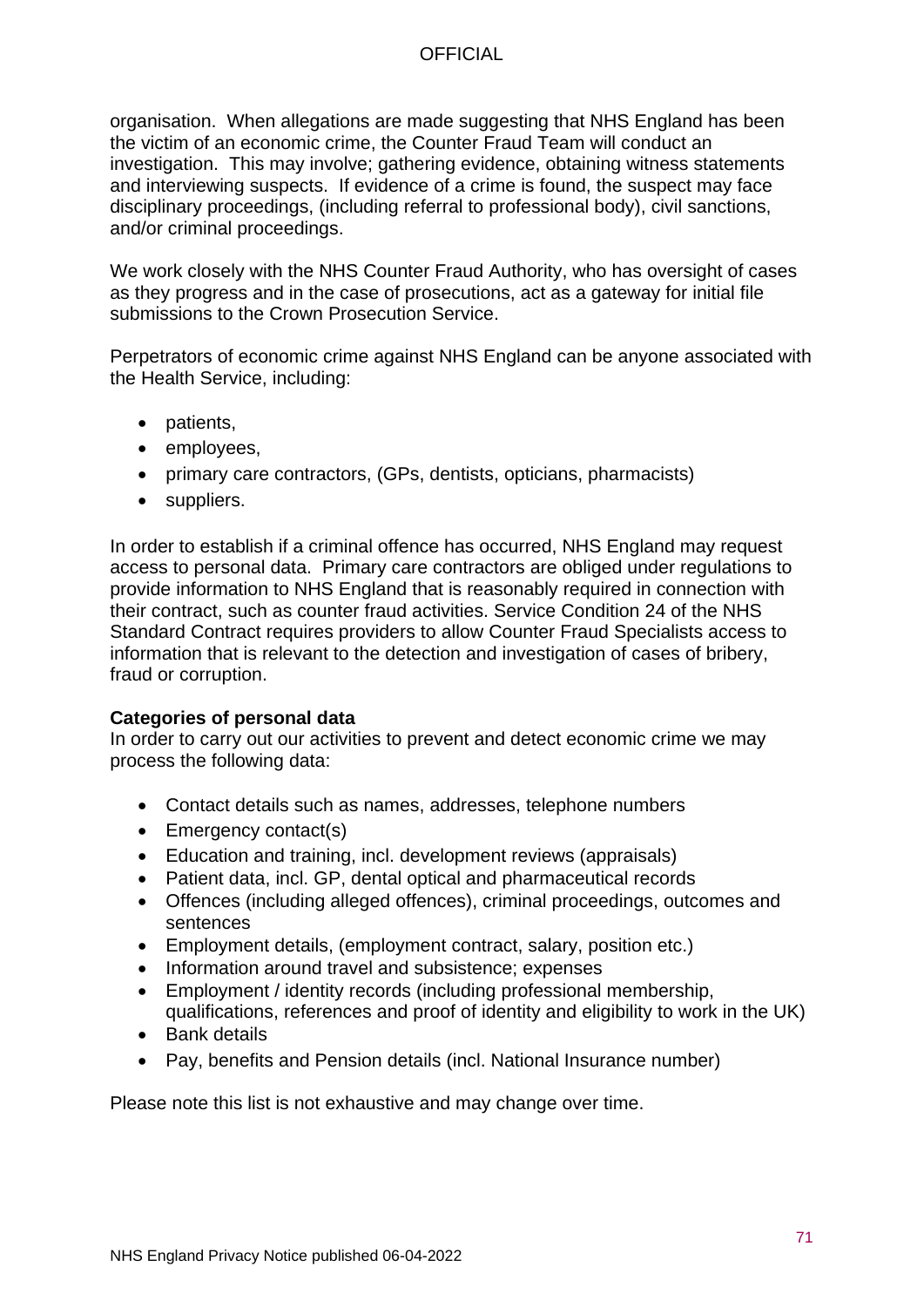organisation. When allegations are made suggesting that NHS England has been the victim of an economic crime, the Counter Fraud Team will conduct an investigation. This may involve; gathering evidence, obtaining witness statements and interviewing suspects. If evidence of a crime is found, the suspect may face disciplinary proceedings, (including referral to professional body), civil sanctions, and/or criminal proceedings.

We work closely with the NHS Counter Fraud Authority, who has oversight of cases as they progress and in the case of prosecutions, act as a gateway for initial file submissions to the Crown Prosecution Service.

Perpetrators of economic crime against NHS England can be anyone associated with the Health Service, including:

- patients,
- employees,
- primary care contractors, (GPs, dentists, opticians, pharmacists)
- suppliers.

In order to establish if a criminal offence has occurred, NHS England may request access to personal data. Primary care contractors are obliged under regulations to provide information to NHS England that is reasonably required in connection with their contract, such as counter fraud activities. Service Condition 24 of the NHS Standard Contract requires providers to allow Counter Fraud Specialists access to information that is relevant to the detection and investigation of cases of bribery, fraud or corruption.

**Categories of personal data**

In order to carry out our activities to prevent and detect economic crime we may process the following data:

- Contact details such as names, addresses, telephone numbers
- Emergency contact(s)
- Education and training, incl. development reviews (appraisals)
- Patient data, incl. GP, dental optical and pharmaceutical records
- Offences (including alleged offences), criminal proceedings, outcomes and sentences
- Employment details, (employment contract, salary, position etc.)
- Information around travel and subsistence; expenses
- Employment / identity records (including professional membership, qualifications, references and proof of identity and eligibility to work in the UK)
- Bank details
- Pay, benefits and Pension details (incl. National Insurance number)

Please note this list is not exhaustive and may change over time.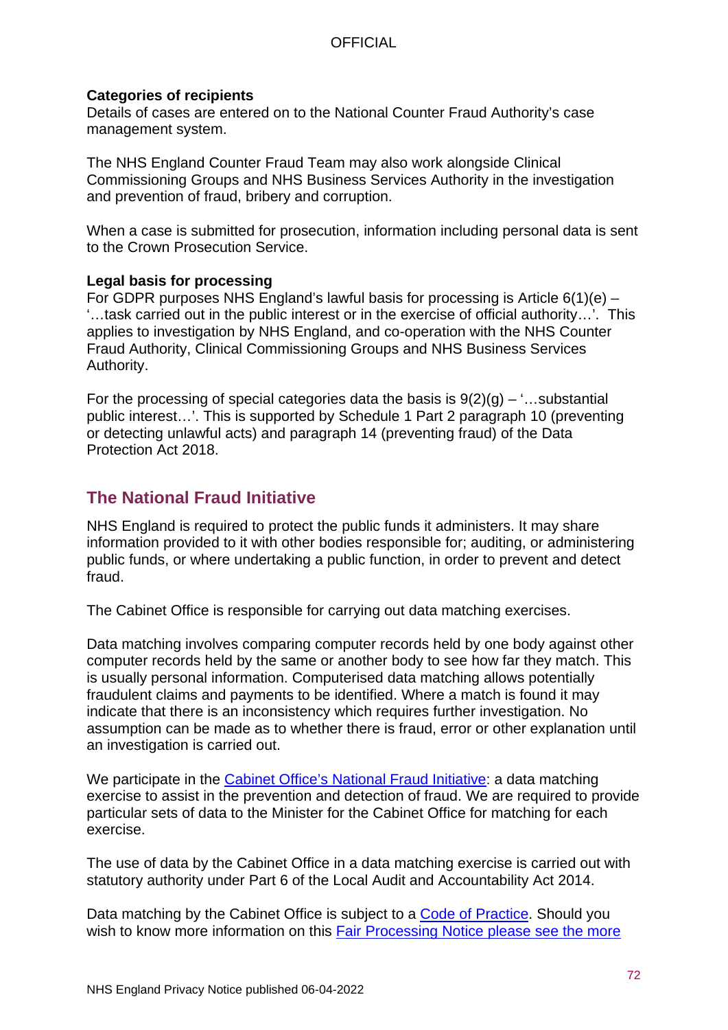**Categories of recipients**
Details of cases are entered on to the National Counter Fraud Authority's case management system.

The NHS England Counter Fraud Team may also work alongside Clinical Commissioning Groups and NHS Business Services Authority in the investigation and prevention of fraud, bribery and corruption.

When a case is submitted for prosecution, information including personal data is sent to the Crown Prosecution Service.

**Legal basis for processing**
For GDPR purposes NHS England's lawful basis for processing is Article 6(1)(e) – '…task carried out in the public interest or in the exercise of official authority…'. This applies to investigation by NHS England, and co-operation with the NHS Counter Fraud Authority, Clinical Commissioning Groups and NHS Business Services Authority.

For the processing of special categories data the basis is 9(2)(g) – '…substantial public interest…'. This is supported by Schedule 1 Part 2 paragraph 10 (preventing or detecting unlawful acts) and paragraph 14 (preventing fraud) of the Data Protection Act 2018.

## The National Fraud Initiative

NHS England is required to protect the public funds it administers. It may share information provided to it with other bodies responsible for; auditing, or administering public funds, or where undertaking a public function, in order to prevent and detect fraud.

The Cabinet Office is responsible for carrying out data matching exercises.

Data matching involves comparing computer records held by one body against other computer records held by the same or another body to see how far they match. This is usually personal information. Computerised data matching allows potentially fraudulent claims and payments to be identified. Where a match is found it may indicate that there is an inconsistency which requires further investigation. No assumption can be made as to whether there is fraud, error or other explanation until an investigation is carried out.

We participate in the Cabinet Office's National Fraud Initiative: a data matching exercise to assist in the prevention and detection of fraud. We are required to provide particular sets of data to the Minister for the Cabinet Office for matching for each exercise.

The use of data by the Cabinet Office in a data matching exercise is carried out with statutory authority under Part 6 of the Local Audit and Accountability Act 2014.

Data matching by the Cabinet Office is subject to a Code of Practice. Should you wish to know more information on this Fair Processing Notice please see the more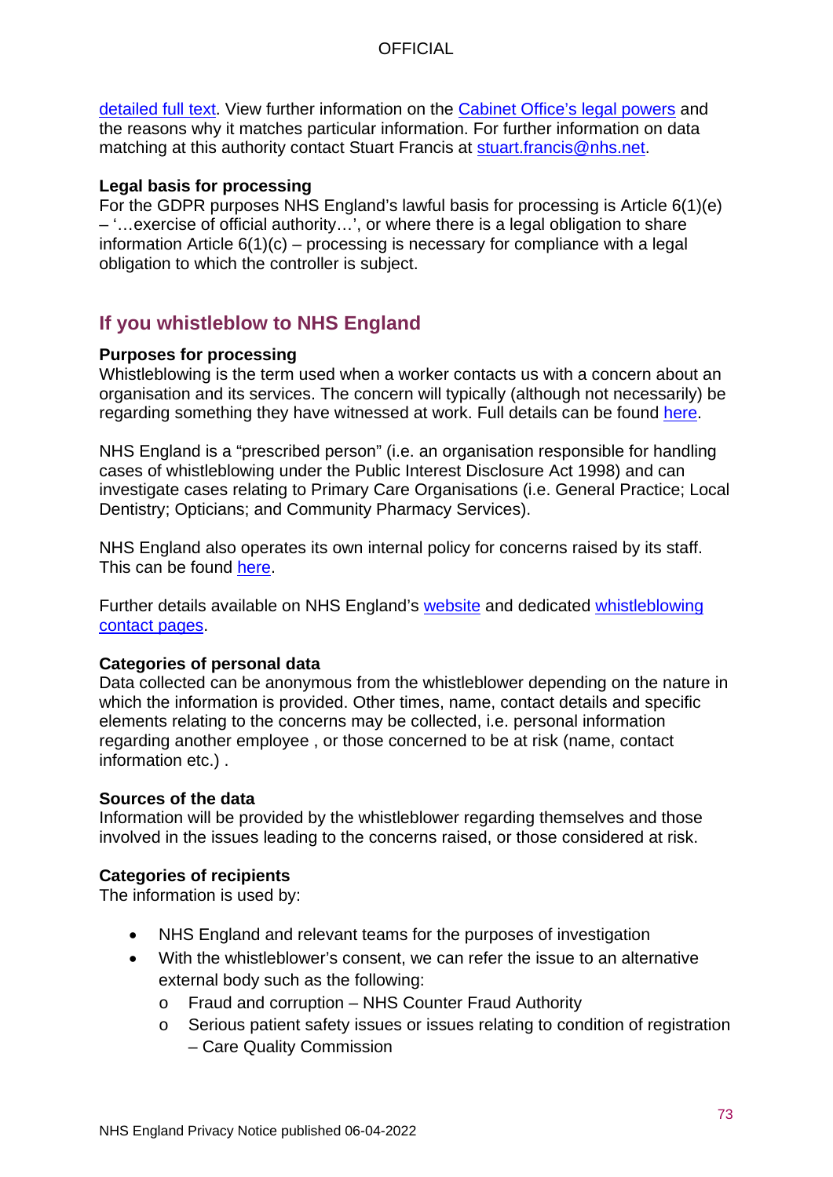detailed full text. View further information on the Cabinet Office's legal powers and the reasons why it matches particular information. For further information on data matching at this authority contact Stuart Francis at stuart.francis@nhs.net.

**Legal basis for processing**
For the GDPR purposes NHS England's lawful basis for processing is Article 6(1)(e) – '…exercise of official authority…', or where there is a legal obligation to share information Article 6(1)(c) – processing is necessary for compliance with a legal obligation to which the controller is subject.

## If you whistleblow to NHS England

**Purposes for processing**
Whistleblowing is the term used when a worker contacts us with a concern about an organisation and its services. The concern will typically (although not necessarily) be regarding something they have witnessed at work. Full details can be found here.

NHS England is a "prescribed person" (i.e. an organisation responsible for handling cases of whistleblowing under the Public Interest Disclosure Act 1998) and can investigate cases relating to Primary Care Organisations (i.e. General Practice; Local Dentistry; Opticians; and Community Pharmacy Services).

NHS England also operates its own internal policy for concerns raised by its staff. This can be found here.

Further details available on NHS England's website and dedicated whistleblowing contact pages.

**Categories of personal data**
Data collected can be anonymous from the whistleblower depending on the nature in which the information is provided. Other times, name, contact details and specific elements relating to the concerns may be collected, i.e. personal information regarding another employee , or those concerned to be at risk (name, contact information etc.) .

**Sources of the data**
Information will be provided by the whistleblower regarding themselves and those involved in the issues leading to the concerns raised, or those considered at risk.

**Categories of recipients**
The information is used by:

- NHS England and relevant teams for the purposes of investigation
- With the whistleblower's consent, we can refer the issue to an alternative external body such as the following:
    - Fraud and corruption – NHS Counter Fraud Authority
    - Serious patient safety issues or issues relating to condition of registration – Care Quality Commission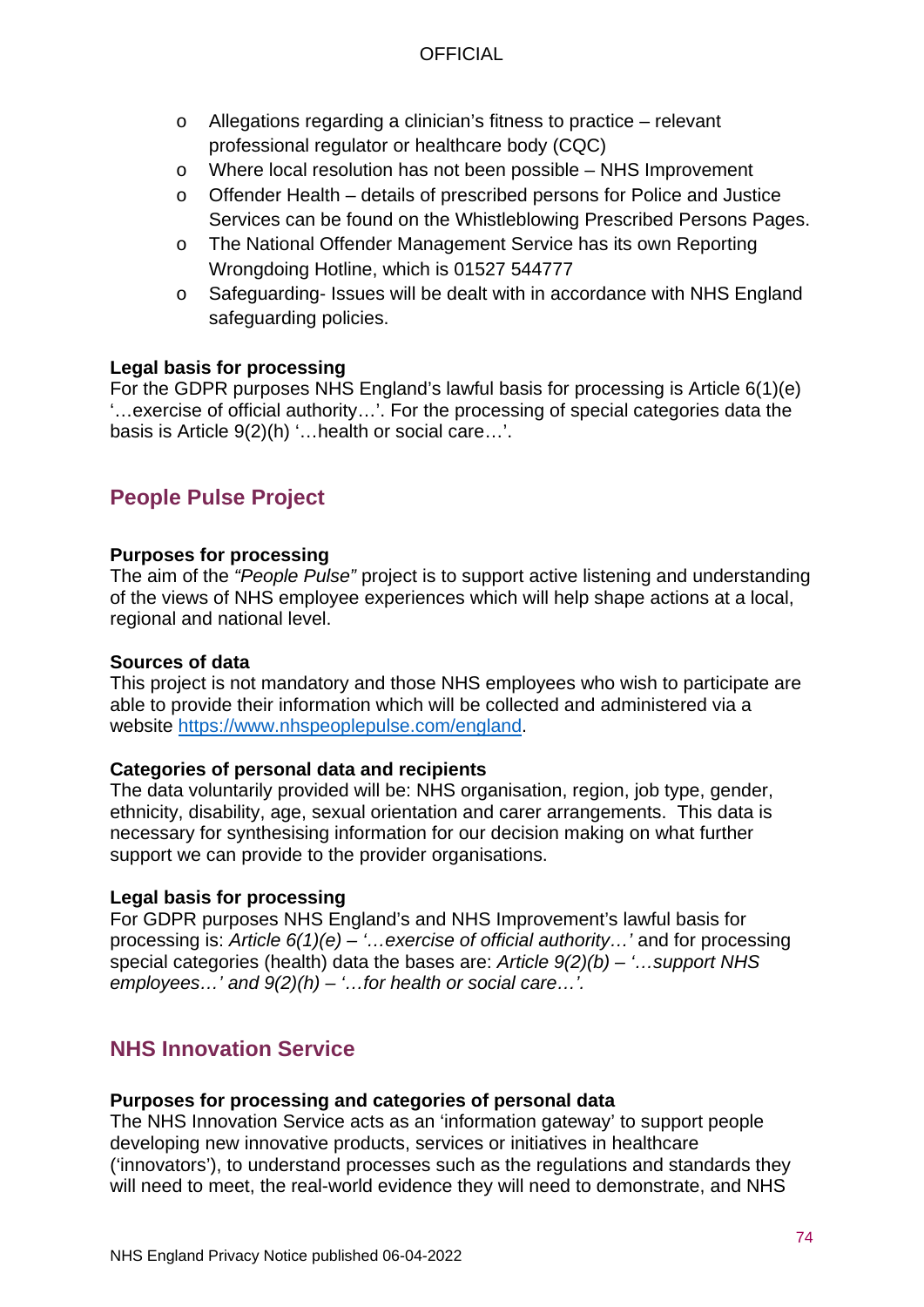- Allegations regarding a clinician's fitness to practice – relevant professional regulator or healthcare body (CQC)
- Where local resolution has not been possible – NHS Improvement
- Offender Health – details of prescribed persons for Police and Justice Services can be found on the Whistleblowing Prescribed Persons Pages.
- The National Offender Management Service has its own Reporting Wrongdoing Hotline, which is 01527 544777
- Safeguarding- Issues will be dealt with in accordance with NHS England safeguarding policies.

**Legal basis for processing**
For the GDPR purposes NHS England's lawful basis for processing is Article 6(1)(e) '…exercise of official authority…'. For the processing of special categories data the basis is Article 9(2)(h) '…health or social care…'.

## People Pulse Project

**Purposes for processing**
The aim of the *"People Pulse"* project is to support active listening and understanding of the views of NHS employee experiences which will help shape actions at a local, regional and national level.

**Sources of data**
This project is not mandatory and those NHS employees who wish to participate are able to provide their information which will be collected and administered via a website [https://www.nhspeoplepulse.com/england](https://www.nhspeoplepulse.com/england).

**Categories of personal data and recipients**
The data voluntarily provided will be: NHS organisation, region, job type, gender, ethnicity, disability, age, sexual orientation and carer arrangements. This data is necessary for synthesising information for our decision making on what further support we can provide to the provider organisations.

**Legal basis for processing**
For GDPR purposes NHS England's and NHS Improvement's lawful basis for processing is: *Article 6(1)(e) – '…exercise of official authority…'* and for processing special categories (health) data the bases are: *Article 9(2)(b) – '…support NHS employees…' and 9(2)(h) – '…for health or social care…'.*

## NHS Innovation Service

**Purposes for processing and categories of personal data**
The NHS Innovation Service acts as an 'information gateway' to support people developing new innovative products, services or initiatives in healthcare ('innovators'), to understand processes such as the regulations and standards they will need to meet, the real-world evidence they will need to demonstrate, and NHS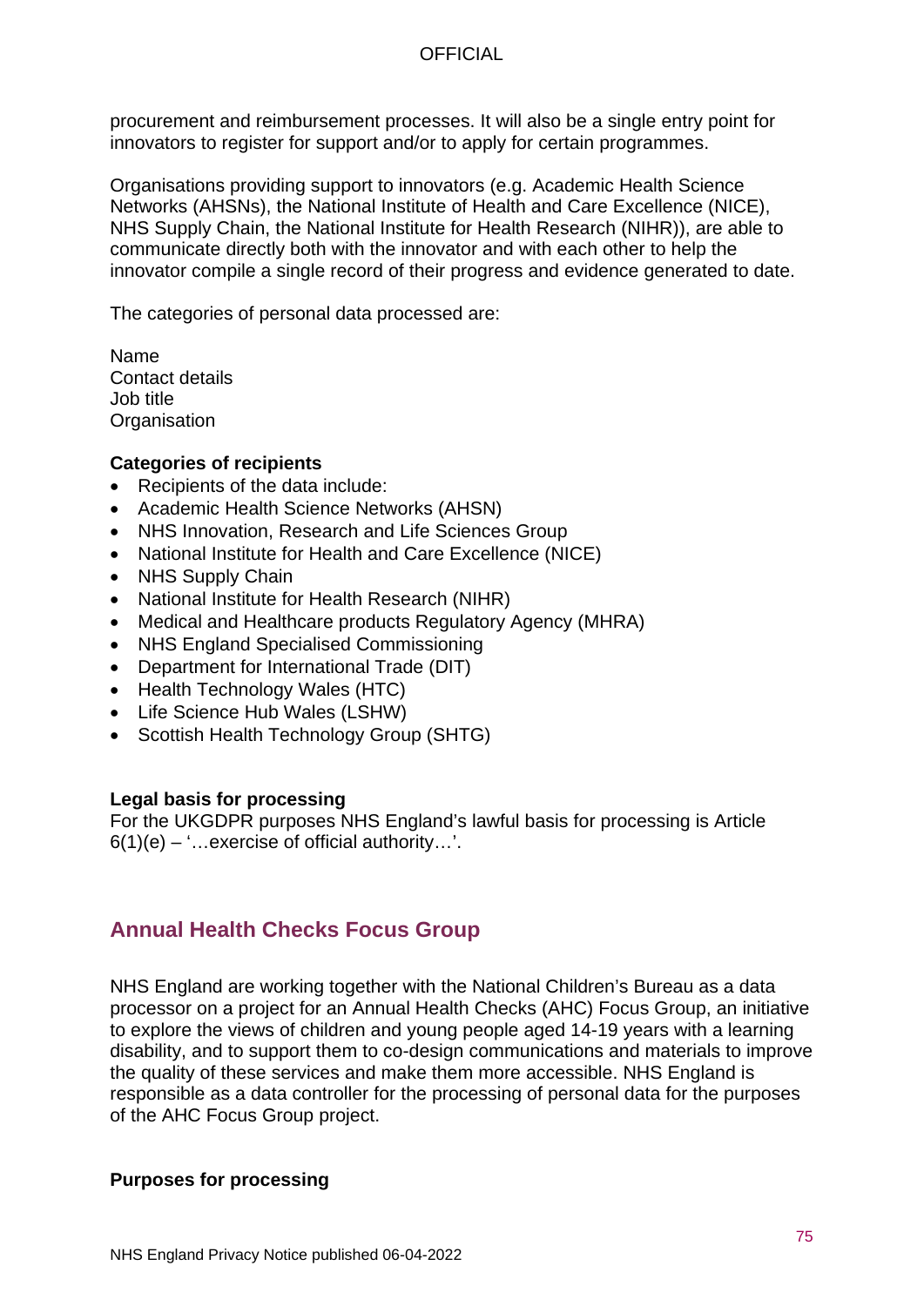procurement and reimbursement processes. It will also be a single entry point for innovators to register for support and/or to apply for certain programmes.

Organisations providing support to innovators (e.g. Academic Health Science Networks (AHSNs), the National Institute of Health and Care Excellence (NICE), NHS Supply Chain, the National Institute for Health Research (NIHR)), are able to communicate directly both with the innovator and with each other to help the innovator compile a single record of their progress and evidence generated to date.

The categories of personal data processed are:

Name
Contact details
Job title
Organisation

**Categories of recipients**

- Recipients of the data include:
- Academic Health Science Networks (AHSN)
- NHS Innovation, Research and Life Sciences Group
- National Institute for Health and Care Excellence (NICE)
- NHS Supply Chain
- National Institute for Health Research (NIHR)
- Medical and Healthcare products Regulatory Agency (MHRA)
- NHS England Specialised Commissioning
- Department for International Trade (DIT)
- Health Technology Wales (HTC)
- Life Science Hub Wales (LSHW)
- Scottish Health Technology Group (SHTG)

**Legal basis for processing**

For the UKGDPR purposes NHS England's lawful basis for processing is Article 6(1)(e) – '…exercise of official authority…'.

## Annual Health Checks Focus Group

NHS England are working together with the National Children's Bureau as a data processor on a project for an Annual Health Checks (AHC) Focus Group, an initiative to explore the views of children and young people aged 14-19 years with a learning disability, and to support them to co-design communications and materials to improve the quality of these services and make them more accessible. NHS England is responsible as a data controller for the processing of personal data for the purposes of the AHC Focus Group project.

**Purposes for processing**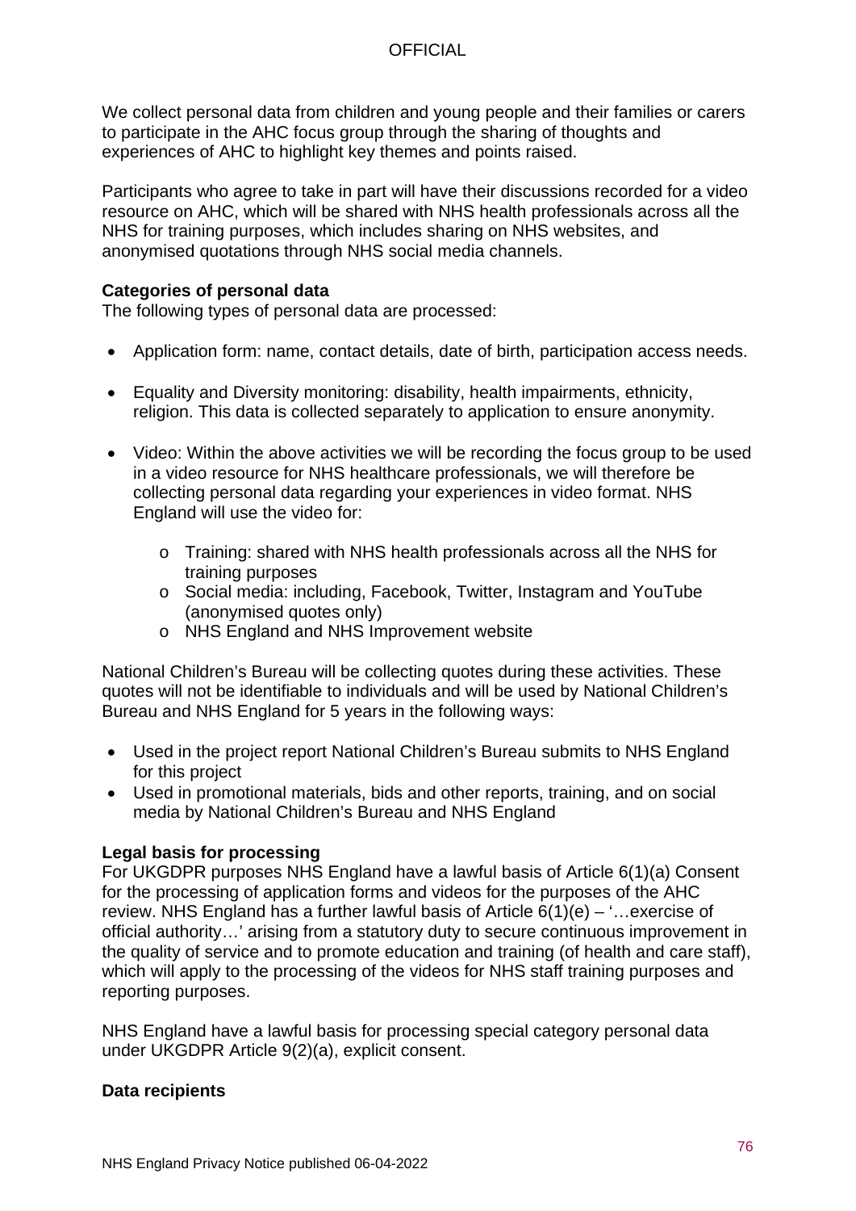We collect personal data from children and young people and their families or carers to participate in the AHC focus group through the sharing of thoughts and experiences of AHC to highlight key themes and points raised.

Participants who agree to take in part will have their discussions recorded for a video resource on AHC, which will be shared with NHS health professionals across all the NHS for training purposes, which includes sharing on NHS websites, and anonymised quotations through NHS social media channels.

**Categories of personal data**
The following types of personal data are processed:

- Application form: name, contact details, date of birth, participation access needs.
- Equality and Diversity monitoring: disability, health impairments, ethnicity, religion. This data is collected separately to application to ensure anonymity.
- Video: Within the above activities we will be recording the focus group to be used in a video resource for NHS healthcare professionals, we will therefore be collecting personal data regarding your experiences in video format. NHS England will use the video for:
    - Training: shared with NHS health professionals across all the NHS for training purposes
    - Social media: including, Facebook, Twitter, Instagram and YouTube (anonymised quotes only)
    - NHS England and NHS Improvement website

National Children's Bureau will be collecting quotes during these activities. These quotes will not be identifiable to individuals and will be used by National Children's Bureau and NHS England for 5 years in the following ways:

- Used in the project report National Children's Bureau submits to NHS England for this project
- Used in promotional materials, bids and other reports, training, and on social media by National Children's Bureau and NHS England

**Legal basis for processing**
For UKGDPR purposes NHS England have a lawful basis of Article 6(1)(a) Consent for the processing of application forms and videos for the purposes of the AHC review. NHS England has a further lawful basis of Article 6(1)(e) – '…exercise of official authority…' arising from a statutory duty to secure continuous improvement in the quality of service and to promote education and training (of health and care staff), which will apply to the processing of the videos for NHS staff training purposes and reporting purposes.

NHS England have a lawful basis for processing special category personal data under UKGDPR Article 9(2)(a), explicit consent.

**Data recipients**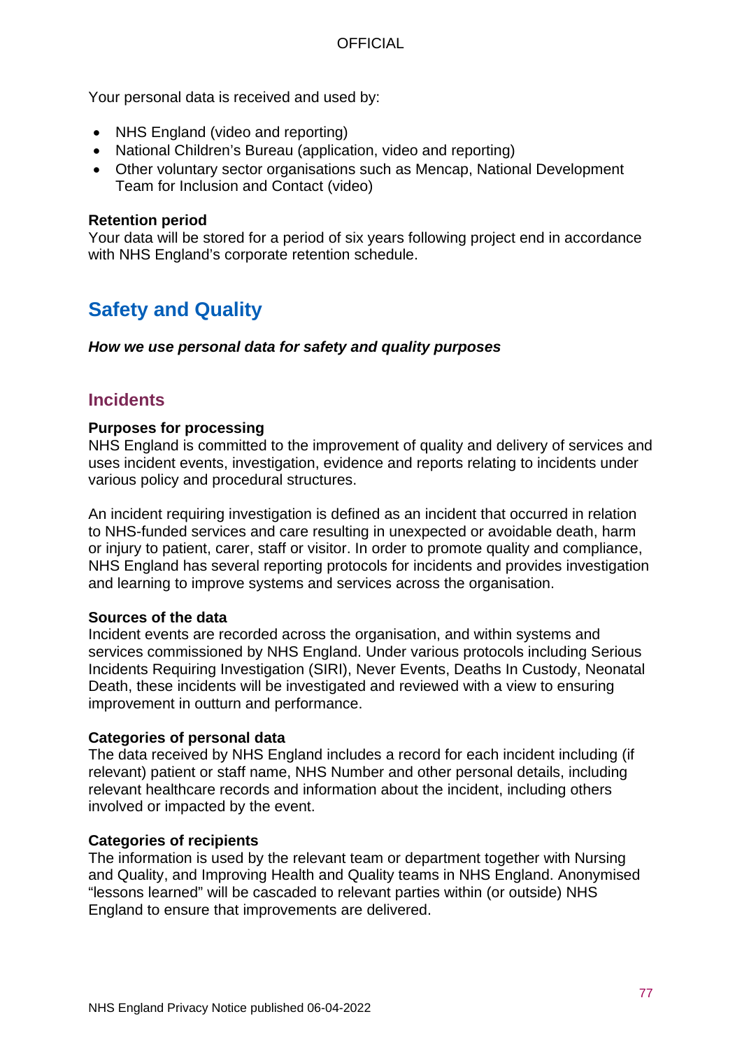Your personal data is received and used by:

- NHS England (video and reporting)
- National Children's Bureau (application, video and reporting)
- Other voluntary sector organisations such as Mencap, National Development Team for Inclusion and Contact (video)

**Retention period**
Your data will be stored for a period of six years following project end in accordance with NHS England's corporate retention schedule.

# Safety and Quality

***How we use personal data for safety and quality purposes***

## Incidents

**Purposes for processing**
NHS England is committed to the improvement of quality and delivery of services and uses incident events, investigation, evidence and reports relating to incidents under various policy and procedural structures.

An incident requiring investigation is defined as an incident that occurred in relation to NHS-funded services and care resulting in unexpected or avoidable death, harm or injury to patient, carer, staff or visitor. In order to promote quality and compliance, NHS England has several reporting protocols for incidents and provides investigation and learning to improve systems and services across the organisation.

**Sources of the data**
Incident events are recorded across the organisation, and within systems and services commissioned by NHS England. Under various protocols including Serious Incidents Requiring Investigation (SIRI), Never Events, Deaths In Custody, Neonatal Death, these incidents will be investigated and reviewed with a view to ensuring improvement in outturn and performance.

**Categories of personal data**
The data received by NHS England includes a record for each incident including (if relevant) patient or staff name, NHS Number and other personal details, including relevant healthcare records and information about the incident, including others involved or impacted by the event.

**Categories of recipients**
The information is used by the relevant team or department together with Nursing and Quality, and Improving Health and Quality teams in NHS England. Anonymised "lessons learned" will be cascaded to relevant parties within (or outside) NHS England to ensure that improvements are delivered.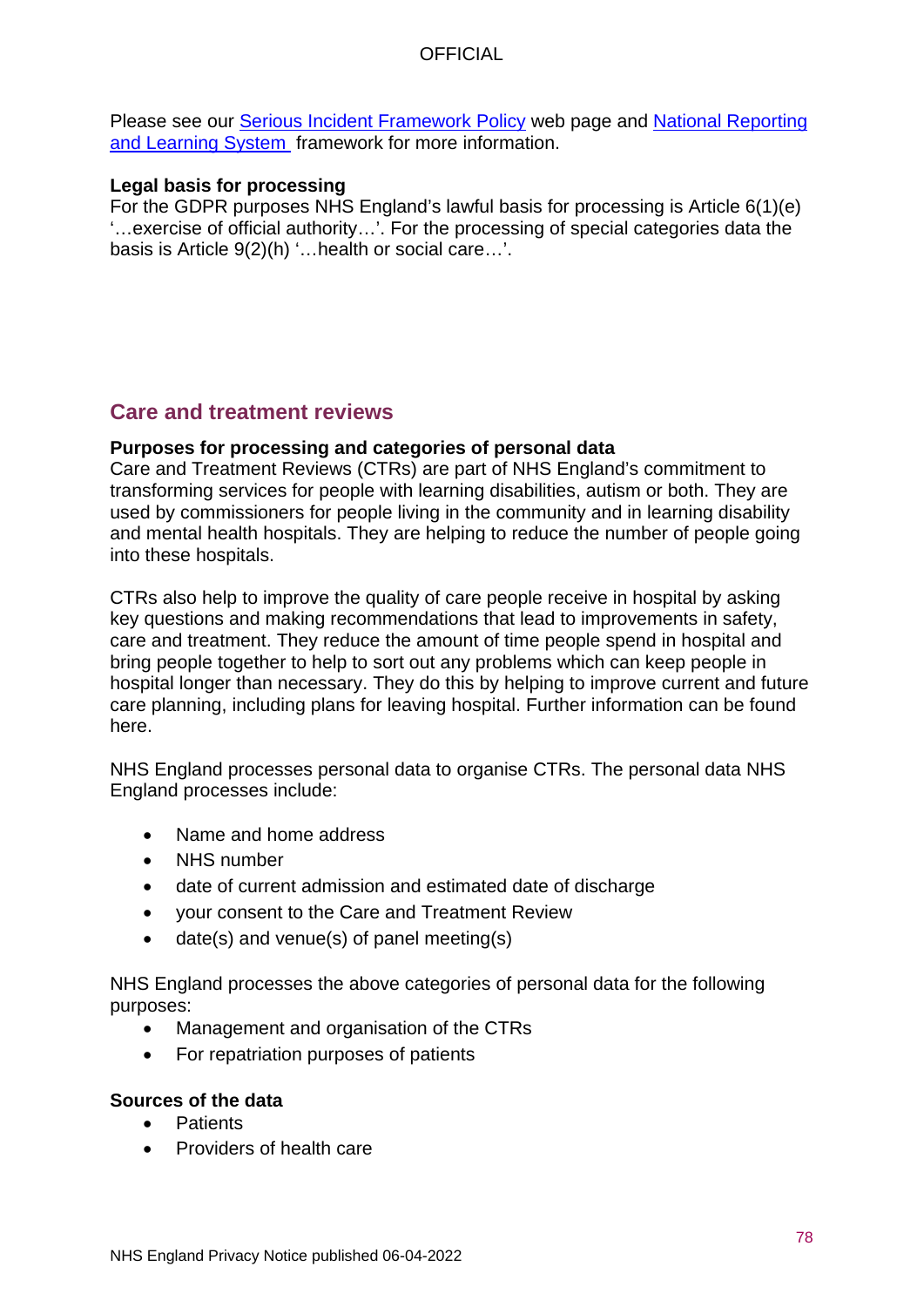Please see our Serious Incident Framework Policy web page and National Reporting and Learning System framework for more information.

**Legal basis for processing**

For the GDPR purposes NHS England's lawful basis for processing is Article 6(1)(e) '…exercise of official authority…'. For the processing of special categories data the basis is Article 9(2)(h) '…health or social care…'.

## Care and treatment reviews

**Purposes for processing and categories of personal data**

Care and Treatment Reviews (CTRs) are part of NHS England's commitment to transforming services for people with learning disabilities, autism or both. They are used by commissioners for people living in the community and in learning disability and mental health hospitals. They are helping to reduce the number of people going into these hospitals.

CTRs also help to improve the quality of care people receive in hospital by asking key questions and making recommendations that lead to improvements in safety, care and treatment. They reduce the amount of time people spend in hospital and bring people together to help to sort out any problems which can keep people in hospital longer than necessary. They do this by helping to improve current and future care planning, including plans for leaving hospital. Further information can be found here.

NHS England processes personal data to organise CTRs. The personal data NHS England processes include:

- Name and home address
- NHS number
- date of current admission and estimated date of discharge
- your consent to the Care and Treatment Review
- date(s) and venue(s) of panel meeting(s)

NHS England processes the above categories of personal data for the following purposes:

- Management and organisation of the CTRs
- For repatriation purposes of patients

**Sources of the data**

- Patients
- Providers of health care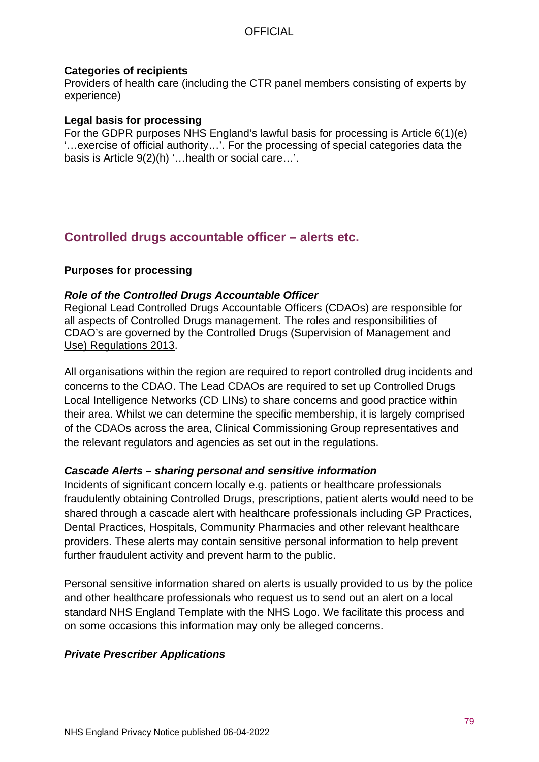**Categories of recipients**
Providers of health care (including the CTR panel members consisting of experts by experience)

**Legal basis for processing**
For the GDPR purposes NHS England's lawful basis for processing is Article 6(1)(e) '…exercise of official authority…'. For the processing of special categories data the basis is Article 9(2)(h) '…health or social care…'.

## Controlled drugs accountable officer – alerts etc.

**Purposes for processing**

***Role of the Controlled Drugs Accountable Officer***
Regional Lead Controlled Drugs Accountable Officers (CDAOs) are responsible for all aspects of Controlled Drugs management. The roles and responsibilities of CDAO's are governed by the Controlled Drugs (Supervision of Management and Use) Regulations 2013.

All organisations within the region are required to report controlled drug incidents and concerns to the CDAO. The Lead CDAOs are required to set up Controlled Drugs Local Intelligence Networks (CD LINs) to share concerns and good practice within their area. Whilst we can determine the specific membership, it is largely comprised of the CDAOs across the area, Clinical Commissioning Group representatives and the relevant regulators and agencies as set out in the regulations.

***Cascade Alerts – sharing personal and sensitive information***
Incidents of significant concern locally e.g. patients or healthcare professionals fraudulently obtaining Controlled Drugs, prescriptions, patient alerts would need to be shared through a cascade alert with healthcare professionals including GP Practices, Dental Practices, Hospitals, Community Pharmacies and other relevant healthcare providers. These alerts may contain sensitive personal information to help prevent further fraudulent activity and prevent harm to the public.

Personal sensitive information shared on alerts is usually provided to us by the police and other healthcare professionals who request us to send out an alert on a local standard NHS England Template with the NHS Logo. We facilitate this process and on some occasions this information may only be alleged concerns.

***Private Prescriber Applications***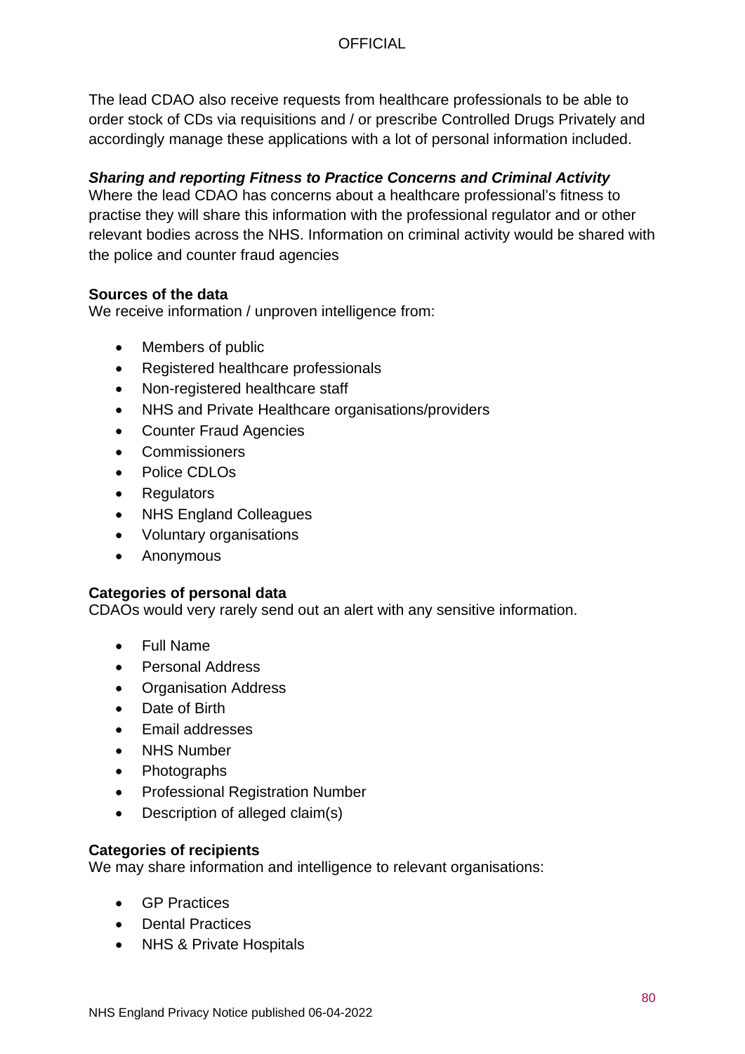The lead CDAO also receive requests from healthcare professionals to be able to order stock of CDs via requisitions and / or prescribe Controlled Drugs Privately and accordingly manage these applications with a lot of personal information included.

***Sharing and reporting Fitness to Practice Concerns and Criminal Activity***
Where the lead CDAO has concerns about a healthcare professional's fitness to practise they will share this information with the professional regulator and or other relevant bodies across the NHS. Information on criminal activity would be shared with the police and counter fraud agencies

**Sources of the data**
We receive information / unproven intelligence from:

- Members of public
- Registered healthcare professionals
- Non-registered healthcare staff
- NHS and Private Healthcare organisations/providers
- Counter Fraud Agencies
- Commissioners
- Police CDLOs
- Regulators
- NHS England Colleagues
- Voluntary organisations
- Anonymous

**Categories of personal data**
CDAOs would very rarely send out an alert with any sensitive information.

- Full Name
- Personal Address
- Organisation Address
- Date of Birth
- Email addresses
- NHS Number
- Photographs
- Professional Registration Number
- Description of alleged claim(s)

**Categories of recipients**
We may share information and intelligence to relevant organisations:

- GP Practices
- Dental Practices
- NHS & Private Hospitals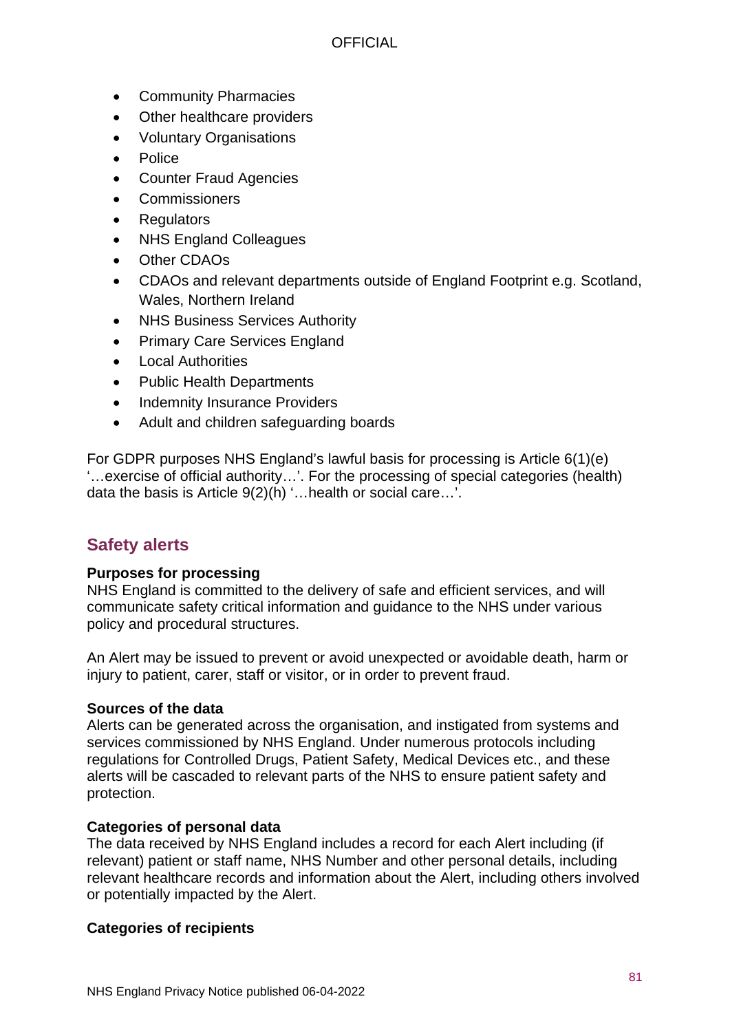- Community Pharmacies
- Other healthcare providers
- Voluntary Organisations
- Police
- Counter Fraud Agencies
- Commissioners
- Regulators
- NHS England Colleagues
- Other CDAOs
- CDAOs and relevant departments outside of England Footprint e.g. Scotland, Wales, Northern Ireland
- NHS Business Services Authority
- Primary Care Services England
- Local Authorities
- Public Health Departments
- Indemnity Insurance Providers
- Adult and children safeguarding boards

For GDPR purposes NHS England's lawful basis for processing is Article 6(1)(e) '…exercise of official authority…'. For the processing of special categories (health) data the basis is Article 9(2)(h) '…health or social care…'.

## Safety alerts

**Purposes for processing**
NHS England is committed to the delivery of safe and efficient services, and will communicate safety critical information and guidance to the NHS under various policy and procedural structures.

An Alert may be issued to prevent or avoid unexpected or avoidable death, harm or injury to patient, carer, staff or visitor, or in order to prevent fraud.

**Sources of the data**
Alerts can be generated across the organisation, and instigated from systems and services commissioned by NHS England. Under numerous protocols including regulations for Controlled Drugs, Patient Safety, Medical Devices etc., and these alerts will be cascaded to relevant parts of the NHS to ensure patient safety and protection.

**Categories of personal data**
The data received by NHS England includes a record for each Alert including (if relevant) patient or staff name, NHS Number and other personal details, including relevant healthcare records and information about the Alert, including others involved or potentially impacted by the Alert.

**Categories of recipients**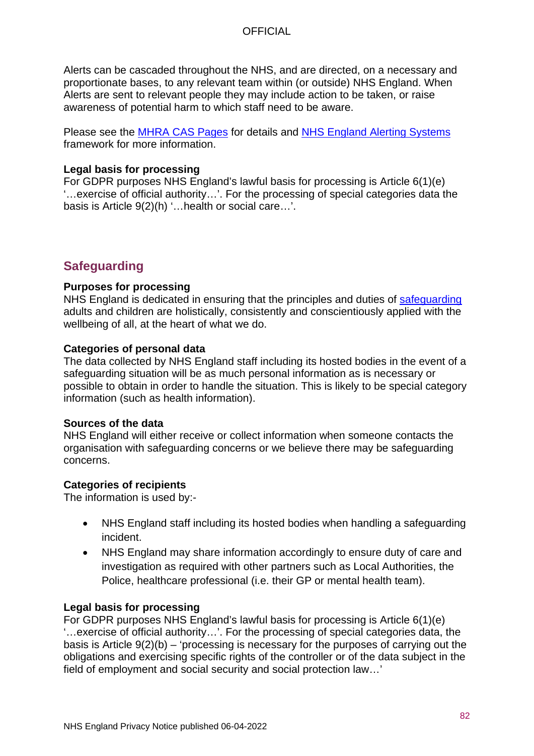Alerts can be cascaded throughout the NHS, and are directed, on a necessary and proportionate bases, to any relevant team within (or outside) NHS England. When Alerts are sent to relevant people they may include action to be taken, or raise awareness of potential harm to which staff need to be aware.

Please see the MHRA CAS Pages for details and NHS England Alerting Systems framework for more information.

**Legal basis for processing**
For GDPR purposes NHS England's lawful basis for processing is Article 6(1)(e) '…exercise of official authority…'. For the processing of special categories data the basis is Article 9(2)(h) '…health or social care…'.

## Safeguarding

**Purposes for processing**
NHS England is dedicated in ensuring that the principles and duties of safeguarding adults and children are holistically, consistently and conscientiously applied with the wellbeing of all, at the heart of what we do.

**Categories of personal data**
The data collected by NHS England staff including its hosted bodies in the event of a safeguarding situation will be as much personal information as is necessary or possible to obtain in order to handle the situation. This is likely to be special category information (such as health information).

**Sources of the data**
NHS England will either receive or collect information when someone contacts the organisation with safeguarding concerns or we believe there may be safeguarding concerns.

**Categories of recipients**
The information is used by:-

- NHS England staff including its hosted bodies when handling a safeguarding incident.
- NHS England may share information accordingly to ensure duty of care and investigation as required with other partners such as Local Authorities, the Police, healthcare professional (i.e. their GP or mental health team).

**Legal basis for processing**
For GDPR purposes NHS England's lawful basis for processing is Article 6(1)(e) '…exercise of official authority…'. For the processing of special categories data, the basis is Article 9(2)(b) – 'processing is necessary for the purposes of carrying out the obligations and exercising specific rights of the controller or of the data subject in the field of employment and social security and social protection law…'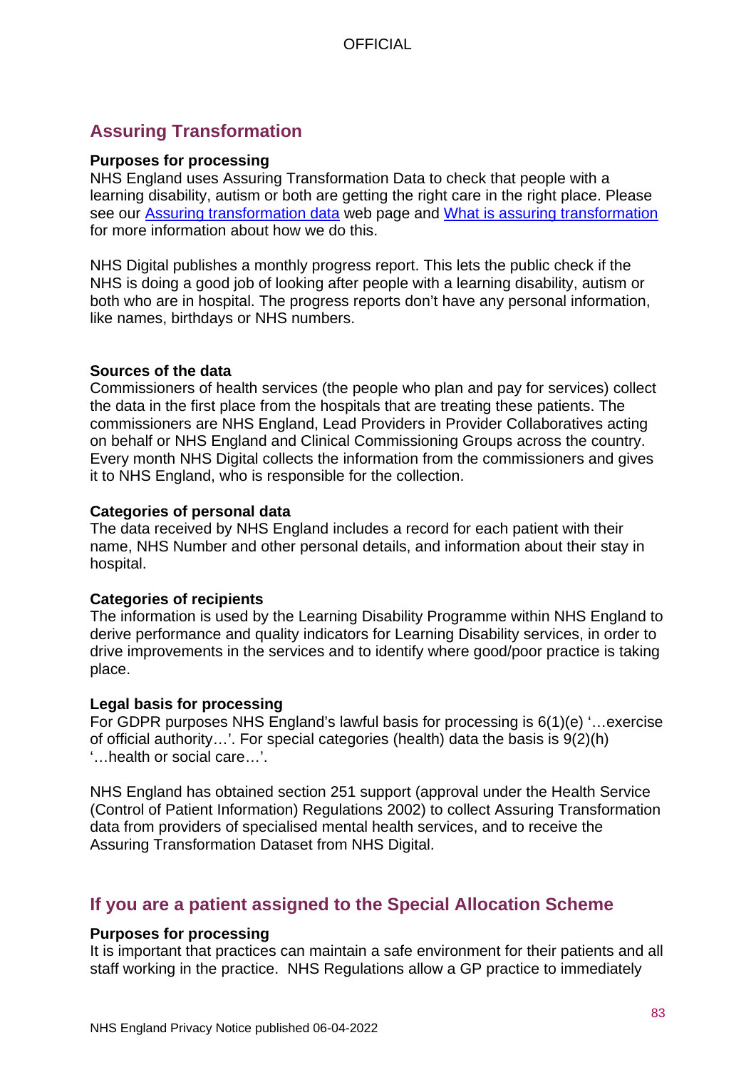## Assuring Transformation

**Purposes for processing**
NHS England uses Assuring Transformation Data to check that people with a learning disability, autism or both are getting the right care in the right place. Please see our [Assuring transformation data]() web page and [What is assuring transformation]() for more information about how we do this.

NHS Digital publishes a monthly progress report. This lets the public check if the NHS is doing a good job of looking after people with a learning disability, autism or both who are in hospital. The progress reports don't have any personal information, like names, birthdays or NHS numbers.

**Sources of the data**
Commissioners of health services (the people who plan and pay for services) collect the data in the first place from the hospitals that are treating these patients. The commissioners are NHS England, Lead Providers in Provider Collaboratives acting on behalf or NHS England and Clinical Commissioning Groups across the country. Every month NHS Digital collects the information from the commissioners and gives it to NHS England, who is responsible for the collection.

**Categories of personal data**
The data received by NHS England includes a record for each patient with their name, NHS Number and other personal details, and information about their stay in hospital.

**Categories of recipients**
The information is used by the Learning Disability Programme within NHS England to derive performance and quality indicators for Learning Disability services, in order to drive improvements in the services and to identify where good/poor practice is taking place.

**Legal basis for processing**
For GDPR purposes NHS England's lawful basis for processing is 6(1)(e) '…exercise of official authority…'. For special categories (health) data the basis is 9(2)(h) '…health or social care…'.

NHS England has obtained section 251 support (approval under the Health Service (Control of Patient Information) Regulations 2002) to collect Assuring Transformation data from providers of specialised mental health services, and to receive the Assuring Transformation Dataset from NHS Digital.

## If you are a patient assigned to the Special Allocation Scheme

**Purposes for processing**
It is important that practices can maintain a safe environment for their patients and all staff working in the practice. NHS Regulations allow a GP practice to immediately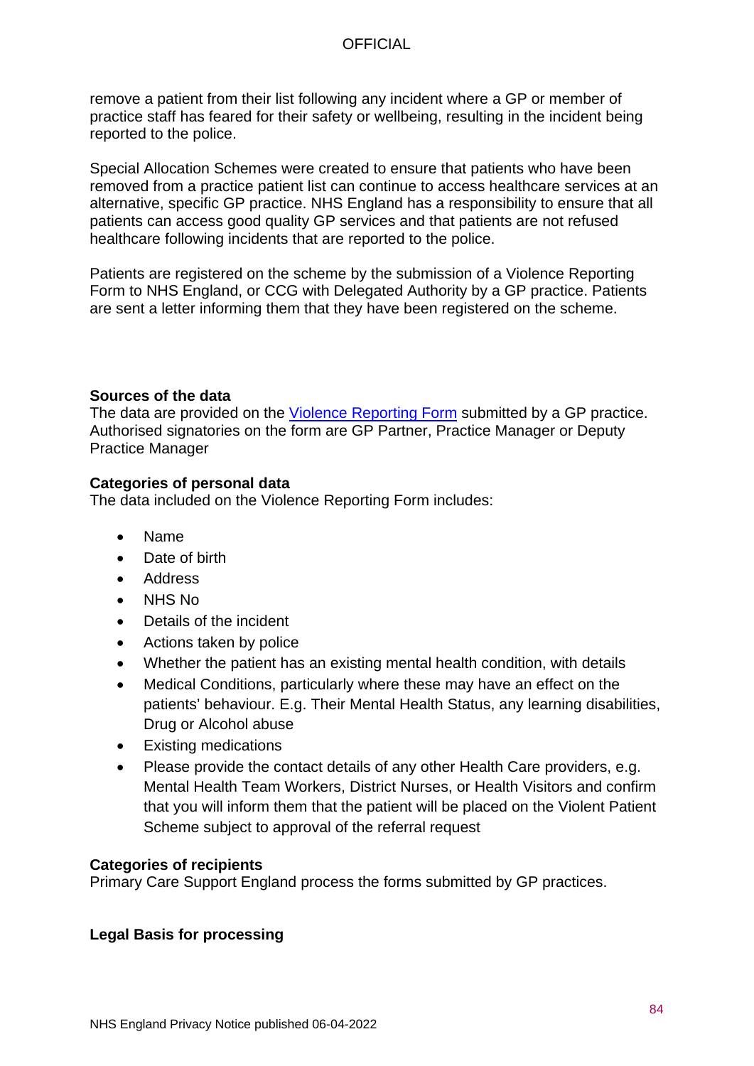remove a patient from their list following any incident where a GP or member of practice staff has feared for their safety or wellbeing, resulting in the incident being reported to the police.

Special Allocation Schemes were created to ensure that patients who have been removed from a practice patient list can continue to access healthcare services at an alternative, specific GP practice. NHS England has a responsibility to ensure that all patients can access good quality GP services and that patients are not refused healthcare following incidents that are reported to the police.

Patients are registered on the scheme by the submission of a Violence Reporting Form to NHS England, or CCG with Delegated Authority by a GP practice. Patients are sent a letter informing them that they have been registered on the scheme.

**Sources of the data**
The data are provided on the Violence Reporting Form submitted by a GP practice. Authorised signatories on the form are GP Partner, Practice Manager or Deputy Practice Manager

**Categories of personal data**
The data included on the Violence Reporting Form includes:

- Name
- Date of birth
- Address
- NHS No
- Details of the incident
- Actions taken by police
- Whether the patient has an existing mental health condition, with details
- Medical Conditions, particularly where these may have an effect on the patients' behaviour. E.g. Their Mental Health Status, any learning disabilities, Drug or Alcohol abuse
- Existing medications
- Please provide the contact details of any other Health Care providers, e.g. Mental Health Team Workers, District Nurses, or Health Visitors and confirm that you will inform them that the patient will be placed on the Violent Patient Scheme subject to approval of the referral request

**Categories of recipients**
Primary Care Support England process the forms submitted by GP practices.

**Legal Basis for processing**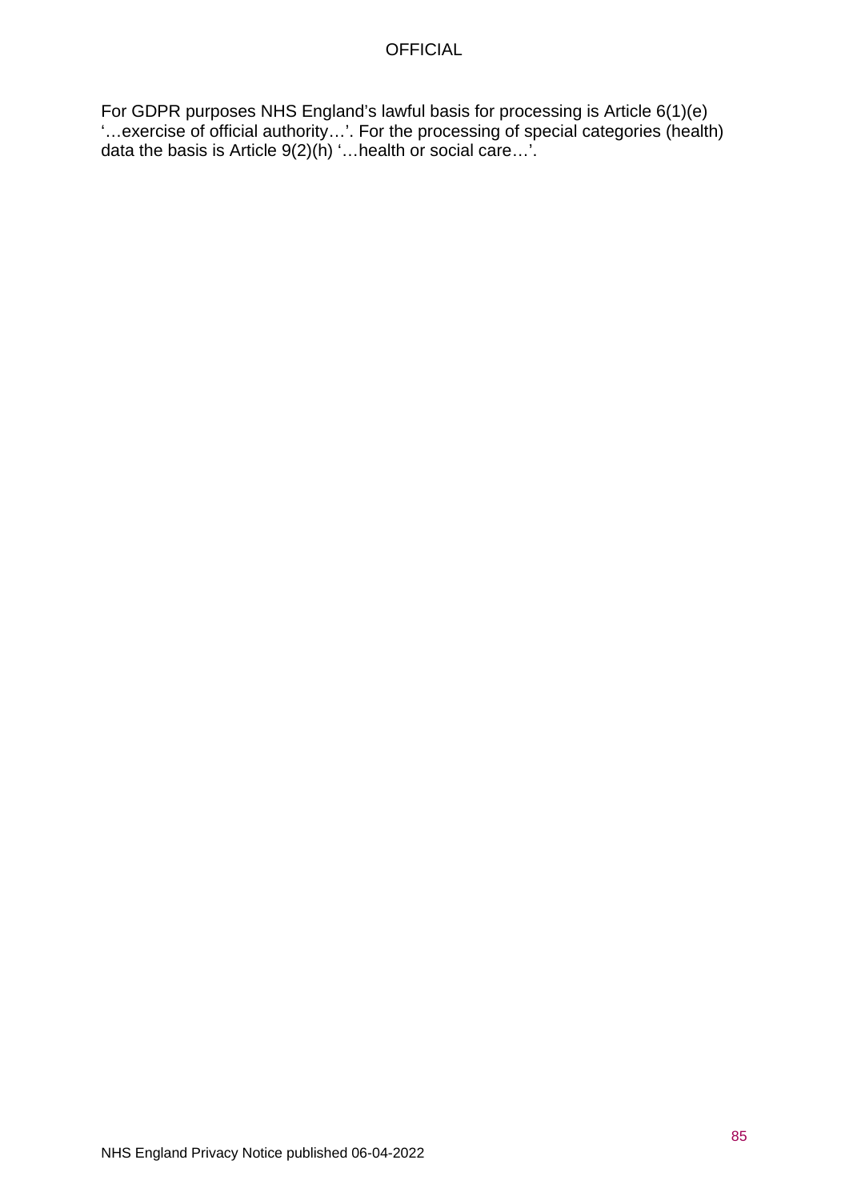For GDPR purposes NHS England's lawful basis for processing is Article 6(1)(e) '…exercise of official authority…'. For the processing of special categories (health) data the basis is Article 9(2)(h) '…health or social care…'.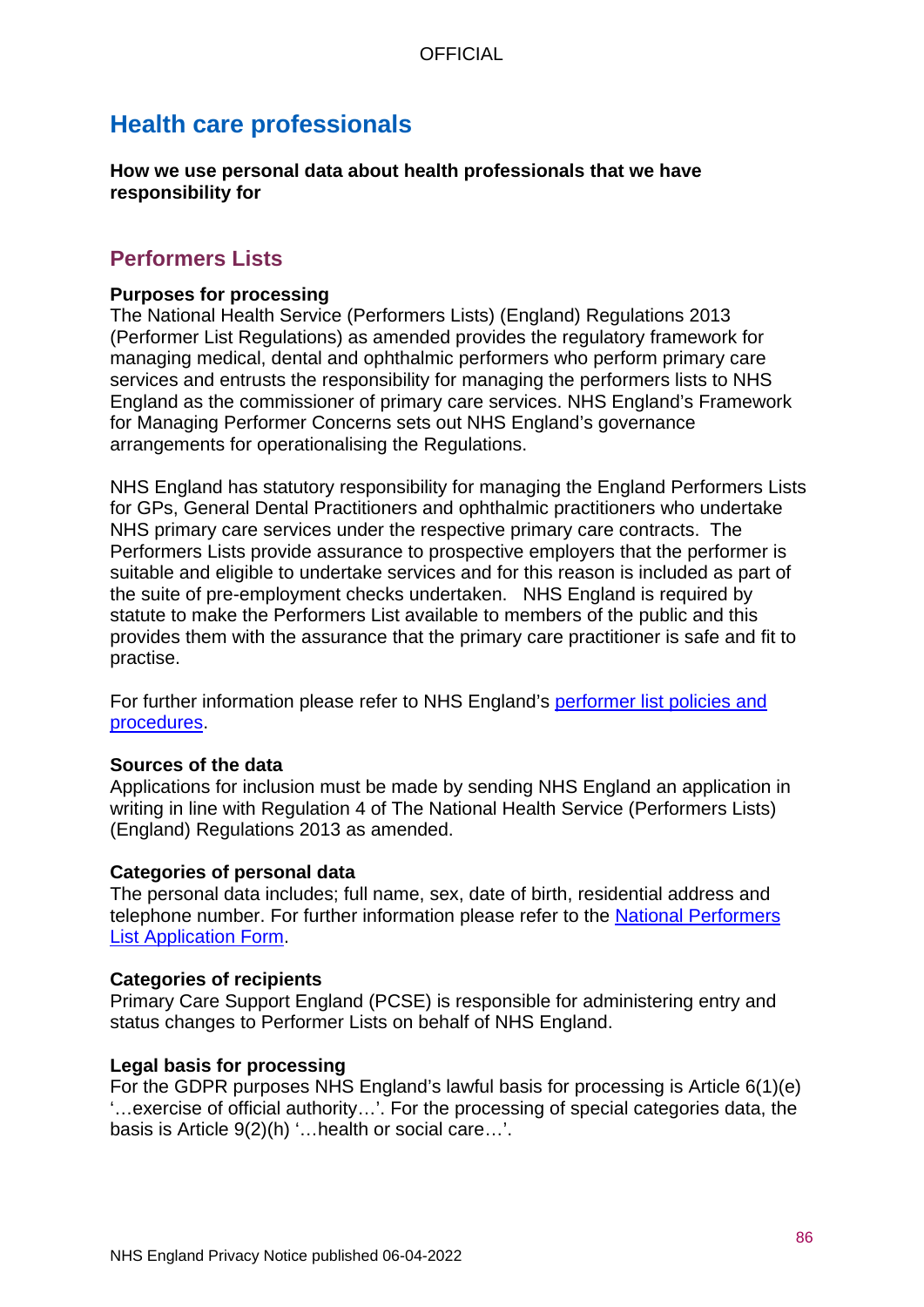## Health care professionals

**How we use personal data about health professionals that we have responsibility for**

### Performers Lists

**Purposes for processing**
The National Health Service (Performers Lists) (England) Regulations 2013 (Performer List Regulations) as amended provides the regulatory framework for managing medical, dental and ophthalmic performers who perform primary care services and entrusts the responsibility for managing the performers lists to NHS England as the commissioner of primary care services. NHS England's Framework for Managing Performer Concerns sets out NHS England's governance arrangements for operationalising the Regulations.

NHS England has statutory responsibility for managing the England Performers Lists for GPs, General Dental Practitioners and ophthalmic practitioners who undertake NHS primary care services under the respective primary care contracts. The Performers Lists provide assurance to prospective employers that the performer is suitable and eligible to undertake services and for this reason is included as part of the suite of pre-employment checks undertaken. NHS England is required by statute to make the Performers List available to members of the public and this provides them with the assurance that the primary care practitioner is safe and fit to practise.

For further information please refer to NHS England's performer list policies and procedures.

**Sources of the data**
Applications for inclusion must be made by sending NHS England an application in writing in line with Regulation 4 of The National Health Service (Performers Lists) (England) Regulations 2013 as amended.

**Categories of personal data**
The personal data includes; full name, sex, date of birth, residential address and telephone number. For further information please refer to the National Performers List Application Form.

**Categories of recipients**
Primary Care Support England (PCSE) is responsible for administering entry and status changes to Performer Lists on behalf of NHS England.

**Legal basis for processing**
For the GDPR purposes NHS England's lawful basis for processing is Article 6(1)(e) '…exercise of official authority…'. For the processing of special categories data, the basis is Article 9(2)(h) '…health or social care…'.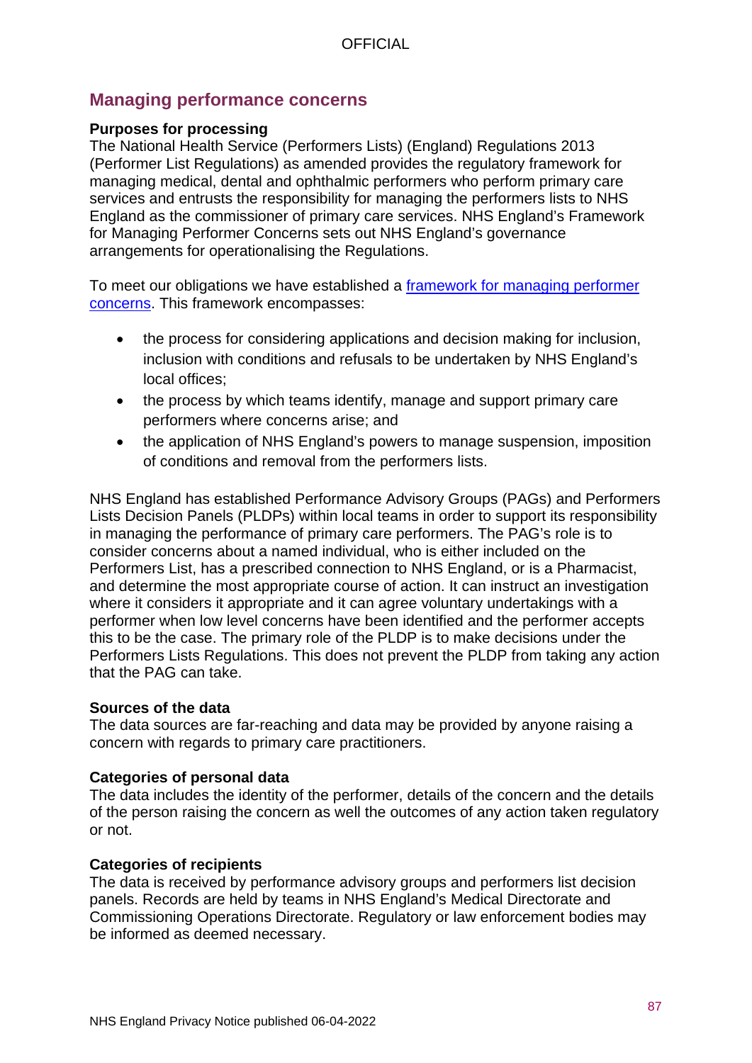## Managing performance concerns

**Purposes for processing**

The National Health Service (Performers Lists) (England) Regulations 2013 (Performer List Regulations) as amended provides the regulatory framework for managing medical, dental and ophthalmic performers who perform primary care services and entrusts the responsibility for managing the performers lists to NHS England as the commissioner of primary care services. NHS England's Framework for Managing Performer Concerns sets out NHS England's governance arrangements for operationalising the Regulations.

To meet our obligations we have established a [framework for managing performer concerns](). This framework encompasses:

- the process for considering applications and decision making for inclusion, inclusion with conditions and refusals to be undertaken by NHS England's local offices;
- the process by which teams identify, manage and support primary care performers where concerns arise; and
- the application of NHS England's powers to manage suspension, imposition of conditions and removal from the performers lists.

NHS England has established Performance Advisory Groups (PAGs) and Performers Lists Decision Panels (PLDPs) within local teams in order to support its responsibility in managing the performance of primary care performers. The PAG's role is to consider concerns about a named individual, who is either included on the Performers List, has a prescribed connection to NHS England, or is a Pharmacist, and determine the most appropriate course of action. It can instruct an investigation where it considers it appropriate and it can agree voluntary undertakings with a performer when low level concerns have been identified and the performer accepts this to be the case. The primary role of the PLDP is to make decisions under the Performers Lists Regulations. This does not prevent the PLDP from taking any action that the PAG can take.

**Sources of the data**

The data sources are far-reaching and data may be provided by anyone raising a concern with regards to primary care practitioners.

**Categories of personal data**

The data includes the identity of the performer, details of the concern and the details of the person raising the concern as well the outcomes of any action taken regulatory or not.

**Categories of recipients**

The data is received by performance advisory groups and performers list decision panels. Records are held by teams in NHS England's Medical Directorate and Commissioning Operations Directorate. Regulatory or law enforcement bodies may be informed as deemed necessary.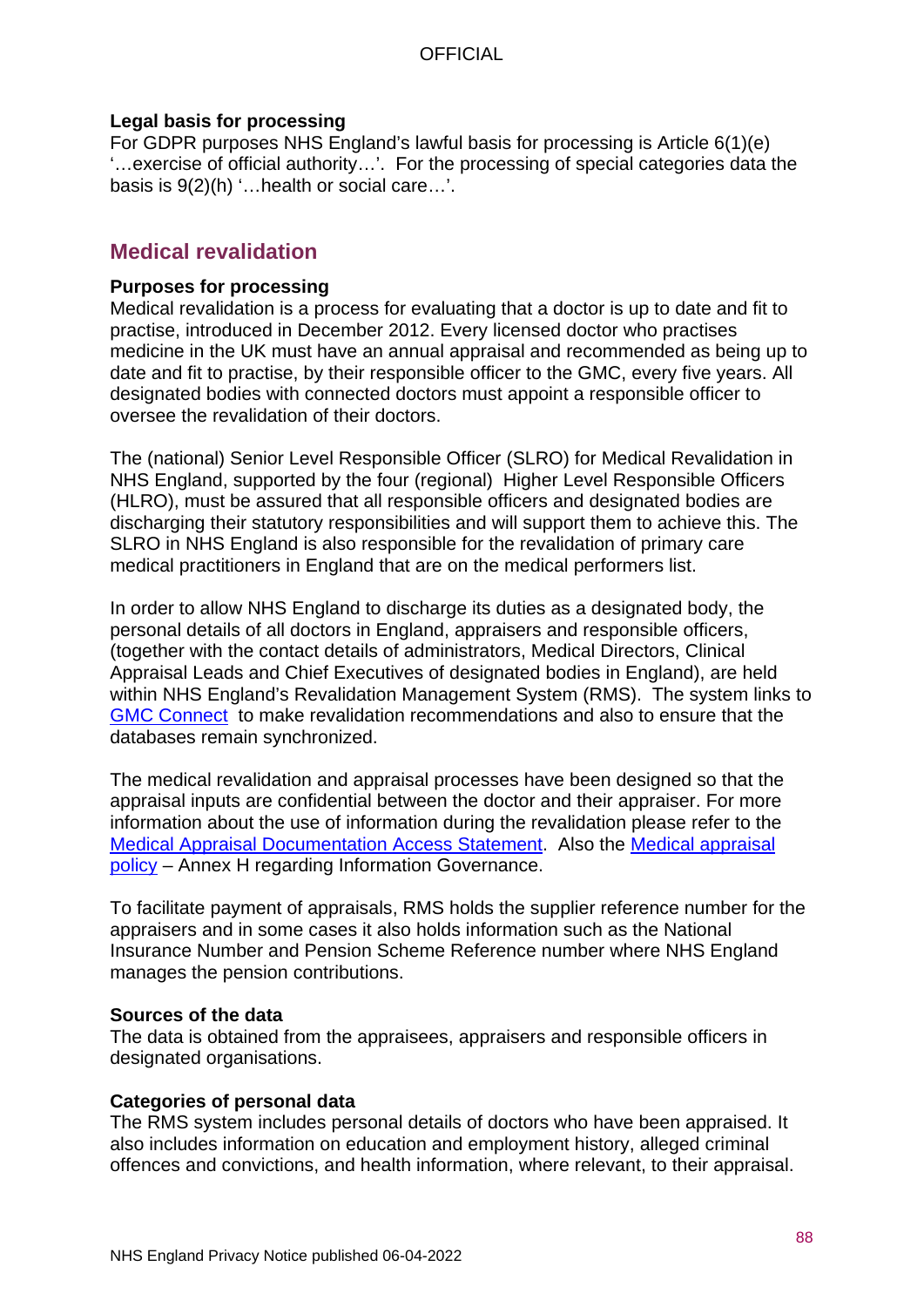**Legal basis for processing**
For GDPR purposes NHS England's lawful basis for processing is Article 6(1)(e) '…exercise of official authority…'. For the processing of special categories data the basis is 9(2)(h) '…health or social care…'.

## Medical revalidation

**Purposes for processing**
Medical revalidation is a process for evaluating that a doctor is up to date and fit to practise, introduced in December 2012. Every licensed doctor who practises medicine in the UK must have an annual appraisal and recommended as being up to date and fit to practise, by their responsible officer to the GMC, every five years. All designated bodies with connected doctors must appoint a responsible officer to oversee the revalidation of their doctors.

The (national) Senior Level Responsible Officer (SLRO) for Medical Revalidation in NHS England, supported by the four (regional) Higher Level Responsible Officers (HLRO), must be assured that all responsible officers and designated bodies are discharging their statutory responsibilities and will support them to achieve this. The SLRO in NHS England is also responsible for the revalidation of primary care medical practitioners in England that are on the medical performers list.

In order to allow NHS England to discharge its duties as a designated body, the personal details of all doctors in England, appraisers and responsible officers, (together with the contact details of administrators, Medical Directors, Clinical Appraisal Leads and Chief Executives of designated bodies in England), are held within NHS England's Revalidation Management System (RMS). The system links to GMC Connect to make revalidation recommendations and also to ensure that the databases remain synchronized.

The medical revalidation and appraisal processes have been designed so that the appraisal inputs are confidential between the doctor and their appraiser. For more information about the use of information during the revalidation please refer to the Medical Appraisal Documentation Access Statement. Also the Medical appraisal policy – Annex H regarding Information Governance.

To facilitate payment of appraisals, RMS holds the supplier reference number for the appraisers and in some cases it also holds information such as the National Insurance Number and Pension Scheme Reference number where NHS England manages the pension contributions.

**Sources of the data**
The data is obtained from the appraisees, appraisers and responsible officers in designated organisations.

**Categories of personal data**
The RMS system includes personal details of doctors who have been appraised. It also includes information on education and employment history, alleged criminal offences and convictions, and health information, where relevant, to their appraisal.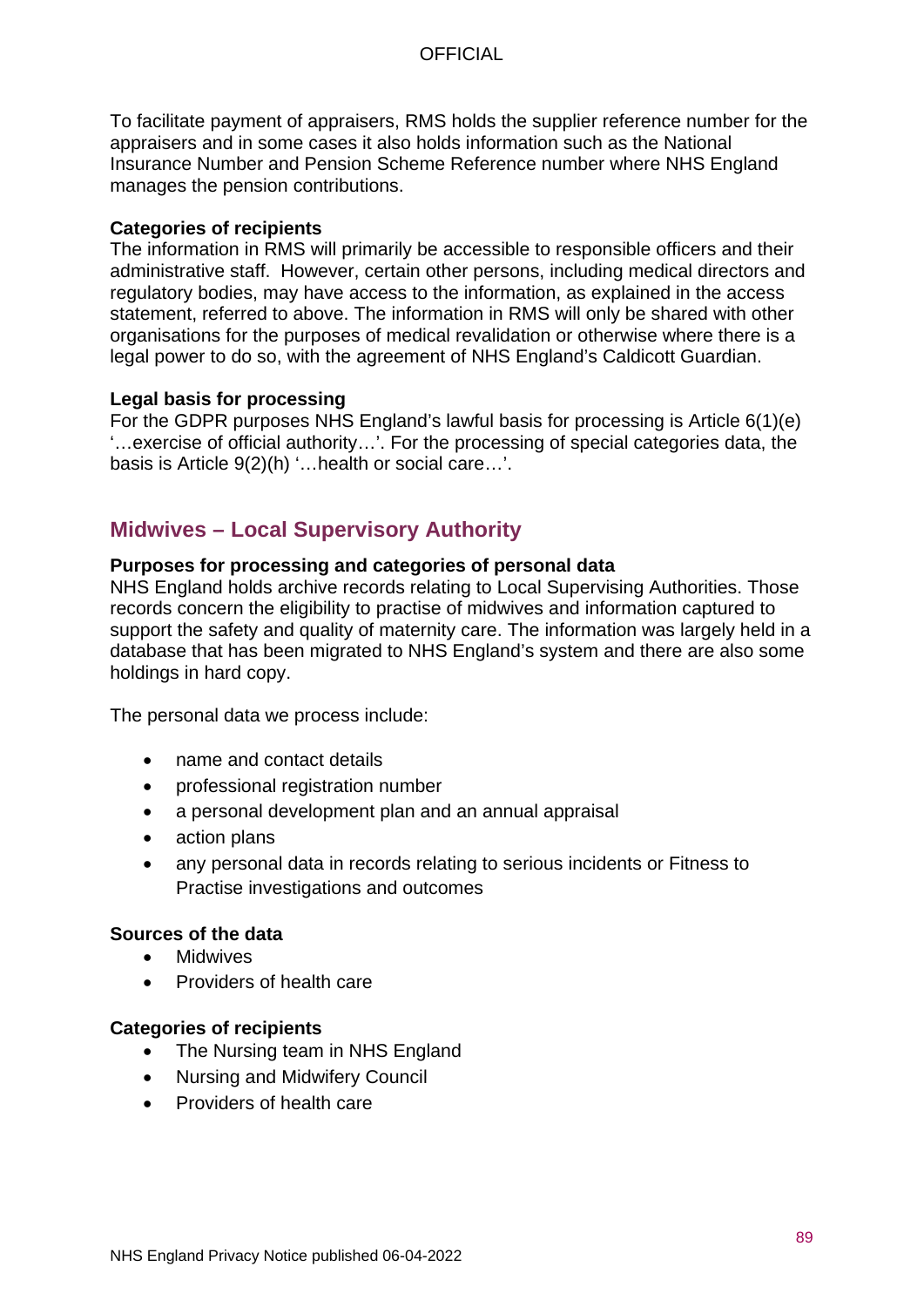To facilitate payment of appraisers, RMS holds the supplier reference number for the appraisers and in some cases it also holds information such as the National Insurance Number and Pension Scheme Reference number where NHS England manages the pension contributions.

**Categories of recipients**
The information in RMS will primarily be accessible to responsible officers and their administrative staff. However, certain other persons, including medical directors and regulatory bodies, may have access to the information, as explained in the access statement, referred to above. The information in RMS will only be shared with other organisations for the purposes of medical revalidation or otherwise where there is a legal power to do so, with the agreement of NHS England's Caldicott Guardian.

**Legal basis for processing**
For the GDPR purposes NHS England's lawful basis for processing is Article 6(1)(e) '…exercise of official authority…'. For the processing of special categories data, the basis is Article 9(2)(h) '…health or social care…'.

## Midwives – Local Supervisory Authority

**Purposes for processing and categories of personal data**
NHS England holds archive records relating to Local Supervising Authorities. Those records concern the eligibility to practise of midwives and information captured to support the safety and quality of maternity care. The information was largely held in a database that has been migrated to NHS England's system and there are also some holdings in hard copy.

The personal data we process include:

- name and contact details
- professional registration number
- a personal development plan and an annual appraisal
- action plans
- any personal data in records relating to serious incidents or Fitness to Practise investigations and outcomes

**Sources of the data**

- Midwives
- Providers of health care

**Categories of recipients**

- The Nursing team in NHS England
- Nursing and Midwifery Council
- Providers of health care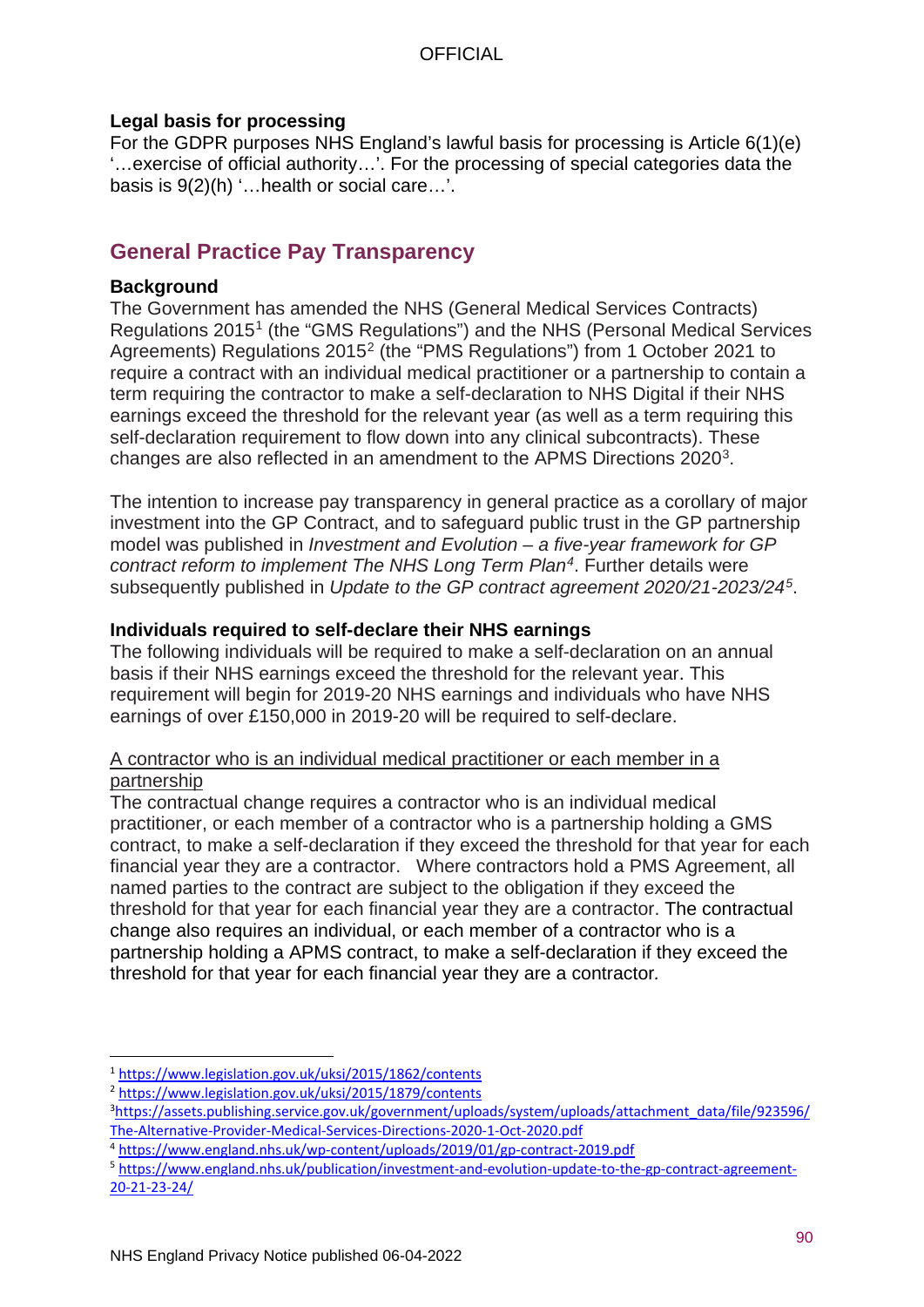**Legal basis for processing**
For the GDPR purposes NHS England's lawful basis for processing is Article 6(1)(e) '…exercise of official authority…'. For the processing of special categories data the basis is 9(2)(h) '…health or social care…'.

## General Practice Pay Transparency

**Background**
The Government has amended the NHS (General Medical Services Contracts) Regulations 2015[1] (the "GMS Regulations") and the NHS (Personal Medical Services Agreements) Regulations 2015[2] (the "PMS Regulations") from 1 October 2021 to require a contract with an individual medical practitioner or a partnership to contain a term requiring the contractor to make a self-declaration to NHS Digital if their NHS earnings exceed the threshold for the relevant year (as well as a term requiring this self-declaration requirement to flow down into any clinical subcontracts). These changes are also reflected in an amendment to the APMS Directions 2020[3].

The intention to increase pay transparency in general practice as a corollary of major investment into the GP Contract, and to safeguard public trust in the GP partnership model was published in *Investment and Evolution – a five-year framework for GP contract reform to implement The NHS Long Term Plan*[4]. Further details were subsequently published in *Update to the GP contract agreement 2020/21-2023/24*[5].

**Individuals required to self-declare their NHS earnings**
The following individuals will be required to make a self-declaration on an annual basis if their NHS earnings exceed the threshold for the relevant year. This requirement will begin for 2019-20 NHS earnings and individuals who have NHS earnings of over £150,000 in 2019-20 will be required to self-declare.

<u>A contractor who is an individual medical practitioner or each member in a partnership</u>
The contractual change requires a contractor who is an individual medical practitioner, or each member of a contractor who is a partnership holding a GMS contract, to make a self-declaration if they exceed the threshold for that year for each financial year they are a contractor. Where contractors hold a PMS Agreement, all named parties to the contract are subject to the obligation if they exceed the threshold for that year for each financial year they are a contractor. The contractual change also requires an individual, or each member of a contractor who is a partnership holding a APMS contract, to make a self-declaration if they exceed the threshold for that year for each financial year they are a contractor.

---

[1] https://www.legislation.gov.uk/uksi/2015/1862/contents
[2] https://www.legislation.gov.uk/uksi/2015/1879/contents
[3] https://assets.publishing.service.gov.uk/government/uploads/system/uploads/attachment_data/file/923596/The-Alternative-Provider-Medical-Services-Directions-2020-1-Oct-2020.pdf
[4] https://www.england.nhs.uk/wp-content/uploads/2019/01/gp-contract-2019.pdf
[5] https://www.england.nhs.uk/publication/investment-and-evolution-update-to-the-gp-contract-agreement-20-21-23-24/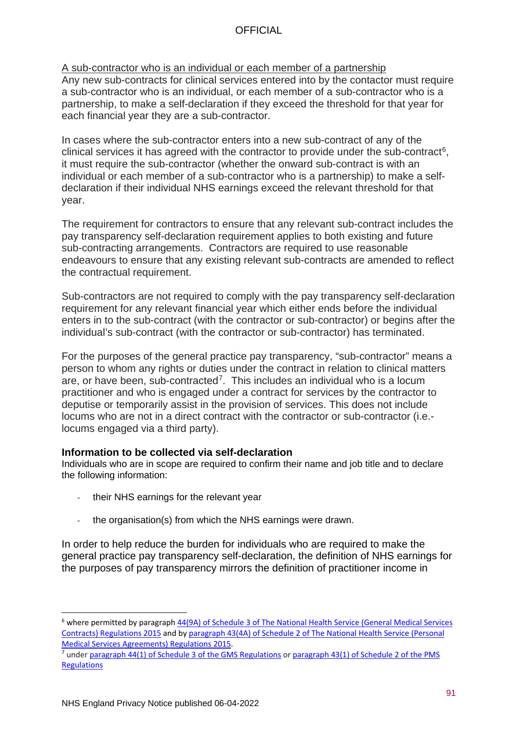A sub-contractor who is an individual or each member of a partnership

Any new sub-contracts for clinical services entered into by the contactor must require a sub-contractor who is an individual, or each member of a sub-contractor who is a partnership, to make a self-declaration if they exceed the threshold for that year for each financial year they are a sub-contractor.

In cases where the sub-contractor enters into a new sub-contract of any of the clinical services it has agreed with the contractor to provide under the sub-contract[6], it must require the sub-contractor (whether the onward sub-contract is with an individual or each member of a sub-contractor who is a partnership) to make a self-declaration if their individual NHS earnings exceed the relevant threshold for that year.

The requirement for contractors to ensure that any relevant sub-contract includes the pay transparency self-declaration requirement applies to both existing and future sub-contracting arrangements. Contractors are required to use reasonable endeavours to ensure that any existing relevant sub-contracts are amended to reflect the contractual requirement.

Sub-contractors are not required to comply with the pay transparency self-declaration requirement for any relevant financial year which either ends before the individual enters in to the sub-contract (with the contractor or sub-contractor) or begins after the individual's sub-contract (with the contractor or sub-contractor) has terminated.

For the purposes of the general practice pay transparency, "sub-contractor" means a person to whom any rights or duties under the contract in relation to clinical matters are, or have been, sub-contracted[7]. This includes an individual who is a locum practitioner and who is engaged under a contract for services by the contractor to deputise or temporarily assist in the provision of services. This does not include locums who are not in a direct contract with the contractor or sub-contractor (i.e.- locums engaged via a third party).

**Information to be collected via self-declaration**

Individuals who are in scope are required to confirm their name and job title and to declare the following information:

- their NHS earnings for the relevant year
- the organisation(s) from which the NHS earnings were drawn.

In order to help reduce the burden for individuals who are required to make the general practice pay transparency self-declaration, the definition of NHS earnings for the purposes of pay transparency mirrors the definition of practitioner income in

---

[6] where permitted by paragraph 44(9A) of Schedule 3 of The National Health Service (General Medical Services Contracts) Regulations 2015 and by paragraph 43(4A) of Schedule 2 of The National Health Service (Personal Medical Services Agreements) Regulations 2015.

[7] under paragraph 44(1) of Schedule 3 of the GMS Regulations or paragraph 43(1) of Schedule 2 of the PMS Regulations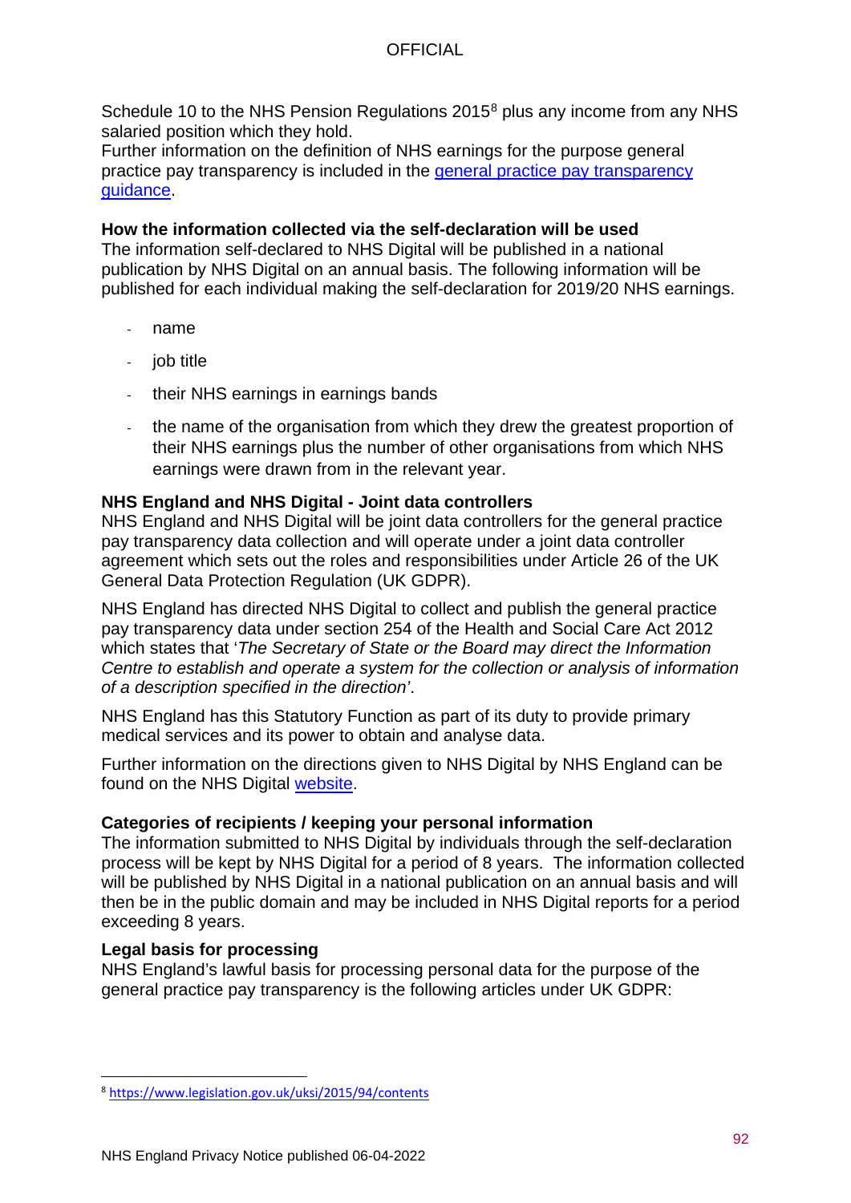Schedule 10 to the NHS Pension Regulations 2015[8] plus any income from any NHS salaried position which they hold.
Further information on the definition of NHS earnings for the purpose general practice pay transparency is included in the [general practice pay transparency guidance](#).

**How the information collected via the self-declaration will be used**
The information self-declared to NHS Digital will be published in a national publication by NHS Digital on an annual basis. The following information will be published for each individual making the self-declaration for 2019/20 NHS earnings.

- name
- job title
- their NHS earnings in earnings bands
- the name of the organisation from which they drew the greatest proportion of their NHS earnings plus the number of other organisations from which NHS earnings were drawn from in the relevant year.

**NHS England and NHS Digital - Joint data controllers**
NHS England and NHS Digital will be joint data controllers for the general practice pay transparency data collection and will operate under a joint data controller agreement which sets out the roles and responsibilities under Article 26 of the UK General Data Protection Regulation (UK GDPR).

NHS England has directed NHS Digital to collect and publish the general practice pay transparency data under section 254 of the Health and Social Care Act 2012 which states that '*The Secretary of State or the Board may direct the Information Centre to establish and operate a system for the collection or analysis of information of a description specified in the direction*'.

NHS England has this Statutory Function as part of its duty to provide primary medical services and its power to obtain and analyse data.

Further information on the directions given to NHS Digital by NHS England can be found on the NHS Digital [website](#).

**Categories of recipients / keeping your personal information**
The information submitted to NHS Digital by individuals through the self-declaration process will be kept by NHS Digital for a period of 8 years. The information collected will be published by NHS Digital in a national publication on an annual basis and will then be in the public domain and may be included in NHS Digital reports for a period exceeding 8 years.

**Legal basis for processing**
NHS England's lawful basis for processing personal data for the purpose of the general practice pay transparency is the following articles under UK GDPR:

[8] https://www.legislation.gov.uk/uksi/2015/94/contents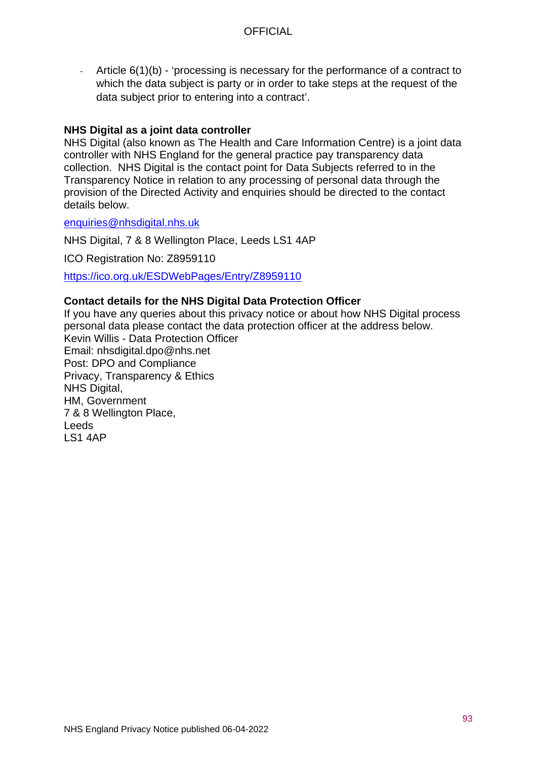- Article 6(1)(b) - 'processing is necessary for the performance of a contract to which the data subject is party or in order to take steps at the request of the data subject prior to entering into a contract'.

**NHS Digital as a joint data controller**

NHS Digital (also known as The Health and Care Information Centre) is a joint data controller with NHS England for the general practice pay transparency data collection. NHS Digital is the contact point for Data Subjects referred to in the Transparency Notice in relation to any processing of personal data through the provision of the Directed Activity and enquiries should be directed to the contact details below.

enquiries@nhsdigital.nhs.uk

NHS Digital, 7 & 8 Wellington Place, Leeds LS1 4AP

ICO Registration No: Z8959110

https://ico.org.uk/ESDWebPages/Entry/Z8959110

**Contact details for the NHS Digital Data Protection Officer**

If you have any queries about this privacy notice or about how NHS Digital process personal data please contact the data protection officer at the address below.
Kevin Willis - Data Protection Officer
Email: nhsdigital.dpo@nhs.net
Post: DPO and Compliance
Privacy, Transparency & Ethics
NHS Digital,
HM, Government
7 & 8 Wellington Place,
Leeds
LS1 4AP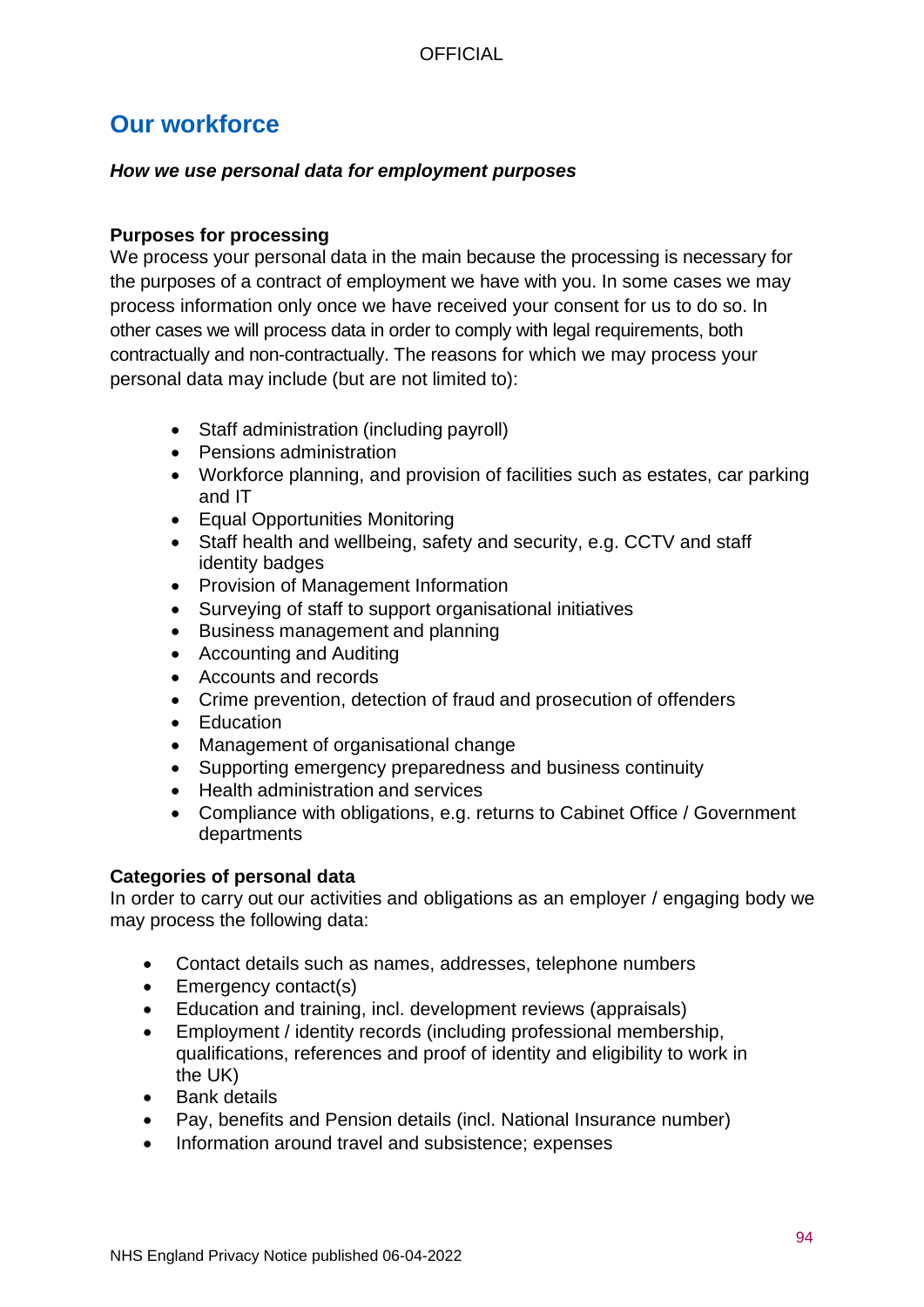## Our workforce

***How we use personal data for employment purposes***

**Purposes for processing**

We process your personal data in the main because the processing is necessary for the purposes of a contract of employment we have with you. In some cases we may process information only once we have received your consent for us to do so. In other cases we will process data in order to comply with legal requirements, both contractually and non-contractually. The reasons for which we may process your personal data may include (but are not limited to):

- Staff administration (including payroll)
- Pensions administration
- Workforce planning, and provision of facilities such as estates, car parking and IT
- Equal Opportunities Monitoring
- Staff health and wellbeing, safety and security, e.g. CCTV and staff identity badges
- Provision of Management Information
- Surveying of staff to support organisational initiatives
- Business management and planning
- Accounting and Auditing
- Accounts and records
- Crime prevention, detection of fraud and prosecution of offenders
- Education
- Management of organisational change
- Supporting emergency preparedness and business continuity
- Health administration and services
- Compliance with obligations, e.g. returns to Cabinet Office / Government departments

**Categories of personal data**

In order to carry out our activities and obligations as an employer / engaging body we may process the following data:

- Contact details such as names, addresses, telephone numbers
- Emergency contact(s)
- Education and training, incl. development reviews (appraisals)
- Employment / identity records (including professional membership, qualifications, references and proof of identity and eligibility to work in the UK)
- Bank details
- Pay, benefits and Pension details (incl. National Insurance number)
- Information around travel and subsistence; expenses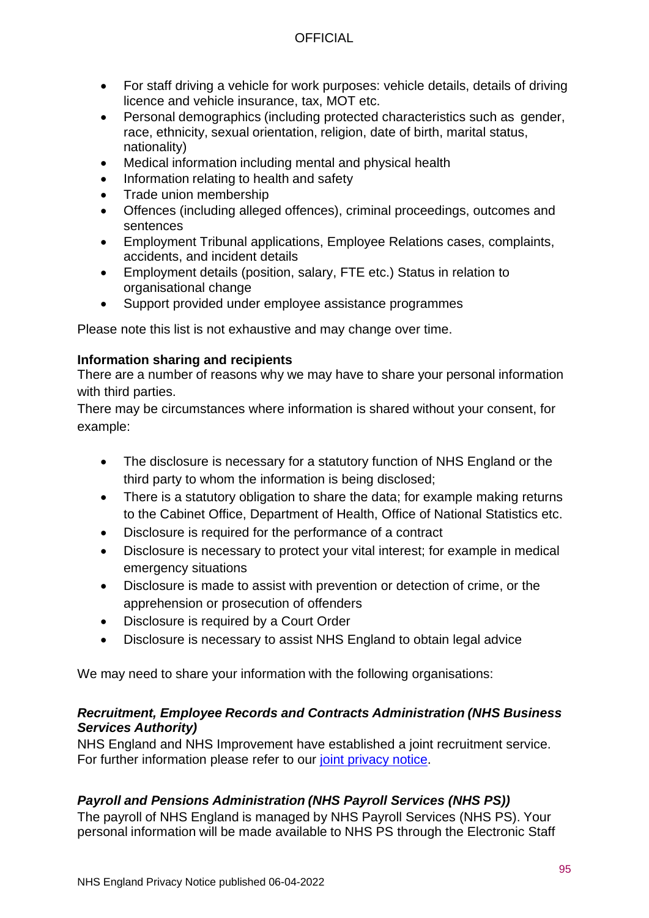- For staff driving a vehicle for work purposes: vehicle details, details of driving licence and vehicle insurance, tax, MOT etc.
- Personal demographics (including protected characteristics such as gender, race, ethnicity, sexual orientation, religion, date of birth, marital status, nationality)
- Medical information including mental and physical health
- Information relating to health and safety
- Trade union membership
- Offences (including alleged offences), criminal proceedings, outcomes and sentences
- Employment Tribunal applications, Employee Relations cases, complaints, accidents, and incident details
- Employment details (position, salary, FTE etc.) Status in relation to organisational change
- Support provided under employee assistance programmes

Please note this list is not exhaustive and may change over time.

**Information sharing and recipients**

There are a number of reasons why we may have to share your personal information with third parties.

There may be circumstances where information is shared without your consent, for example:

- The disclosure is necessary for a statutory function of NHS England or the third party to whom the information is being disclosed;
- There is a statutory obligation to share the data; for example making returns to the Cabinet Office, Department of Health, Office of National Statistics etc.
- Disclosure is required for the performance of a contract
- Disclosure is necessary to protect your vital interest; for example in medical emergency situations
- Disclosure is made to assist with prevention or detection of crime, or the apprehension or prosecution of offenders
- Disclosure is required by a Court Order
- Disclosure is necessary to assist NHS England to obtain legal advice

We may need to share your information with the following organisations:

***Recruitment, Employee Records and Contracts Administration (NHS Business Services Authority)***

NHS England and NHS Improvement have established a joint recruitment service. For further information please refer to our joint privacy notice.

***Payroll and Pensions Administration (NHS Payroll Services (NHS PS))***

The payroll of NHS England is managed by NHS Payroll Services (NHS PS). Your personal information will be made available to NHS PS through the Electronic Staff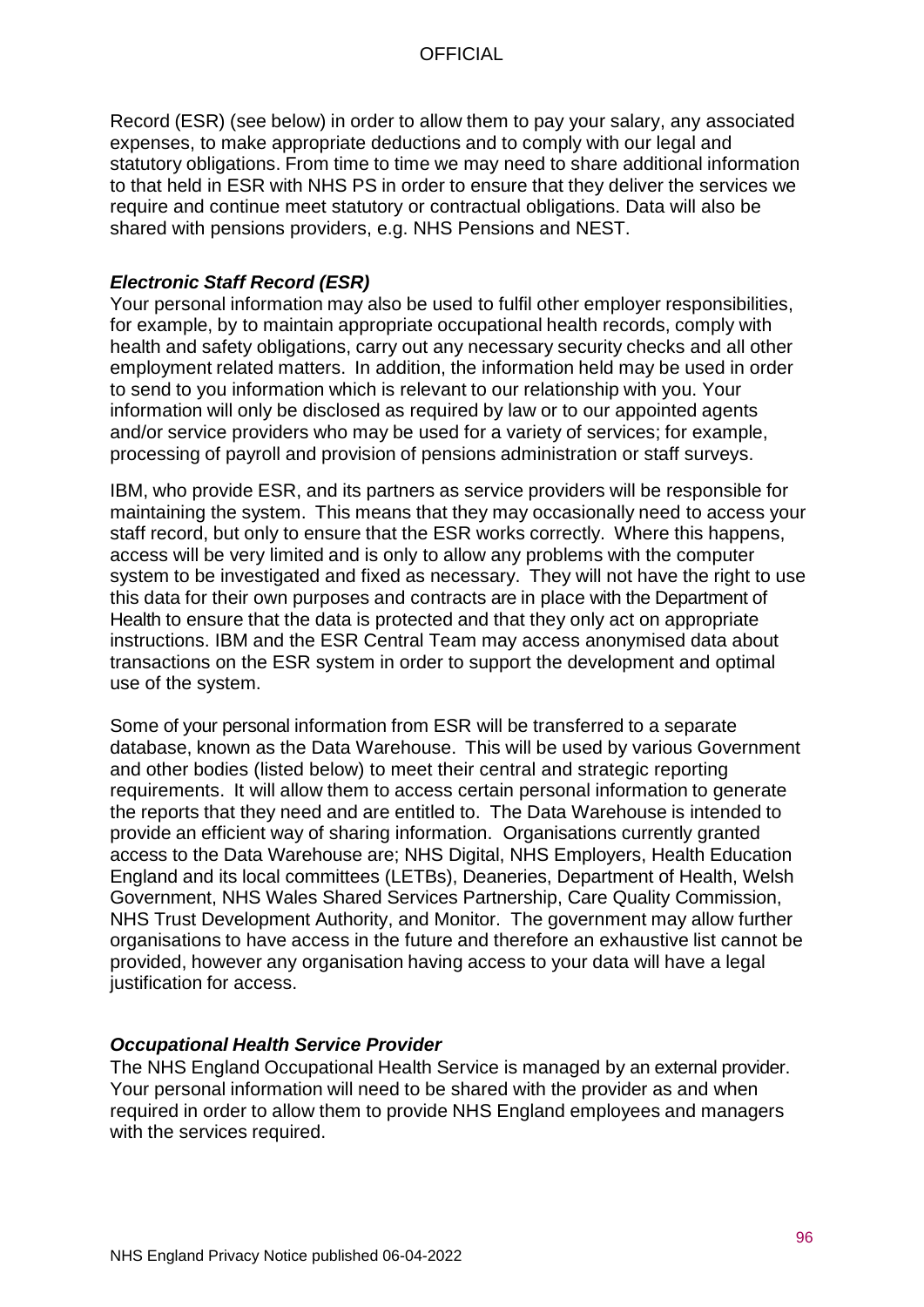Record (ESR) (see below) in order to allow them to pay your salary, any associated expenses, to make appropriate deductions and to comply with our legal and statutory obligations. From time to time we may need to share additional information to that held in ESR with NHS PS in order to ensure that they deliver the services we require and continue meet statutory or contractual obligations. Data will also be shared with pensions providers, e.g. NHS Pensions and NEST.

### *Electronic Staff Record (ESR)*

Your personal information may also be used to fulfil other employer responsibilities, for example, by to maintain appropriate occupational health records, comply with health and safety obligations, carry out any necessary security checks and all other employment related matters. In addition, the information held may be used in order to send to you information which is relevant to our relationship with you. Your information will only be disclosed as required by law or to our appointed agents and/or service providers who may be used for a variety of services; for example, processing of payroll and provision of pensions administration or staff surveys.

IBM, who provide ESR, and its partners as service providers will be responsible for maintaining the system. This means that they may occasionally need to access your staff record, but only to ensure that the ESR works correctly. Where this happens, access will be very limited and is only to allow any problems with the computer system to be investigated and fixed as necessary. They will not have the right to use this data for their own purposes and contracts are in place with the Department of Health to ensure that the data is protected and that they only act on appropriate instructions. IBM and the ESR Central Team may access anonymised data about transactions on the ESR system in order to support the development and optimal use of the system.

Some of your personal information from ESR will be transferred to a separate database, known as the Data Warehouse. This will be used by various Government and other bodies (listed below) to meet their central and strategic reporting requirements. It will allow them to access certain personal information to generate the reports that they need and are entitled to. The Data Warehouse is intended to provide an efficient way of sharing information. Organisations currently granted access to the Data Warehouse are; NHS Digital, NHS Employers, Health Education England and its local committees (LETBs), Deaneries, Department of Health, Welsh Government, NHS Wales Shared Services Partnership, Care Quality Commission, NHS Trust Development Authority, and Monitor. The government may allow further organisations to have access in the future and therefore an exhaustive list cannot be provided, however any organisation having access to your data will have a legal justification for access.

### *Occupational Health Service Provider*

The NHS England Occupational Health Service is managed by an external provider. Your personal information will need to be shared with the provider as and when required in order to allow them to provide NHS England employees and managers with the services required.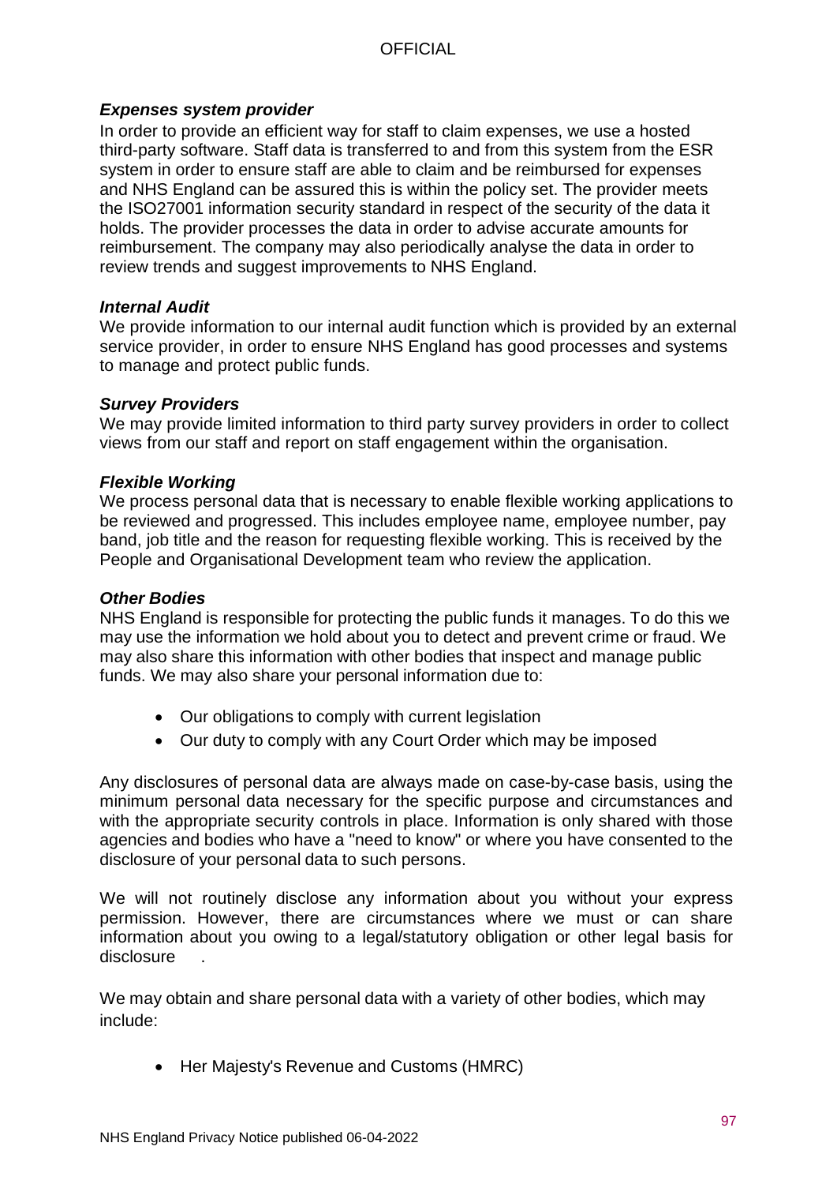***Expenses system provider***

In order to provide an efficient way for staff to claim expenses, we use a hosted third-party software. Staff data is transferred to and from this system from the ESR system in order to ensure staff are able to claim and be reimbursed for expenses and NHS England can be assured this is within the policy set. The provider meets the ISO27001 information security standard in respect of the security of the data it holds. The provider processes the data in order to advise accurate amounts for reimbursement. The company may also periodically analyse the data in order to review trends and suggest improvements to NHS England.

***Internal Audit***

We provide information to our internal audit function which is provided by an external service provider, in order to ensure NHS England has good processes and systems to manage and protect public funds.

***Survey Providers***

We may provide limited information to third party survey providers in order to collect views from our staff and report on staff engagement within the organisation.

***Flexible Working***

We process personal data that is necessary to enable flexible working applications to be reviewed and progressed. This includes employee name, employee number, pay band, job title and the reason for requesting flexible working. This is received by the People and Organisational Development team who review the application.

***Other Bodies***

NHS England is responsible for protecting the public funds it manages. To do this we may use the information we hold about you to detect and prevent crime or fraud. We may also share this information with other bodies that inspect and manage public funds. We may also share your personal information due to:

- Our obligations to comply with current legislation
- Our duty to comply with any Court Order which may be imposed

Any disclosures of personal data are always made on case-by-case basis, using the minimum personal data necessary for the specific purpose and circumstances and with the appropriate security controls in place. Information is only shared with those agencies and bodies who have a "need to know" or where you have consented to the disclosure of your personal data to such persons.

We will not routinely disclose any information about you without your express permission. However, there are circumstances where we must or can share information about you owing to a legal/statutory obligation or other legal basis for disclosure.

We may obtain and share personal data with a variety of other bodies, which may include:

- Her Majesty's Revenue and Customs (HMRC)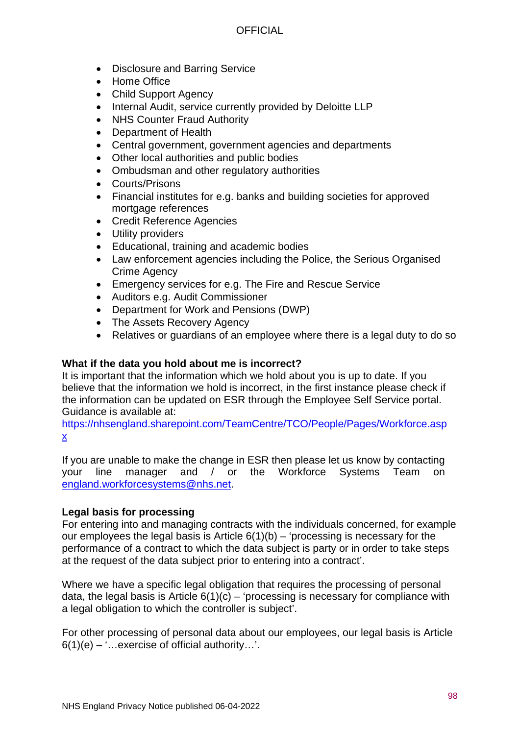- Disclosure and Barring Service
- Home Office
- Child Support Agency
- Internal Audit, service currently provided by Deloitte LLP
- NHS Counter Fraud Authority
- Department of Health
- Central government, government agencies and departments
- Other local authorities and public bodies
- Ombudsman and other regulatory authorities
- Courts/Prisons
- Financial institutes for e.g. banks and building societies for approved mortgage references
- Credit Reference Agencies
- Utility providers
- Educational, training and academic bodies
- Law enforcement agencies including the Police, the Serious Organised Crime Agency
- Emergency services for e.g. The Fire and Rescue Service
- Auditors e.g. Audit Commissioner
- Department for Work and Pensions (DWP)
- The Assets Recovery Agency
- Relatives or guardians of an employee where there is a legal duty to do so

**What if the data you hold about me is incorrect?**

It is important that the information which we hold about you is up to date. If you believe that the information we hold is incorrect, in the first instance please check if the information can be updated on ESR through the Employee Self Service portal. Guidance is available at:
https://nhsengland.sharepoint.com/TeamCentre/TCO/People/Pages/Workforce.aspx

If you are unable to make the change in ESR then please let us know by contacting your line manager and / or the Workforce Systems Team on england.workforcesystems@nhs.net.

**Legal basis for processing**

For entering into and managing contracts with the individuals concerned, for example our employees the legal basis is Article 6(1)(b) – 'processing is necessary for the performance of a contract to which the data subject is party or in order to take steps at the request of the data subject prior to entering into a contract'.

Where we have a specific legal obligation that requires the processing of personal data, the legal basis is Article 6(1)(c) – 'processing is necessary for compliance with a legal obligation to which the controller is subject'.

For other processing of personal data about our employees, our legal basis is Article 6(1)(e) – '…exercise of official authority…'.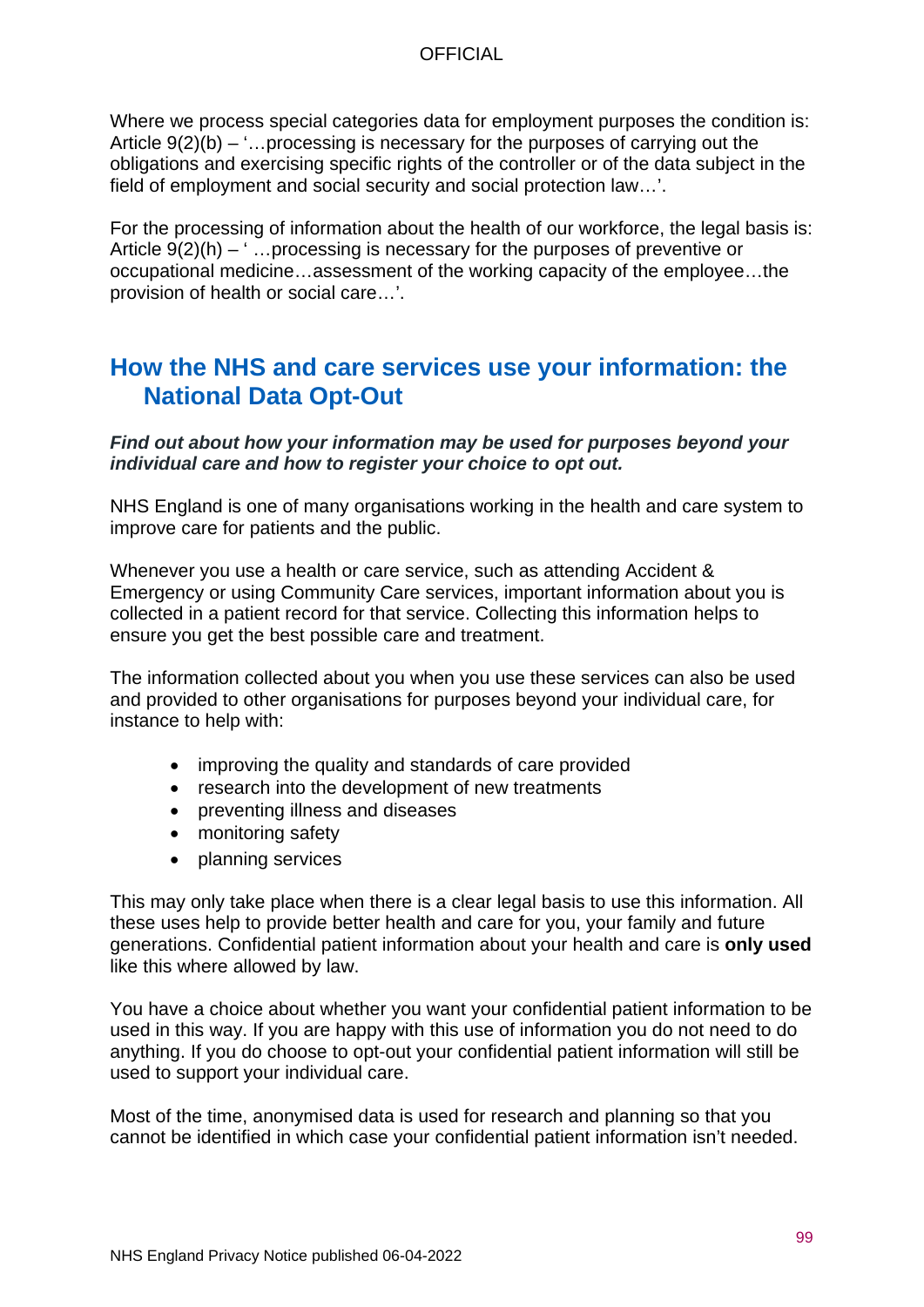Where we process special categories data for employment purposes the condition is: Article 9(2)(b) – '…processing is necessary for the purposes of carrying out the obligations and exercising specific rights of the controller or of the data subject in the field of employment and social security and social protection law…'.

For the processing of information about the health of our workforce, the legal basis is: Article 9(2)(h) – ' …processing is necessary for the purposes of preventive or occupational medicine…assessment of the working capacity of the employee…the provision of health or social care…'.

## How the NHS and care services use your information: the National Data Opt-Out

***Find out about how your information may be used for purposes beyond your individual care and how to register your choice to opt out.***

NHS England is one of many organisations working in the health and care system to improve care for patients and the public.

Whenever you use a health or care service, such as attending Accident & Emergency or using Community Care services, important information about you is collected in a patient record for that service. Collecting this information helps to ensure you get the best possible care and treatment.

The information collected about you when you use these services can also be used and provided to other organisations for purposes beyond your individual care, for instance to help with:

- improving the quality and standards of care provided
- research into the development of new treatments
- preventing illness and diseases
- monitoring safety
- planning services

This may only take place when there is a clear legal basis to use this information. All these uses help to provide better health and care for you, your family and future generations. Confidential patient information about your health and care is **only used** like this where allowed by law.

You have a choice about whether you want your confidential patient information to be used in this way. If you are happy with this use of information you do not need to do anything. If you do choose to opt-out your confidential patient information will still be used to support your individual care.

Most of the time, anonymised data is used for research and planning so that you cannot be identified in which case your confidential patient information isn't needed.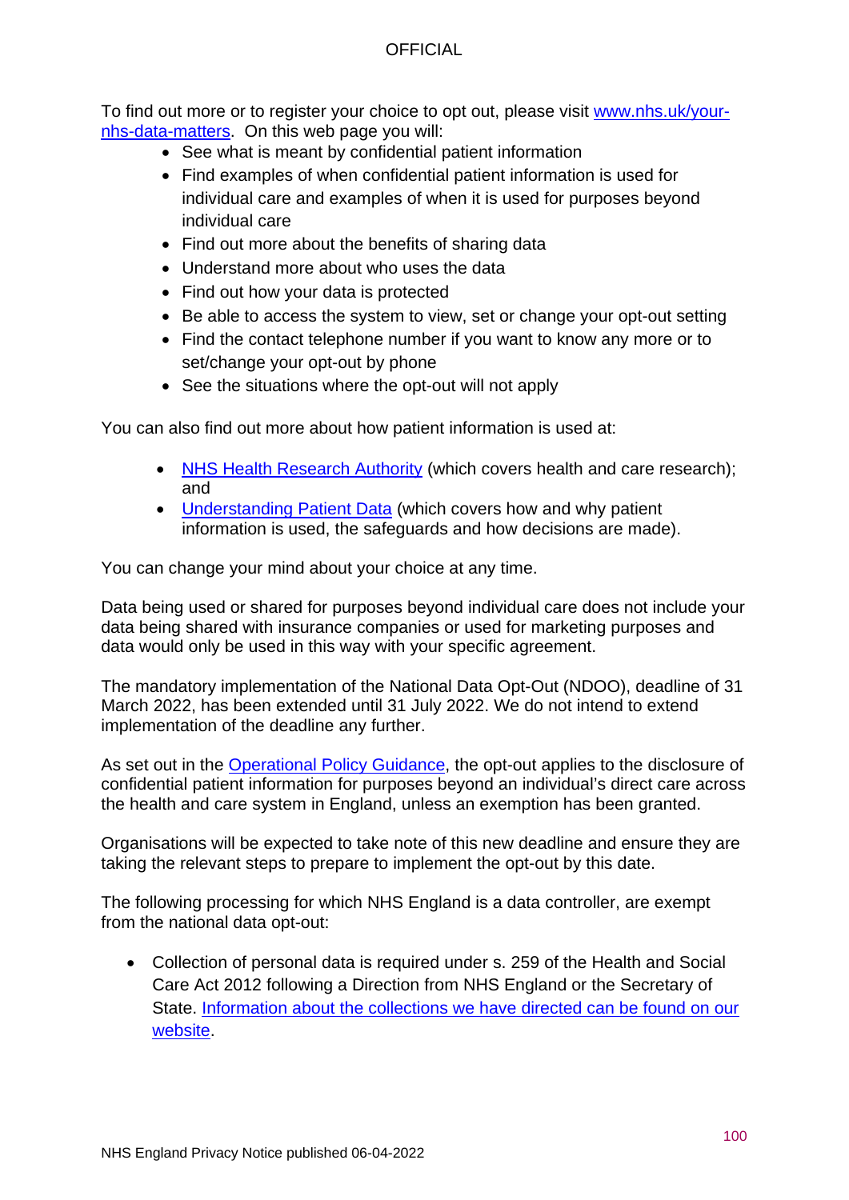To find out more or to register your choice to opt out, please visit [www.nhs.uk/your-nhs-data-matters](www.nhs.uk/your-nhs-data-matters). On this web page you will:

- See what is meant by confidential patient information
- Find examples of when confidential patient information is used for individual care and examples of when it is used for purposes beyond individual care
- Find out more about the benefits of sharing data
- Understand more about who uses the data
- Find out how your data is protected
- Be able to access the system to view, set or change your opt-out setting
- Find the contact telephone number if you want to know any more or to set/change your opt-out by phone
- See the situations where the opt-out will not apply

You can also find out more about how patient information is used at:

- NHS Health Research Authority (which covers health and care research); and
- Understanding Patient Data (which covers how and why patient information is used, the safeguards and how decisions are made).

You can change your mind about your choice at any time.

Data being used or shared for purposes beyond individual care does not include your data being shared with insurance companies or used for marketing purposes and data would only be used in this way with your specific agreement.

The mandatory implementation of the National Data Opt-Out (NDOO), deadline of 31 March 2022, has been extended until 31 July 2022. We do not intend to extend implementation of the deadline any further.

As set out in the Operational Policy Guidance, the opt-out applies to the disclosure of confidential patient information for purposes beyond an individual's direct care across the health and care system in England, unless an exemption has been granted.

Organisations will be expected to take note of this new deadline and ensure they are taking the relevant steps to prepare to implement the opt-out by this date.

The following processing for which NHS England is a data controller, are exempt from the national data opt-out:

- Collection of personal data is required under s. 259 of the Health and Social Care Act 2012 following a Direction from NHS England or the Secretary of State. Information about the collections we have directed can be found on our website.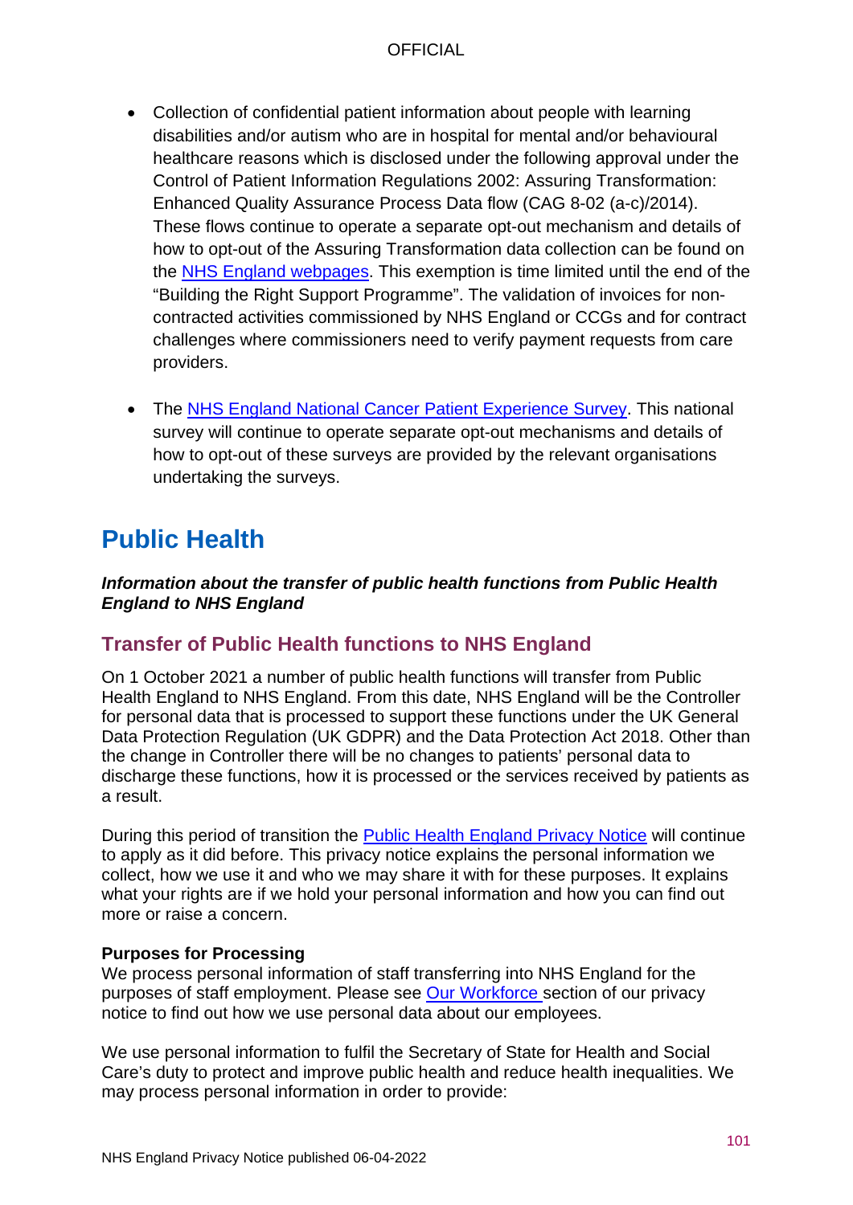- Collection of confidential patient information about people with learning disabilities and/or autism who are in hospital for mental and/or behavioural healthcare reasons which is disclosed under the following approval under the Control of Patient Information Regulations 2002: Assuring Transformation: Enhanced Quality Assurance Process Data flow (CAG 8-02 (a-c)/2014). These flows continue to operate a separate opt-out mechanism and details of how to opt-out of the Assuring Transformation data collection can be found on the NHS England webpages. This exemption is time limited until the end of the "Building the Right Support Programme". The validation of invoices for non-contracted activities commissioned by NHS England or CCGs and for contract challenges where commissioners need to verify payment requests from care providers.

- The NHS England National Cancer Patient Experience Survey. This national survey will continue to operate separate opt-out mechanisms and details of how to opt-out of these surveys are provided by the relevant organisations undertaking the surveys.

# Public Health

***Information about the transfer of public health functions from Public Health England to NHS England***

## Transfer of Public Health functions to NHS England

On 1 October 2021 a number of public health functions will transfer from Public Health England to NHS England. From this date, NHS England will be the Controller for personal data that is processed to support these functions under the UK General Data Protection Regulation (UK GDPR) and the Data Protection Act 2018. Other than the change in Controller there will be no changes to patients' personal data to discharge these functions, how it is processed or the services received by patients as a result.

During this period of transition the Public Health England Privacy Notice will continue to apply as it did before. This privacy notice explains the personal information we collect, how we use it and who we may share it with for these purposes. It explains what your rights are if we hold your personal information and how you can find out more or raise a concern.

**Purposes for Processing**
We process personal information of staff transferring into NHS England for the purposes of staff employment. Please see Our Workforce section of our privacy notice to find out how we use personal data about our employees.

We use personal information to fulfil the Secretary of State for Health and Social Care's duty to protect and improve public health and reduce health inequalities. We may process personal information in order to provide: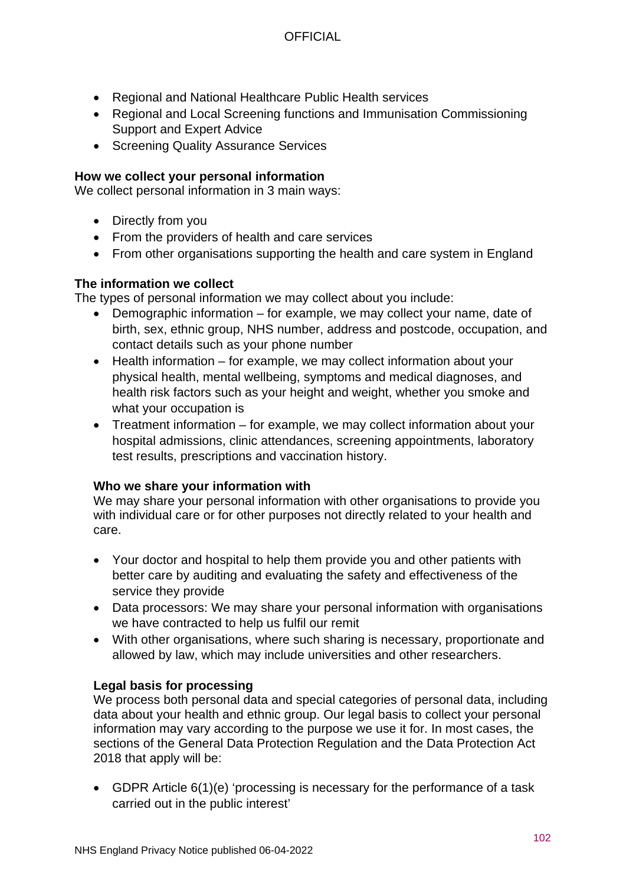- Regional and National Healthcare Public Health services
- Regional and Local Screening functions and Immunisation Commissioning Support and Expert Advice
- Screening Quality Assurance Services

**How we collect your personal information**

We collect personal information in 3 main ways:

- Directly from you
- From the providers of health and care services
- From other organisations supporting the health and care system in England

**The information we collect**

The types of personal information we may collect about you include:

- Demographic information – for example, we may collect your name, date of birth, sex, ethnic group, NHS number, address and postcode, occupation, and contact details such as your phone number
- Health information – for example, we may collect information about your physical health, mental wellbeing, symptoms and medical diagnoses, and health risk factors such as your height and weight, whether you smoke and what your occupation is
- Treatment information – for example, we may collect information about your hospital admissions, clinic attendances, screening appointments, laboratory test results, prescriptions and vaccination history.

**Who we share your information with**

We may share your personal information with other organisations to provide you with individual care or for other purposes not directly related to your health and care.

- Your doctor and hospital to help them provide you and other patients with better care by auditing and evaluating the safety and effectiveness of the service they provide
- Data processors: We may share your personal information with organisations we have contracted to help us fulfil our remit
- With other organisations, where such sharing is necessary, proportionate and allowed by law, which may include universities and other researchers.

**Legal basis for processing**

We process both personal data and special categories of personal data, including data about your health and ethnic group. Our legal basis to collect your personal information may vary according to the purpose we use it for. In most cases, the sections of the General Data Protection Regulation and the Data Protection Act 2018 that apply will be:

- GDPR Article 6(1)(e) 'processing is necessary for the performance of a task carried out in the public interest'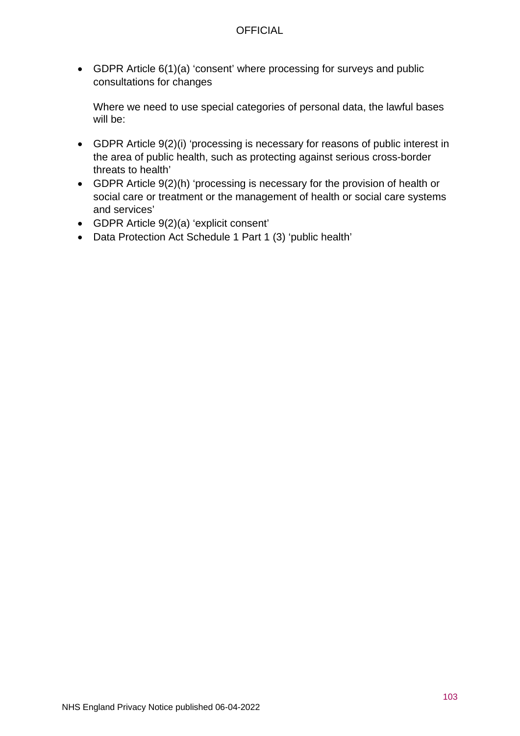- GDPR Article 6(1)(a) ‘consent’ where processing for surveys and public consultations for changes

  Where we need to use special categories of personal data, the lawful bases will be:

- GDPR Article 9(2)(i) ‘processing is necessary for reasons of public interest in the area of public health, such as protecting against serious cross-border threats to health’
- GDPR Article 9(2)(h) ‘processing is necessary for the provision of health or social care or treatment or the management of health or social care systems and services’
- GDPR Article 9(2)(a) ‘explicit consent’
- Data Protection Act Schedule 1 Part 1 (3) ‘public health’